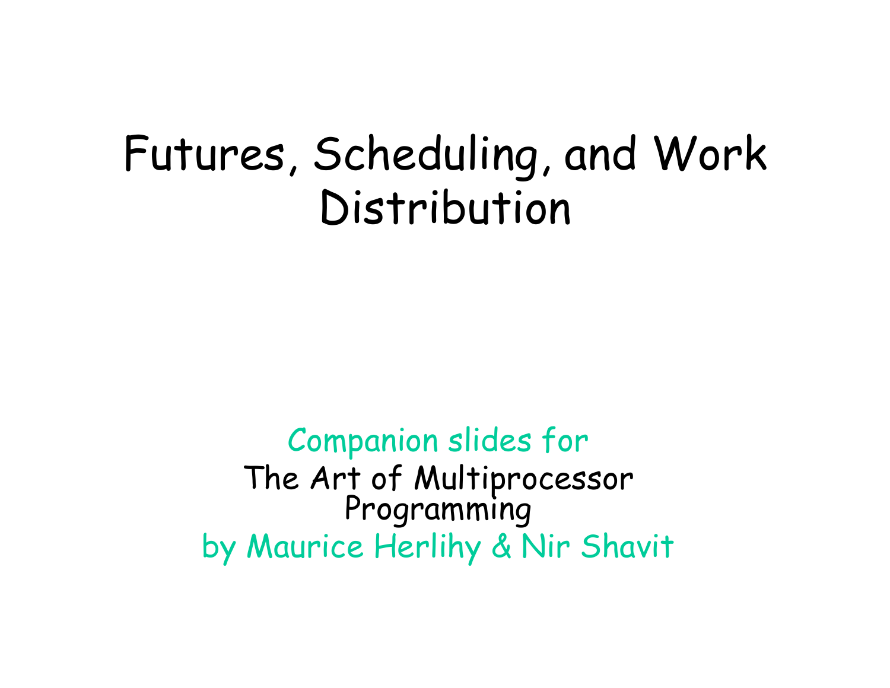# Futures, Scheduling, and Work Distribution

Companion slides for
The Art of Multiprocessor Programming
by Maurice Herlihy & Nir Shavit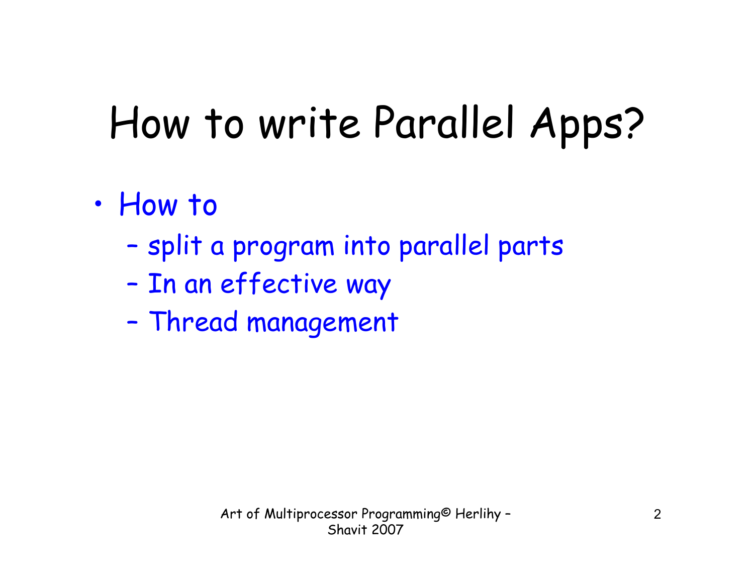# How to write Parallel Apps?

- How to
  - split a program into parallel parts
  - In an effective way
  - Thread management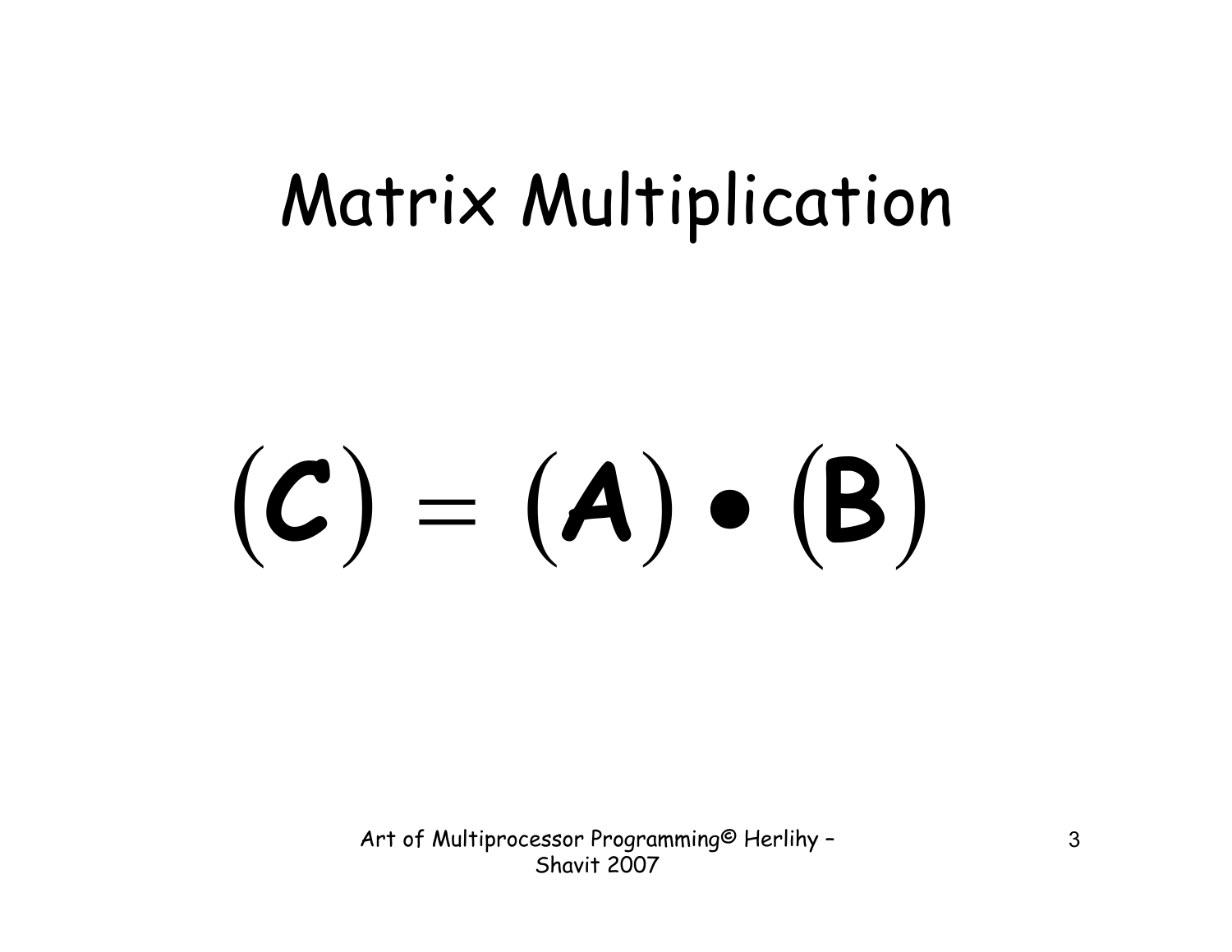# Matrix Multiplication

$$(C) = (A) \bullet (B)$$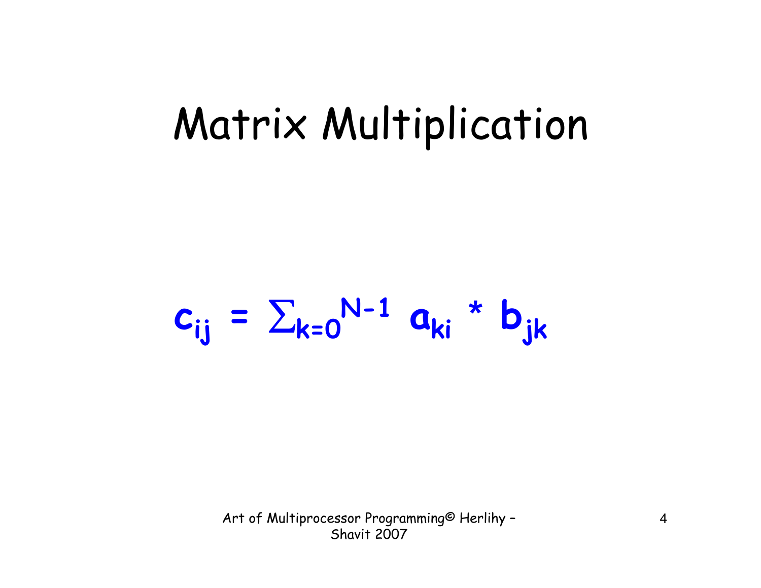# Matrix Multiplication

$$c_{ij} = \sum_{k=0}^{N-1} a_{ki} * b_{jk}$$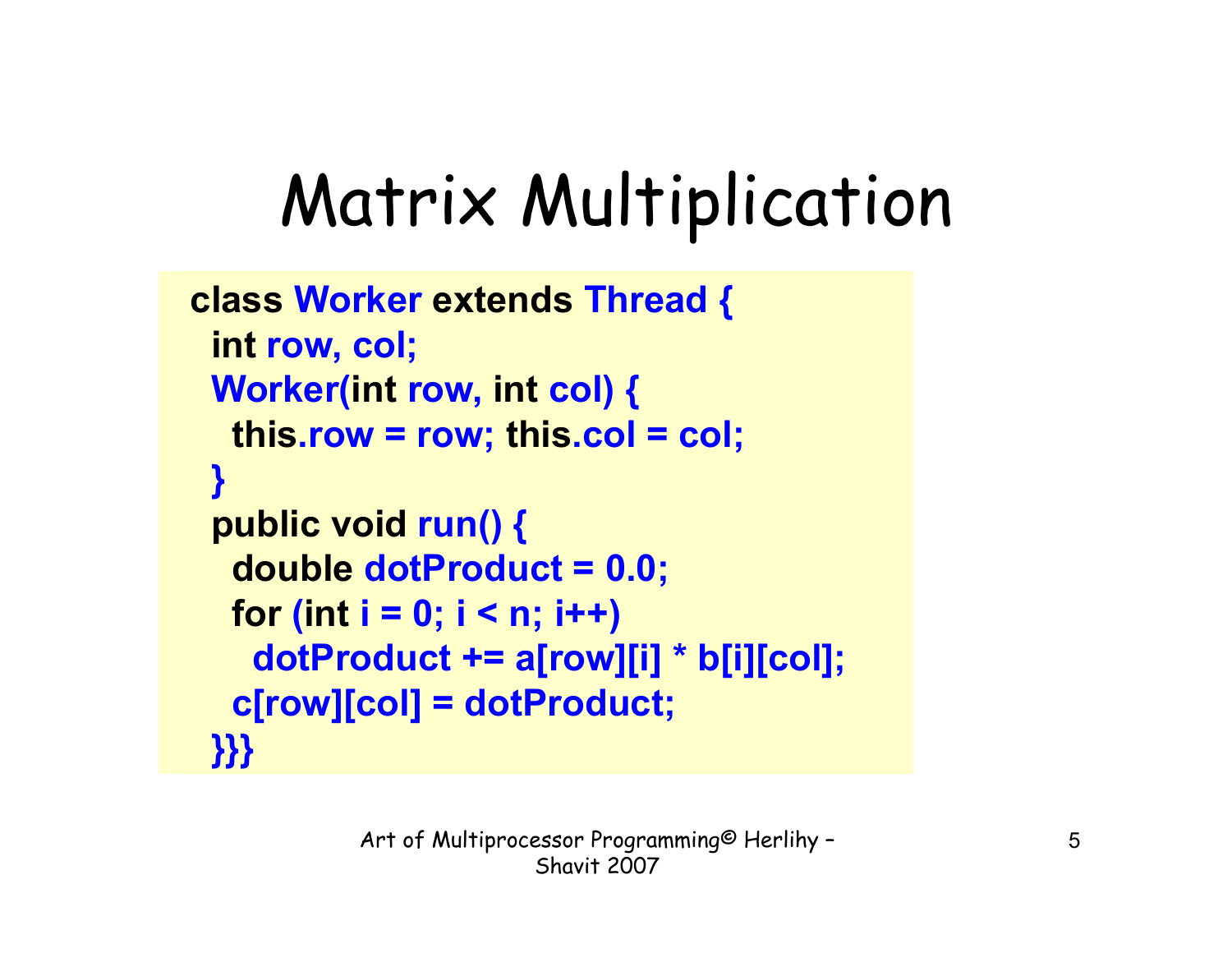# Matrix Multiplication

```
class Worker extends Thread {
 int row, col;
 Worker(int row, int col) {
  this.row = row; this.col = col;
 }
 public void run() {
  double dotProduct = 0.0;
  for (int i = 0; i < n; i++)
   dotProduct += a[row][i] * b[i][col];
  c[row][col] = dotProduct;
 }}}
```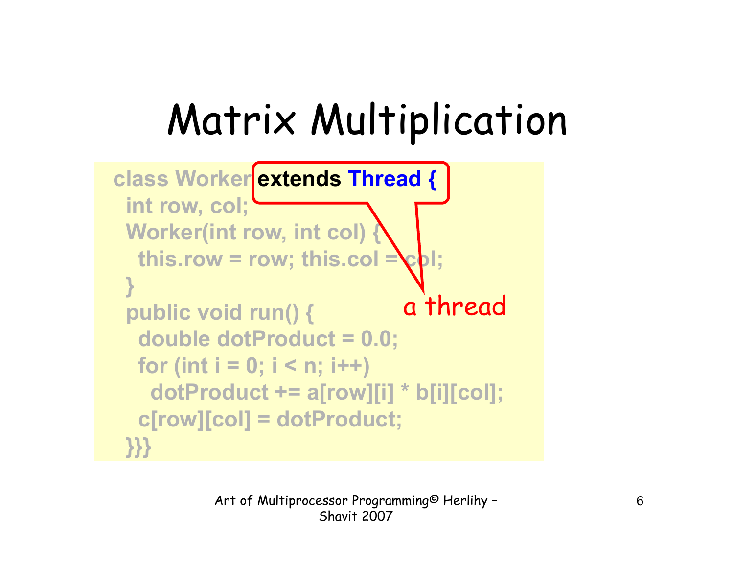# Matrix Multiplication

```
class Worker extends Thread {
  int row, col;
  Worker(int row, int col) {
    this.row = row; this.col = col;
  }
  public void run() {
    double dotProduct = 0.0;
    for (int i = 0; i < n; i++)
      dotProduct += a[row][i] * b[i][col];
    c[row][col] = dotProduct;
  }}}
```

a thread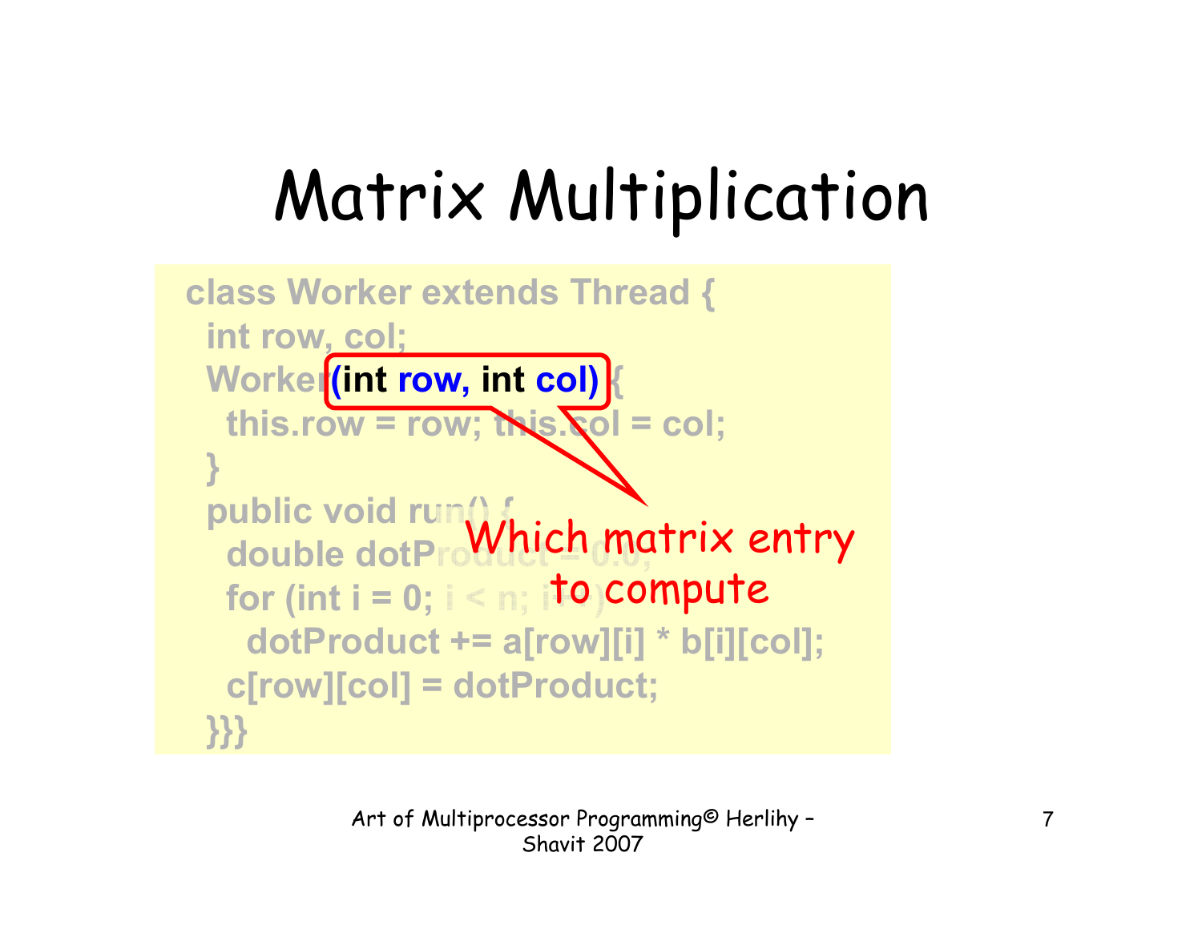# Matrix Multiplication

```
class Worker extends Thread {
  int row, col;
  Worker(int row, int col) {
    this.row = row; this.col = col;
  }
  public void run() {
    double dotProduct = 0.0;
    for (int i = 0; i < n; i++)
      dotProduct += a[row][i] * b[i][col];
    c[row][col] = dotProduct;
  }}}
```

Which matrix entry to compute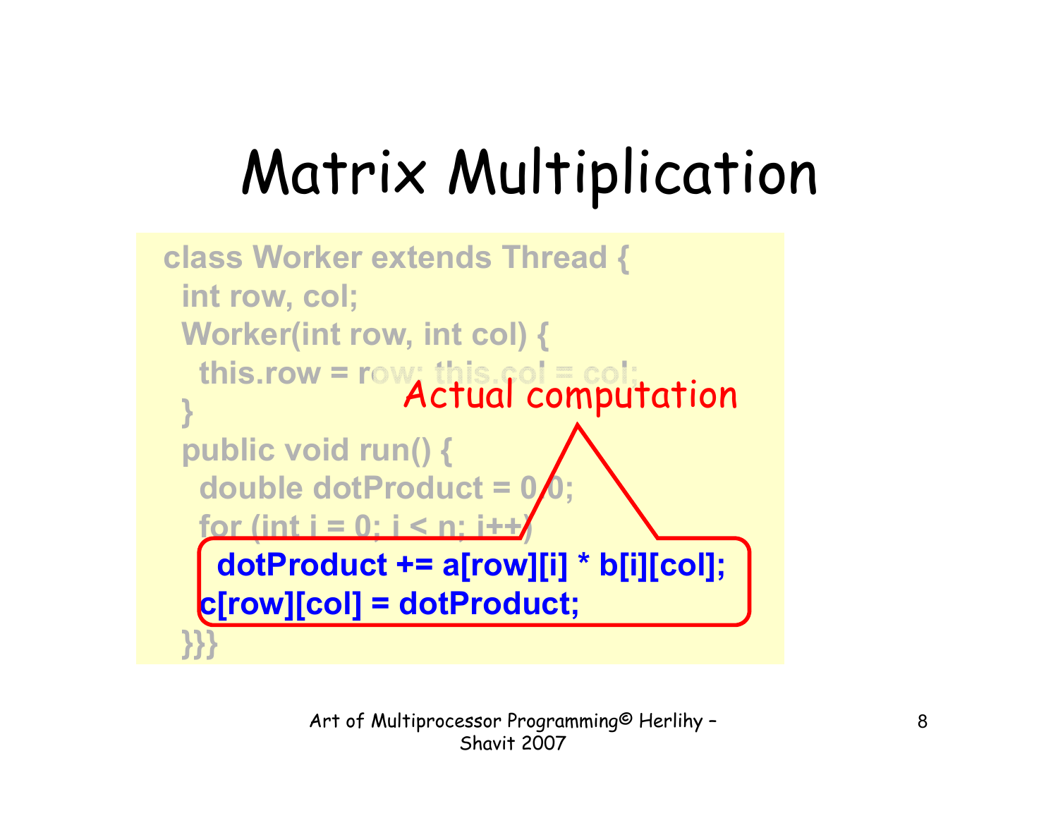# Matrix Multiplication

```
class Worker extends Thread {
  int row, col;
  Worker(int row, int col) {
    this.row = row; this.col = col;
  }
  public void run() {
    double dotProduct = 0.0;
    for (int i = 0; i < n; i++)
      dotProduct += a[row][i] * b[i][col];
    c[row][col] = dotProduct;
}}}
```

Actual computation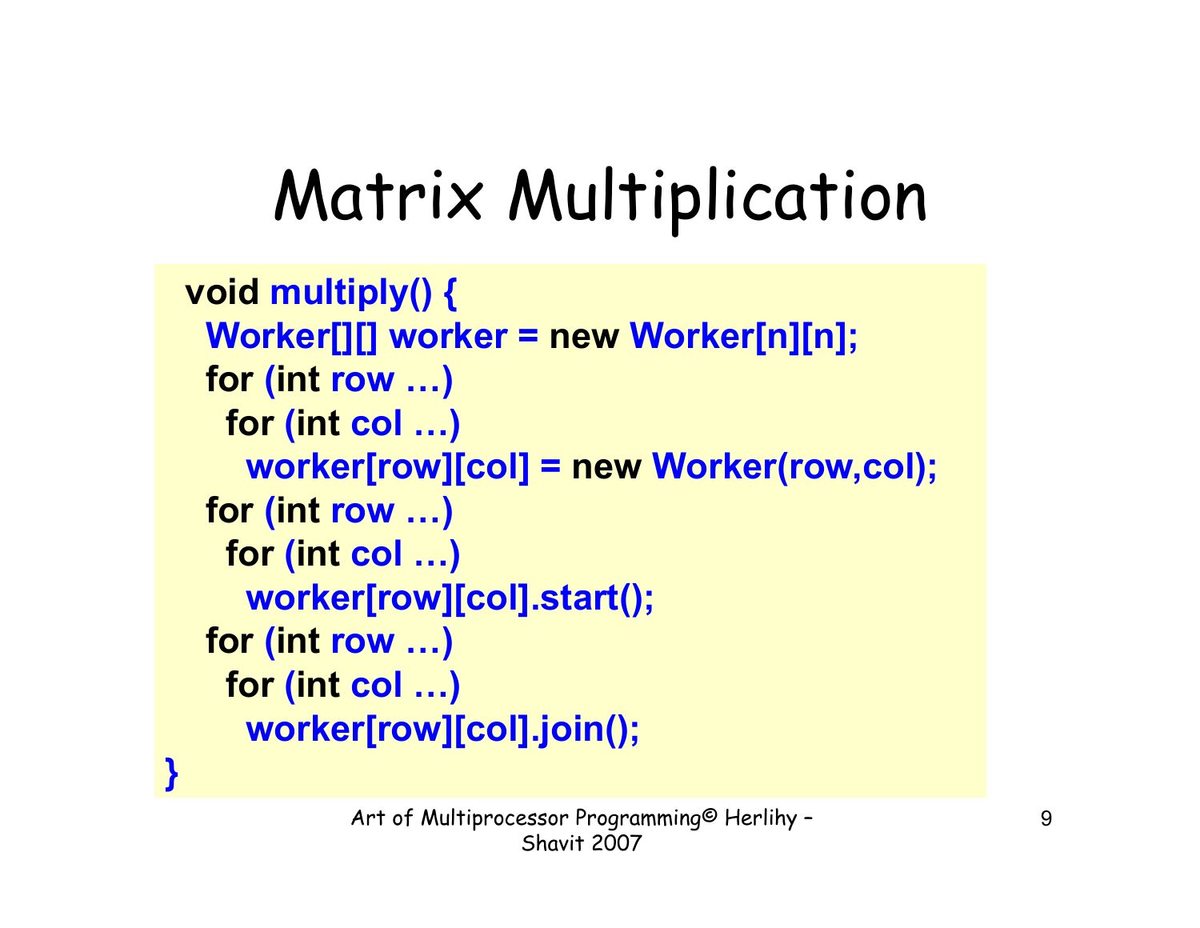# Matrix Multiplication

```
void multiply() {
  Worker[][] worker = new Worker[n][n];
  for (int row …)
    for (int col …)
      worker[row][col] = new Worker(row,col);
  for (int row …)
    for (int col …)
      worker[row][col].start();
  for (int row …)
    for (int col …)
      worker[row][col].join();
}
```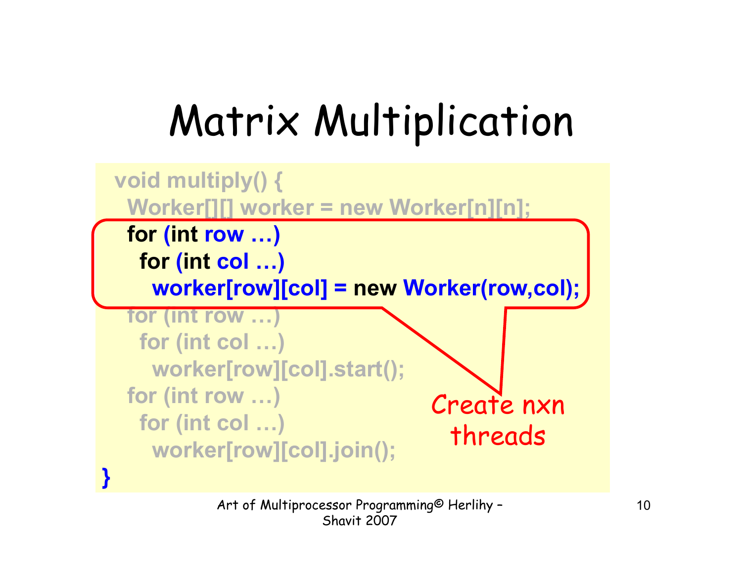# Matrix Multiplication

```
void multiply() {
  Worker[][] worker = new Worker[n][n];
  for (int row …)
    for (int col …)
      worker[row][col] = new Worker(row,col);
  for (int row …)
    for (int col …)
      worker[row][col].start();
  for (int row …)
    for (int col …)
      worker[row][col].join();
}
```

Create nxn threads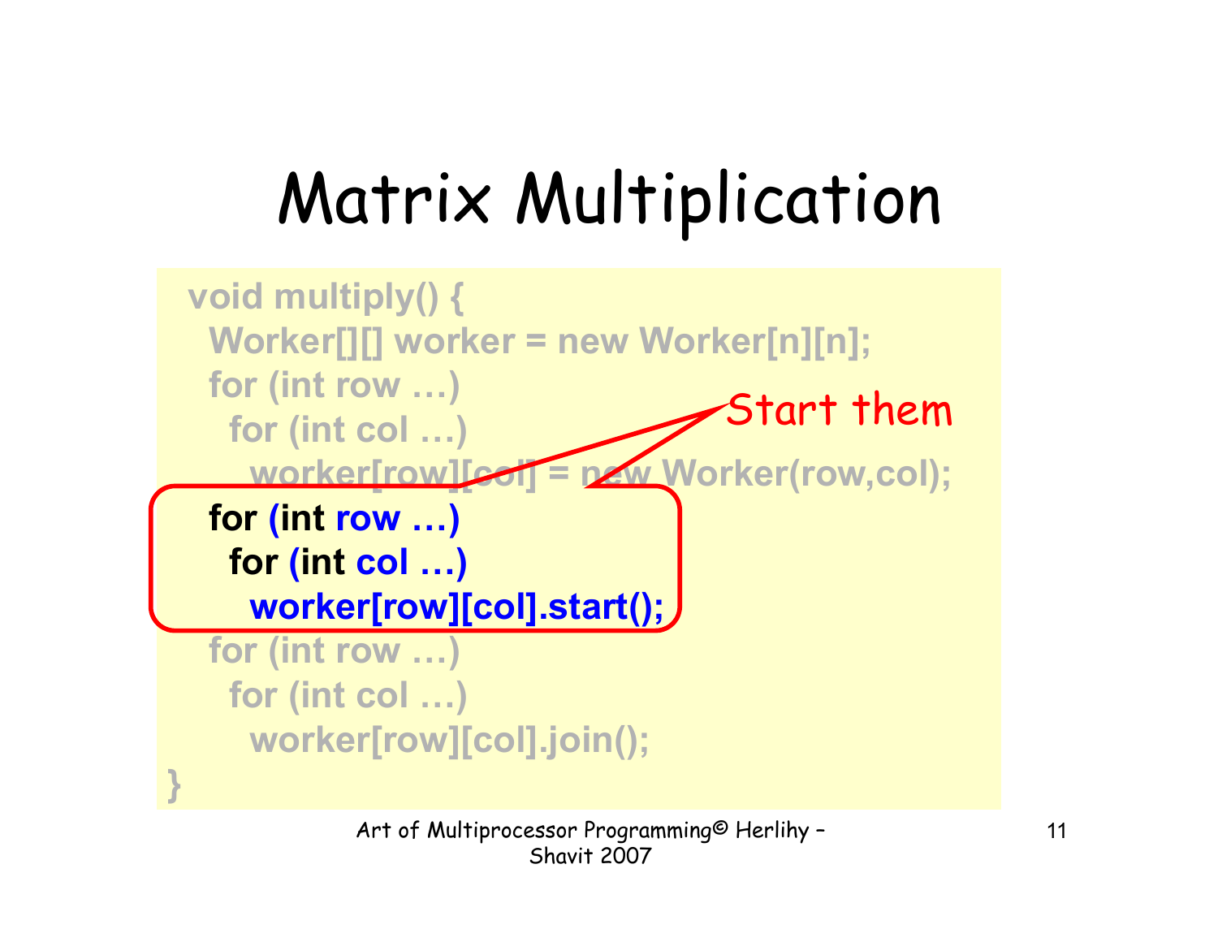# Matrix Multiplication

```
void multiply() {
  Worker[][] worker = new Worker[n][n];
  for (int row …)
    for (int col …)
      worker[row][col] = new Worker(row,col);
  for (int row …)
    for (int col …)
      worker[row][col].start();
  for (int row …)
    for (int col …)
      worker[row][col].join();
}
```

Start them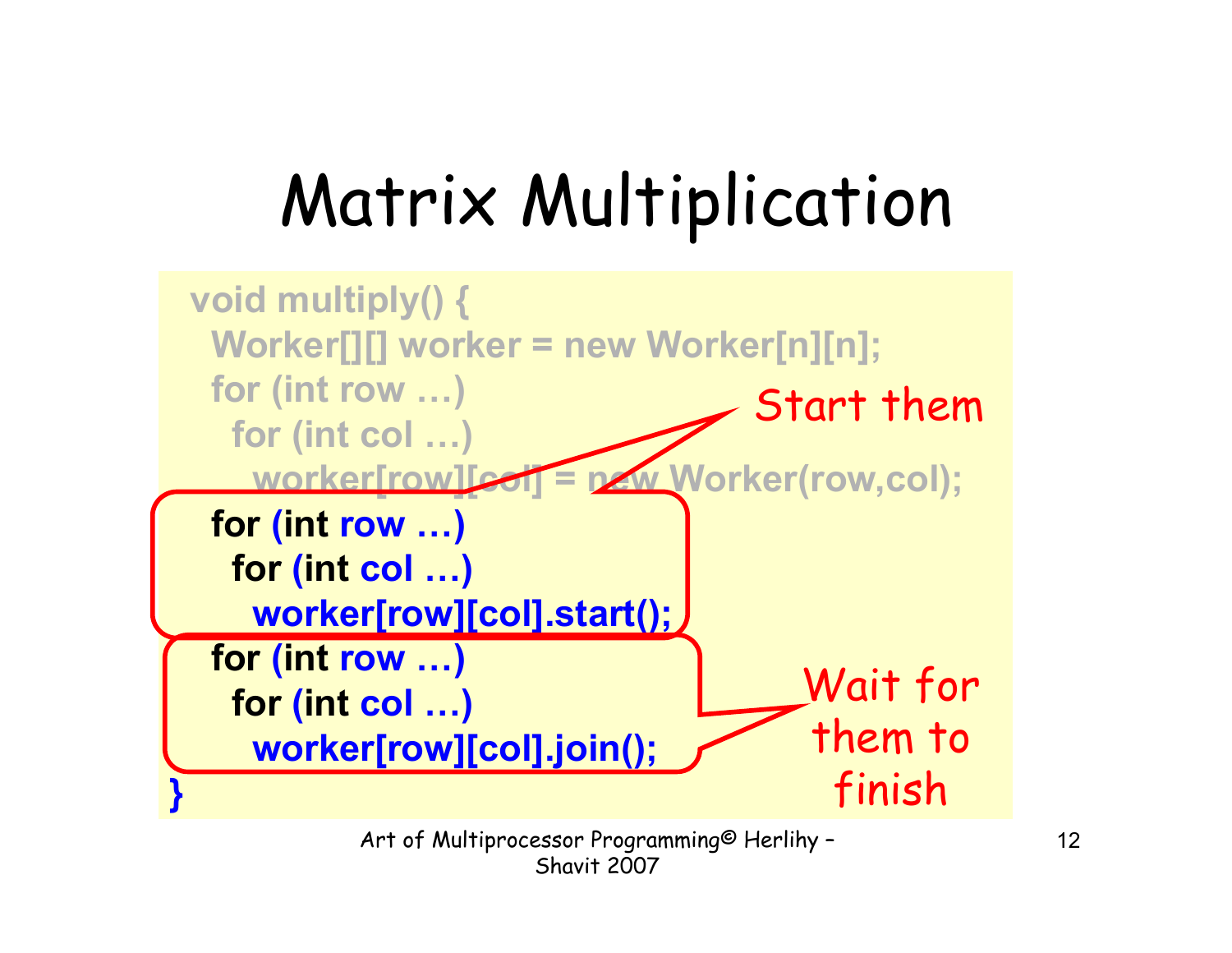# Matrix Multiplication

```
void multiply() {
  Worker[][] worker = new Worker[n][n];
  for (int row …)
    for (int col …)
      worker[row][col] = new Worker(row,col);
  for (int row …)
    for (int col …)
      worker[row][col].start();
  for (int row …)
    for (int col …)
      worker[row][col].join();
}
```

Start them

Wait for them to finish

Art of Multiprocessor Programming© Herlihy – Shavit 2007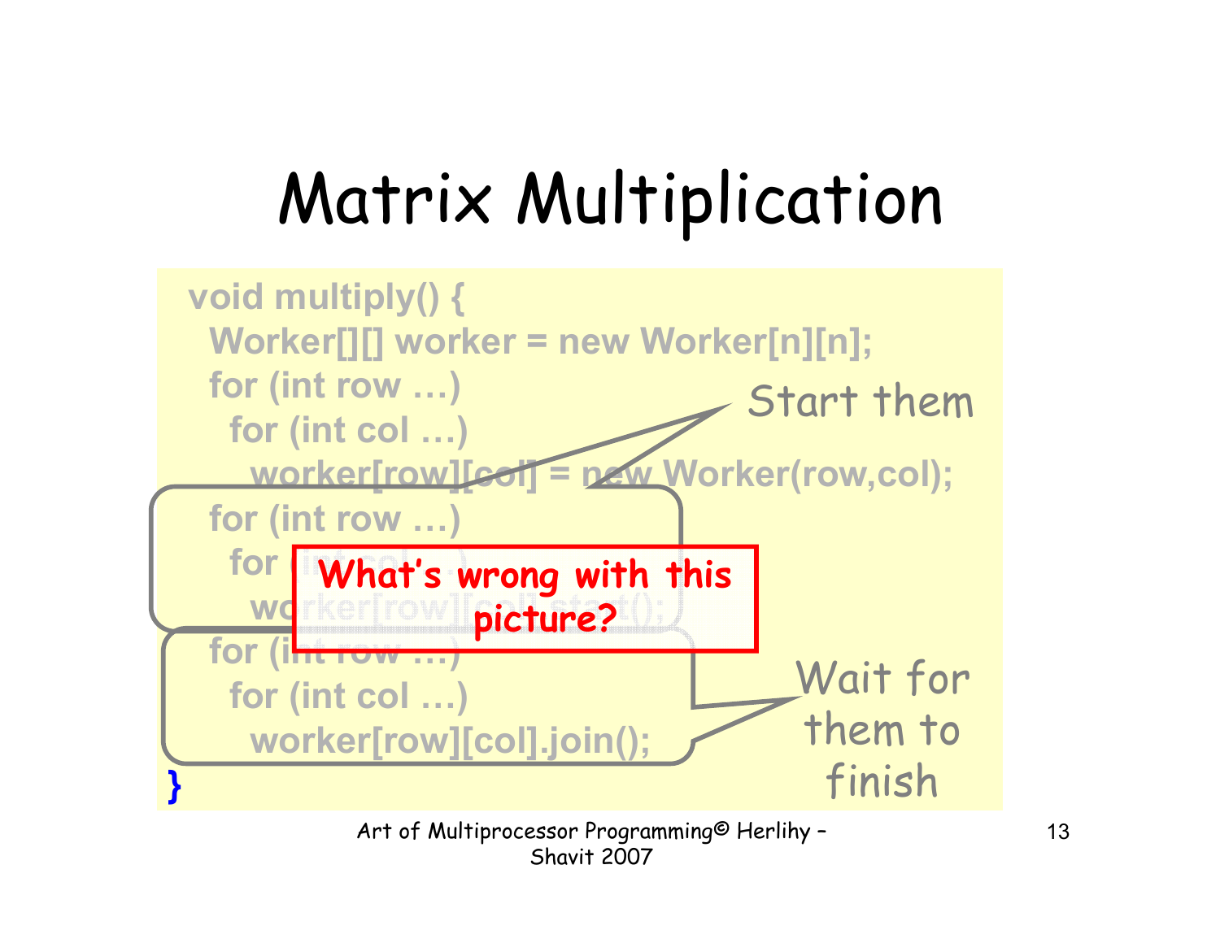# Matrix Multiplication

```
void multiply() {
  Worker[][] worker = new Worker[n][n];
  for (int row …)
    for (int col …)
      worker[row][col] = new Worker(row,col);
  for (int row …)
    for (int col …)
      worker[row][col].start();
  for (int row …)
    for (int col …)
      worker[row][col].join();
}
```

Start them

Wait for them to finish

**What's wrong with this picture?**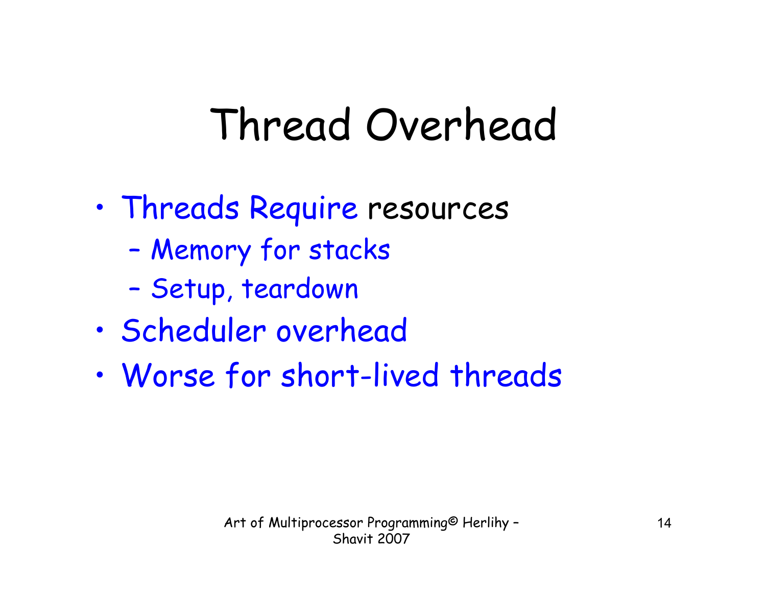# Thread Overhead

- Threads Require resources
  - Memory for stacks
  - Setup, teardown
- Scheduler overhead
- Worse for short-lived threads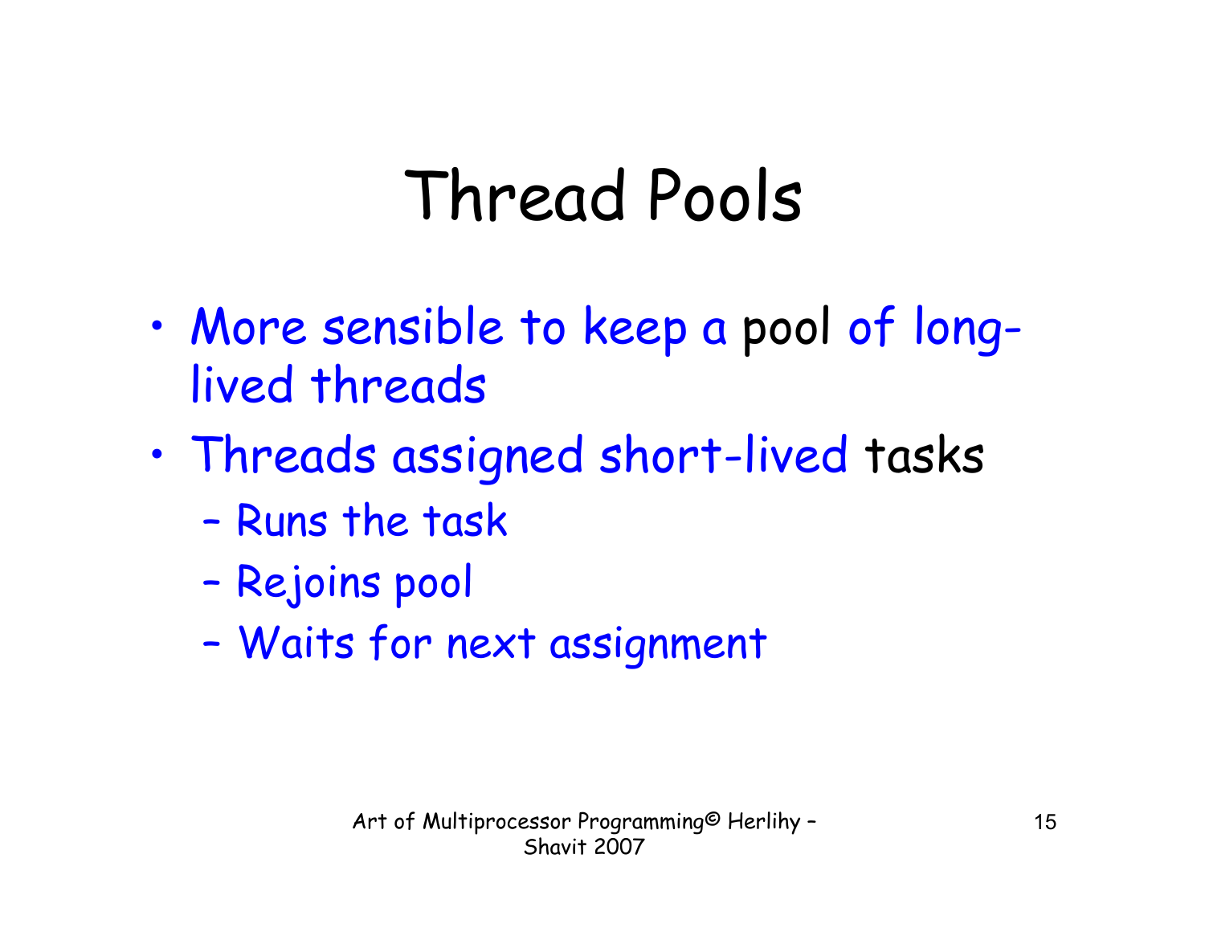# Thread Pools

- More sensible to keep a pool of long-lived threads
- Threads assigned short-lived tasks
  - Runs the task
  - Rejoins pool
  - Waits for next assignment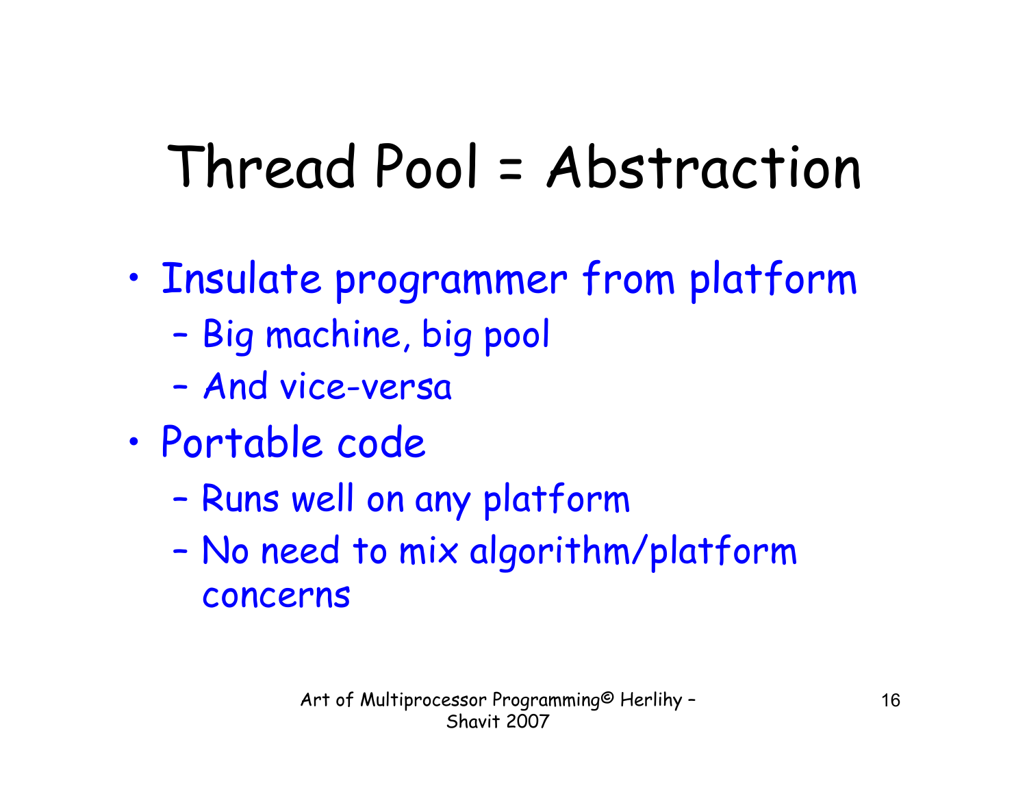# Thread Pool = Abstraction

- Insulate programmer from platform
  - Big machine, big pool
  - And vice-versa
- Portable code
  - Runs well on any platform
  - No need to mix algorithm/platform concerns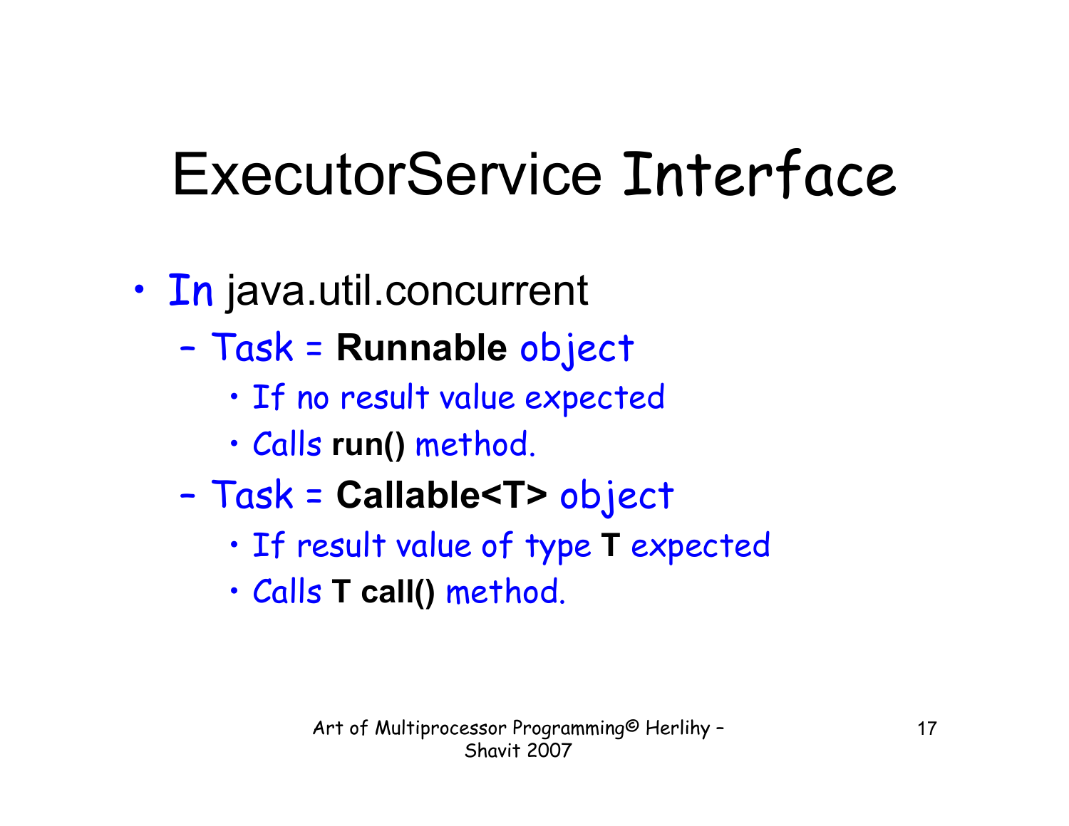# ExecutorService Interface

- In java.util.concurrent
  - Task = **Runnable** object
    - If no result value expected
    - Calls **run()** method.
  - Task = **Callable<T>** object
    - If result value of type **T** expected
    - Calls **T call()** method.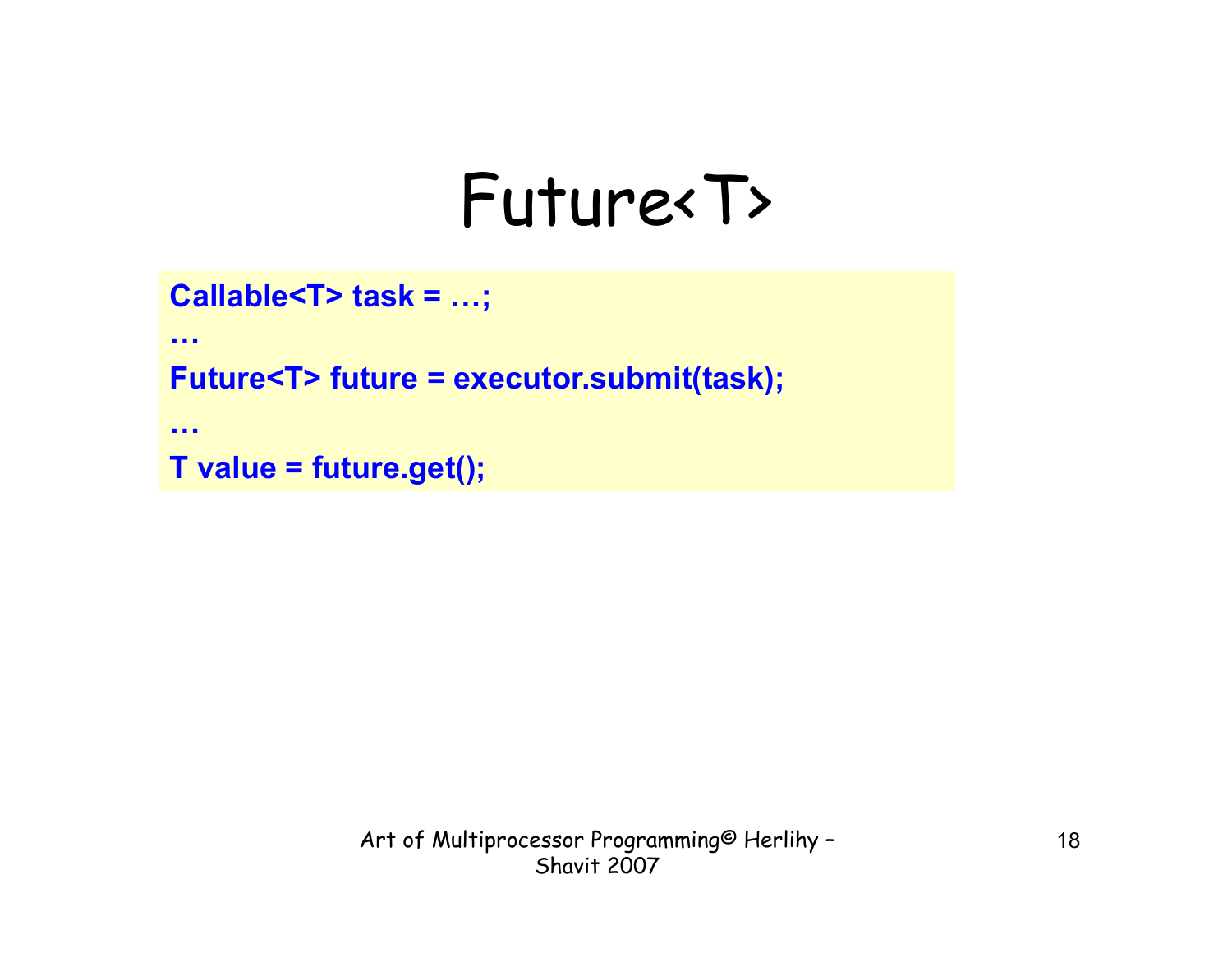# Future<T>

```
Callable<T> task = …;
…
Future<T> future = executor.submit(task);
…
T value = future.get();
```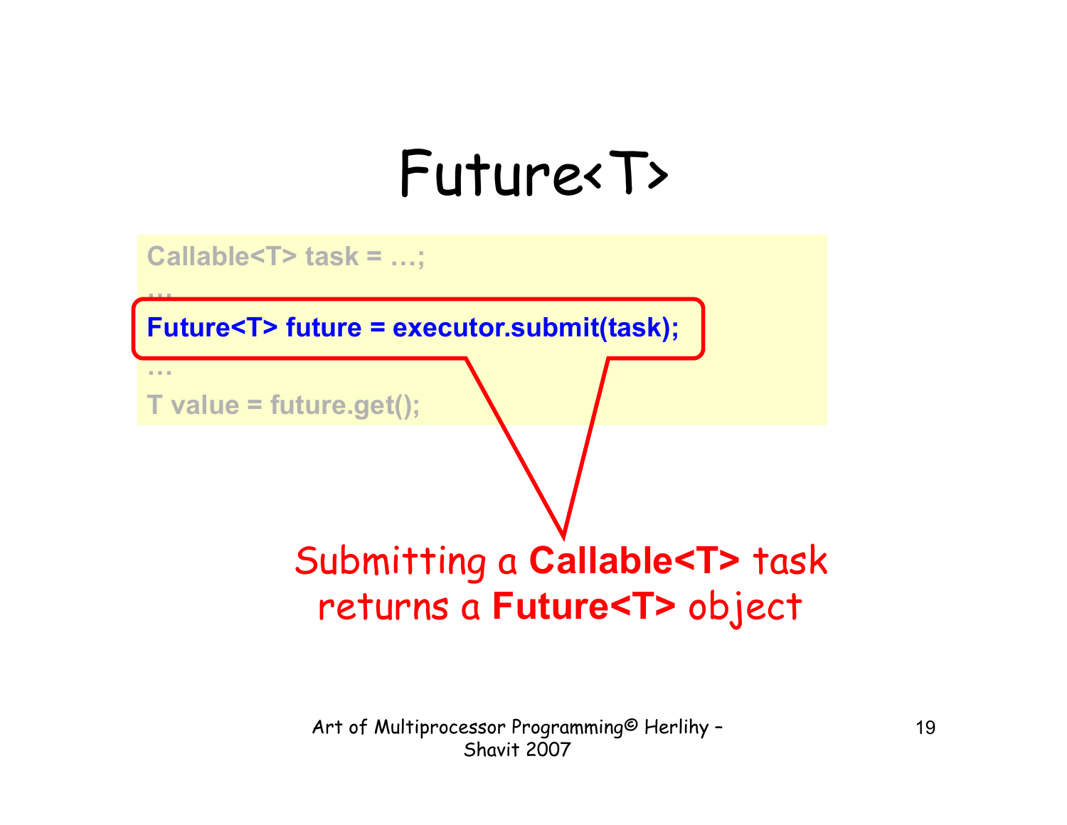# Future<T>

```
Callable<T> task = …;
…
Future<T> future = executor.submit(task);
…
T value = future.get();
```

Submitting a **Callable<T>** task returns a **Future<T>** object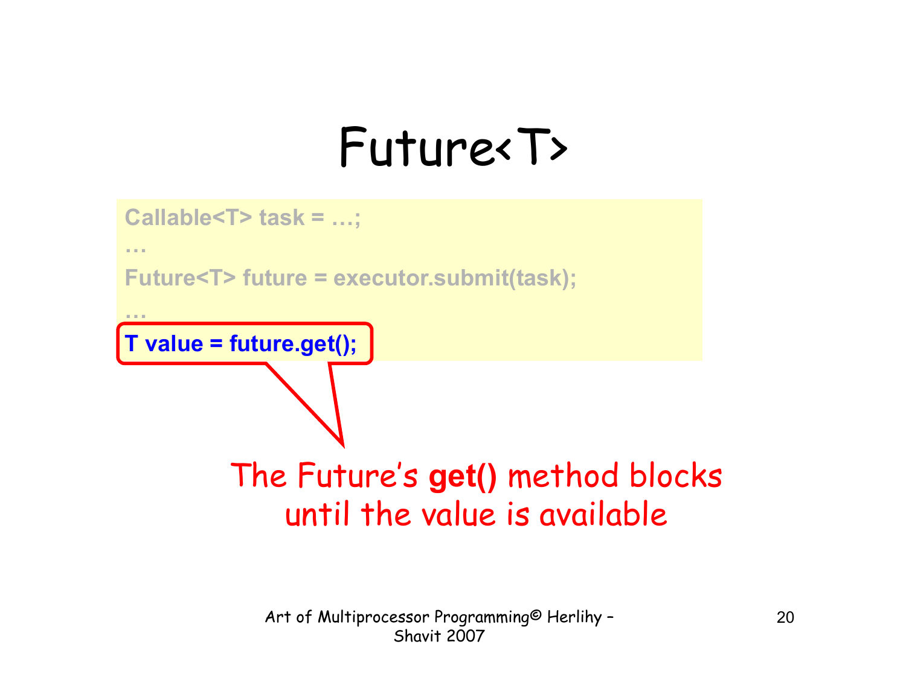# Future<T>

```
Callable<T> task = …;
…
Future<T> future = executor.submit(task);
…
T value = future.get();
```

The Future's **get()** method blocks until the value is available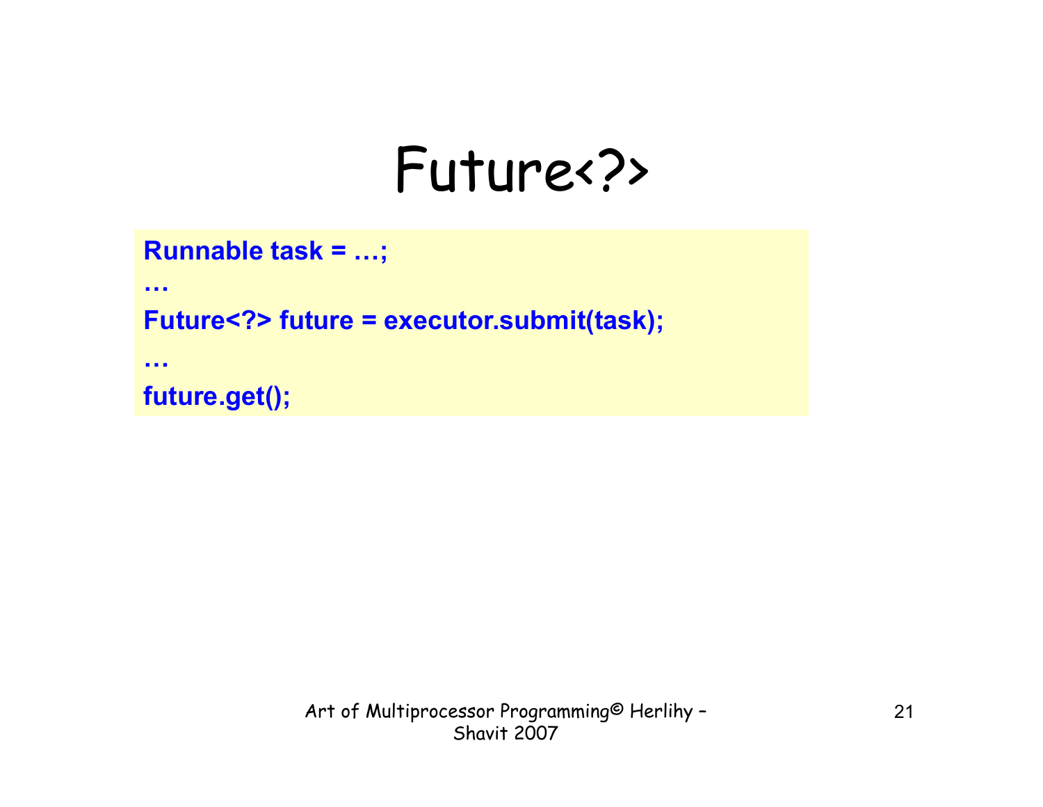# Future<?>

```
Runnable task = …;
…
Future<?> future = executor.submit(task);
…
future.get();
```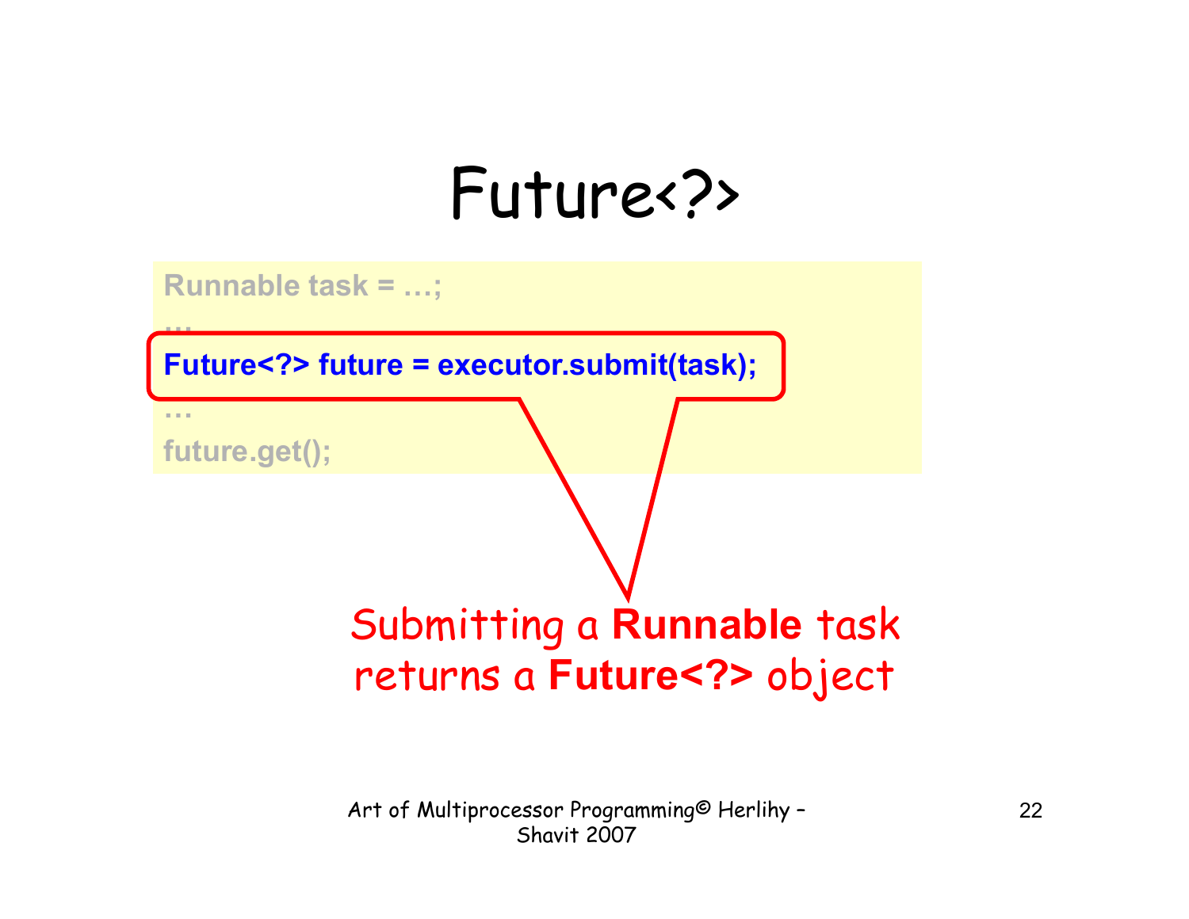# Future<?>

```
Runnable task = …;
…
Future<?> future = executor.submit(task);
…
future.get();
```

Submitting a **Runnable** task returns a **Future<?>** object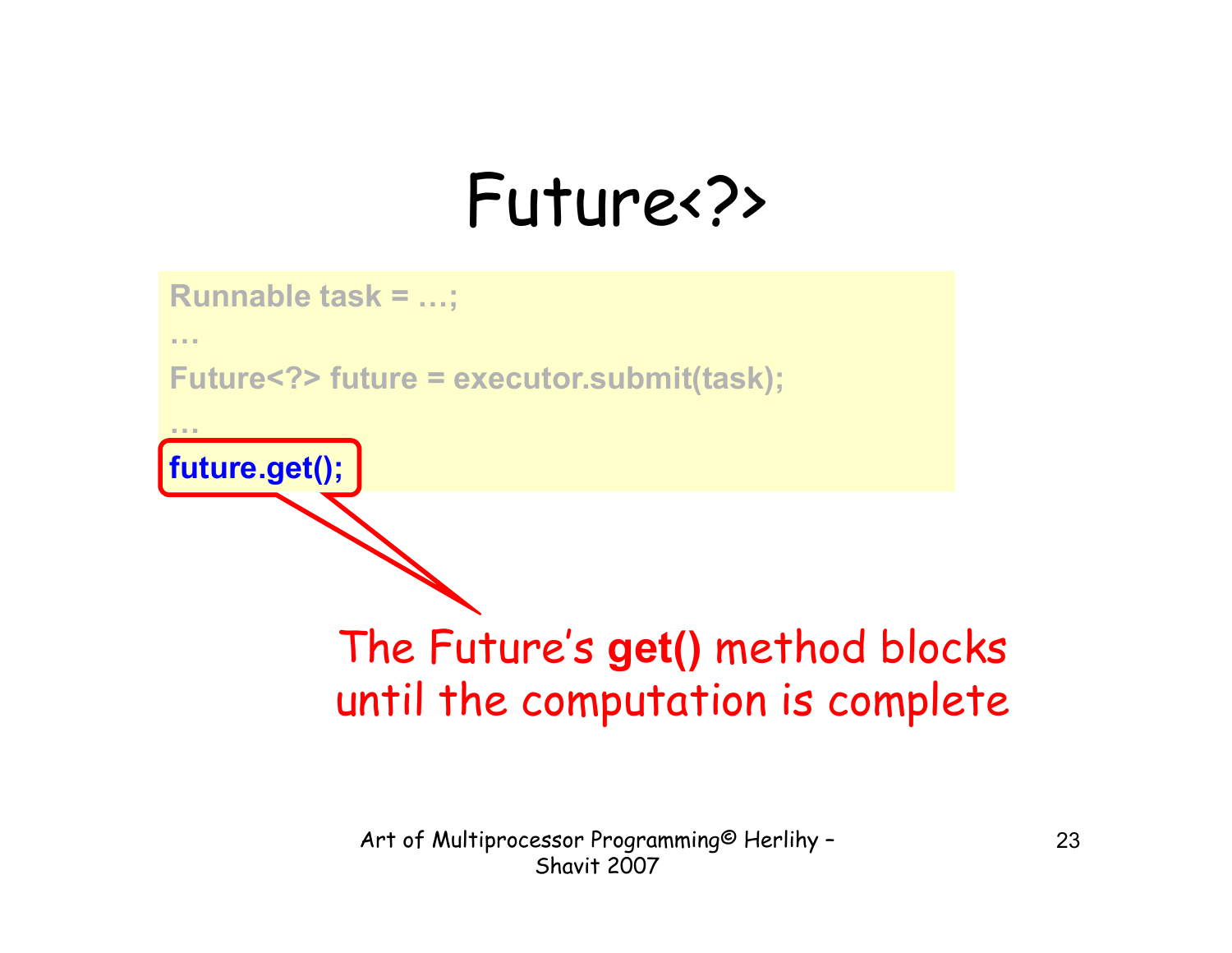# Future<?>

```
Runnable task = …;
…
Future<?> future = executor.submit(task);
…
future.get();
```

The Future's **get()** method blocks until the computation is complete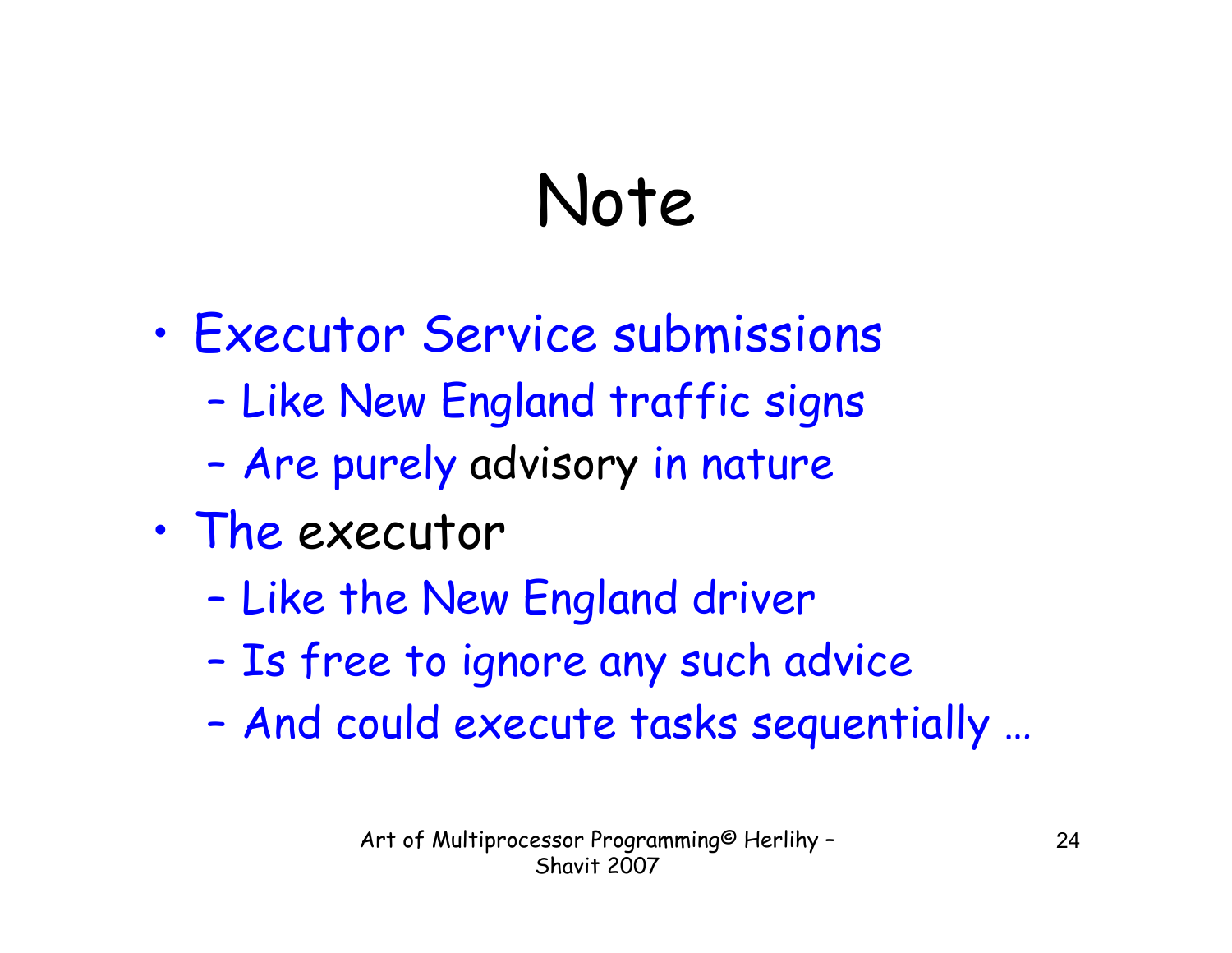# Note

- Executor Service submissions
  - Like New England traffic signs
  - Are purely advisory in nature
- The executor
  - Like the New England driver
  - Is free to ignore any such advice
  - And could execute tasks sequentially …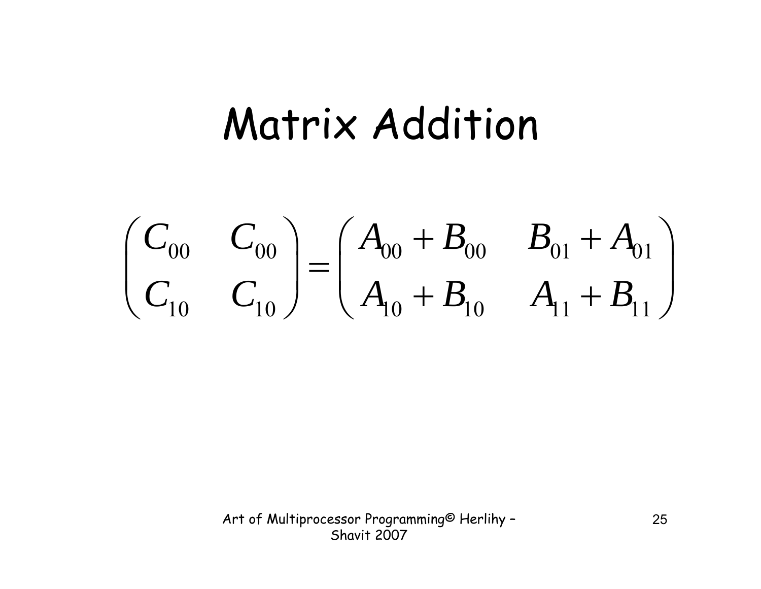# Matrix Addition

$$\begin{pmatrix} C_{00} & C_{00} \\ C_{10} & C_{10} \end{pmatrix} = \begin{pmatrix} A_{00} + B_{00} & B_{01} + A_{01} \\ A_{10} + B_{10} & A_{11} + B_{11} \end{pmatrix}$$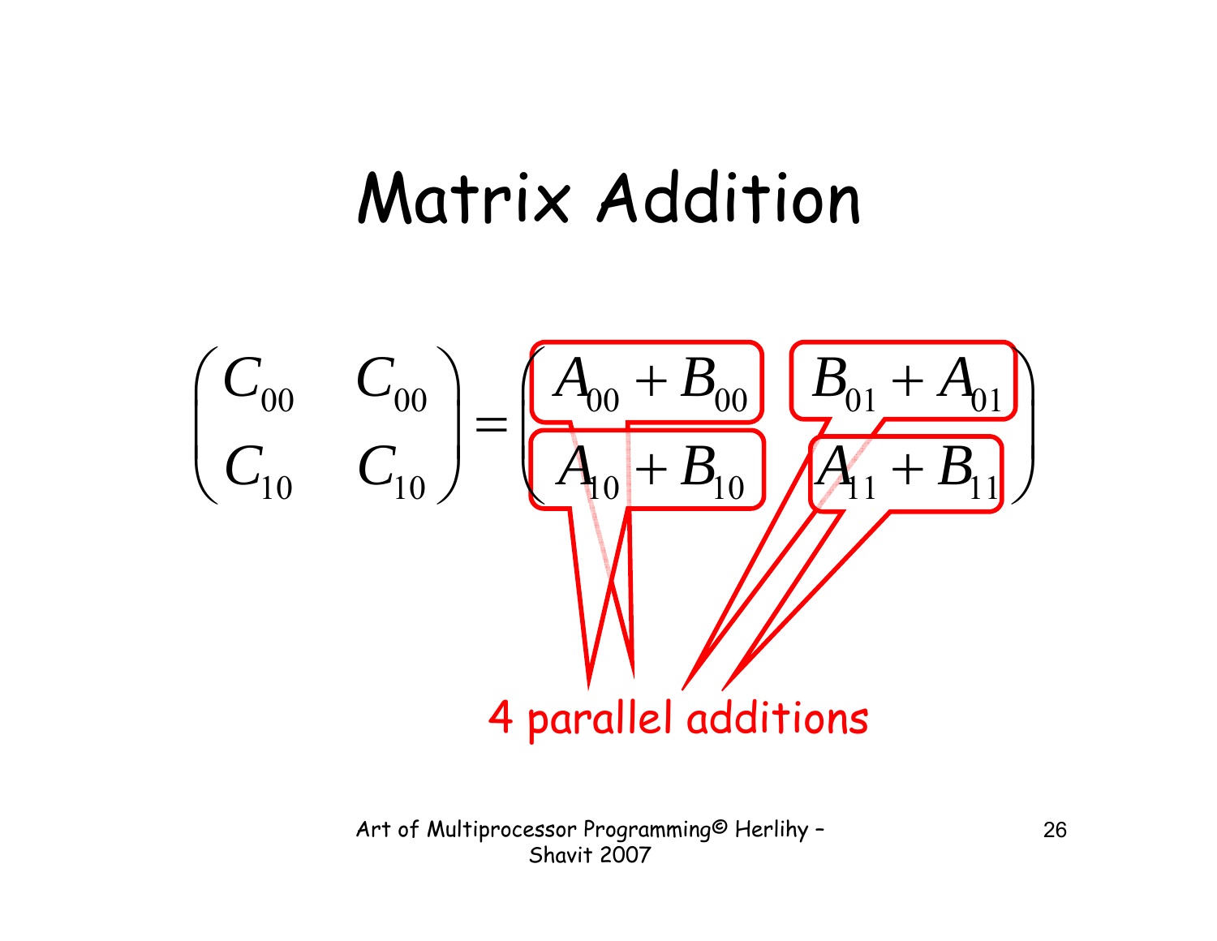# Matrix Addition

$$\begin{pmatrix} C_{00} & C_{00} \\ C_{10} & C_{10} \end{pmatrix} = \begin{pmatrix} A_{00} + B_{00} & B_{01} + A_{01} \\ A_{10} + B_{10} & A_{11} + B_{11} \end{pmatrix}$$

4 parallel additions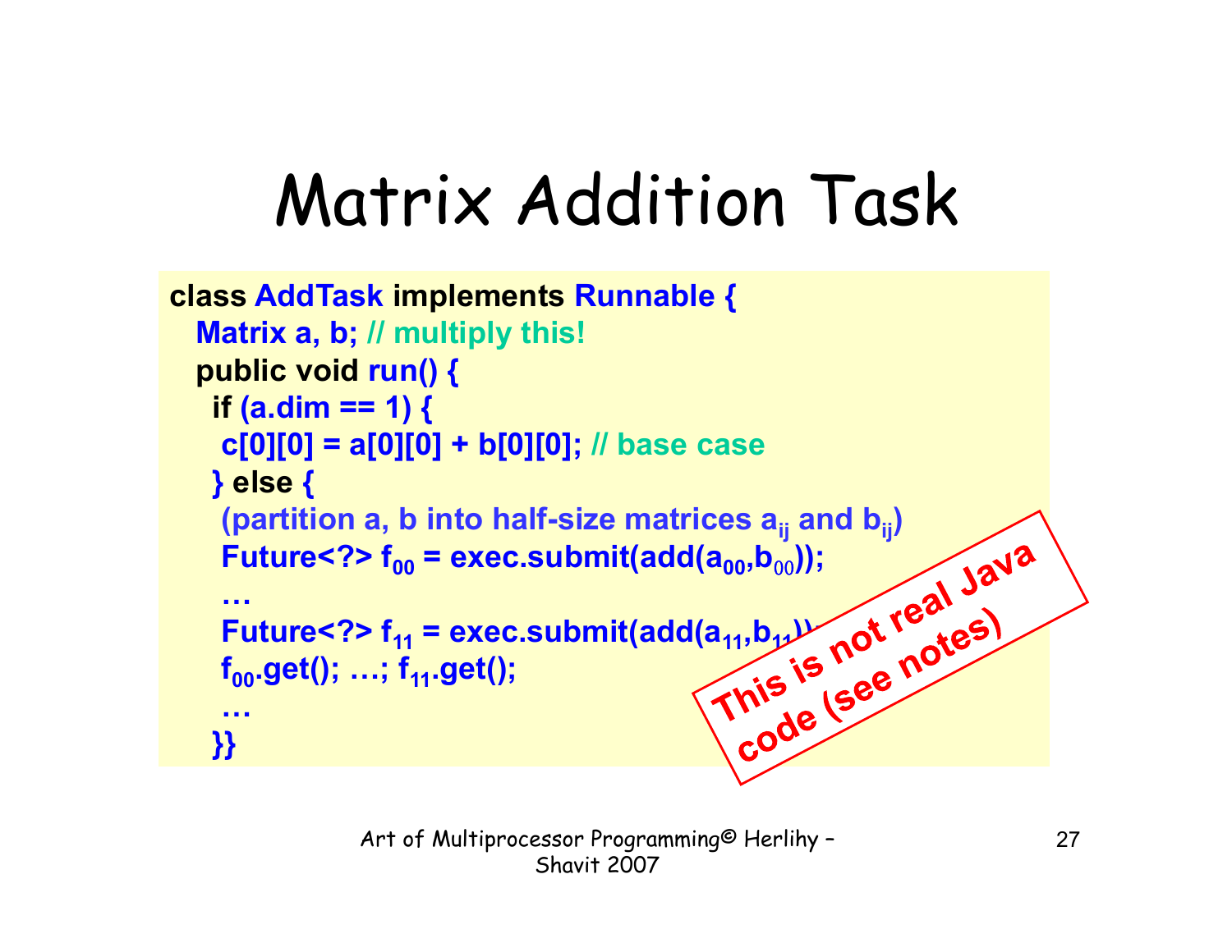# Matrix Addition Task

```
class AddTask implements Runnable {
  Matrix a, b; // multiply this!
  public void run() {
    if (a.dim == 1) {
      c[0][0] = a[0][0] + b[0][0]; // base case
    } else {
      (partition a, b into half-size matrices aij and bij)
      Future<?> f00 = exec.submit(add(a00,b00));
      …
      Future<?> f11 = exec.submit(add(a11,b11));
      f00.get(); …; f11.get();
      …
    }}
```

**This is not real Java code (see notes)**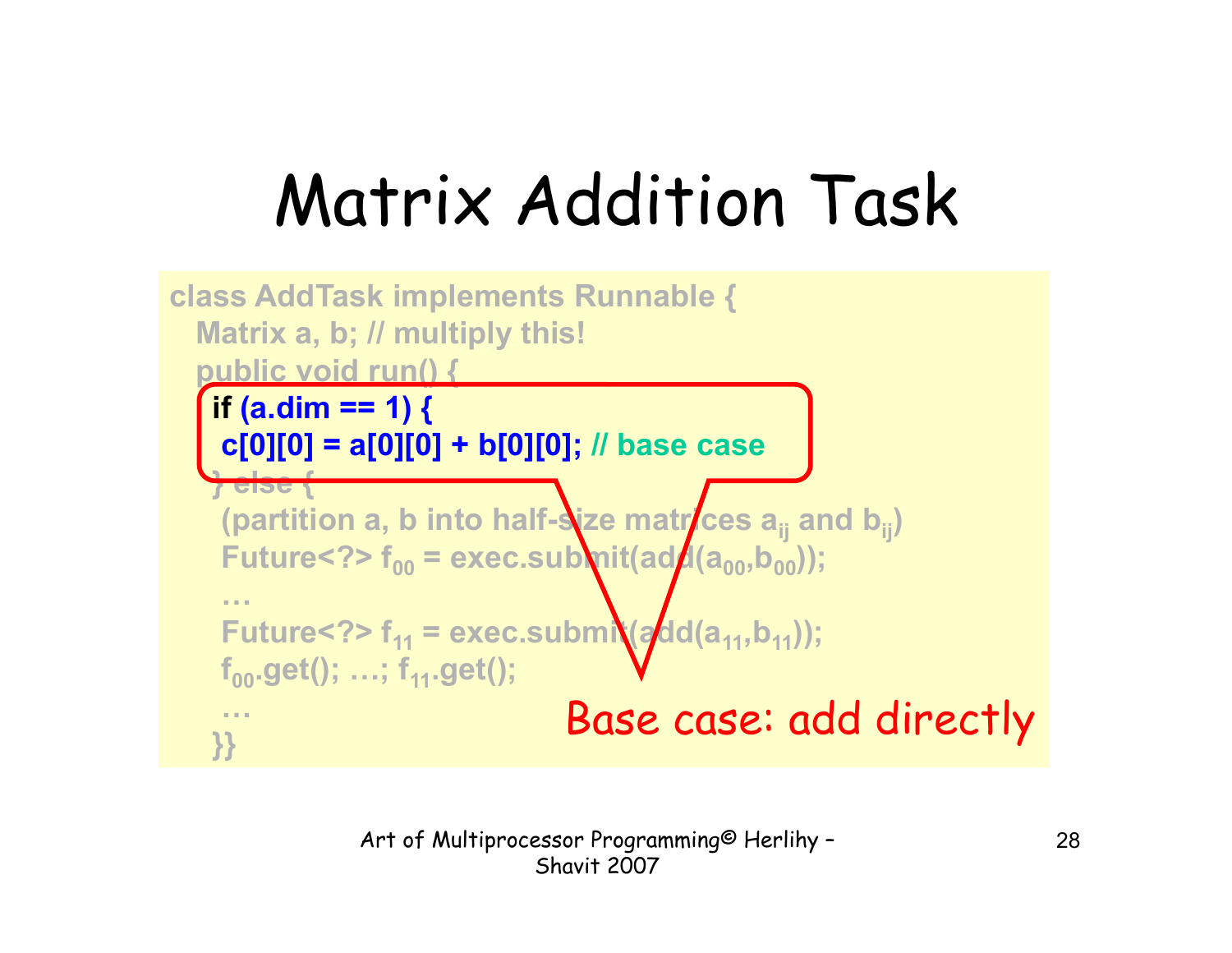# Matrix Addition Task

```
class AddTask implements Runnable {
  Matrix a, b; // multiply this!
  public void run() {
   if (a.dim == 1) {
    c[0][0] = a[0][0] + b[0][0]; // base case
   } else {
    (partition a, b into half-size matrices aij and bij)
    Future<?> f00 = exec.submit(add(a00,b00));
    …
    Future<?> f11 = exec.submit(add(a11,b11));
    f00.get(); …; f11.get();
    …
   }}
```

Base case: add directly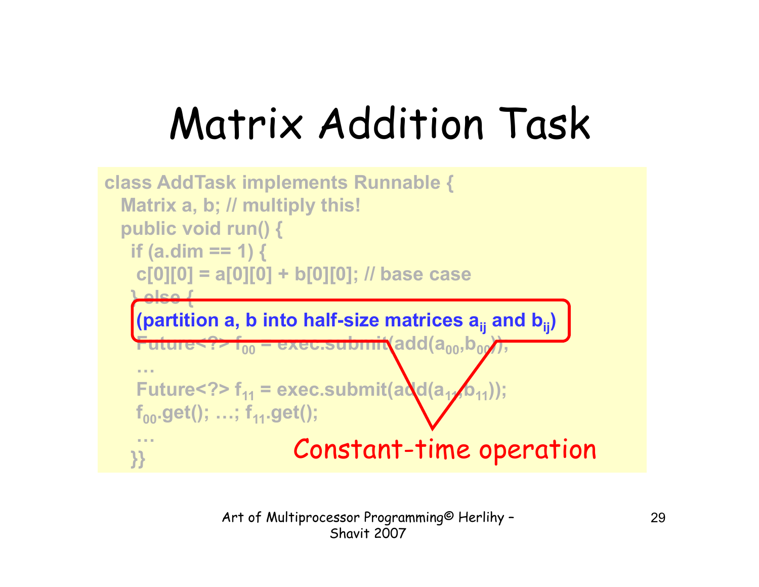# Matrix Addition Task

```
class AddTask implements Runnable {
  Matrix a, b; // multiply this!
  public void run() {
   if (a.dim == 1) {
    c[0][0] = a[0][0] + b[0][0]; // base case
   } else {
    (partition a, b into half-size matrices aij and bij)
    Future<?> f00 = exec.submit(add(a00,b00));
    …
    Future<?> f11 = exec.submit(add(a11,b11));
    f00.get(); …; f11.get();
    …
   }}
```

Constant-time operation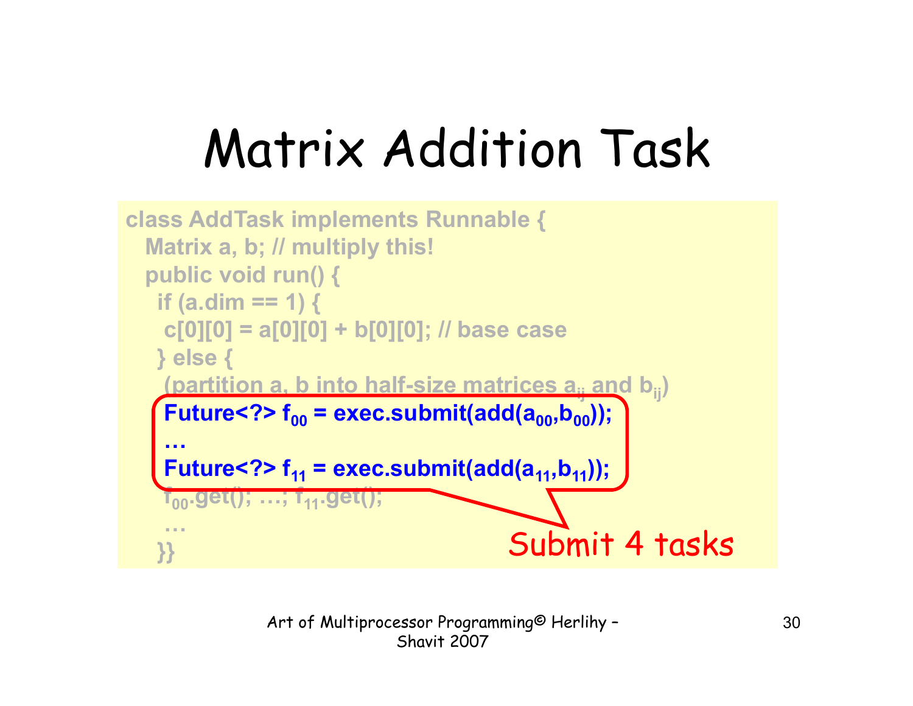# Matrix Addition Task

```
class AddTask implements Runnable {
  Matrix a, b; // multiply this!
  public void run() {
   if (a.dim == 1) {
    c[0][0] = a[0][0] + b[0][0]; // base case
   } else {
    (partition a, b into half-size matrices aij and bij)
    Future<?> f00 = exec.submit(add(a00,b00));
    …
    Future<?> f11 = exec.submit(add(a11,b11));
    f00.get(); …; f11.get();
    …
   }}
```

Submit 4 tasks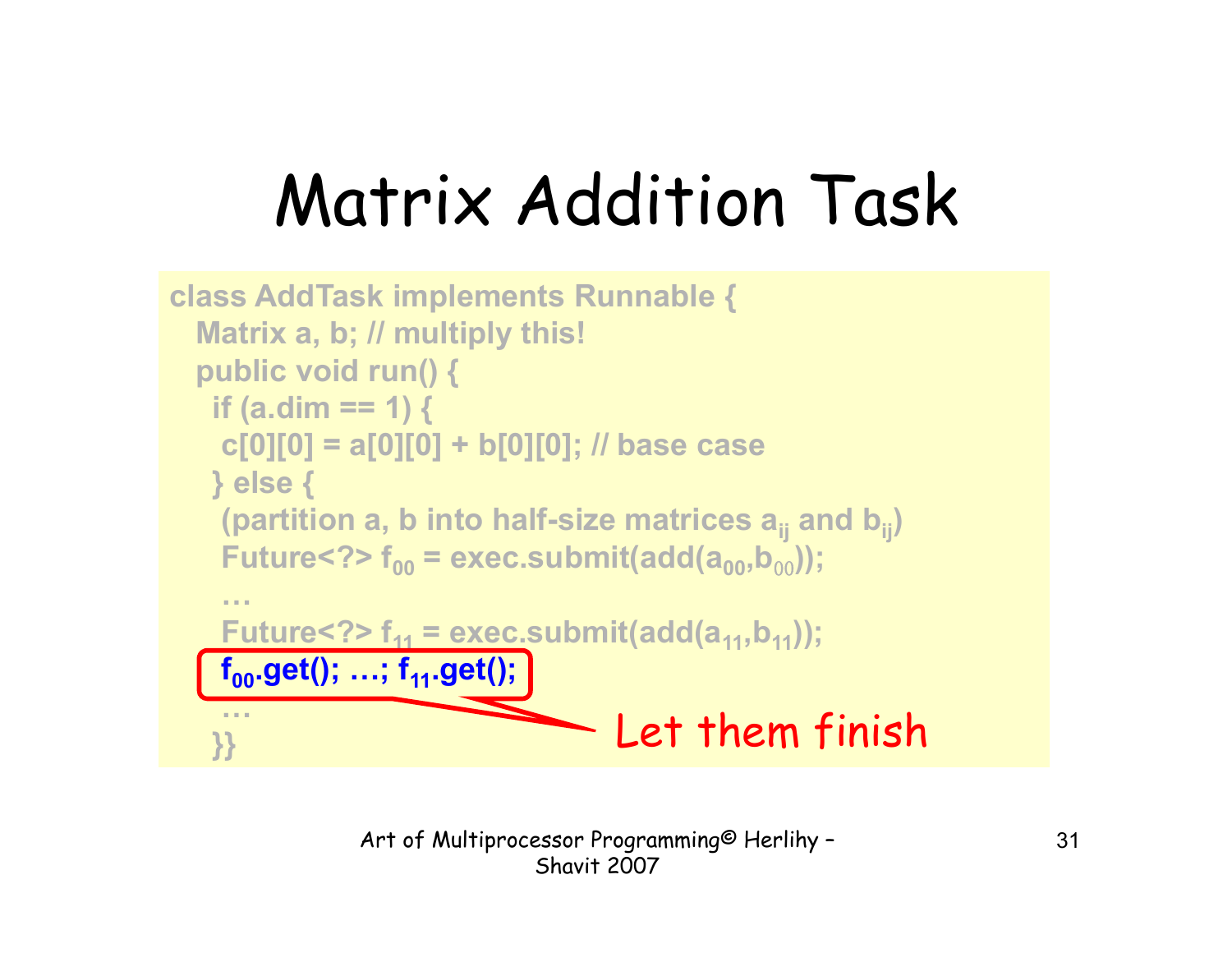# Matrix Addition Task

```
class AddTask implements Runnable {
  Matrix a, b; // multiply this!
  public void run() {
   if (a.dim == 1) {
    c[0][0] = a[0][0] + b[0][0]; // base case
   } else {
    (partition a, b into half-size matrices aij and bij)
    Future<?> f00 = exec.submit(add(a00,b00));
    …
    Future<?> f11 = exec.submit(add(a11,b11));
    f00.get(); …; f11.get();
    …
   }}
```

Let them finish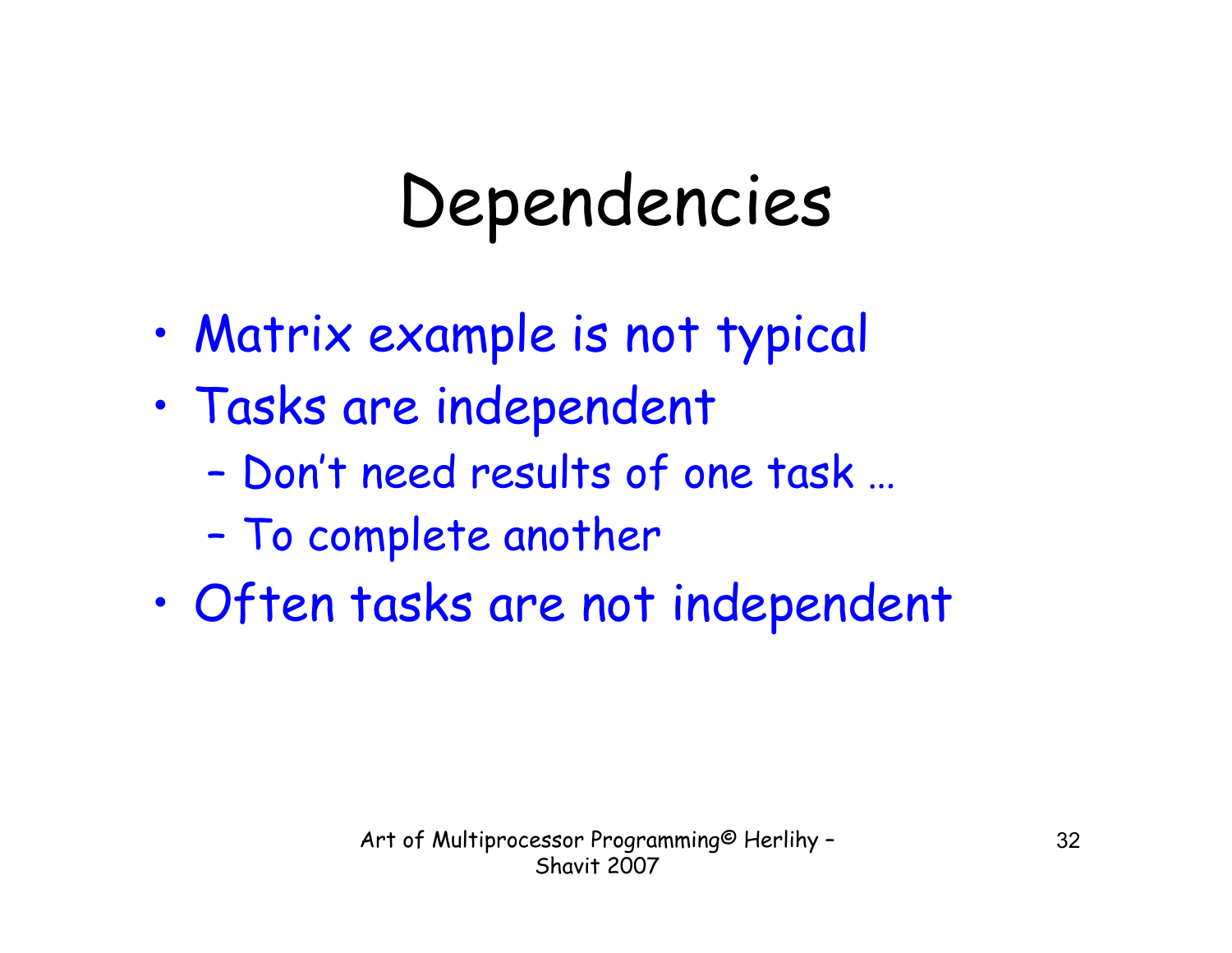# Dependencies

- Matrix example is not typical
- Tasks are independent
  - Don't need results of one task …
  - To complete another
- Often tasks are not independent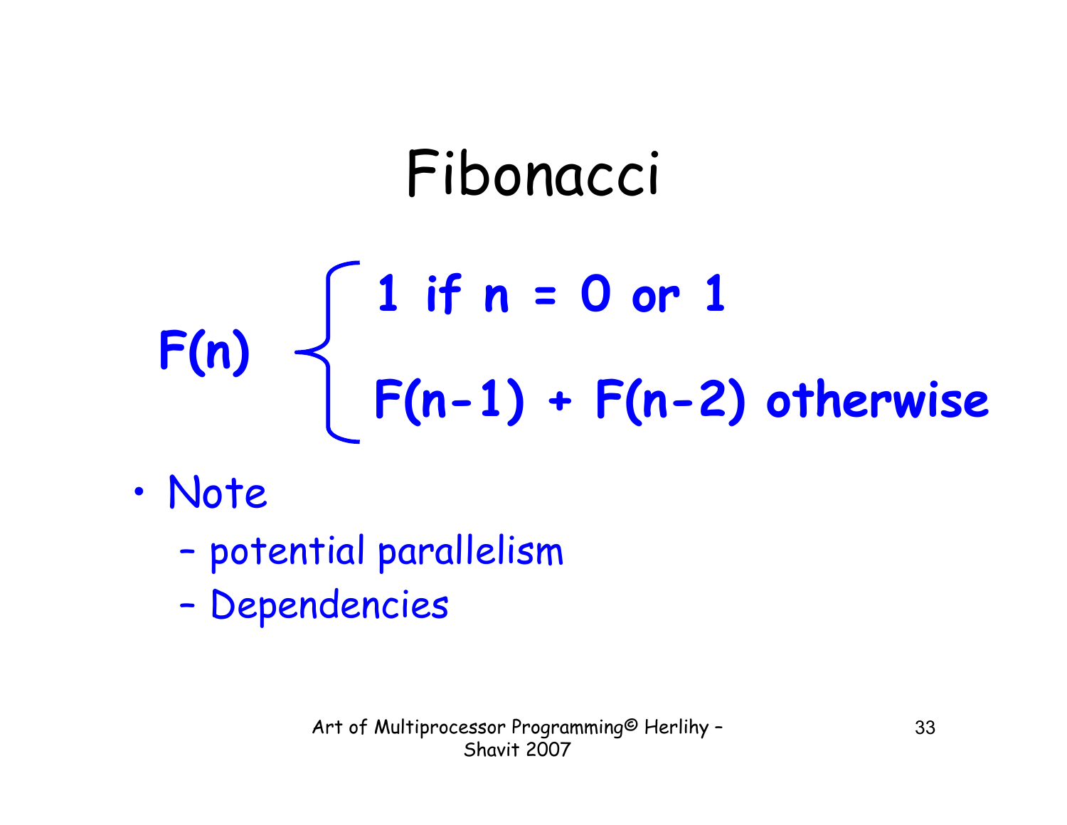# Fibonacci

$$F(n) \begin{cases} 1 \text{ if } n = 0 \text{ or } 1 \\ F(n-1) + F(n-2) \text{ otherwise} \end{cases}$$

- Note
  - potential parallelism
  - Dependencies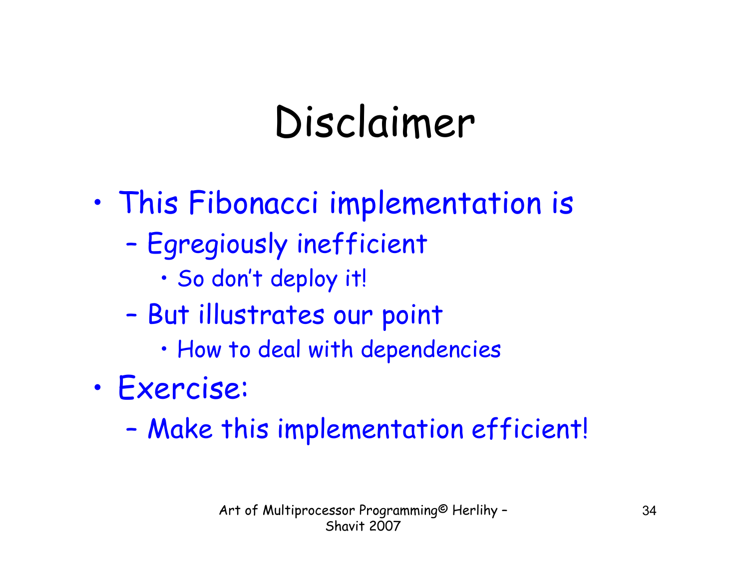# Disclaimer

- This Fibonacci implementation is
  - Egregiously inefficient
    - So don't deploy it!
  - But illustrates our point
    - How to deal with dependencies
- Exercise:
  - Make this implementation efficient!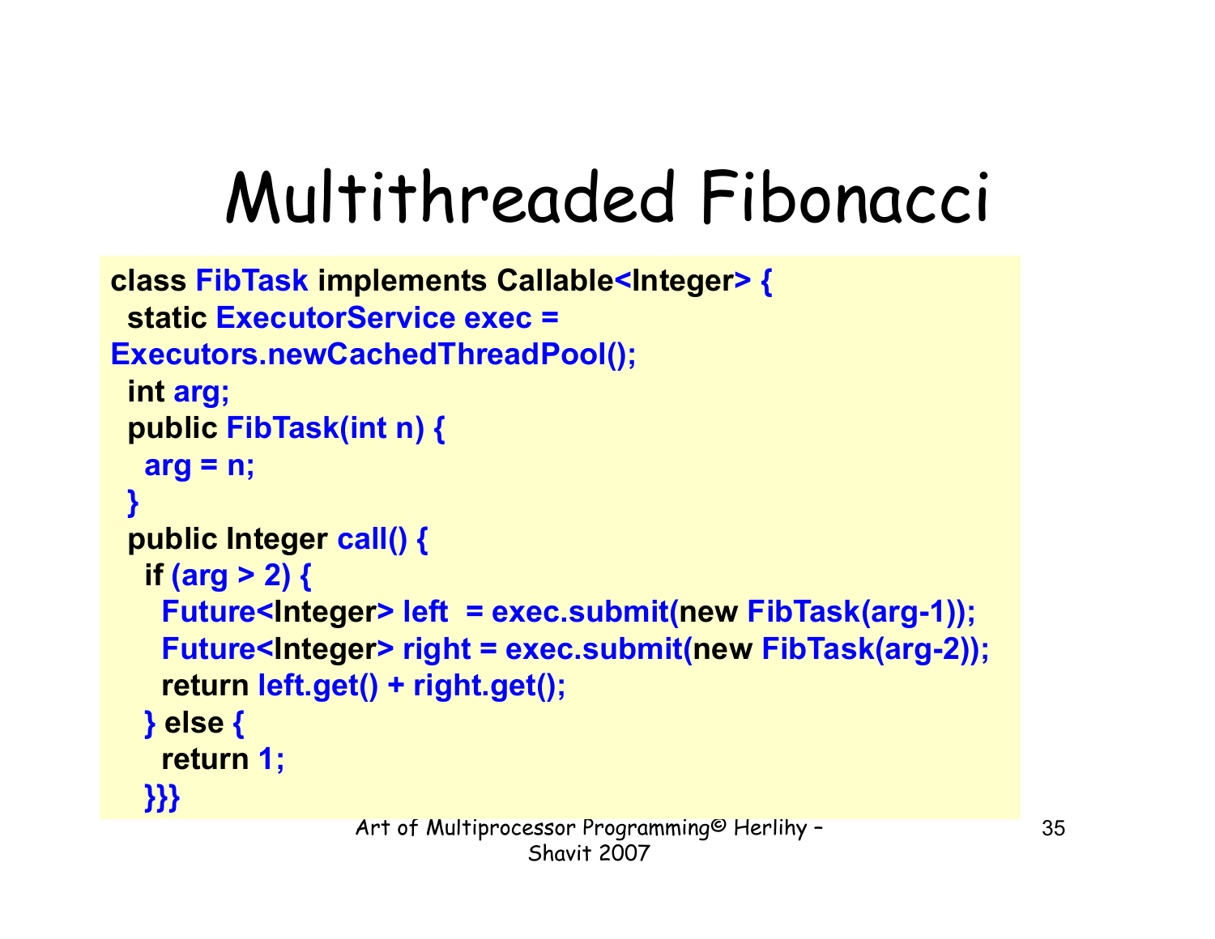# Multithreaded Fibonacci

```
class FibTask implements Callable<Integer> {
  static ExecutorService exec =
Executors.newCachedThreadPool();
  int arg;
  public FibTask(int n) {
    arg = n;
  }
  public Integer call() {
    if (arg > 2) {
      Future<Integer> left  = exec.submit(new FibTask(arg-1));
      Future<Integer> right = exec.submit(new FibTask(arg-2));
      return left.get() + right.get();
    } else {
      return 1;
    }}}
```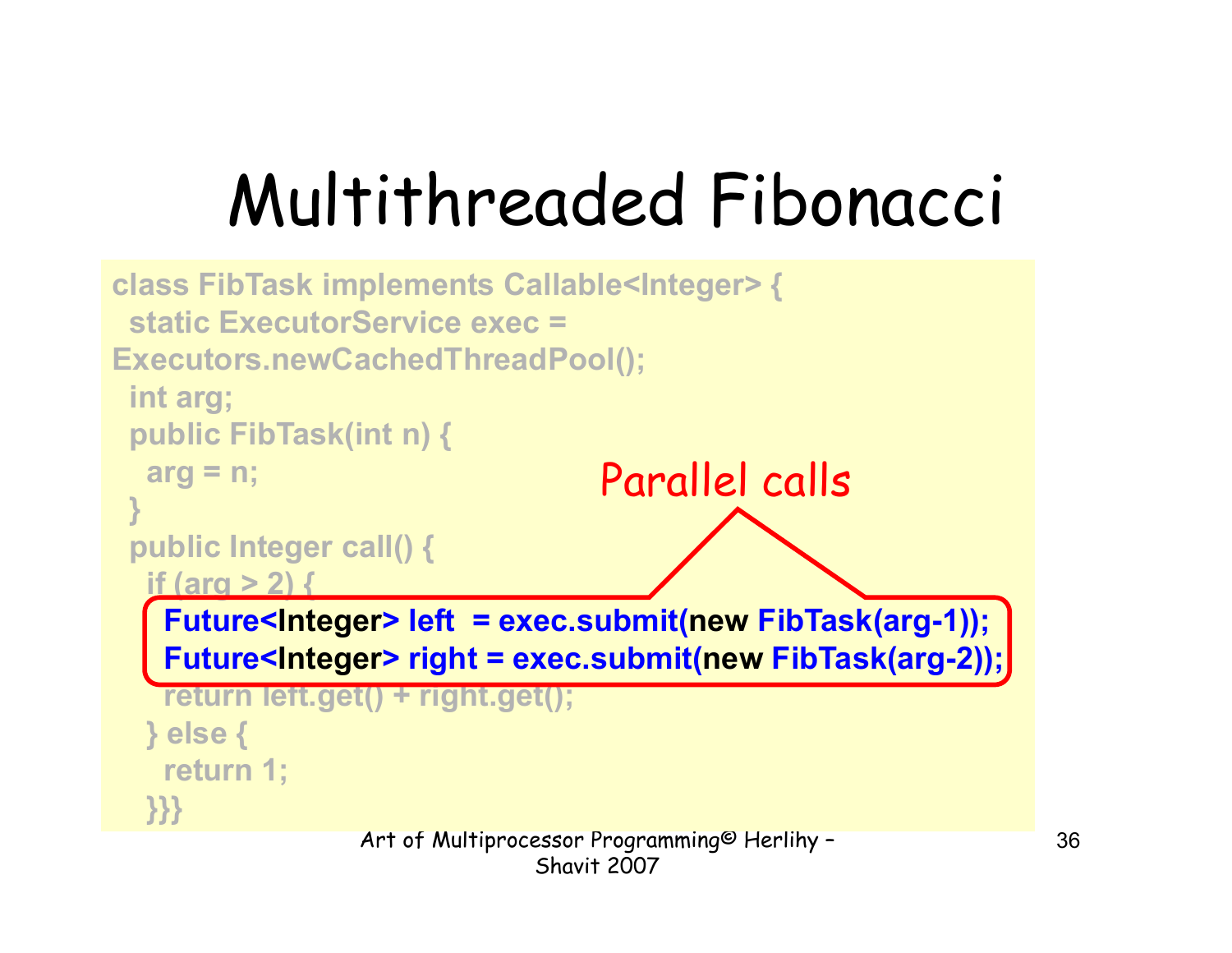# Multithreaded Fibonacci

```
class FibTask implements Callable<Integer> {
  static ExecutorService exec =
Executors.newCachedThreadPool();
  int arg;
  public FibTask(int n) {
    arg = n;
  }
  public Integer call() {
    if (arg > 2) {
      Future<Integer> left  = exec.submit(new FibTask(arg-1));
      Future<Integer> right = exec.submit(new FibTask(arg-2));
      return left.get() + right.get();
    } else {
      return 1;
    }}}
```

Parallel calls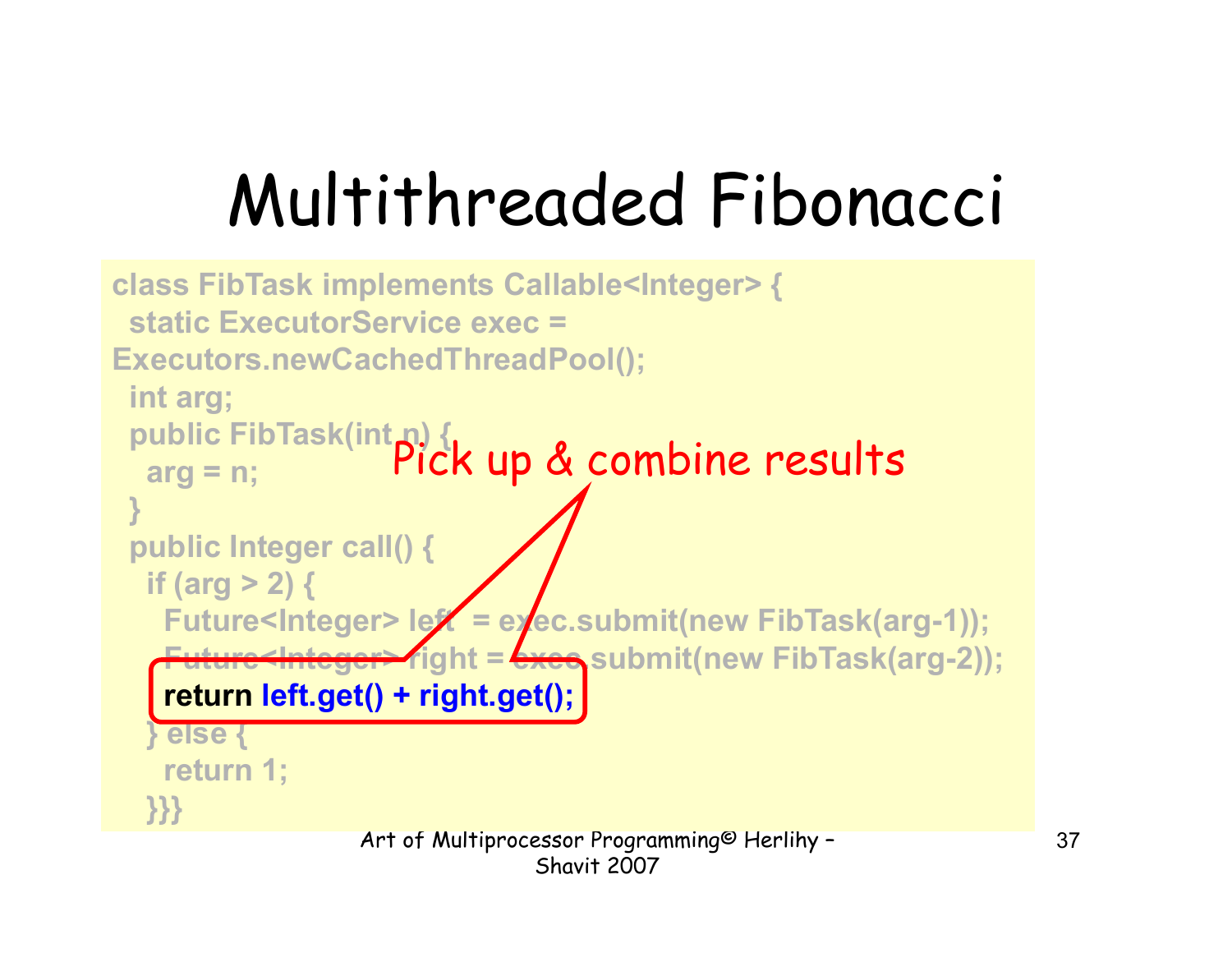# Multithreaded Fibonacci

```
class FibTask implements Callable<Integer> {
  static ExecutorService exec =
Executors.newCachedThreadPool();
  int arg;
  public FibTask(int n) {
    arg = n;
  }
  public Integer call() {
    if (arg > 2) {
      Future<Integer> left  = exec.submit(new FibTask(arg-1));
      Future<Integer> right = exec.submit(new FibTask(arg-2));
      return left.get() + right.get();
    } else {
      return 1;
    }}}
```

Pick up & combine results

Art of Multiprocessor Programming© Herlihy – Shavit 2007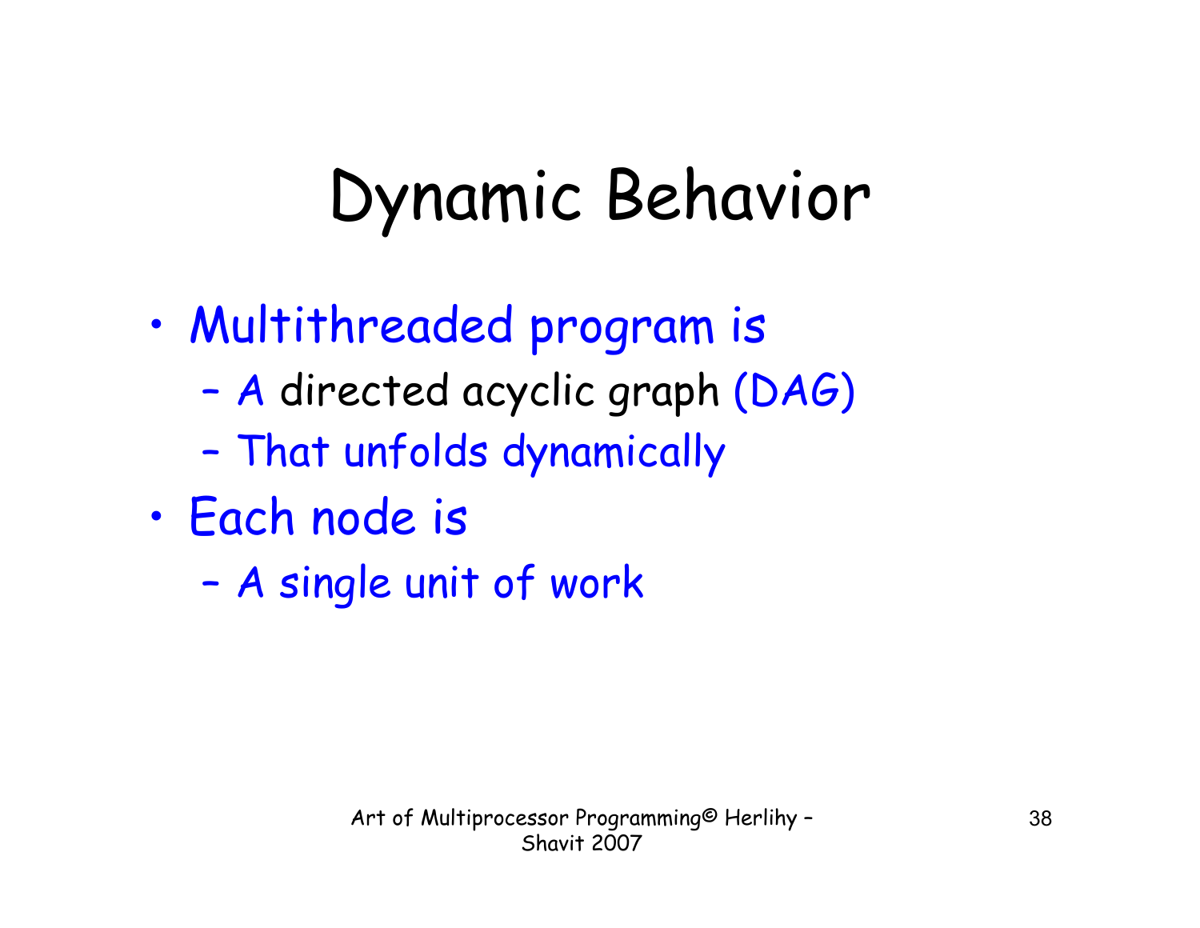# Dynamic Behavior

- Multithreaded program is
  - A directed acyclic graph (DAG)
  - That unfolds dynamically
- Each node is
  - A single unit of work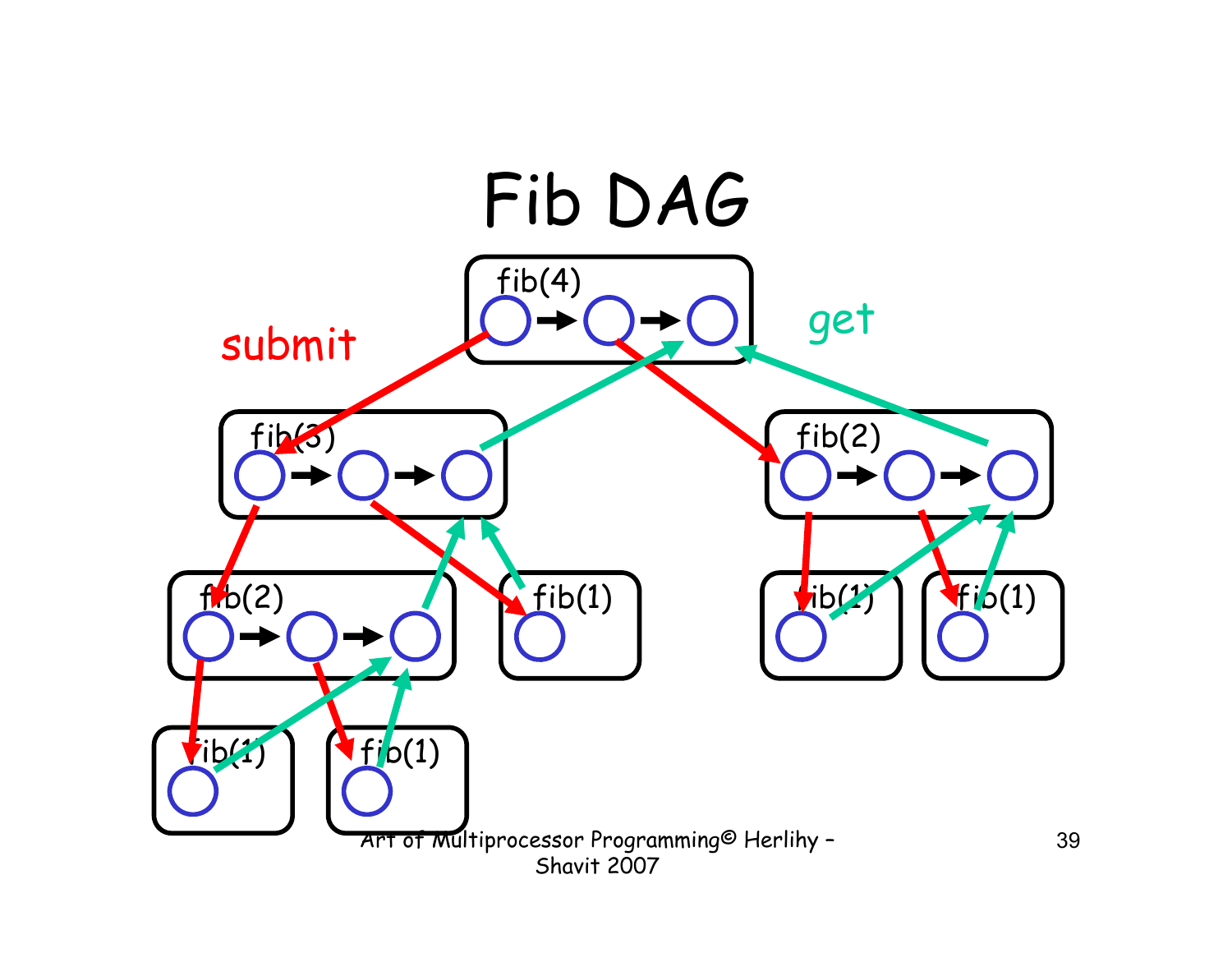# Fib DAG

submit

get

fib(4)

fib(3)

fib(2)

fib(2)

fib(1)

fib(1)

fib(1)

fib(1)

fib(1)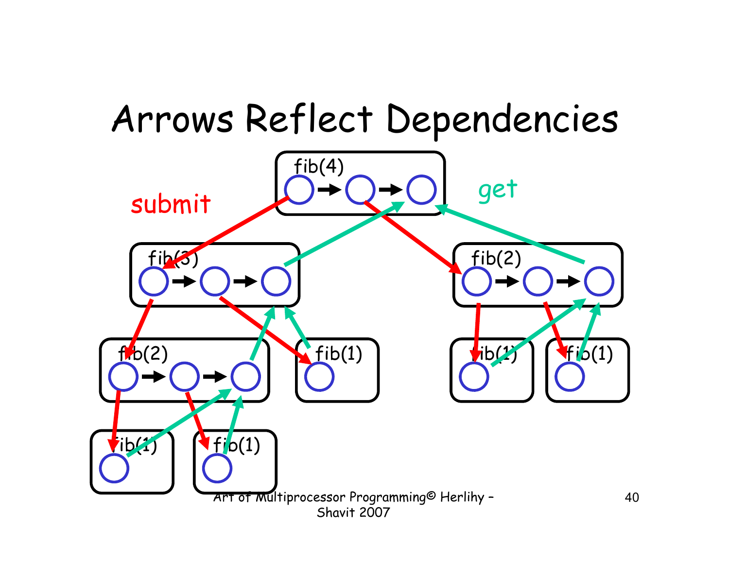# Arrows Reflect Dependencies

submit

get

fib(4)

fib(3)

fib(2)

fib(2)

fib(1)

fib(1)

fib(1)

fib(1)

fib(1)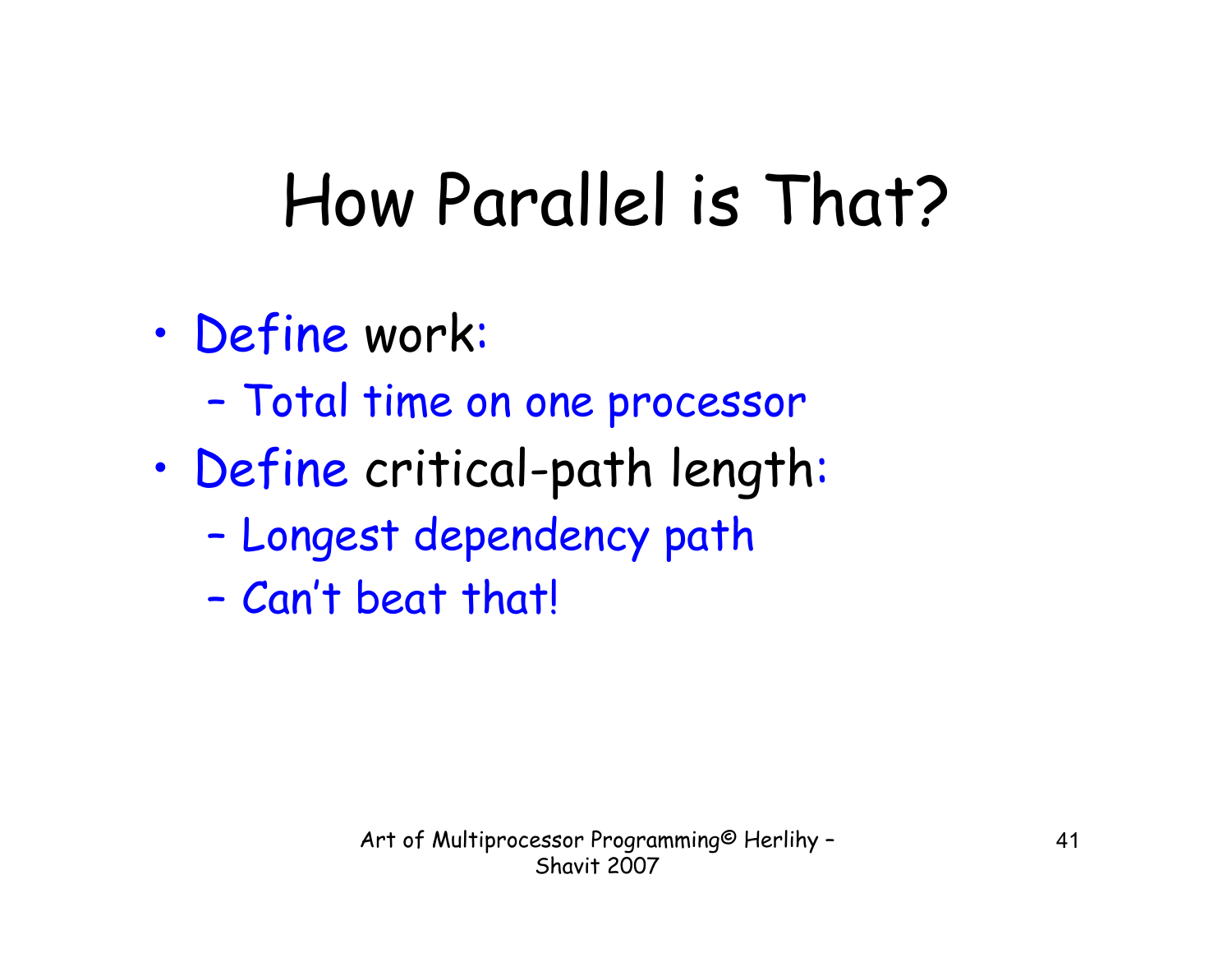# How Parallel is That?

- Define work:
  - Total time on one processor
- Define critical-path length:
  - Longest dependency path
  - Can't beat that!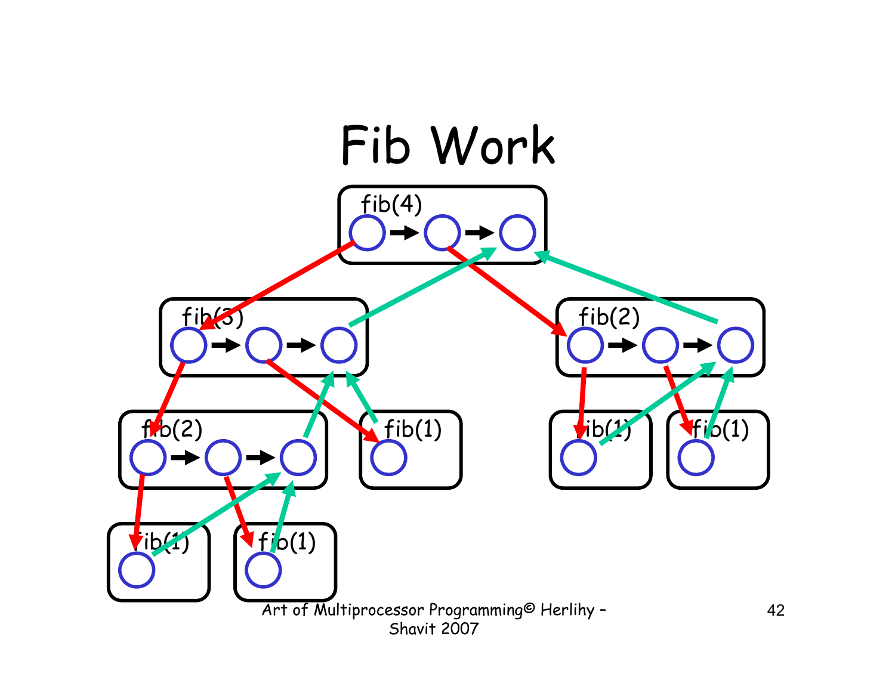# Fib Work

fib(4)

fib(3)

fib(2)

fib(2)

fib(1)

fib(1)

fib(1)

fib(1)

fib(1)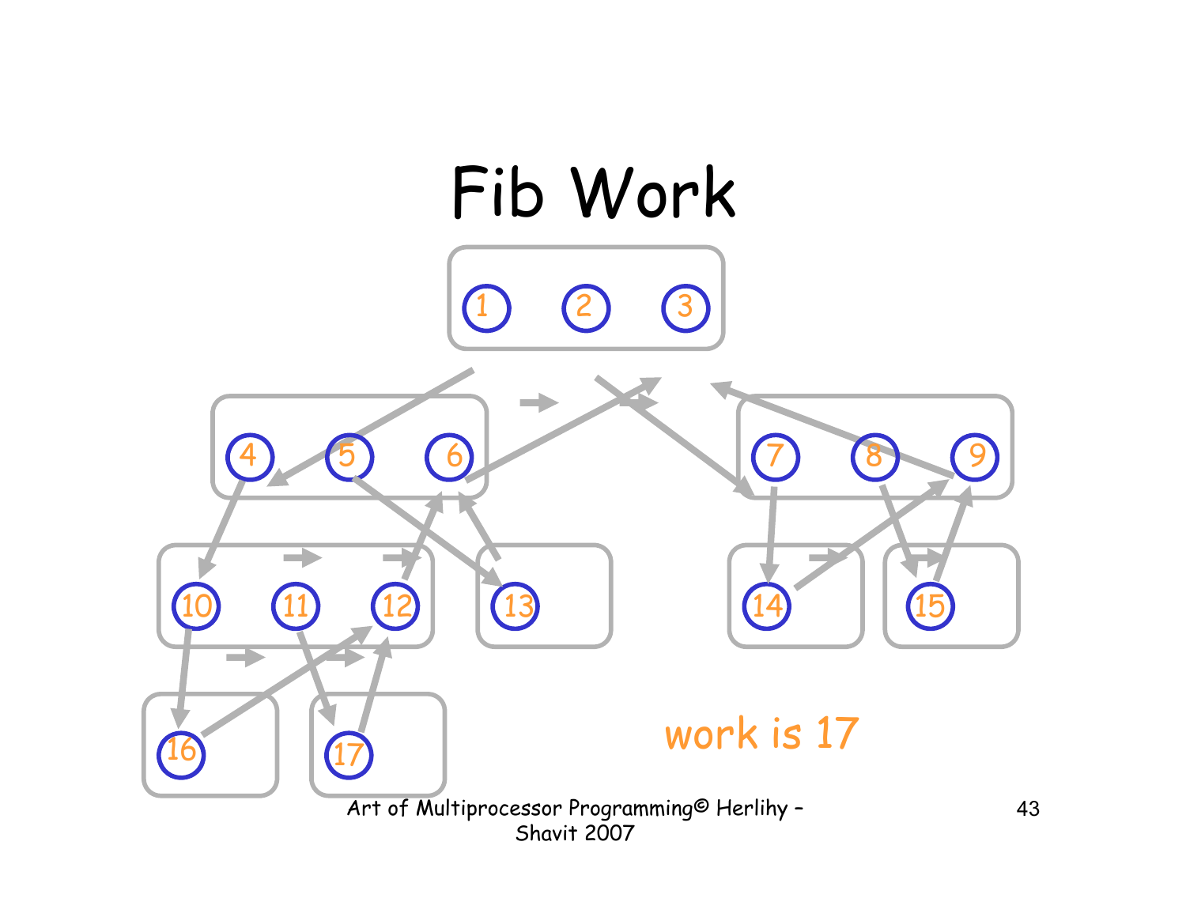# Fib Work

1 2 3

4 5 6 7 8 9

10 11 12 13 14 15

16 17

work is 17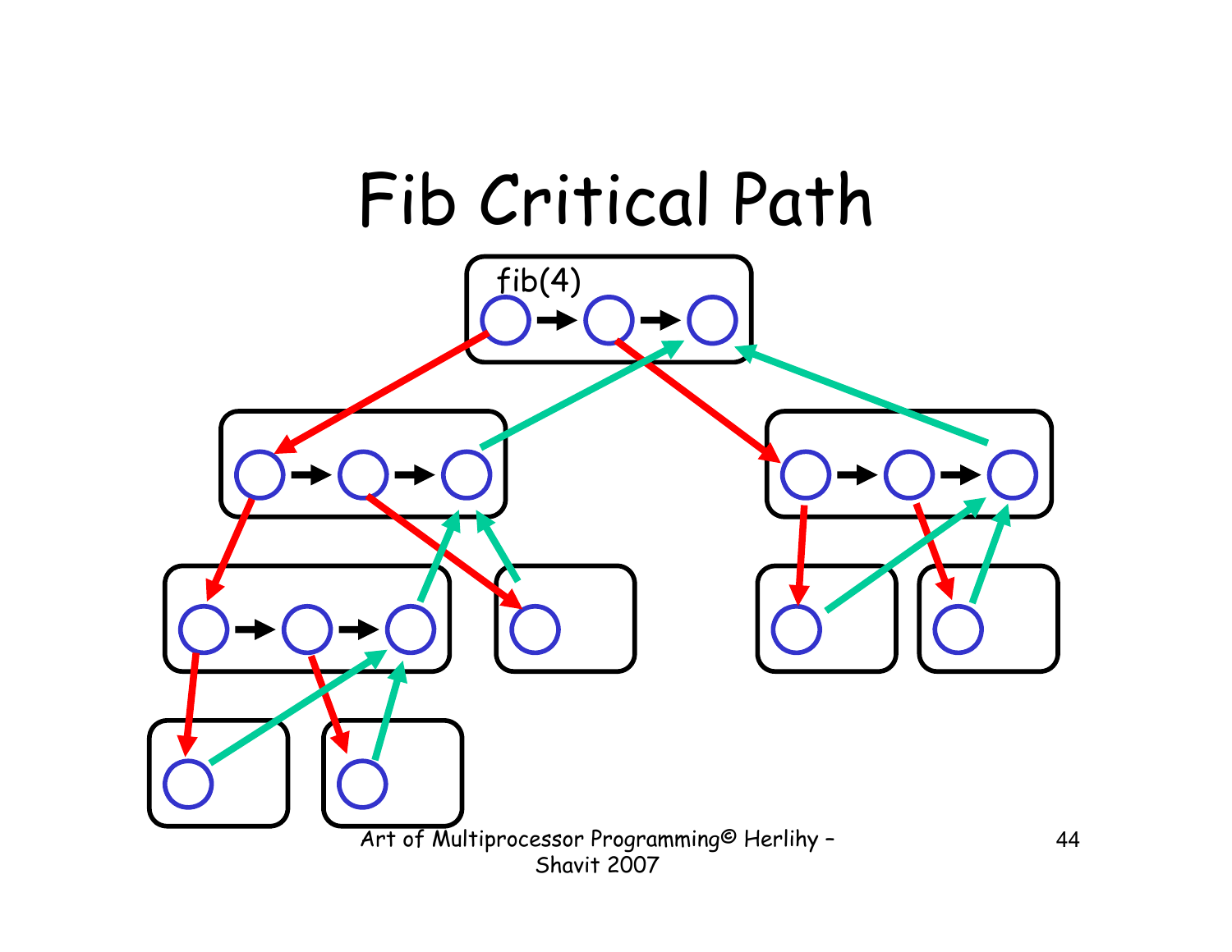# Fib Critical Path

fib(4)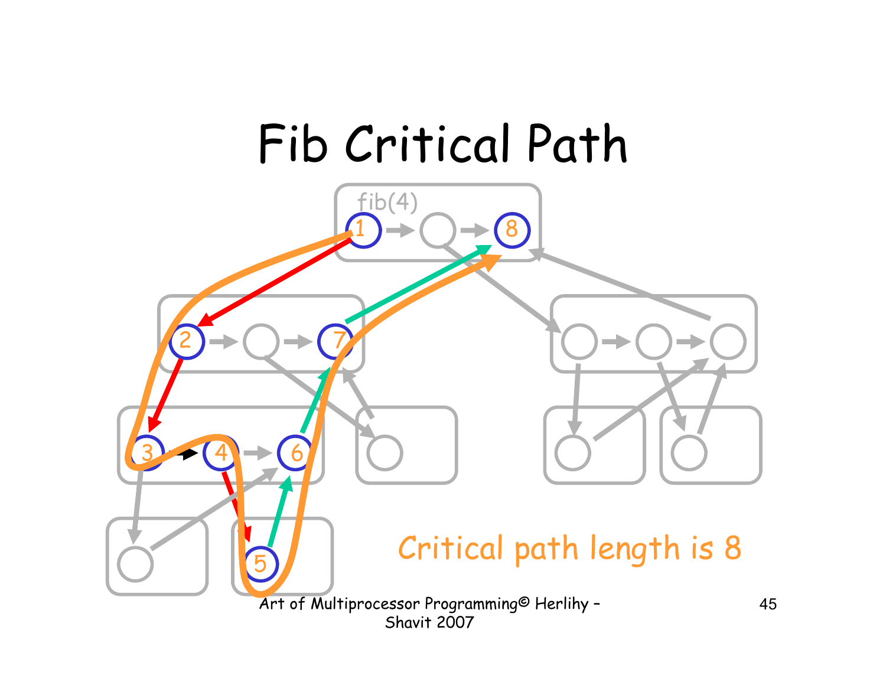# Fib Critical Path

fib(4)

1 → → 8

2 → → 7

3 → 4 → 6

5

Critical path length is 8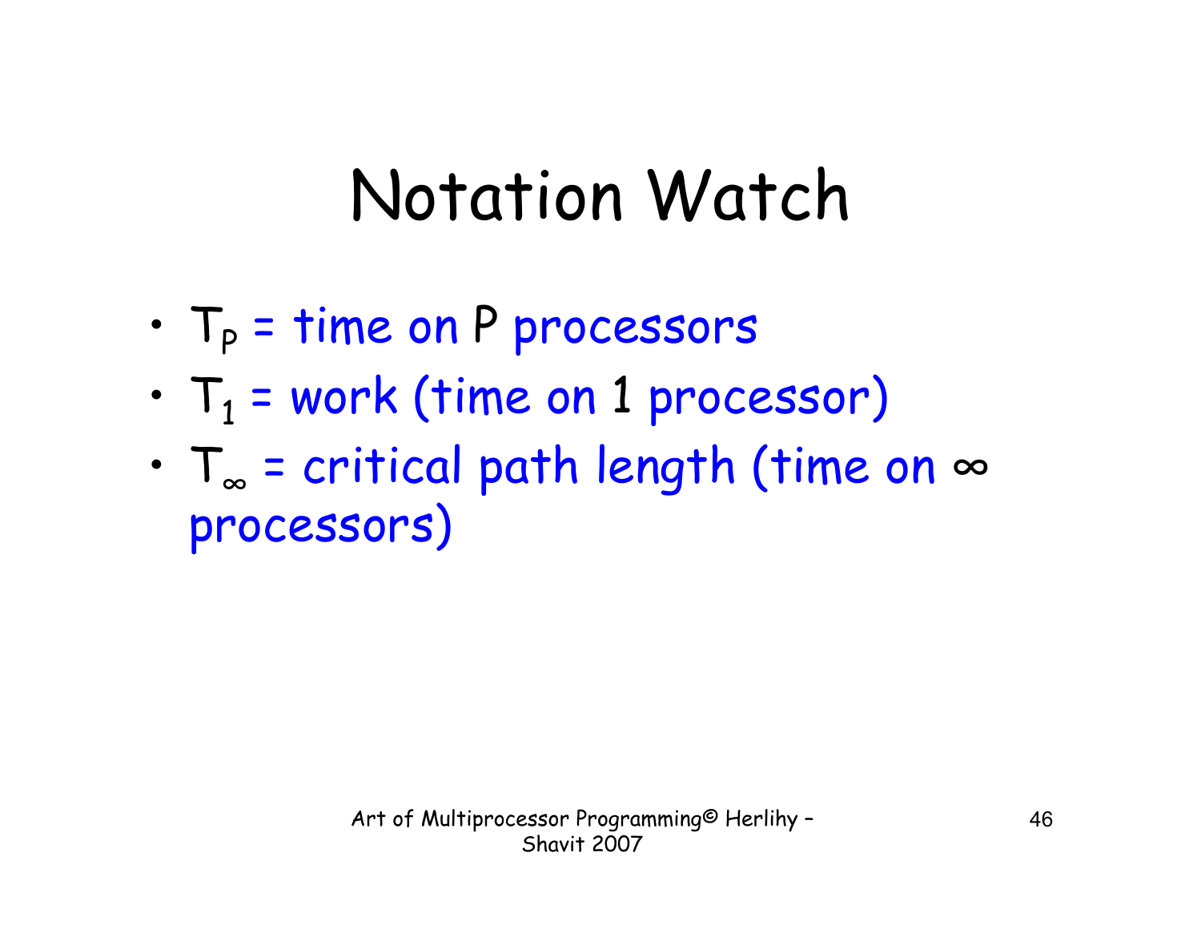# Notation Watch

- $T_P$ = time on P processors
- $T_1$ = work (time on 1 processor)
- $T_\infty$ = critical path length (time on $\infty$ processors)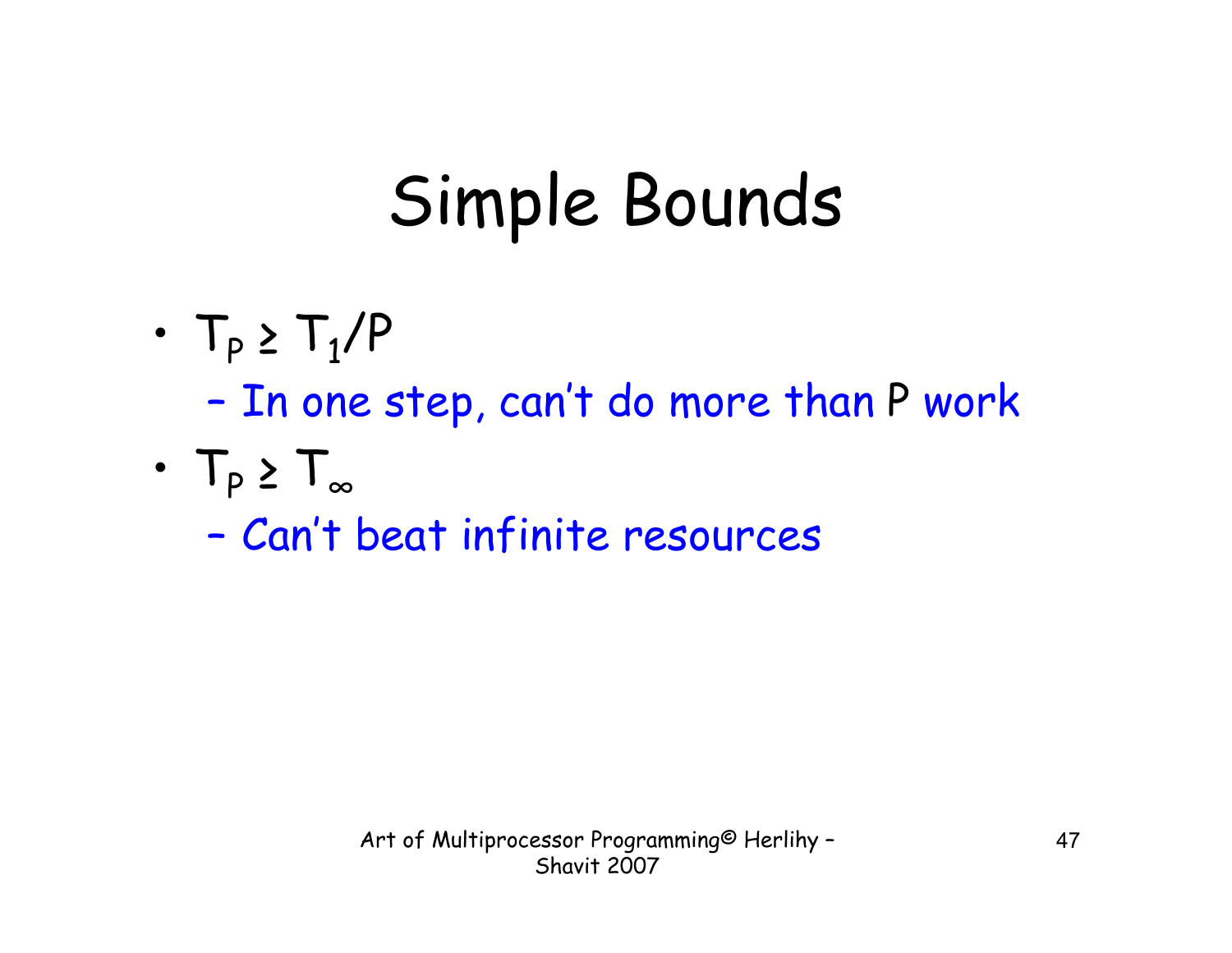# Simple Bounds

- $T_P \geq T_1/P$
  - In one step, can't do more than $P$ work
- $T_P \geq T_\infty$
  - Can't beat infinite resources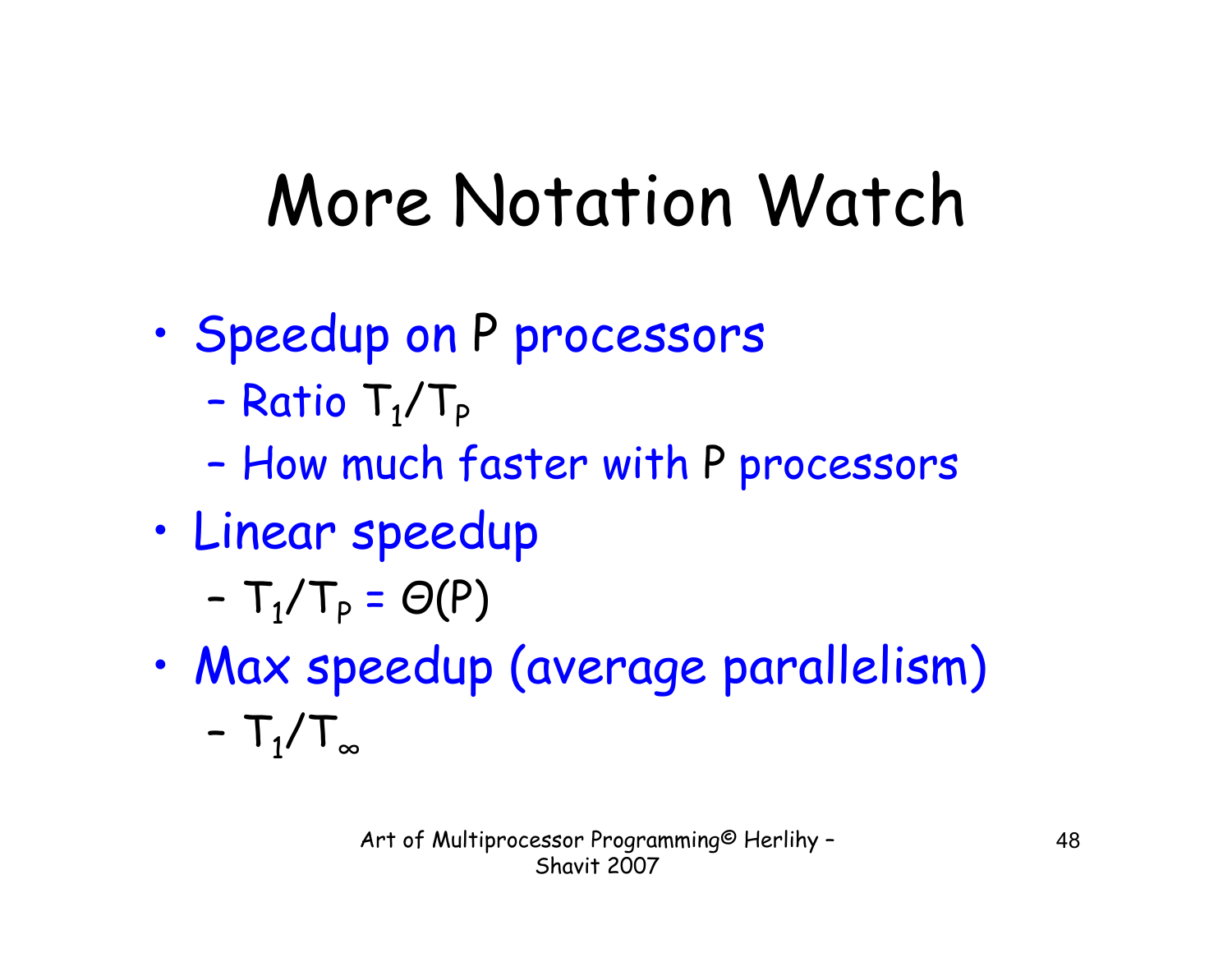# More Notation Watch

- Speedup on P processors
  - Ratio $T_1/T_P$
  - How much faster with P processors
- Linear speedup
  - $T_1/T_P = \Theta(P)$
- Max speedup (average parallelism)
  - $T_1/T_\infty$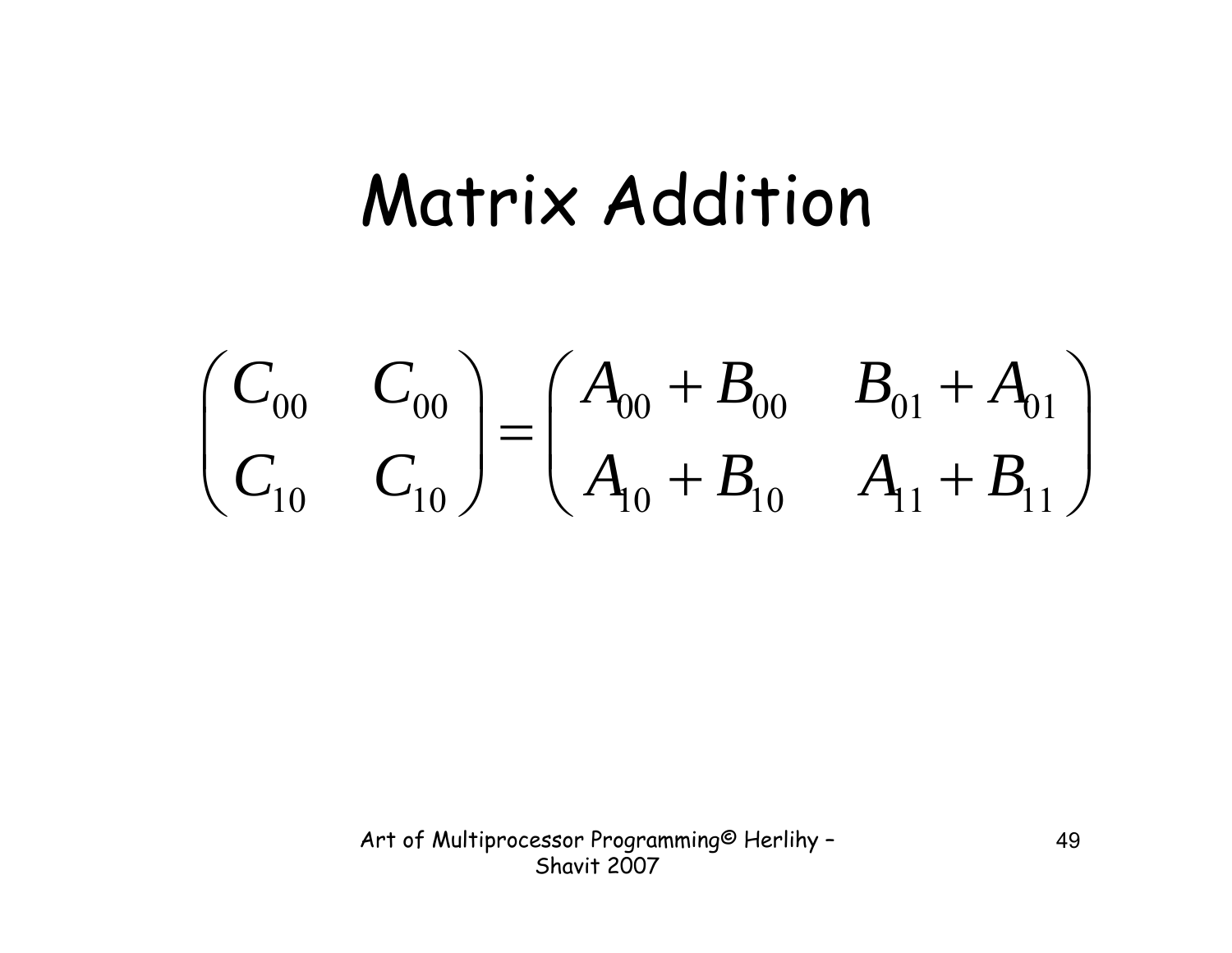# Matrix Addition

$$
\begin{pmatrix} C_{00} & C_{00} \\ C_{10} & C_{10} \end{pmatrix} = \begin{pmatrix} A_{00} + B_{00} & B_{01} + A_{01} \\ A_{10} + B_{10} & A_{11} + B_{11} \end{pmatrix}
$$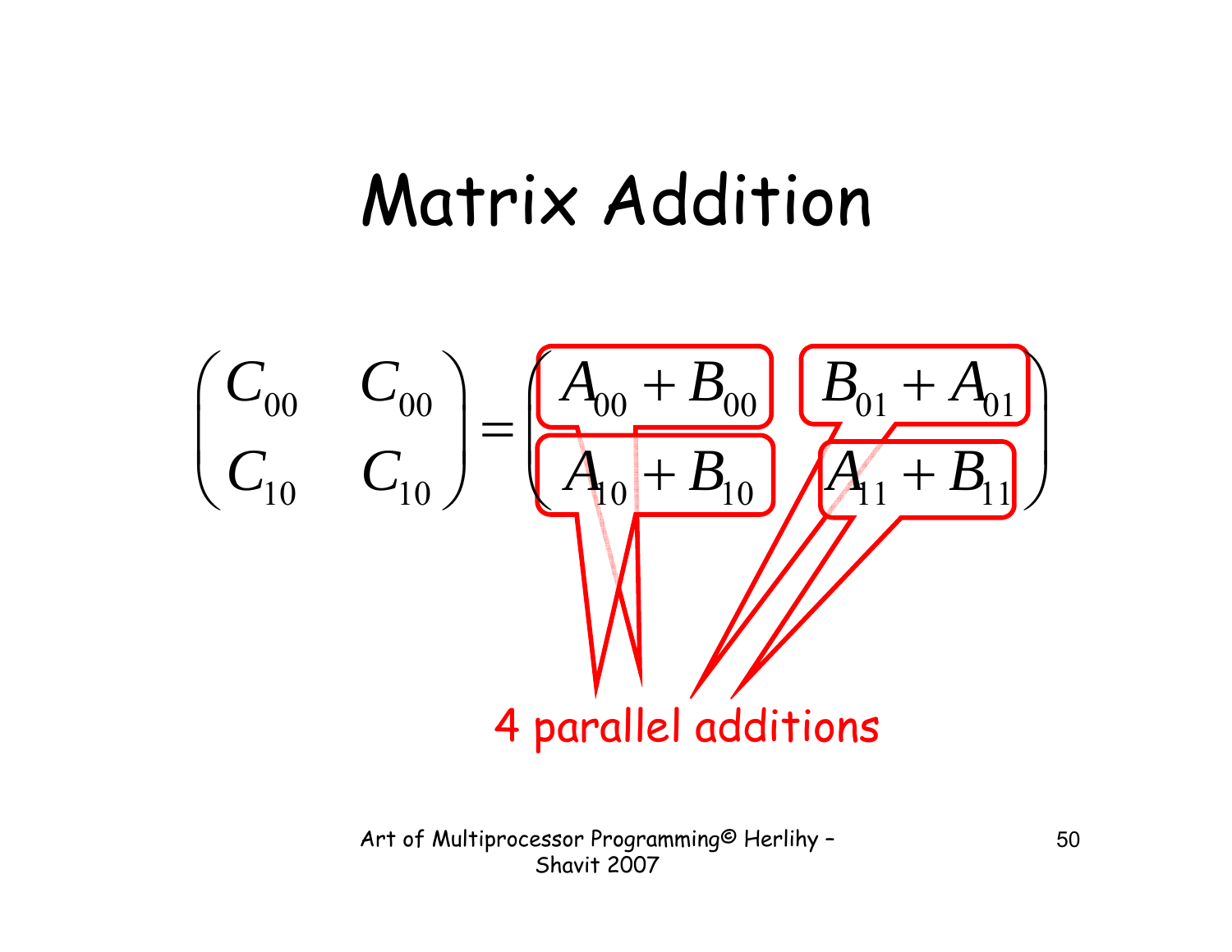# Matrix Addition

$$\begin{pmatrix} C_{00} & C_{00} \\ C_{10} & C_{10} \end{pmatrix} = \begin{pmatrix} A_{00} + B_{00} & B_{01} + A_{01} \\ A_{10} + B_{10} & A_{11} + B_{11} \end{pmatrix}$$

4 parallel additions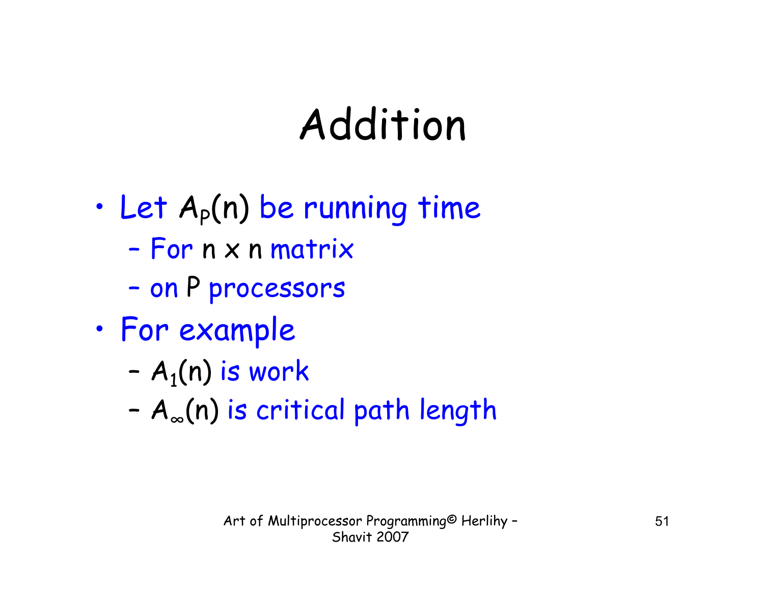# Addition

- Let $A_P(n)$ be running time
  - For $n \times n$ matrix
  - on $P$ processors
- For example
  - $A_1(n)$ is work
  - $A_\infty(n)$ is critical path length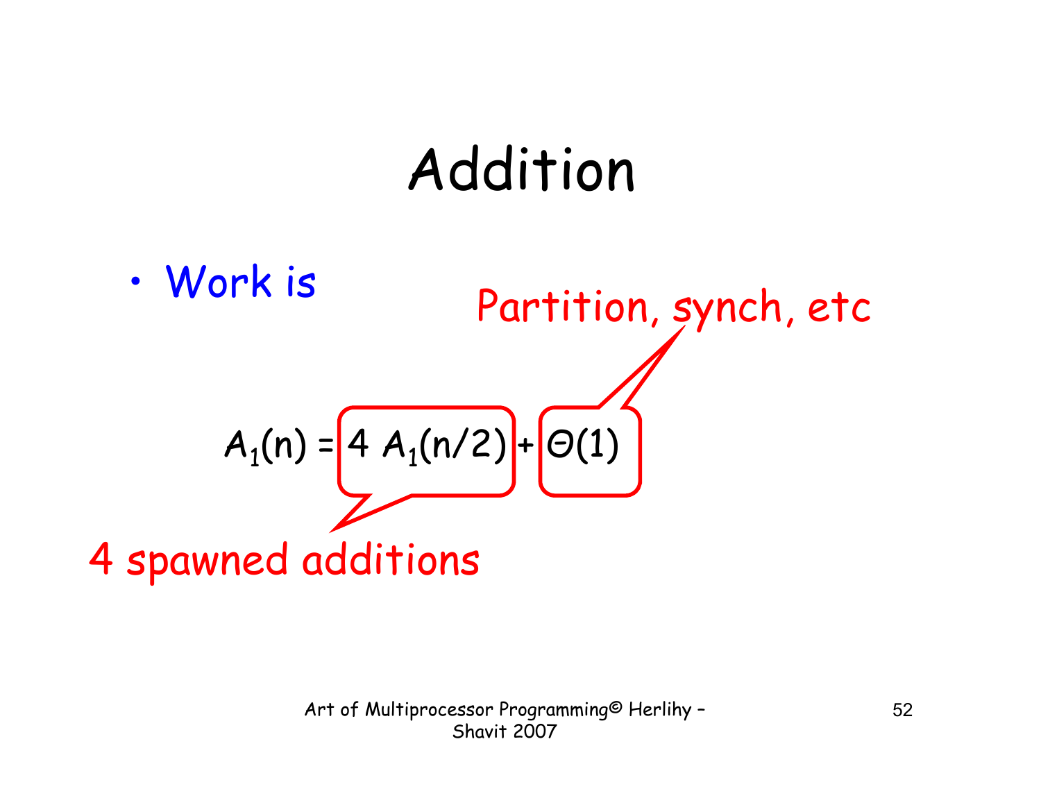# Addition

- Work is

Partition, synch, etc

$$A_1(n) = 4\ A_1(n/2) + \Theta(1)$$

4 spawned additions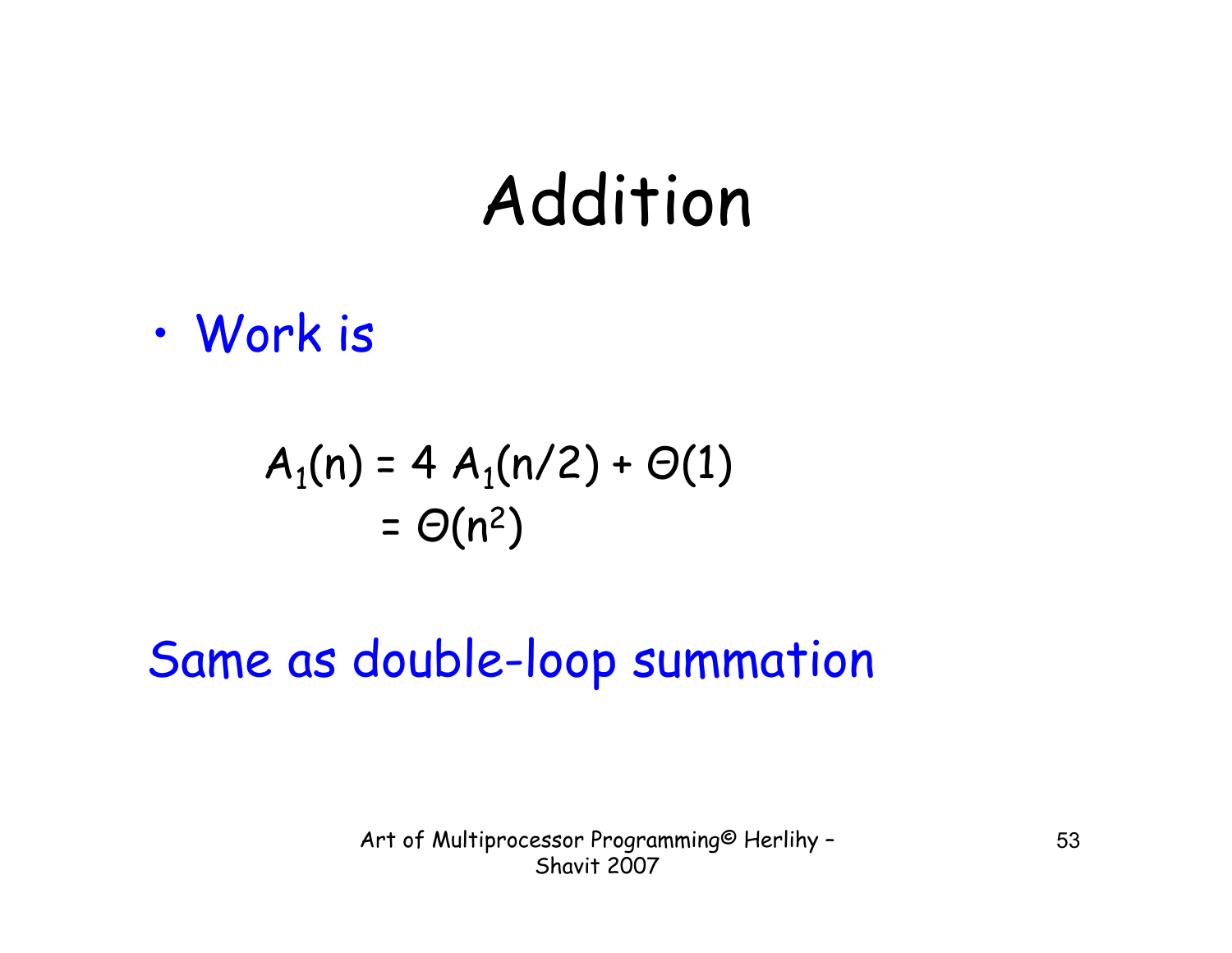# Addition

- Work is

$$A_1(n) = 4\, A_1(n/2) + \Theta(1)$$
$$= \Theta(n^2)$$

Same as double-loop summation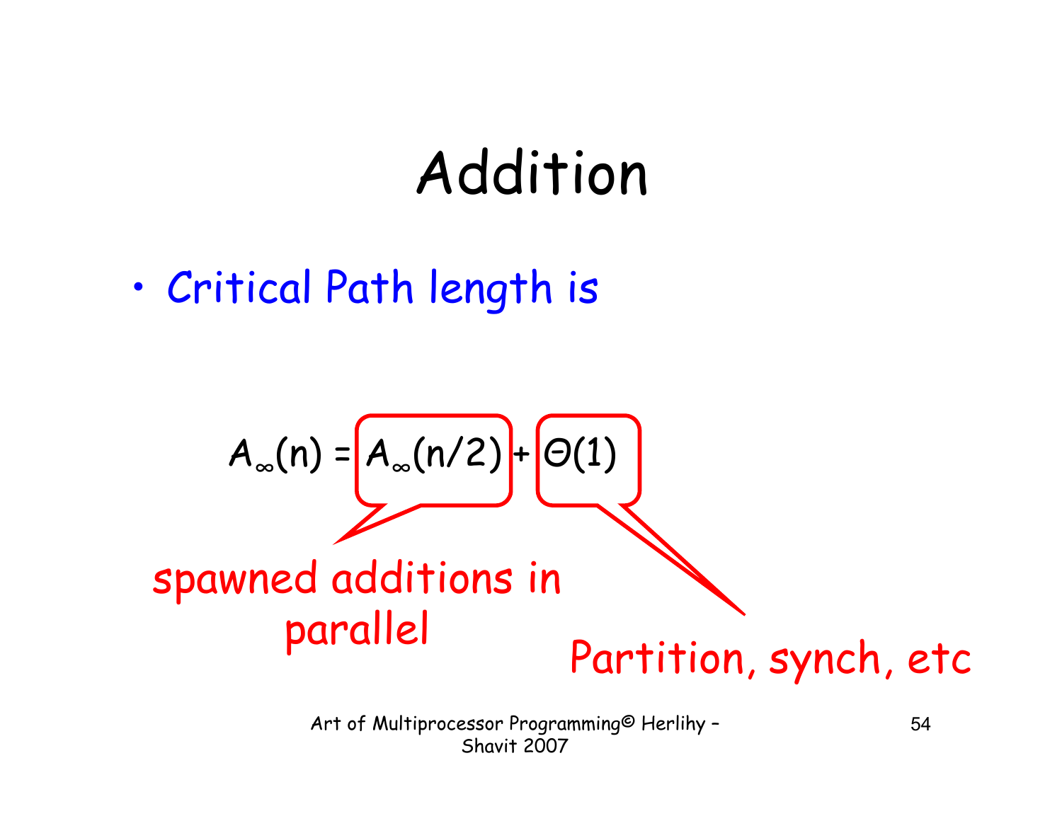# Addition

- Critical Path length is

$$A_\infty(n) = A_\infty(n/2) + \Theta(1)$$

spawned additions in parallel

Partition, synch, etc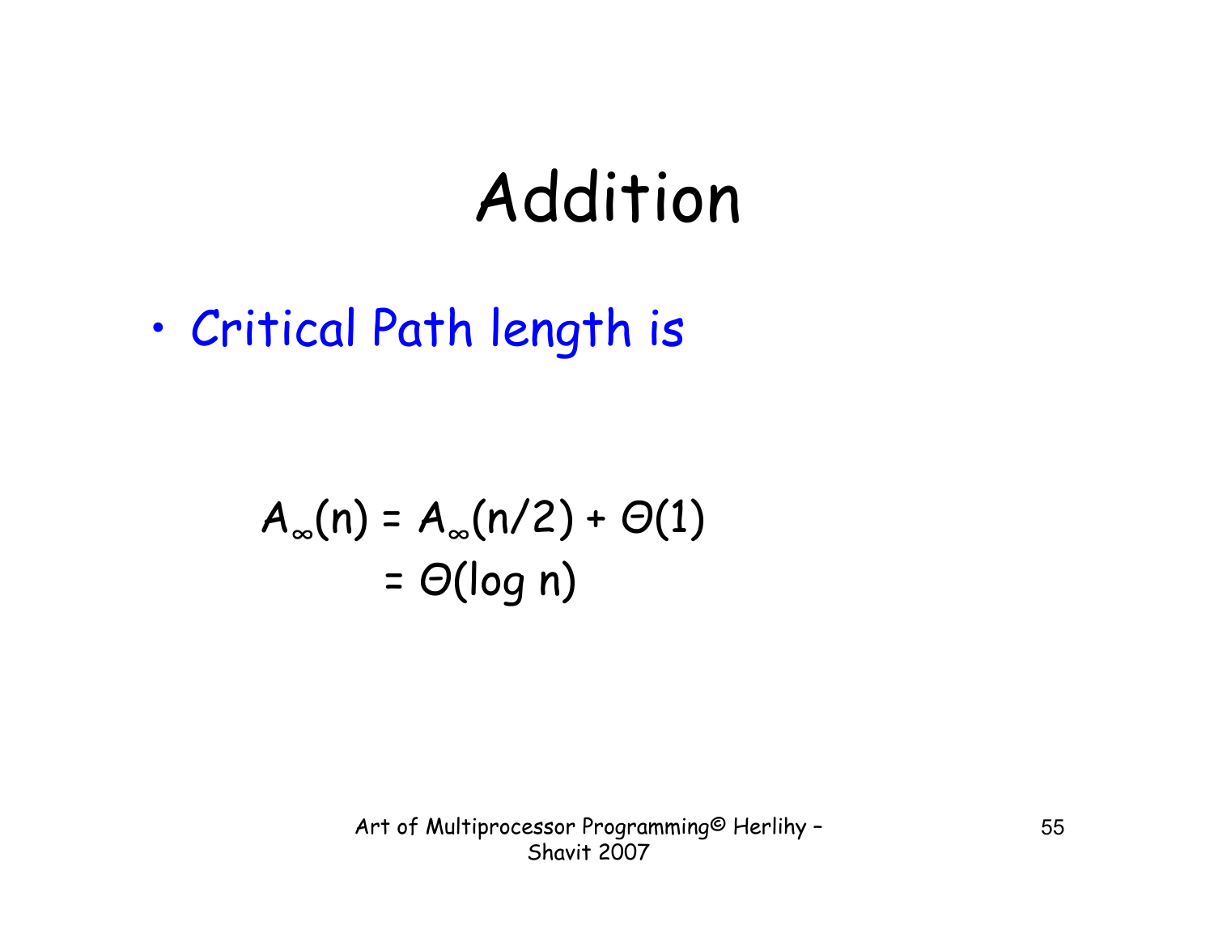# Addition

- Critical Path length is

$$
\begin{aligned}
A_\infty(n) &= A_\infty(n/2) + \Theta(1) \\
&= \Theta(\log n)
\end{aligned}
$$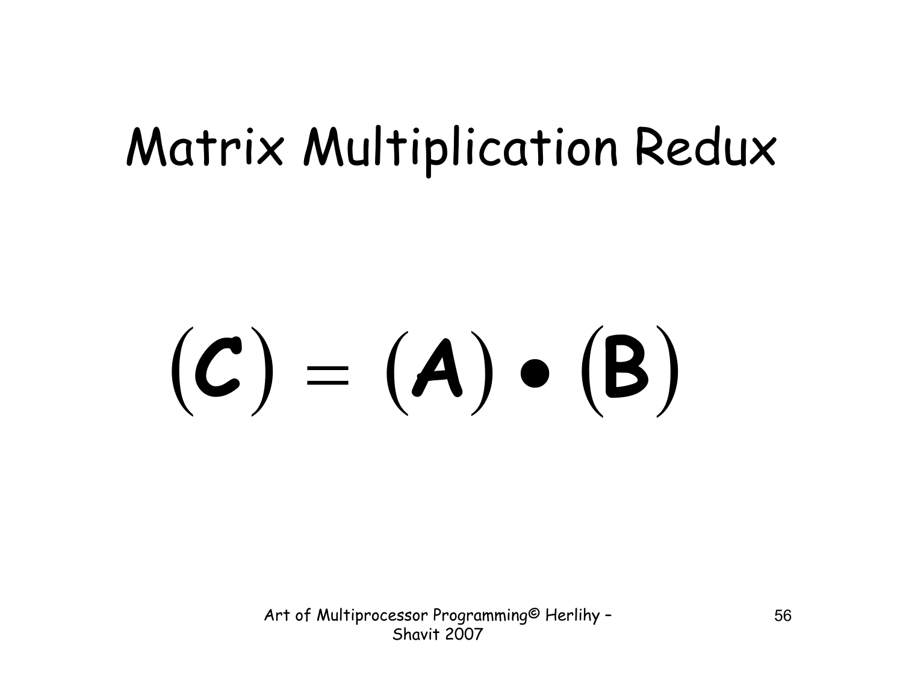# Matrix Multiplication Redux

$$(C) = (A) \bullet (B)$$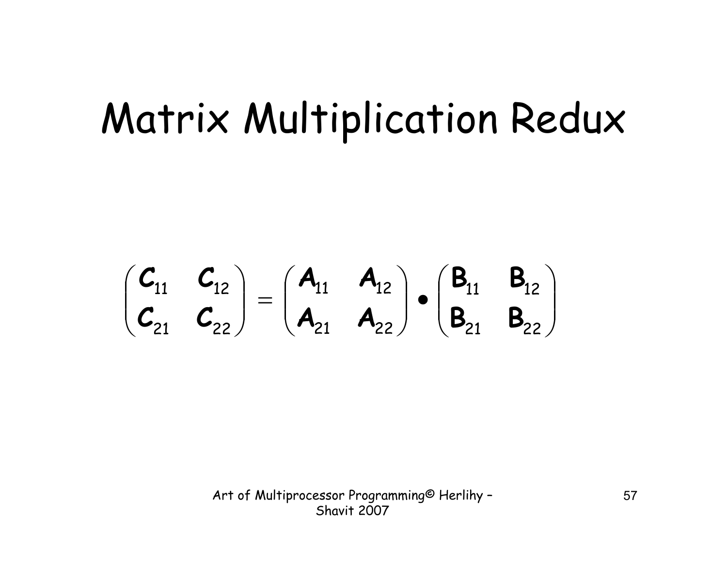# Matrix Multiplication Redux

$$\begin{pmatrix} C_{11} & C_{12} \\ C_{21} & C_{22} \end{pmatrix} = \begin{pmatrix} A_{11} & A_{12} \\ A_{21} & A_{22} \end{pmatrix} \bullet \begin{pmatrix} B_{11} & B_{12} \\ B_{21} & B_{22} \end{pmatrix}$$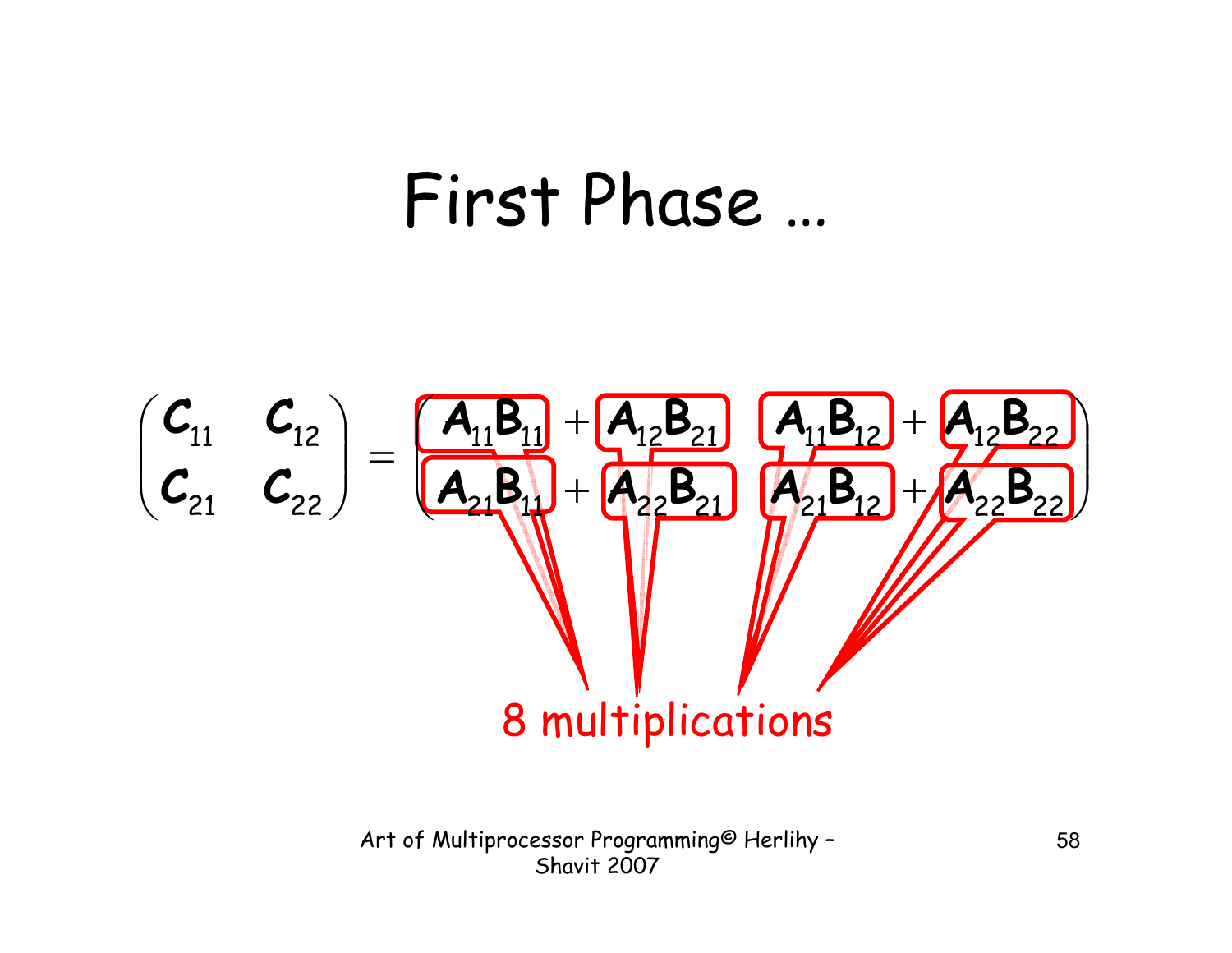# First Phase …

$$\begin{pmatrix} C_{11} & C_{12} \\ C_{21} & C_{22} \end{pmatrix} = \begin{pmatrix} A_{11}B_{11} + A_{12}B_{21} & A_{11}B_{12} + A_{12}B_{22} \\ A_{21}B_{11} + A_{22}B_{21} & A_{21}B_{12} + A_{22}B_{22} \end{pmatrix}$$

8 multiplications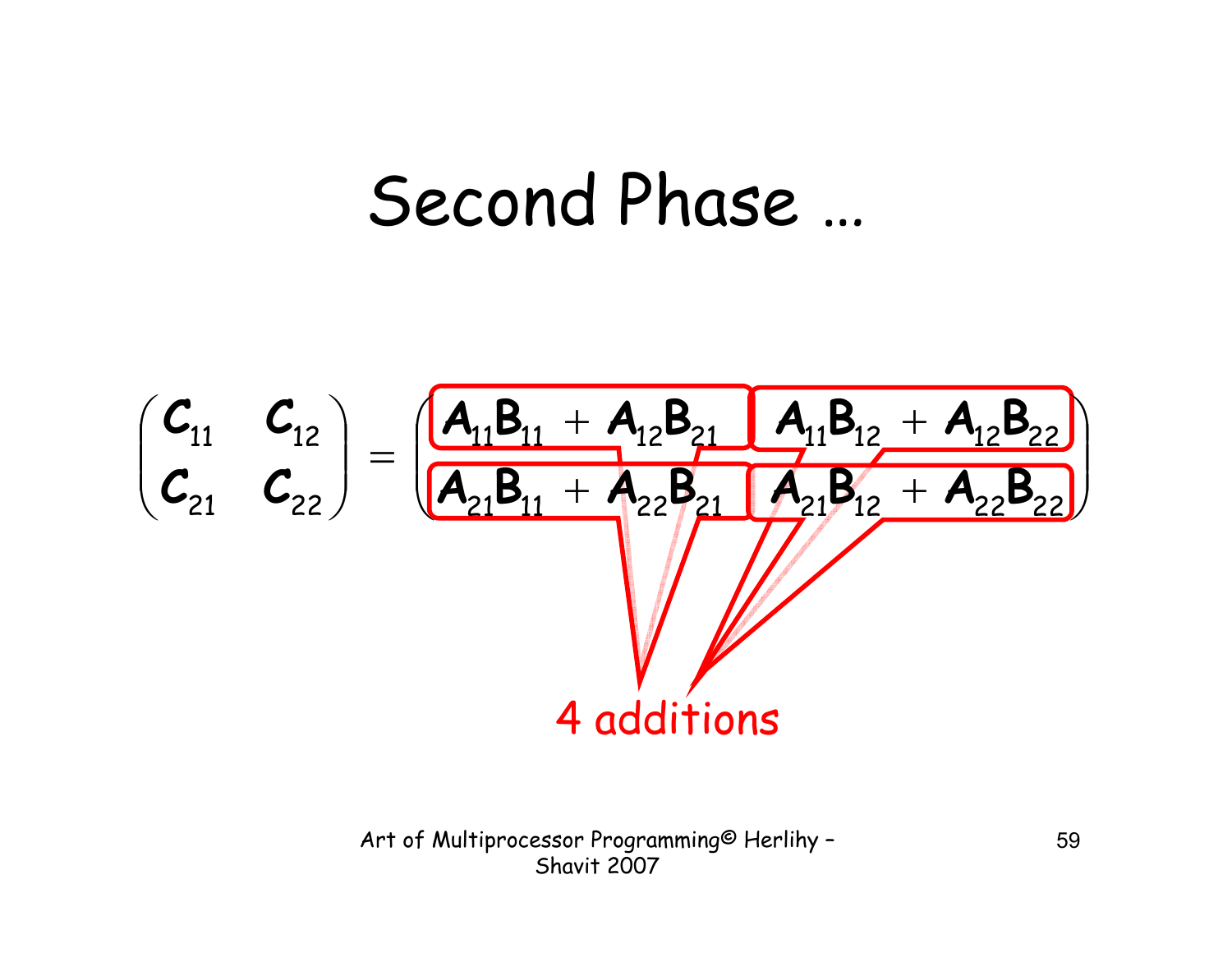# Second Phase …

$$
\begin{pmatrix} C_{11} & C_{12} \\ C_{21} & C_{22} \end{pmatrix} = \begin{pmatrix} A_{11}B_{11} + A_{12}B_{21} & A_{11}B_{12} + A_{12}B_{22} \\ A_{21}B_{11} + A_{22}B_{21} & A_{21}B_{12} + A_{22}B_{22} \end{pmatrix}
$$

4 additions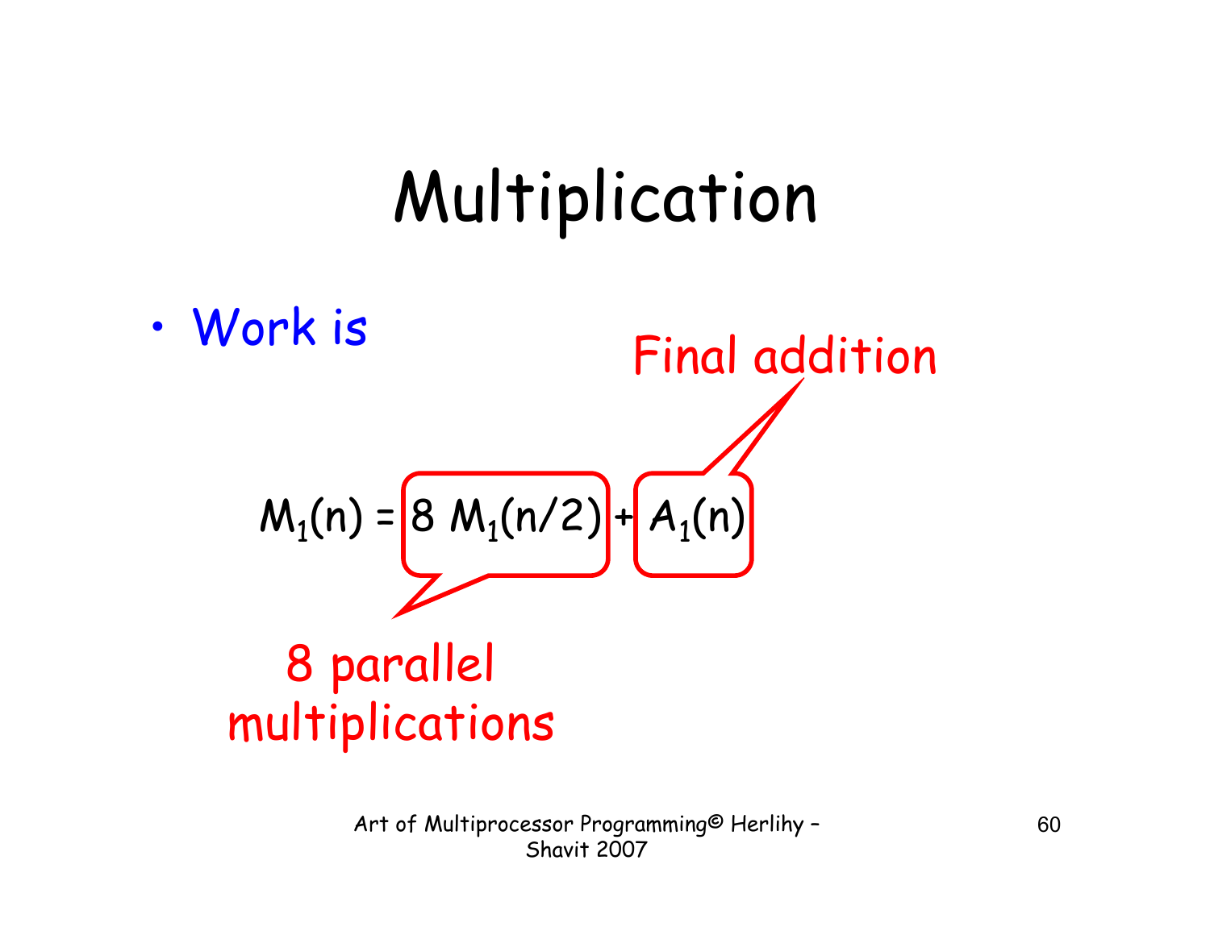# Multiplication

- Work is

Final addition

$$M_1(n) = 8\ M_1(n/2) + A_1(n)$$

8 parallel multiplications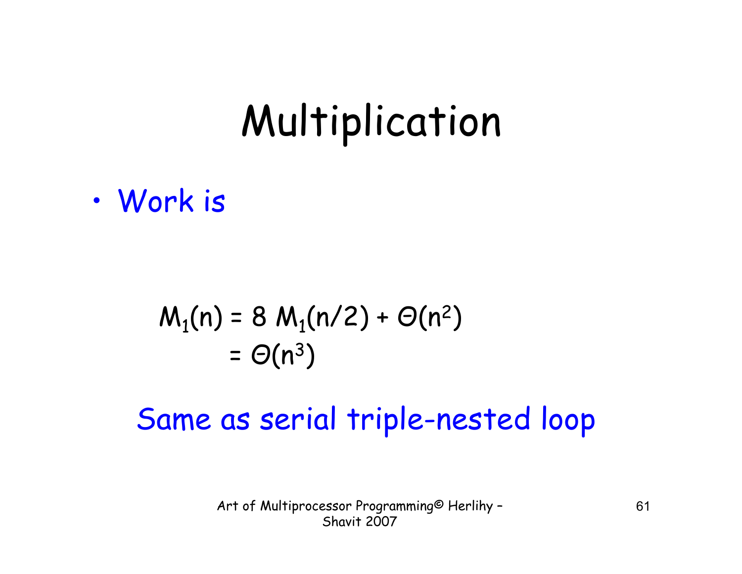# Multiplication

- Work is

$$M_1(n) = 8\, M_1(n/2) + \Theta(n^2)$$
$$= \Theta(n^3)$$

Same as serial triple-nested loop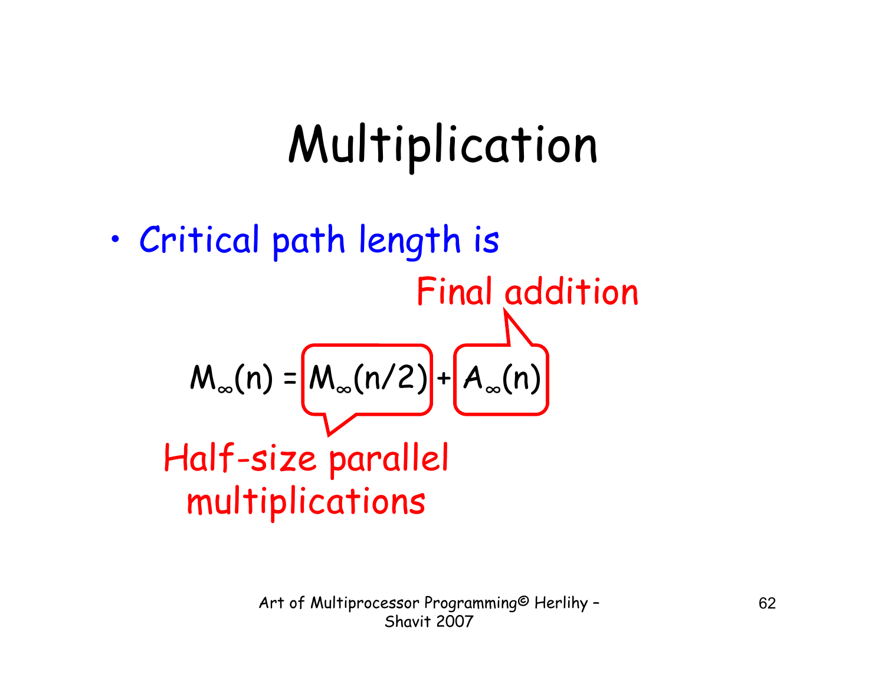# Multiplication

- Critical path length is

Final addition

$$M_\infty(n) = M_\infty(n/2) + A_\infty(n)$$

Half-size parallel multiplications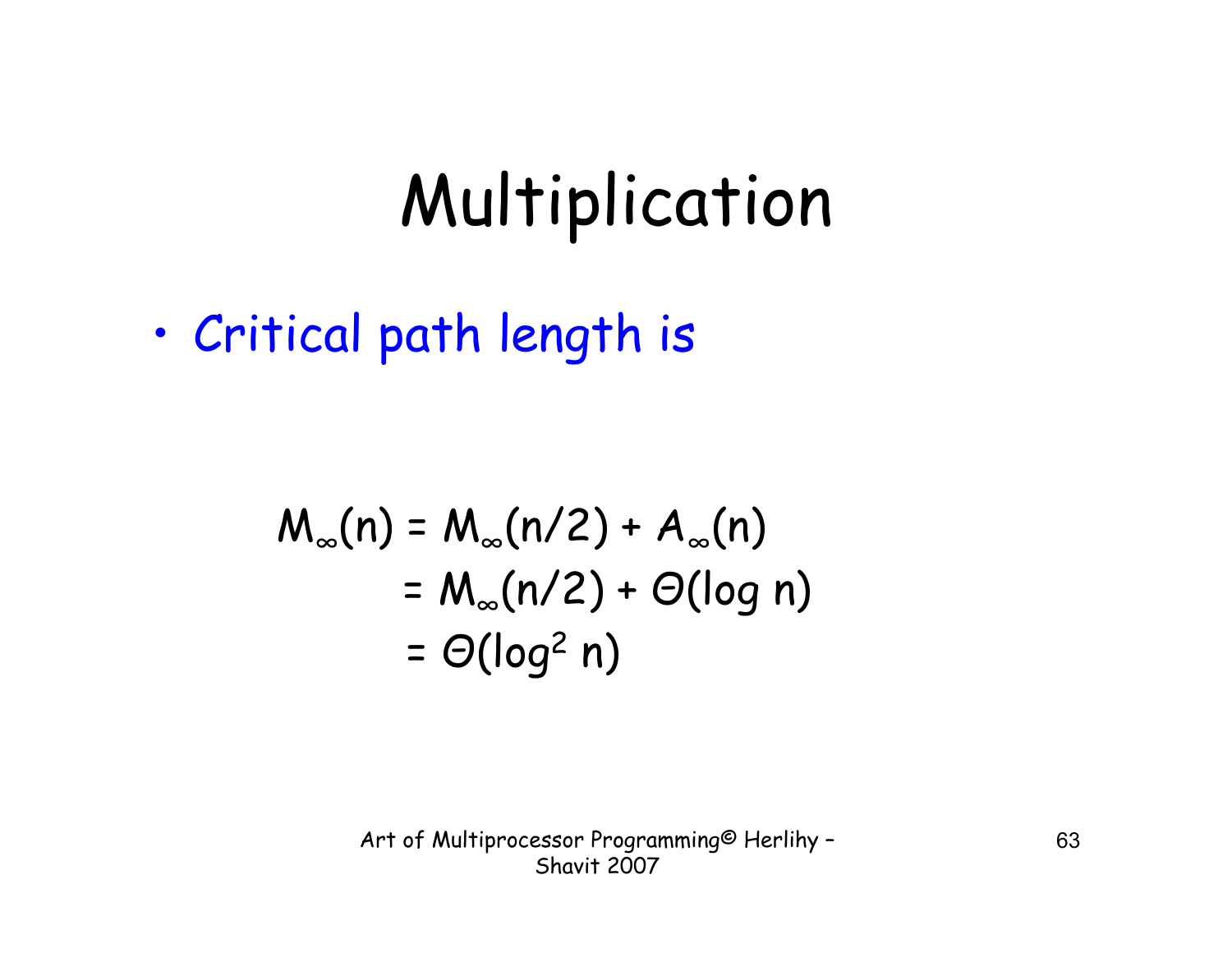# Multiplication

- Critical path length is

$$
\begin{aligned}
M_\infty(n) &= M_\infty(n/2) + A_\infty(n) \\
&= M_\infty(n/2) + \Theta(\log n) \\
&= \Theta(\log^2 n)
\end{aligned}
$$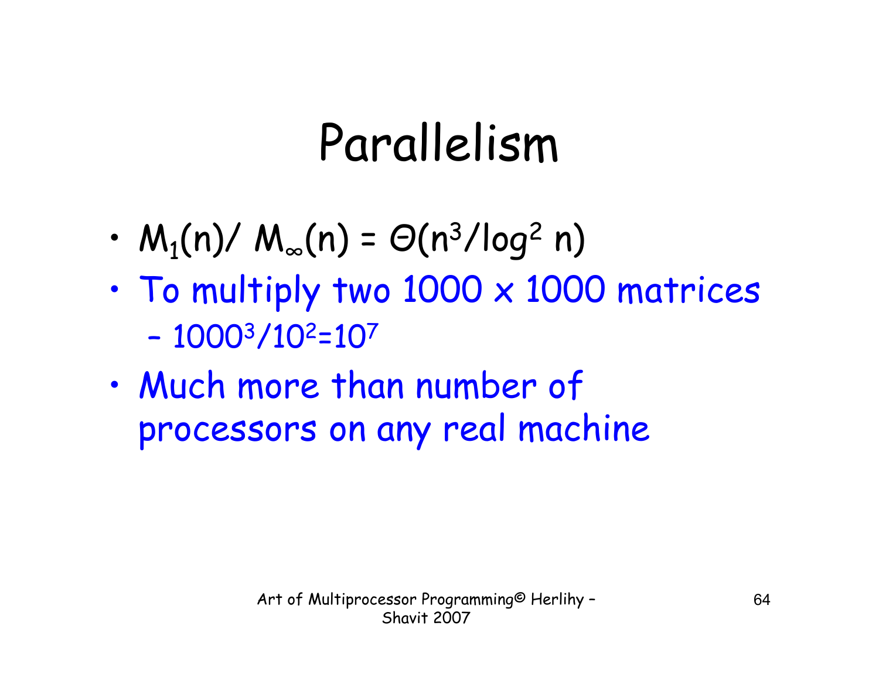# Parallelism

- $M_1(n) / M_\infty(n) = \Theta(n^3/\log^2 n)$
- To multiply two 1000 x 1000 matrices
  - $1000^3/10^2 = 10^7$
- Much more than number of processors on any real machine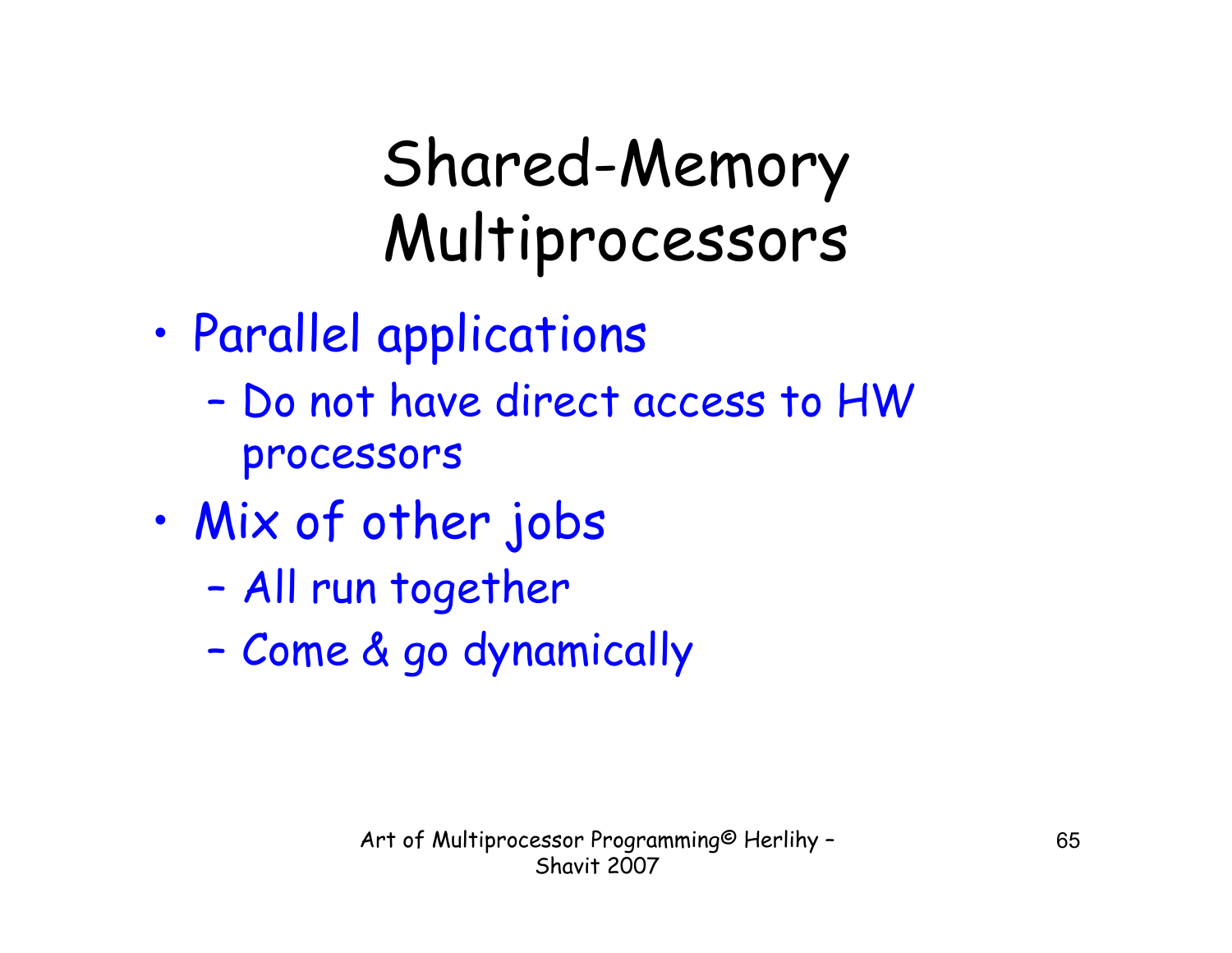# Shared-Memory Multiprocessors

- Parallel applications
  - Do not have direct access to HW processors
- Mix of other jobs
  - All run together
  - Come & go dynamically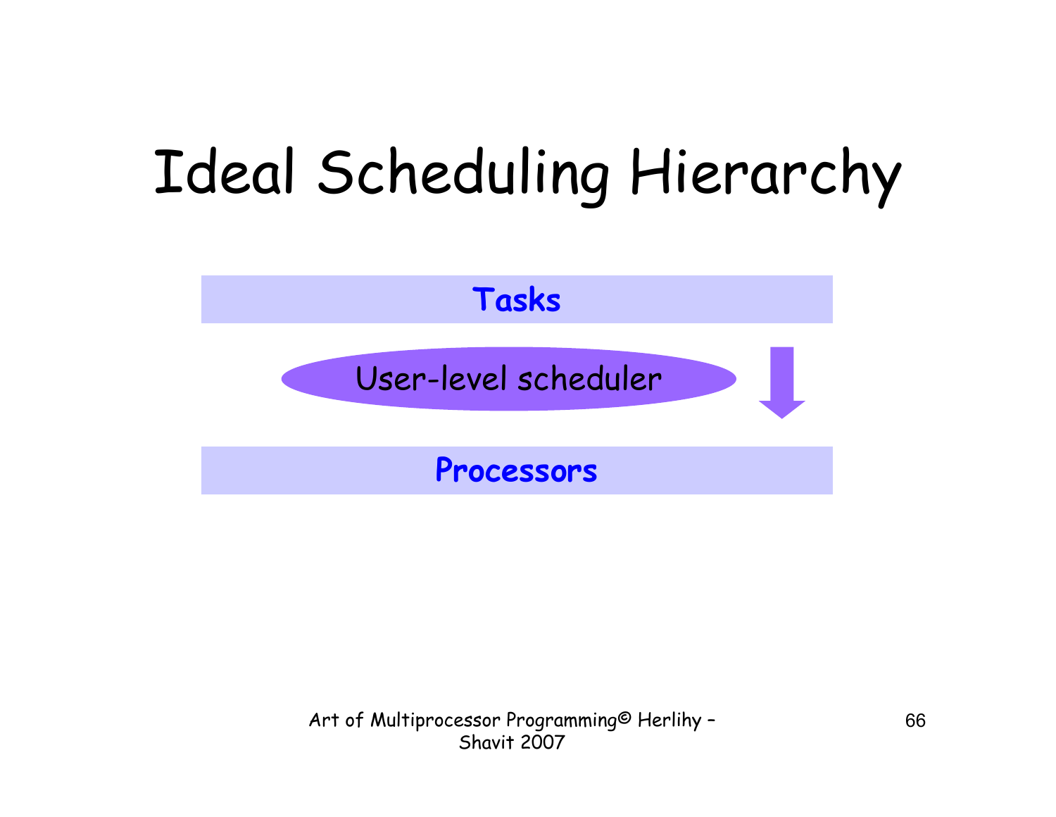# Ideal Scheduling Hierarchy

**Tasks**

User-level scheduler

**Processors**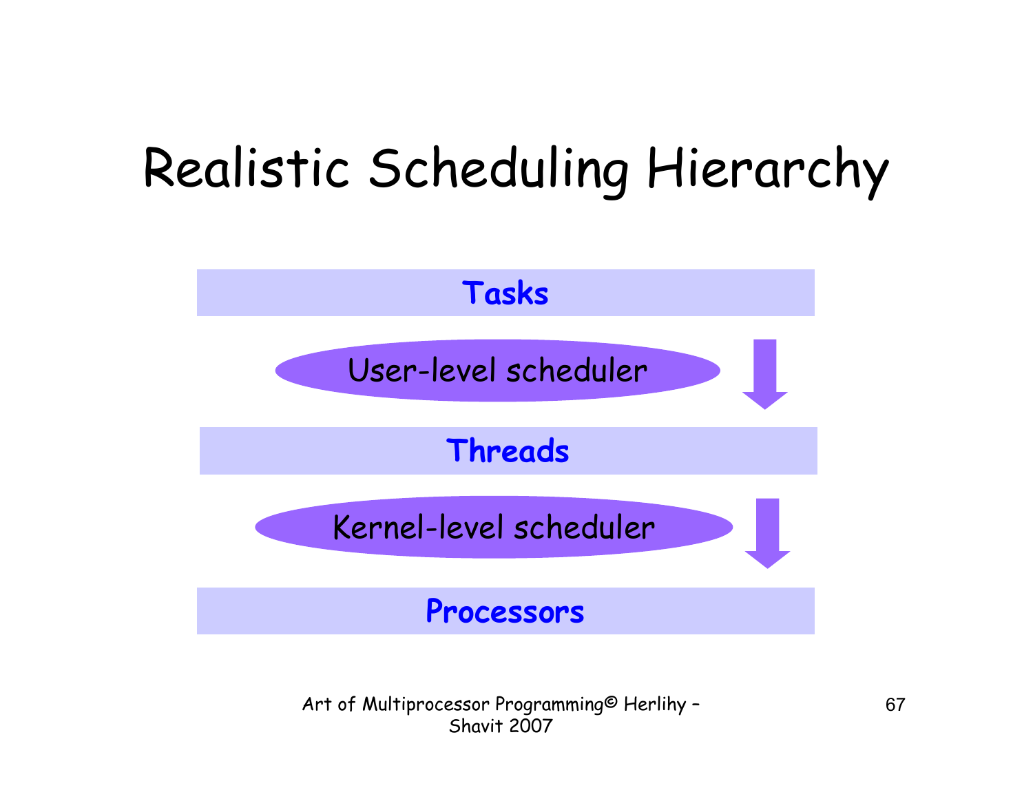# Realistic Scheduling Hierarchy

**Tasks**

User-level scheduler

**Threads**

Kernel-level scheduler

**Processors**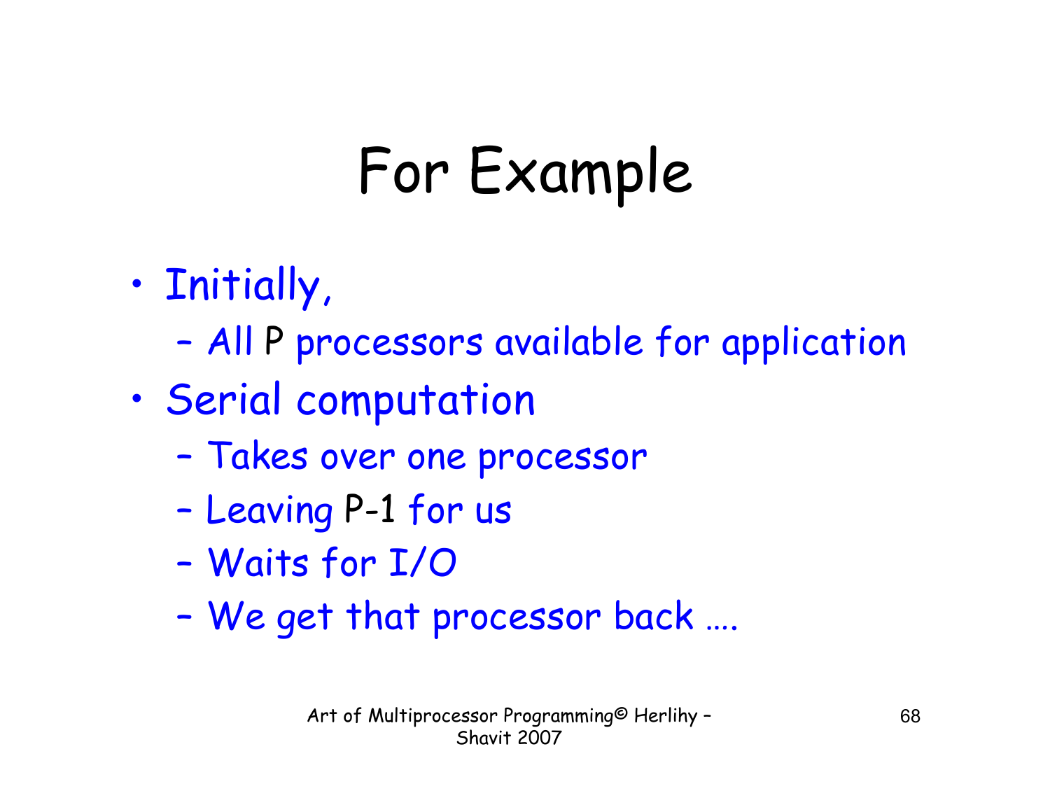# For Example

- Initially,
  - All P processors available for application
- Serial computation
  - Takes over one processor
  - Leaving P-1 for us
  - Waits for I/O
  - We get that processor back ….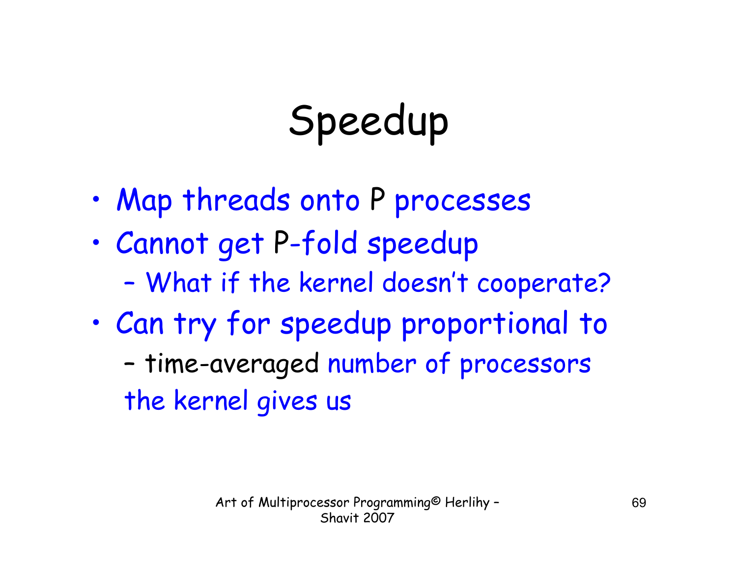# Speedup

- Map threads onto P processes
- Cannot get P-fold speedup
  - What if the kernel doesn't cooperate?
- Can try for speedup proportional to
  - time-averaged number of processors the kernel gives us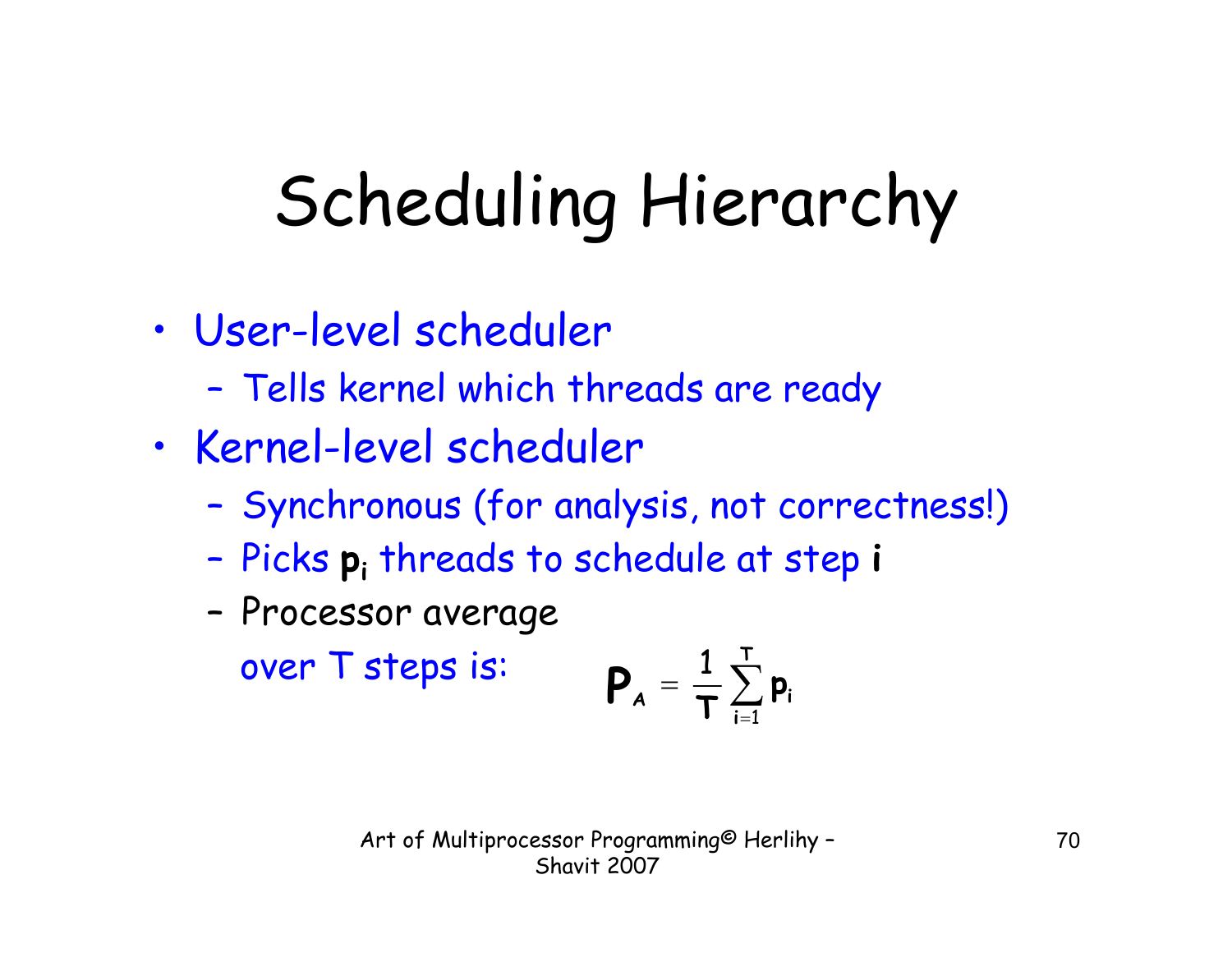# Scheduling Hierarchy

- User-level scheduler
  - Tells kernel which threads are ready
- Kernel-level scheduler
  - Synchronous (for analysis, not correctness!)
  - Picks $p_i$ threads to schedule at step $i$
  - Processor average over T steps is:

$$P_A = \frac{1}{T}\sum_{i=1}^{T} p_i$$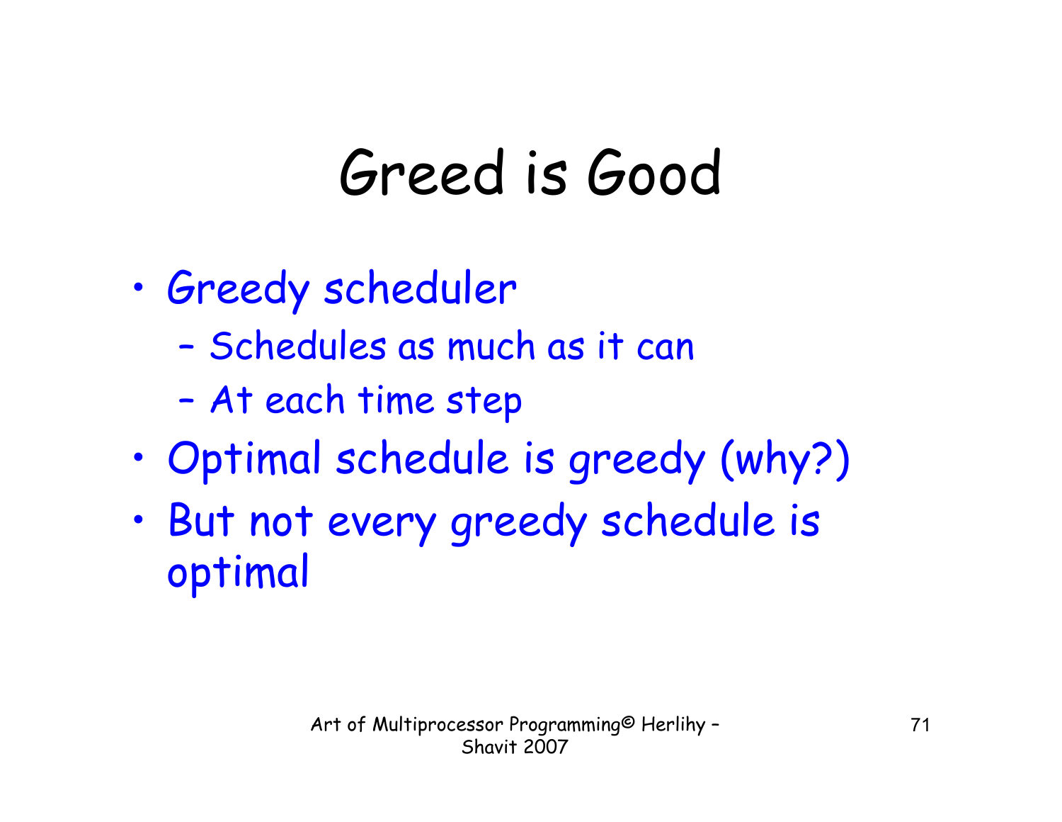# Greed is Good

- Greedy scheduler
  - Schedules as much as it can
  - At each time step
- Optimal schedule is greedy (why?)
- But not every greedy schedule is optimal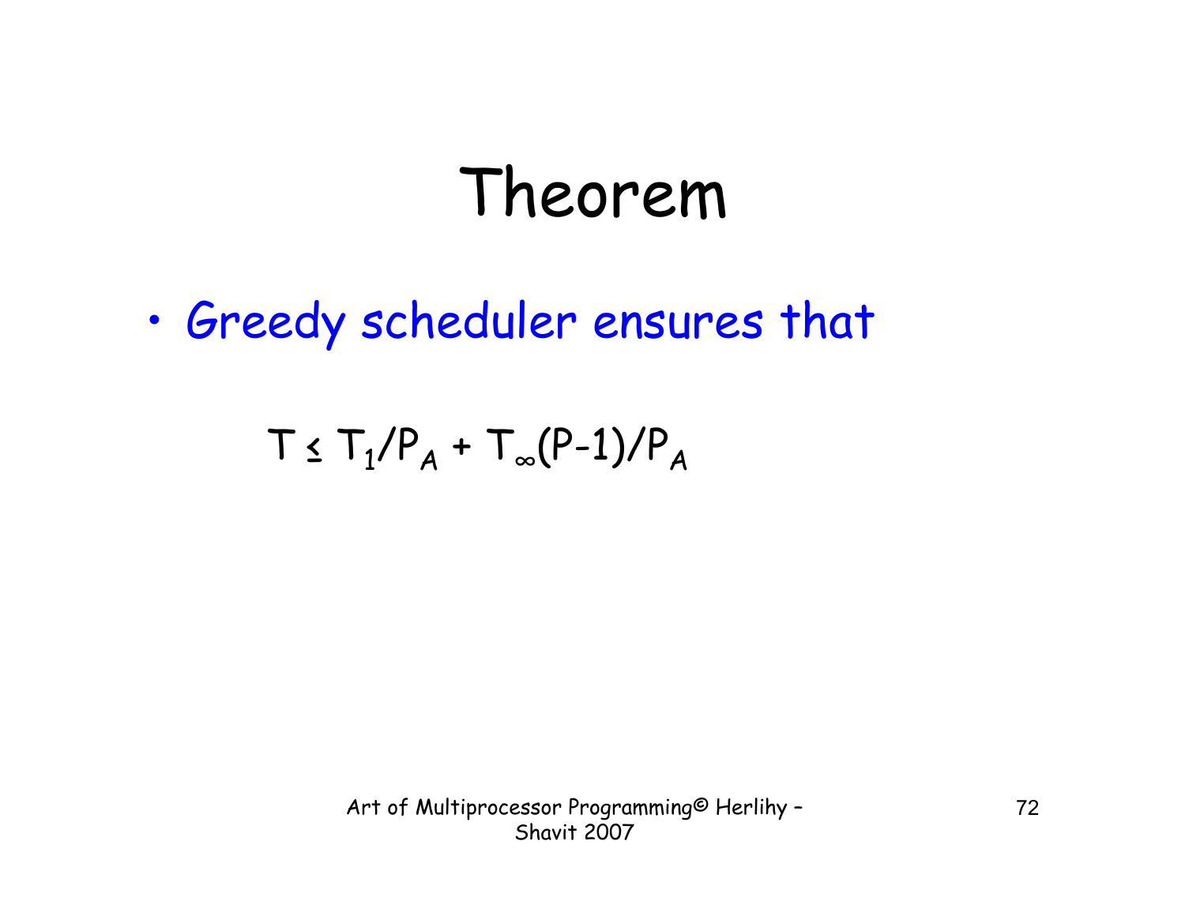# Theorem

- Greedy scheduler ensures that

$$T \leq T_1/P_A + T_\infty(P-1)/P_A$$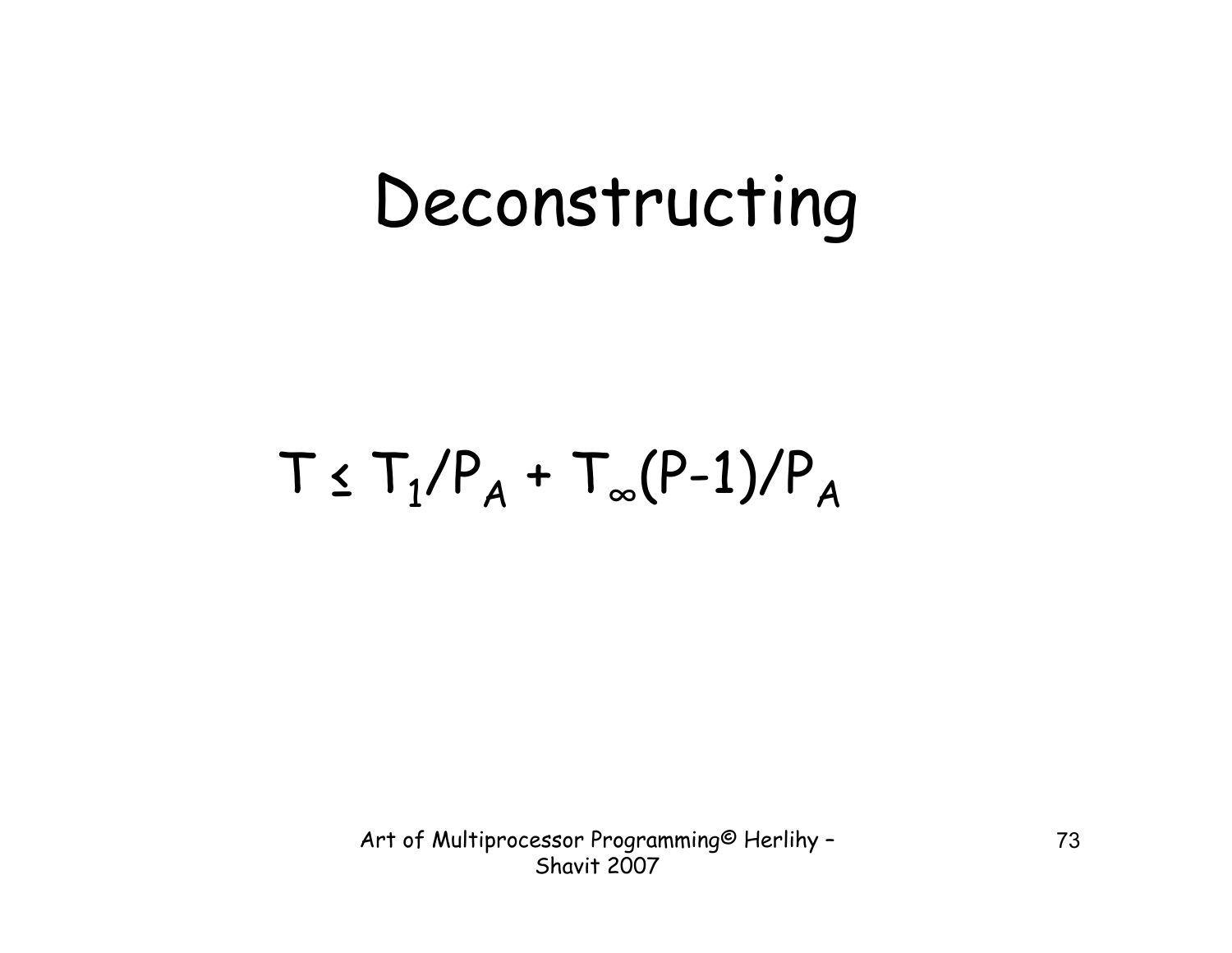# Deconstructing

$$T \leq T_1/P_A + T_\infty(P-1)/P_A$$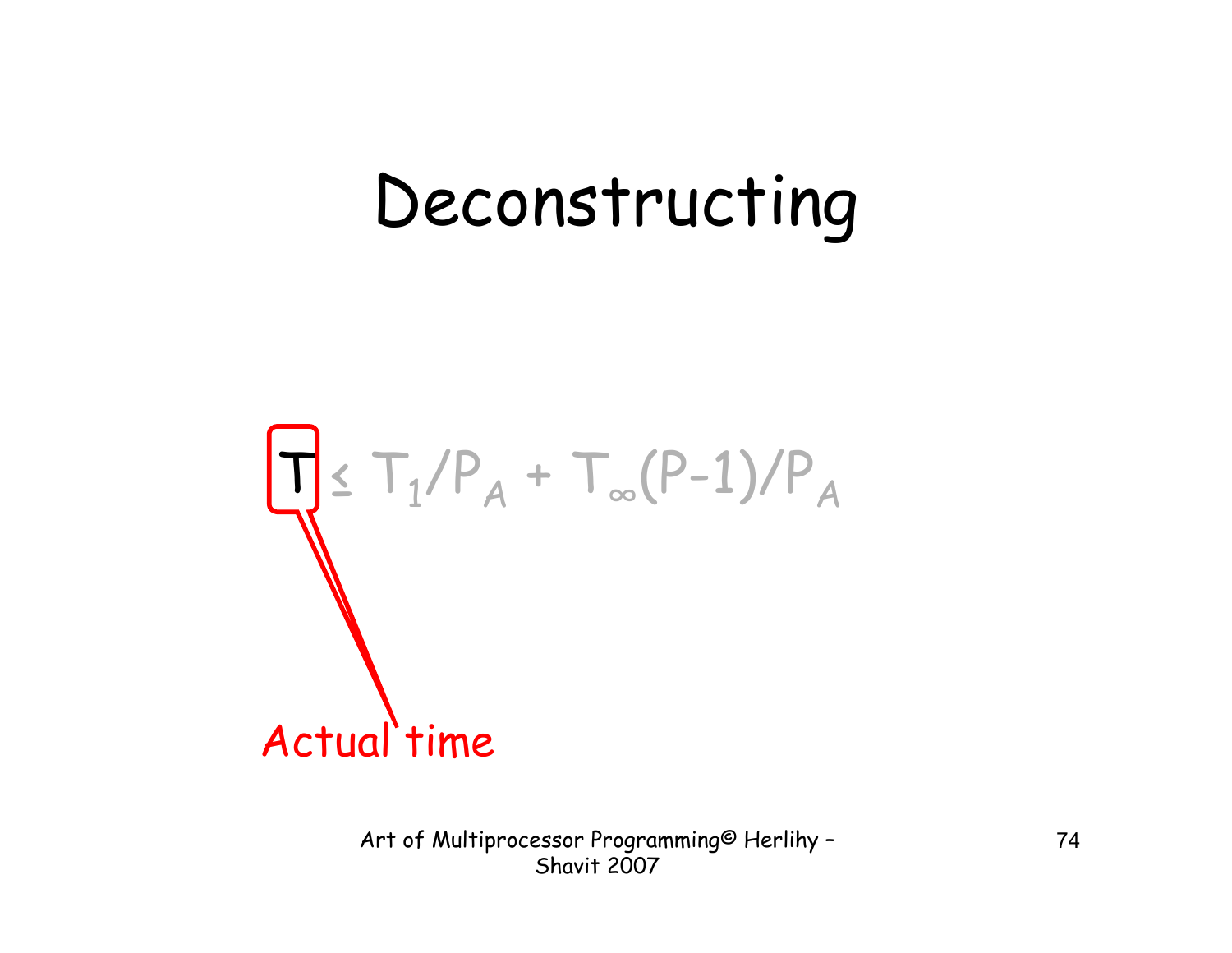# Deconstructing

$$T \leq T_1/P_A + T_\infty(P-1)/P_A$$

Actual time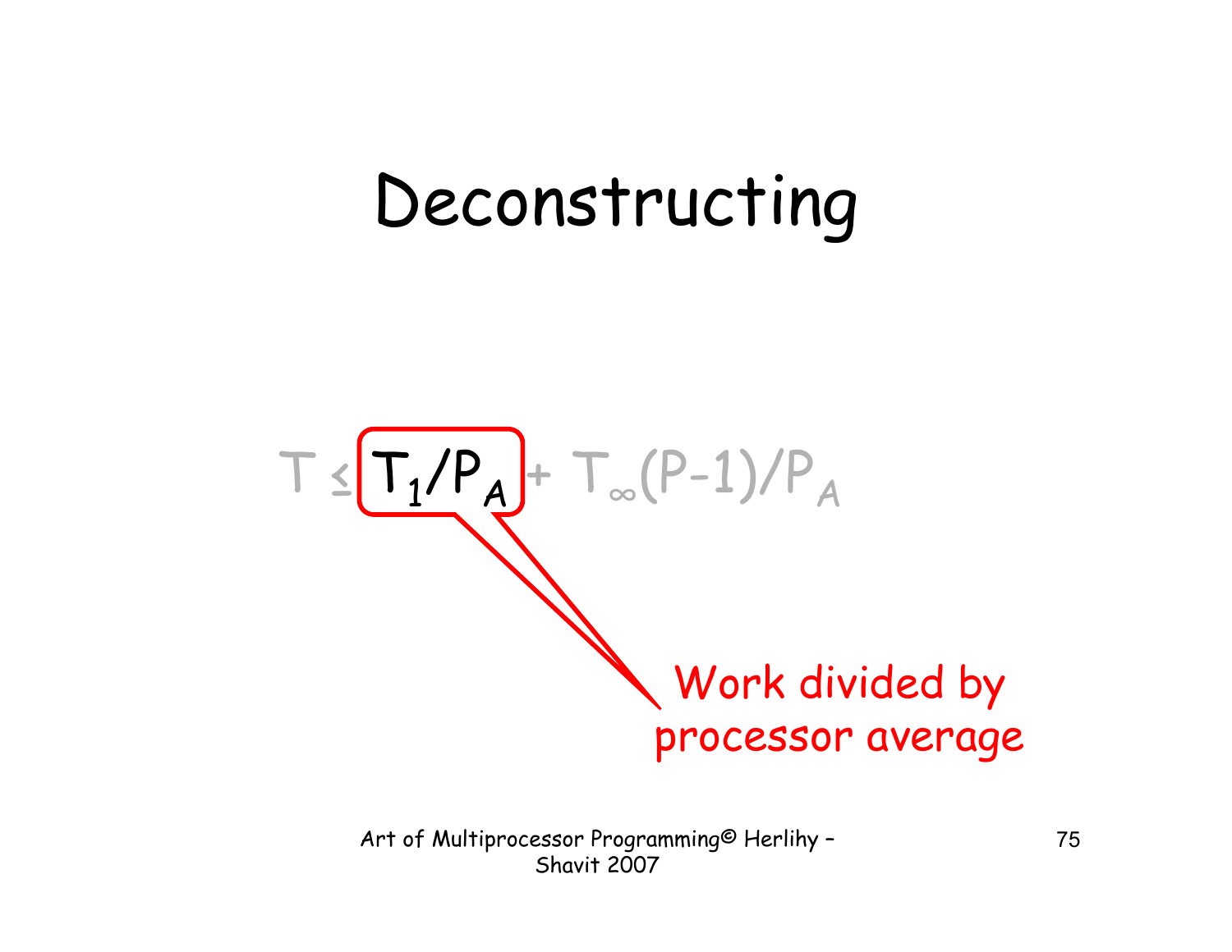# Deconstructing

$$T \leq T_1/P_A + T_\infty(P-1)/P_A$$

Work divided by processor average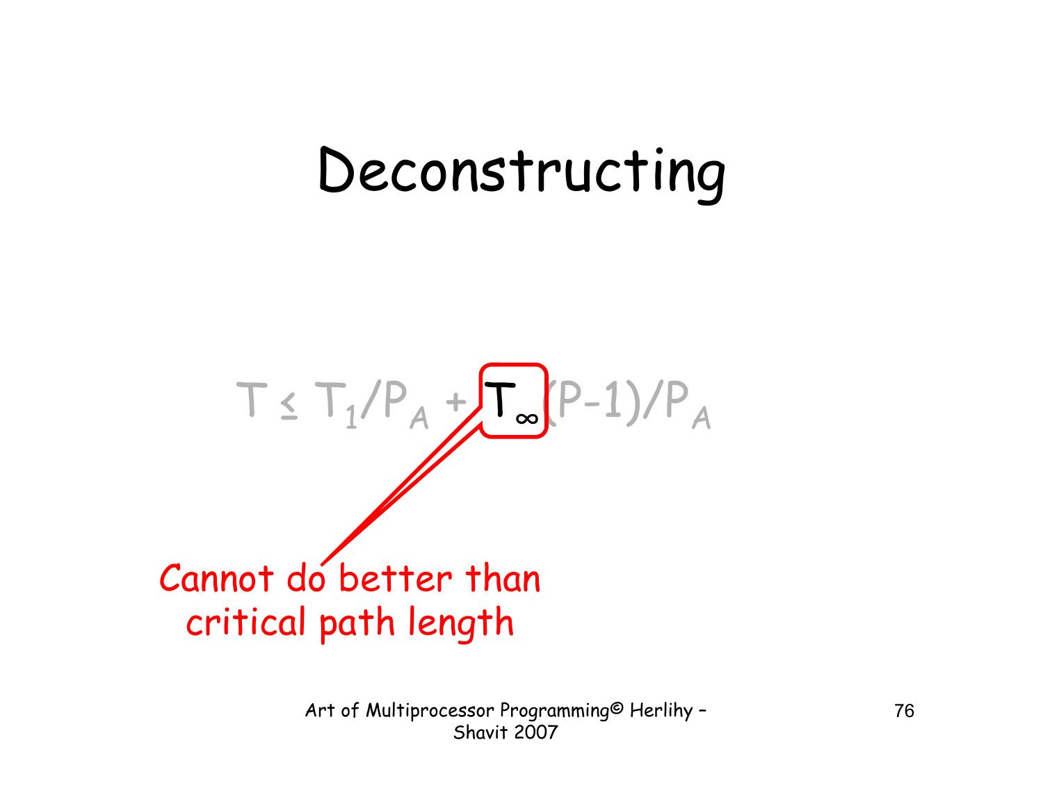# Deconstructing

$$T \leq T_1/P_A + T_\infty(P-1)/P_A$$

Cannot do better than critical path length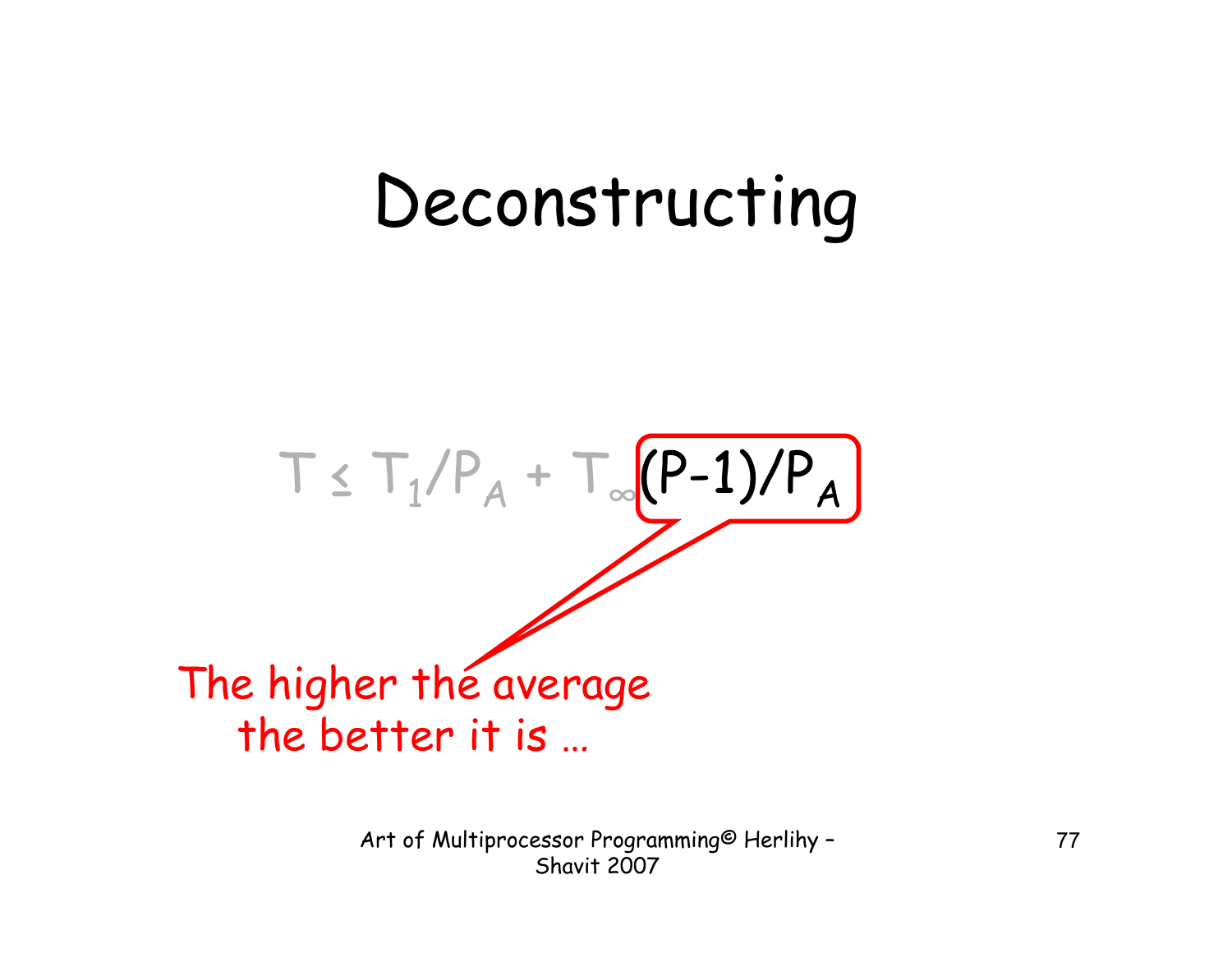# Deconstructing

$$T \leq T_1/P_A + T_\infty(P-1)/P_A$$

The higher the average the better it is …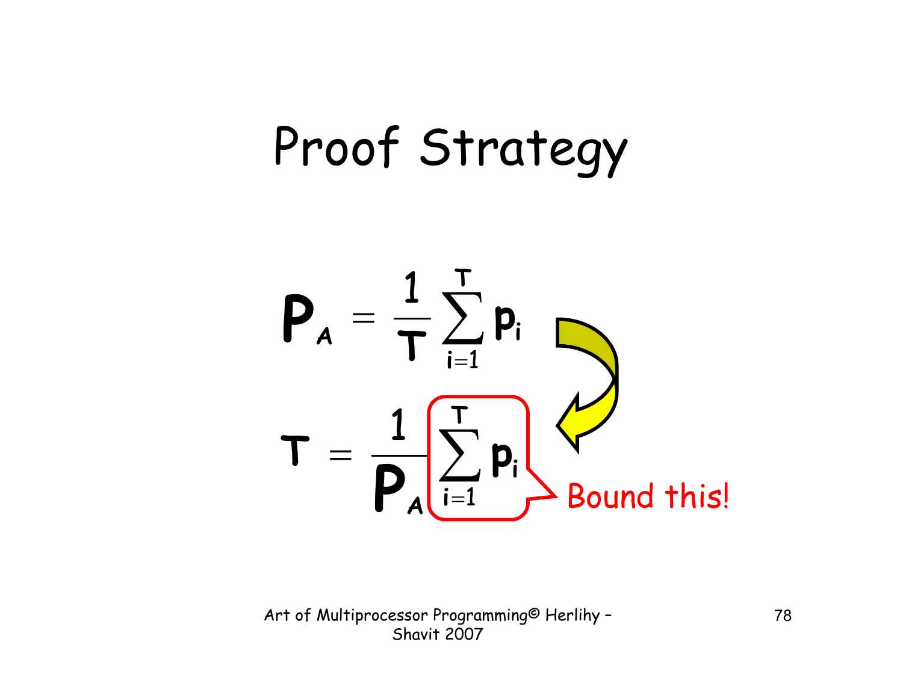# Proof Strategy

$$P_A = \frac{1}{T}\sum_{i=1}^{T} p_i$$

$$T = \frac{1}{P_A}\sum_{i=1}^{T} p_i$$

Bound this!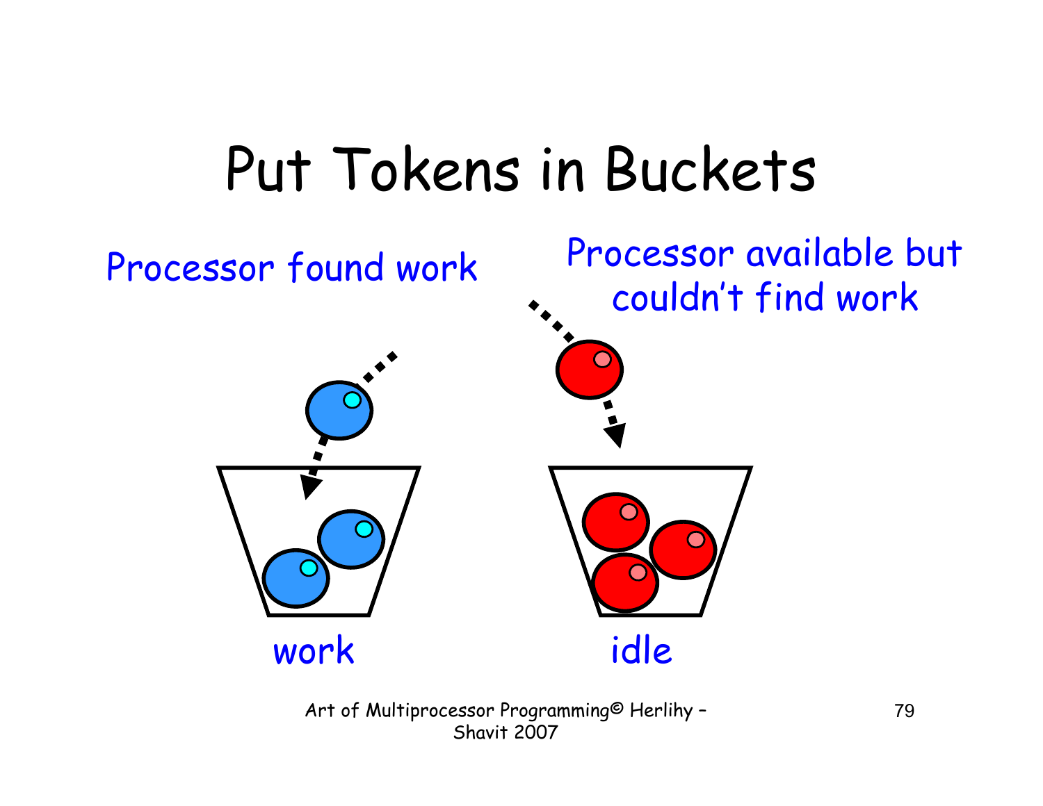# Put Tokens in Buckets

Processor found work

Processor available but couldn't find work

work

idle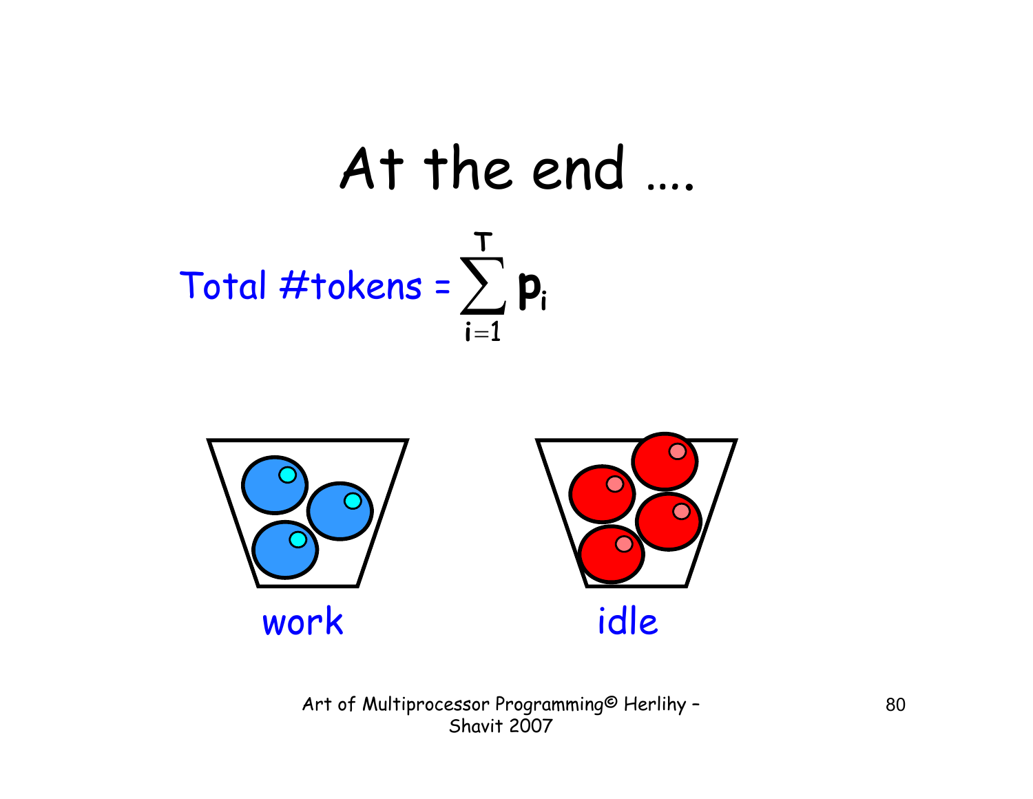# At the end ....

Total #tokens = $\sum_{i=1}^{T} \mathbf{p}_i$

work

idle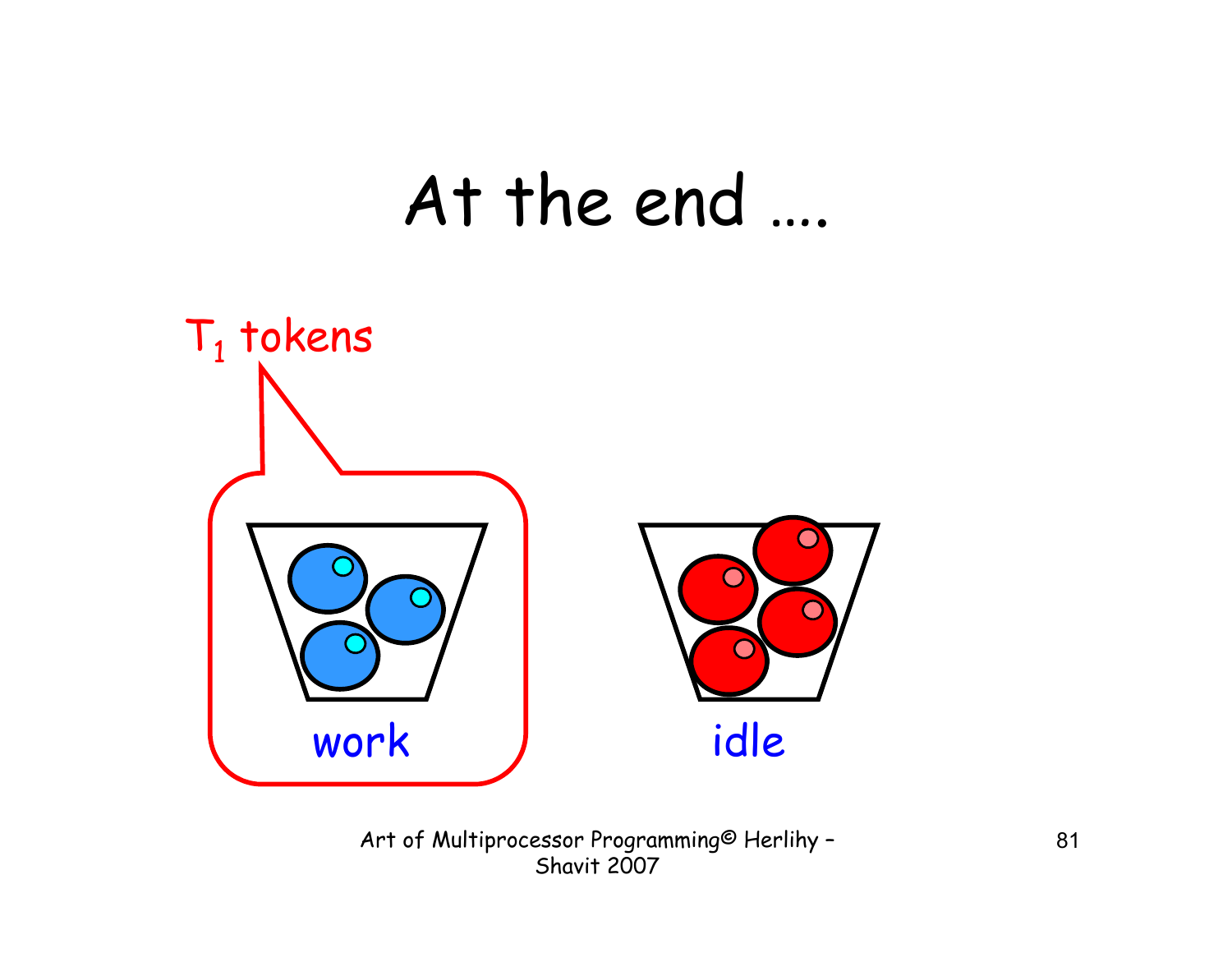# At the end ….

$T_1$ tokens

work

idle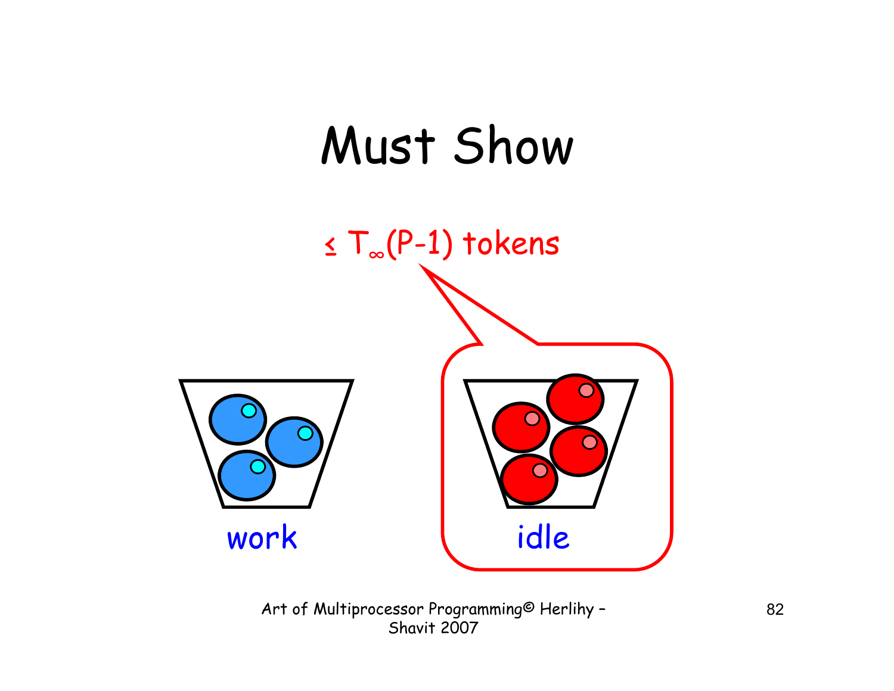# Must Show

$\leq T_\infty(P-1)$ tokens

work

idle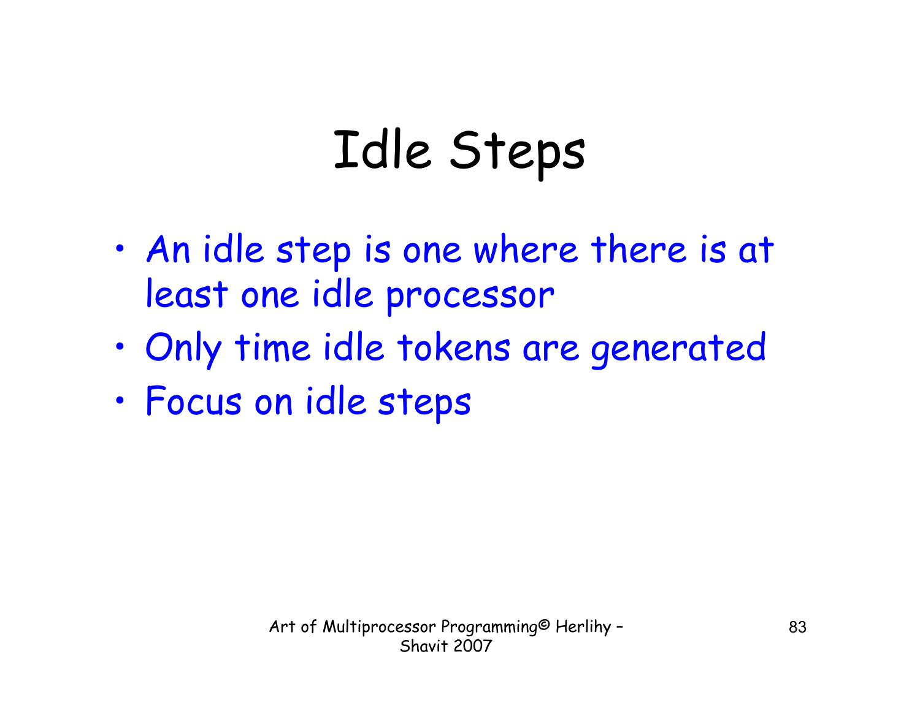# Idle Steps

- An idle step is one where there is at least one idle processor
- Only time idle tokens are generated
- Focus on idle steps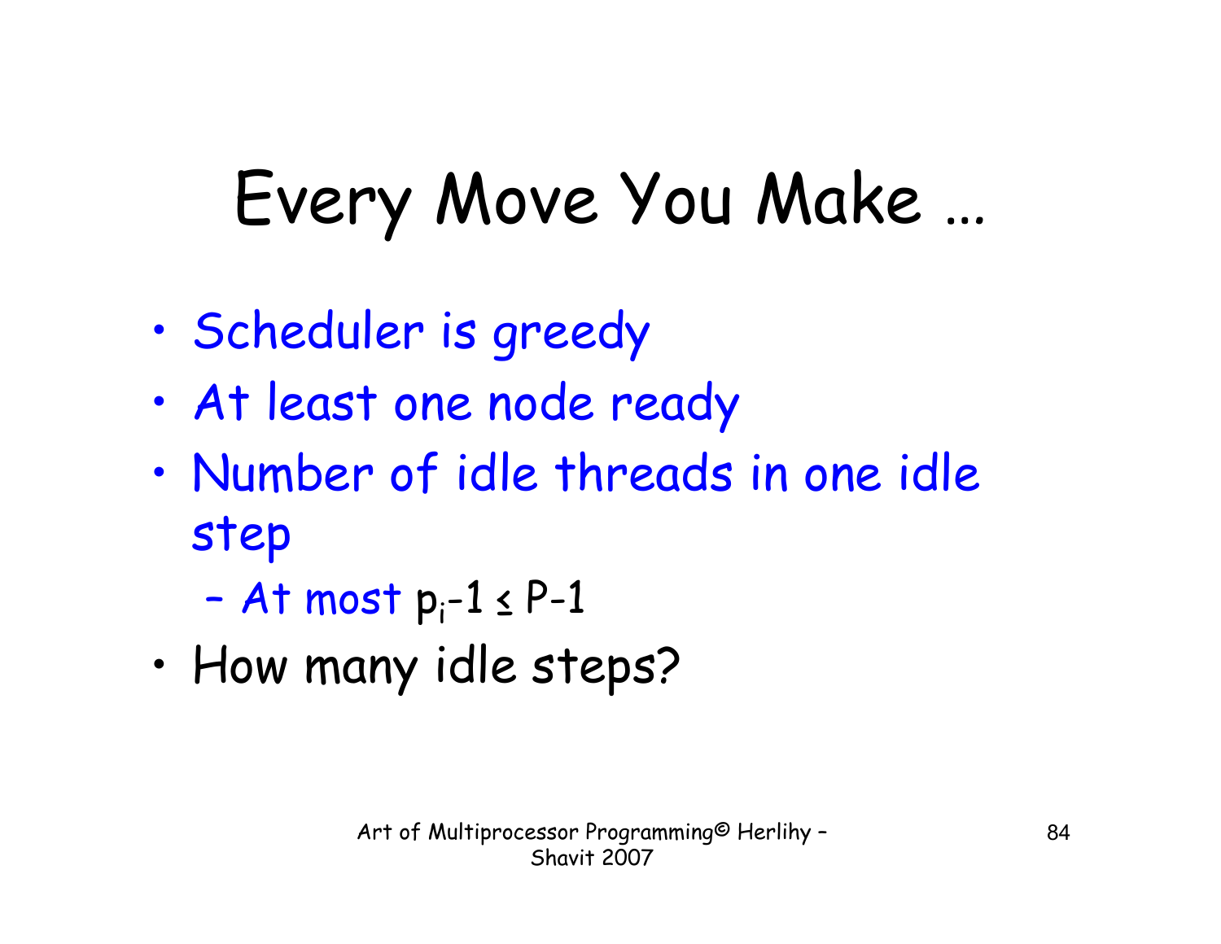# Every Move You Make …

- Scheduler is greedy
- At least one node ready
- Number of idle threads in one idle step
  - At most $p_i - 1 \leq P - 1$
- How many idle steps?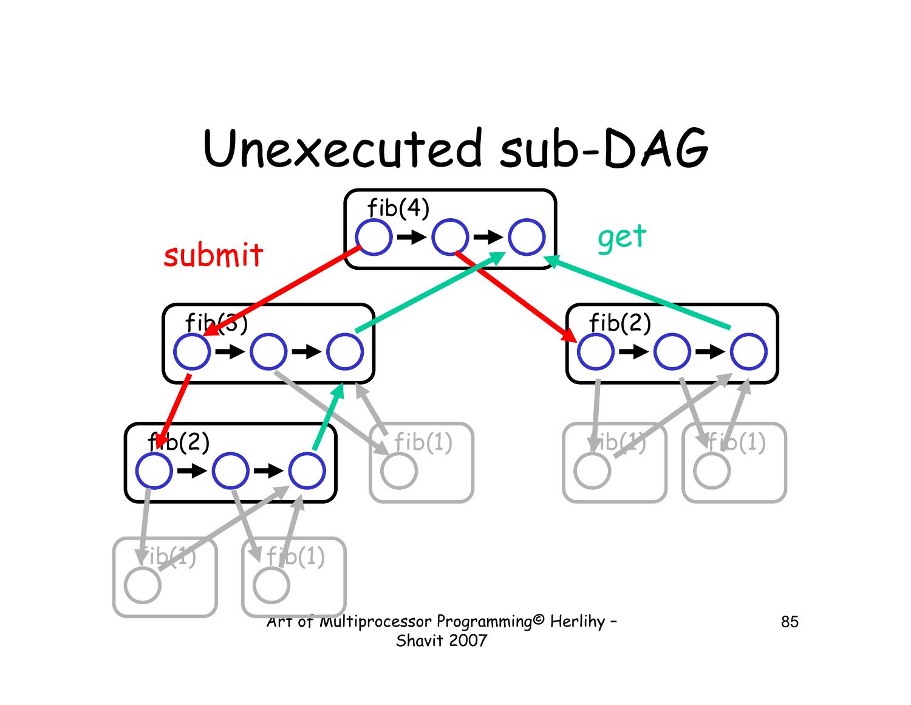# Unexecuted sub-DAG

submit

get

fib(4)

fib(3)

fib(2)

fib(2)

fib(1)

fib(1)

fib(1)

fib(1)

fib(1)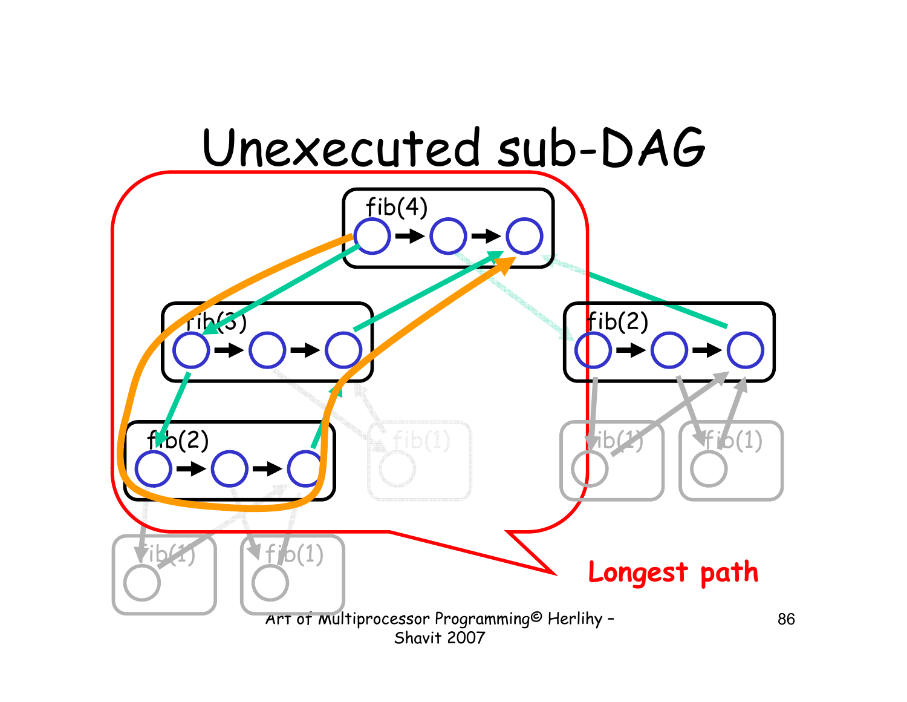# Unexecuted sub-DAG

fib(4)

fib(3)

fib(2)

fib(2)

fib(1)

fib(1)

fib(1)

fib(1)

fib(1)

Longest path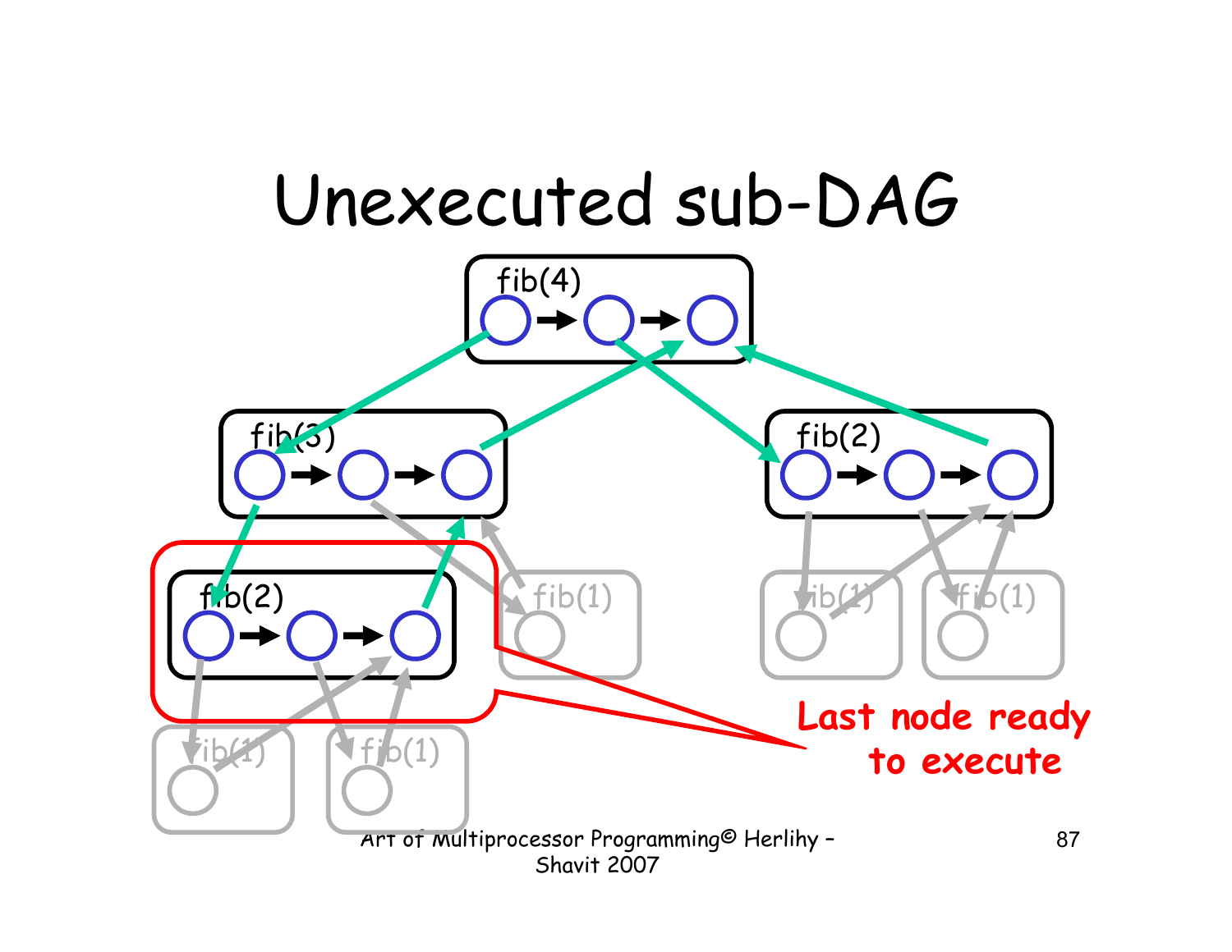# Unexecuted sub-DAG

fib(4)

fib(3)

fib(2)

fib(2)

fib(1)

fib(1)

fib(1)

fib(1)

fib(1)

**Last node ready to execute**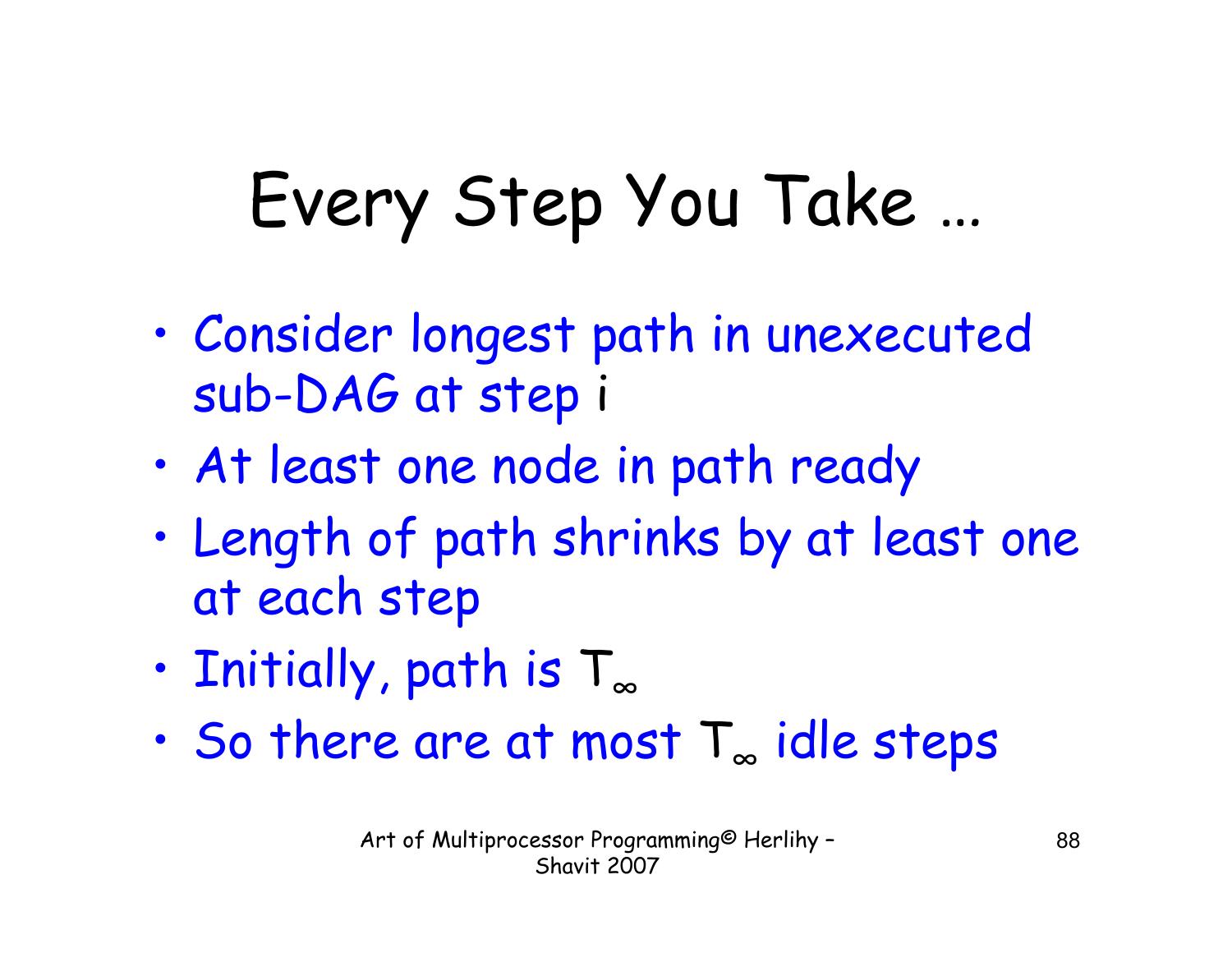# Every Step You Take …

- Consider longest path in unexecuted sub-DAG at step i
- At least one node in path ready
- Length of path shrinks by at least one at each step
- Initially, path is $T_\infty$
- So there are at most $T_\infty$ idle steps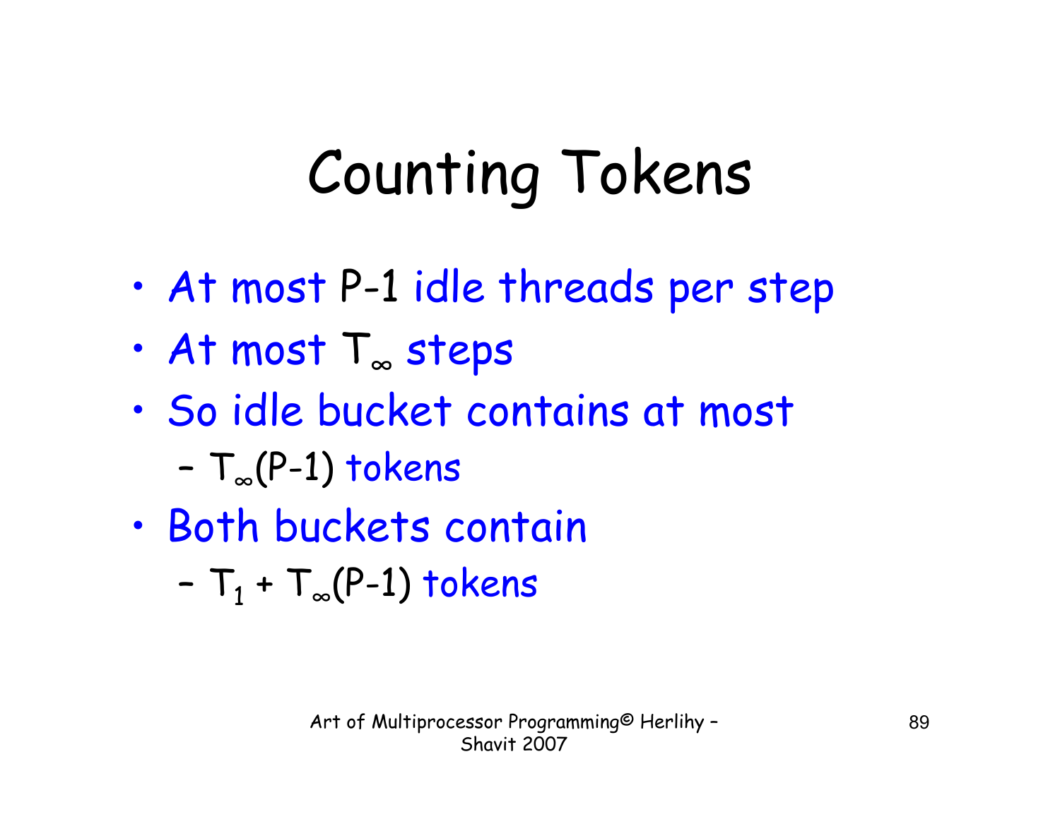# Counting Tokens

- At most $P-1$ idle threads per step
- At most $T_\infty$ steps
- So idle bucket contains at most
  - $T_\infty(P-1)$ tokens
- Both buckets contain
  - $T_1 + T_\infty(P-1)$ tokens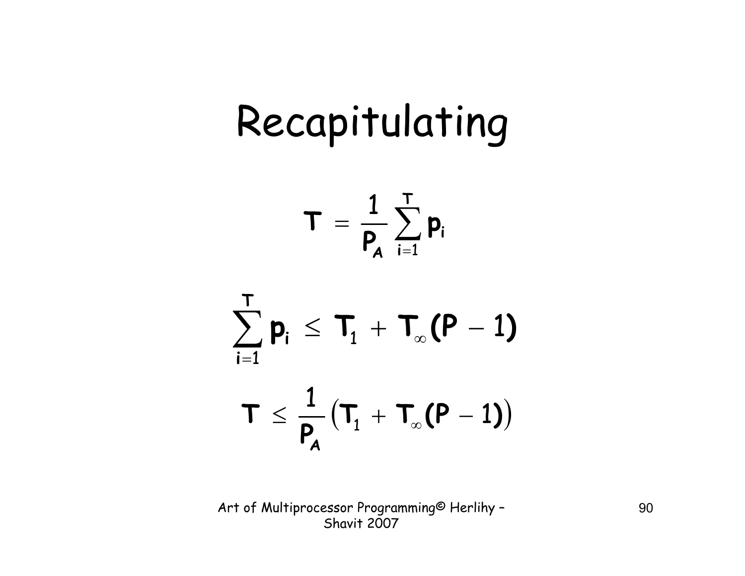# Recapitulating

$$T = \frac{1}{P_A} \sum_{i=1}^{T} p_i$$

$$\sum_{i=1}^{T} p_i \leq T_1 + T_\infty (P - 1)$$

$$T \leq \frac{1}{P_A} \left( T_1 + T_\infty (P - 1) \right)$$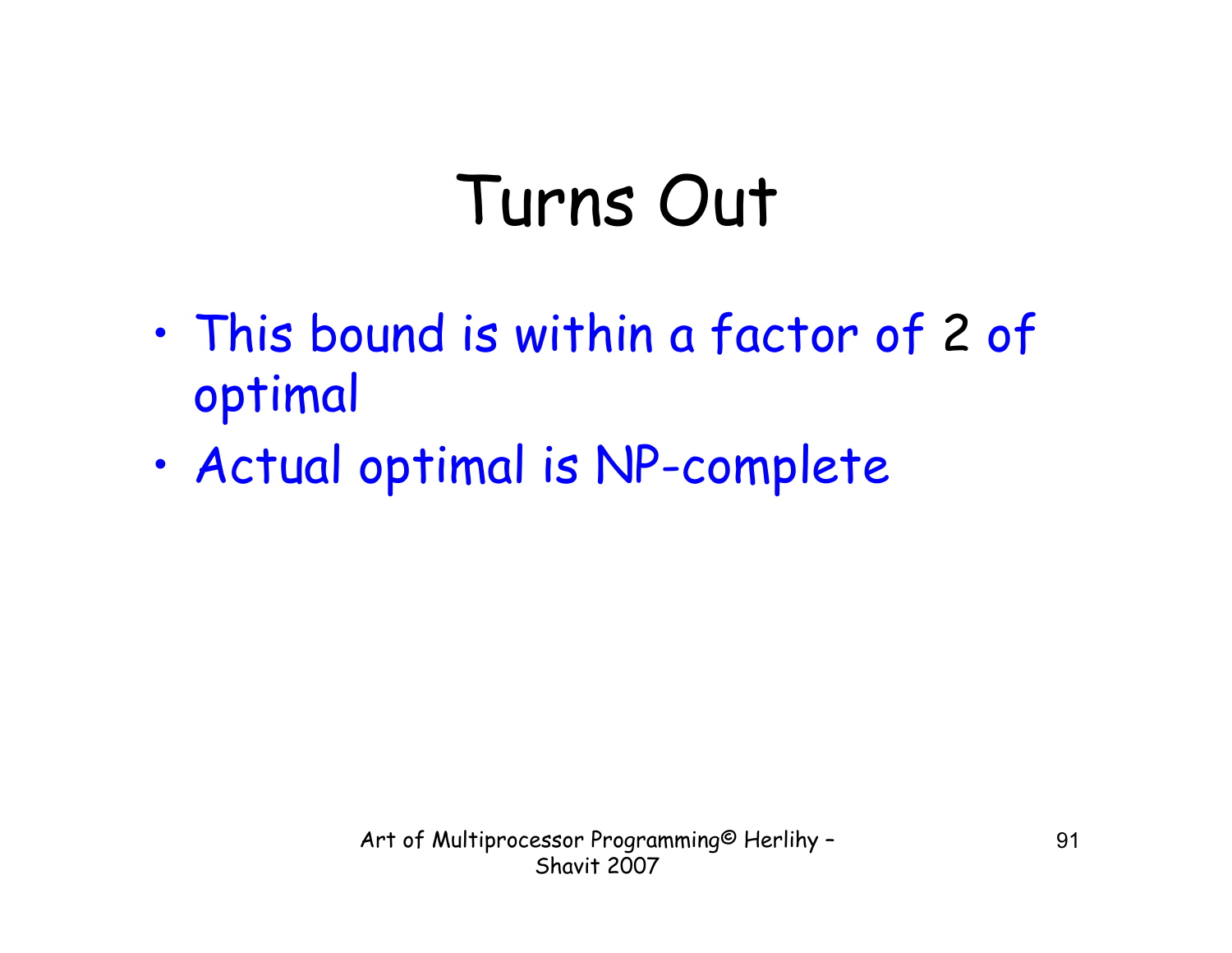# Turns Out

- This bound is within a factor of 2 of optimal
- Actual optimal is NP-complete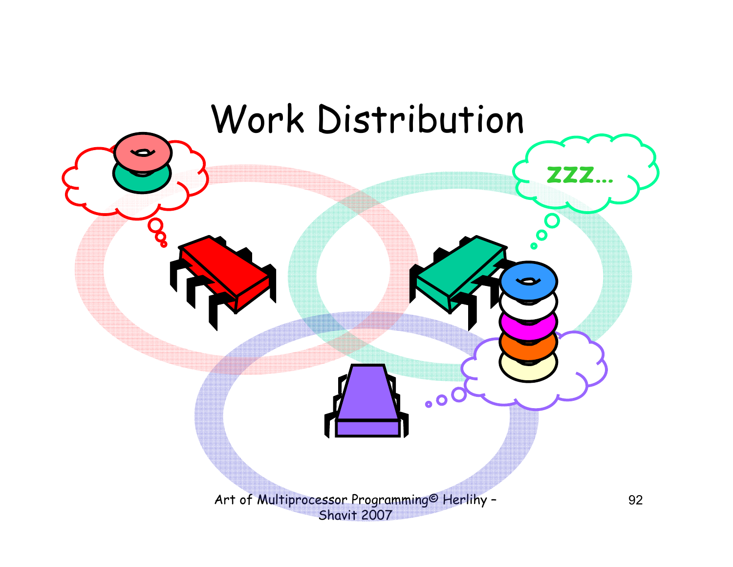# Work Distribution

zzz…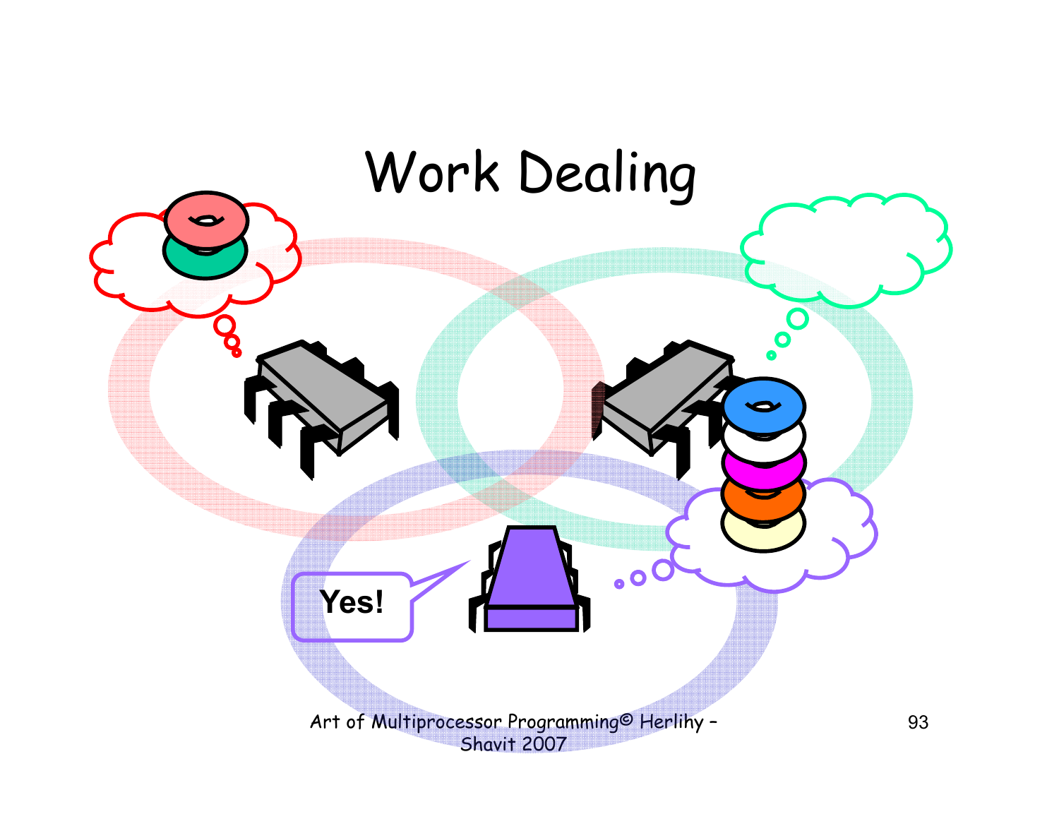# Work Dealing

Yes!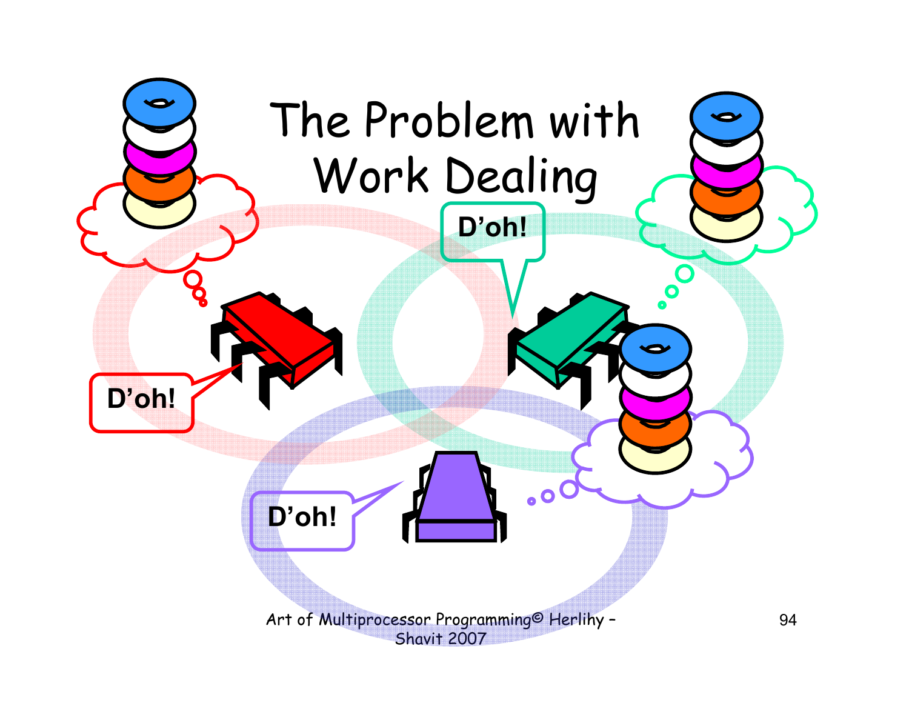# The Problem with Work Dealing

D'oh!

D'oh!

D'oh!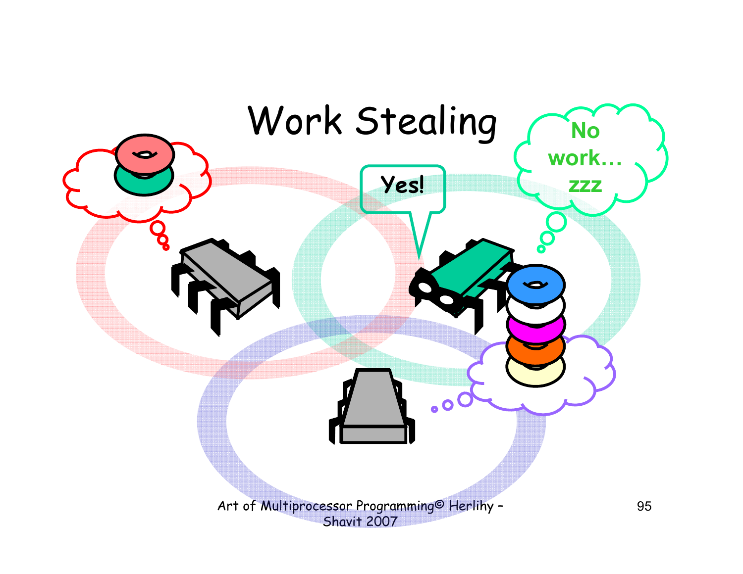# Work Stealing

Yes!

No work… zzz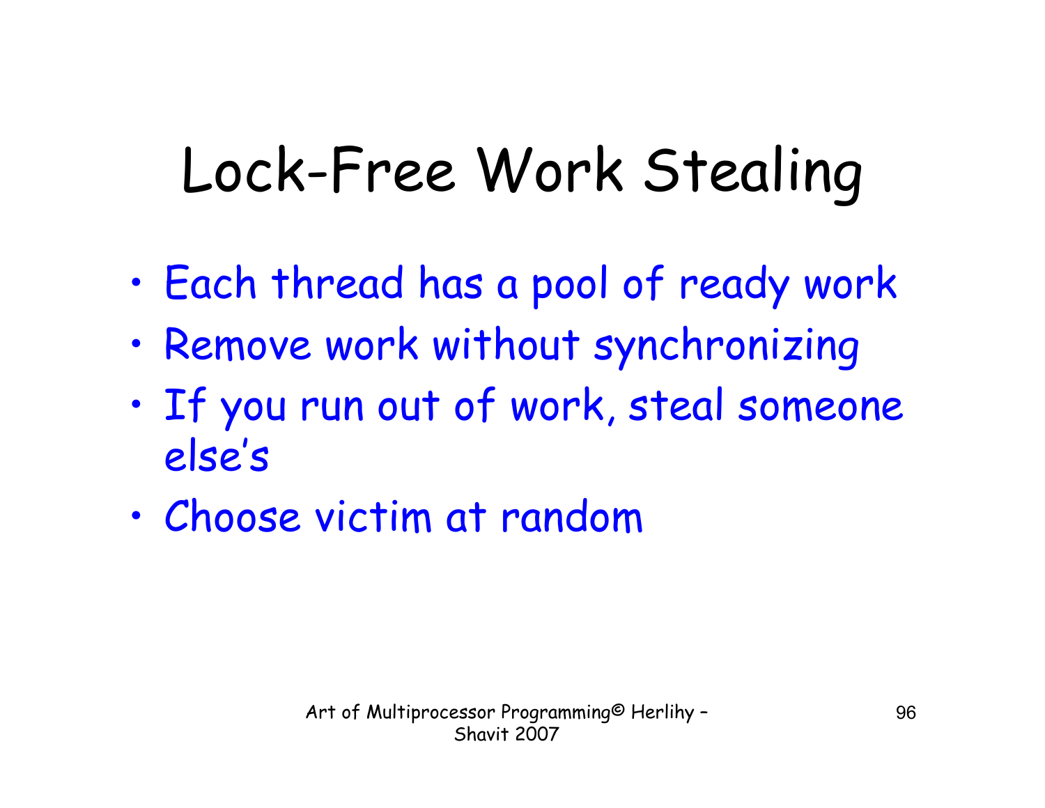# Lock-Free Work Stealing

- Each thread has a pool of ready work
- Remove work without synchronizing
- If you run out of work, steal someone else's
- Choose victim at random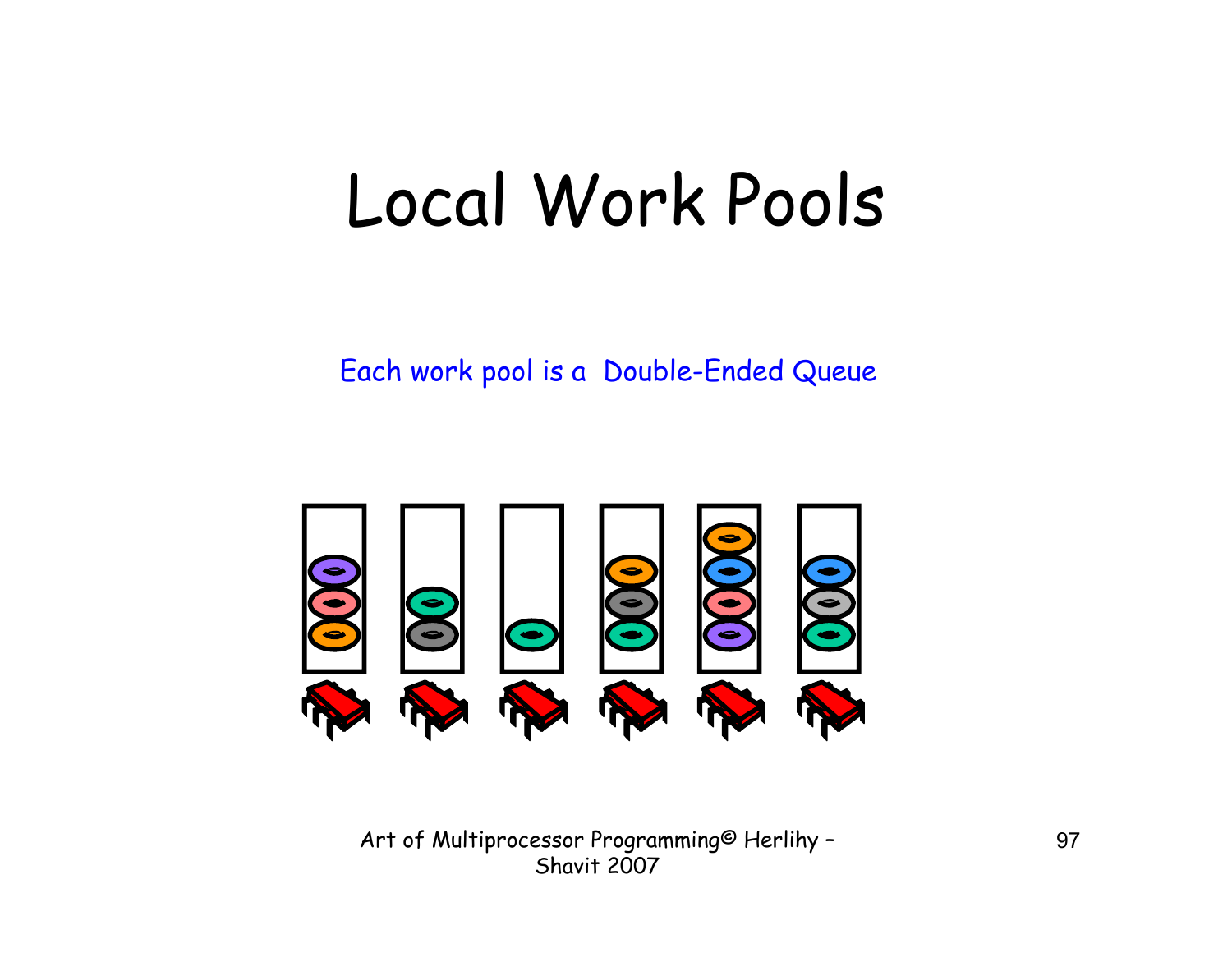# Local Work Pools

Each work pool is a Double-Ended Queue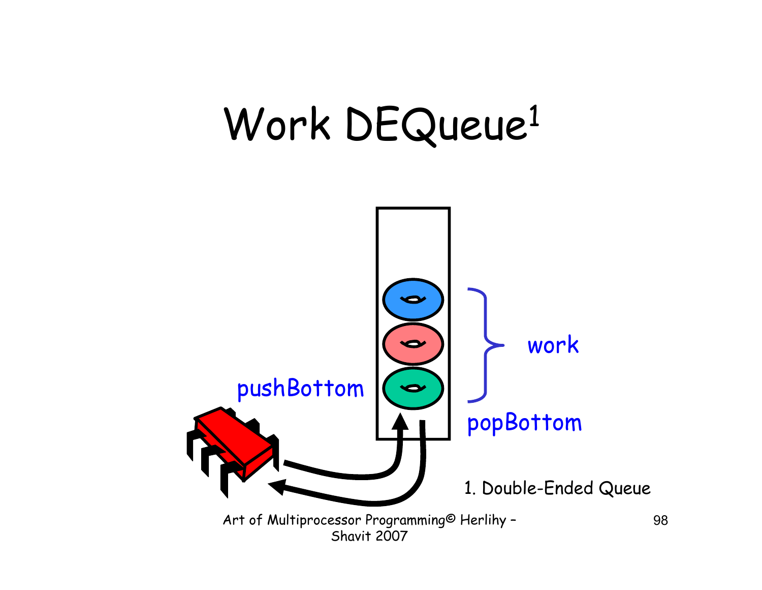# Work DEQueue[1]

pushBottom

work

popBottom

1. Double-Ended Queue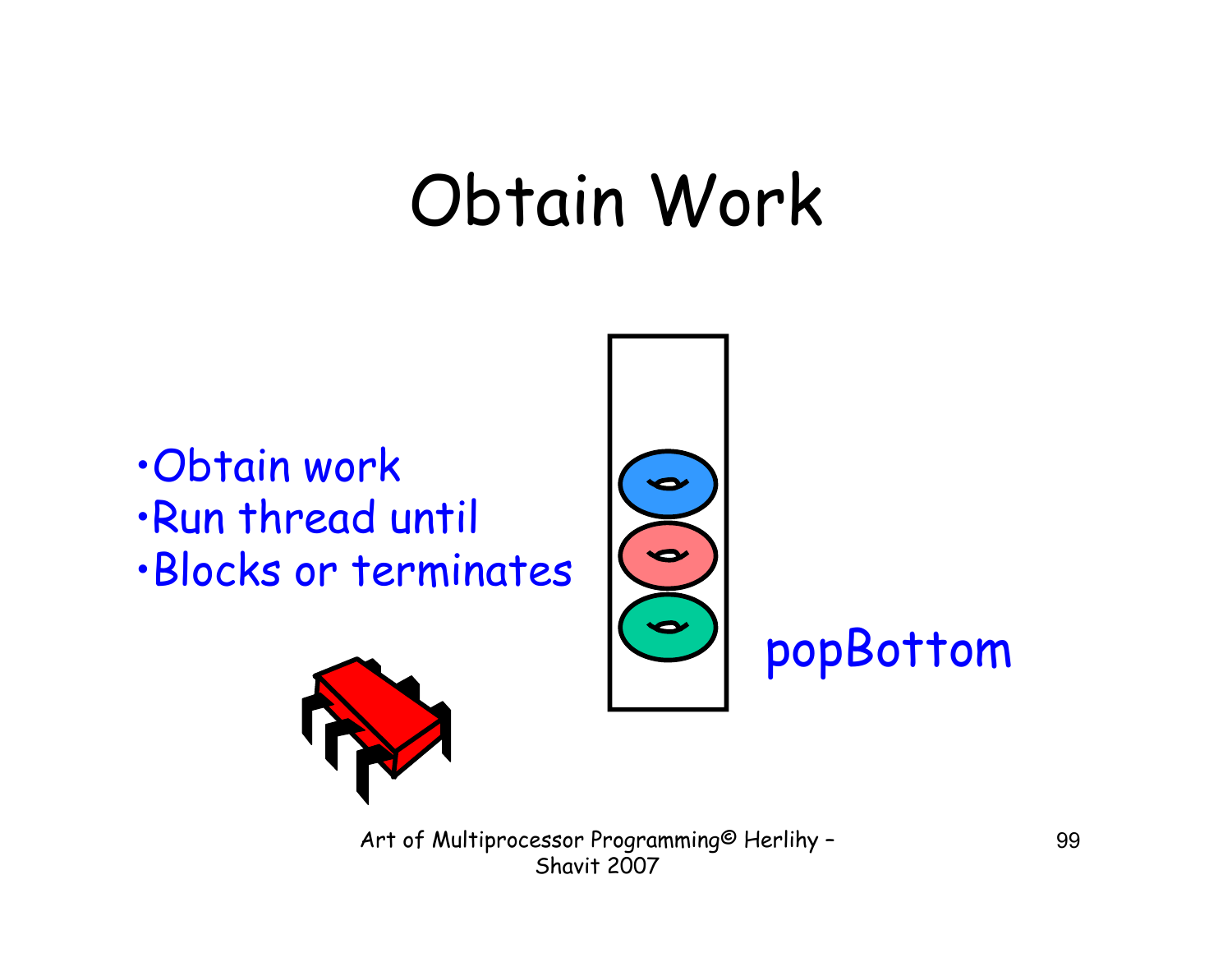# Obtain Work

- Obtain work
- Run thread until
- Blocks or terminates

popBottom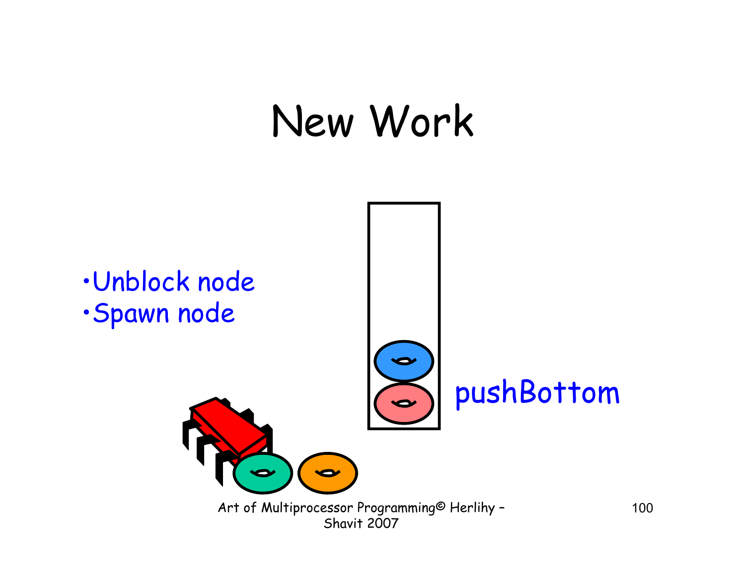# New Work

- Unblock node
- Spawn node

pushBottom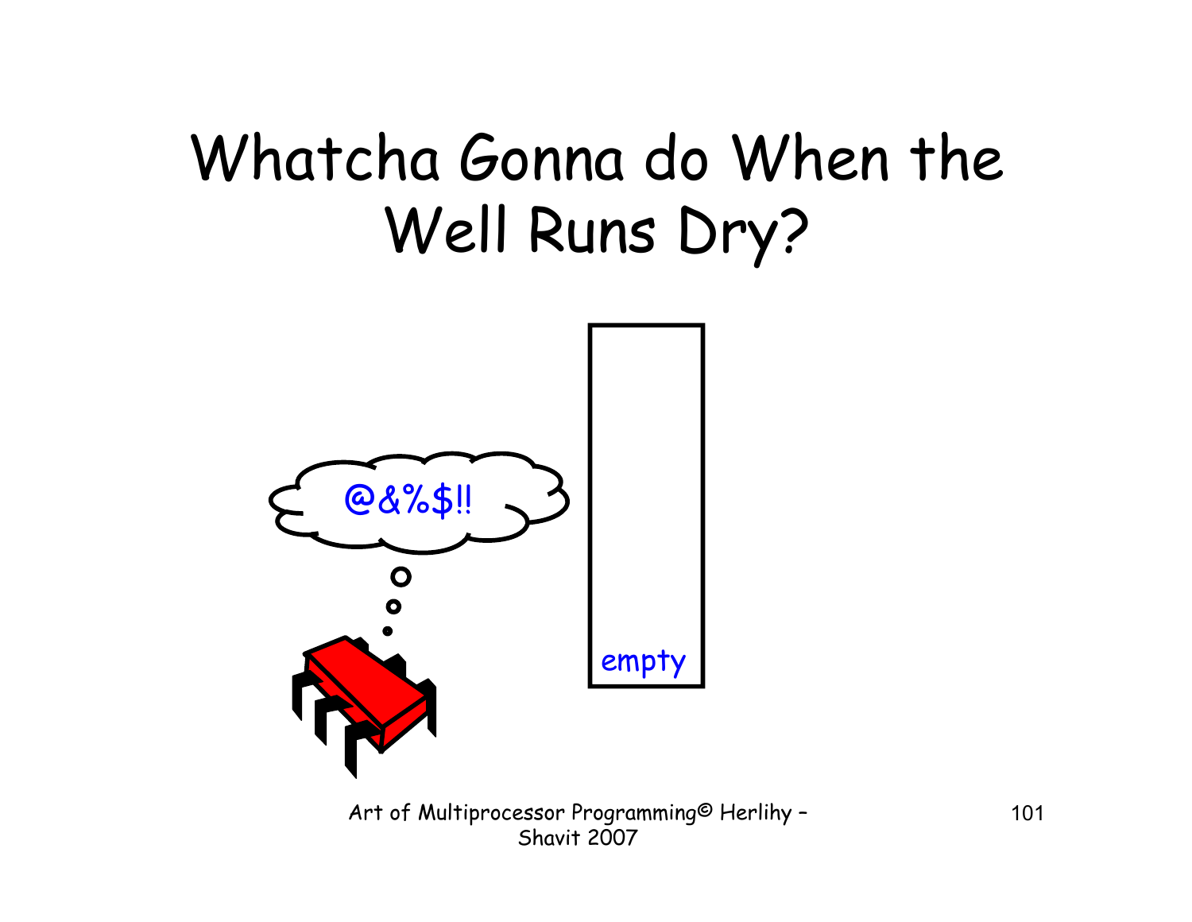# Whatcha Gonna do When the Well Runs Dry?

@&%$!!

empty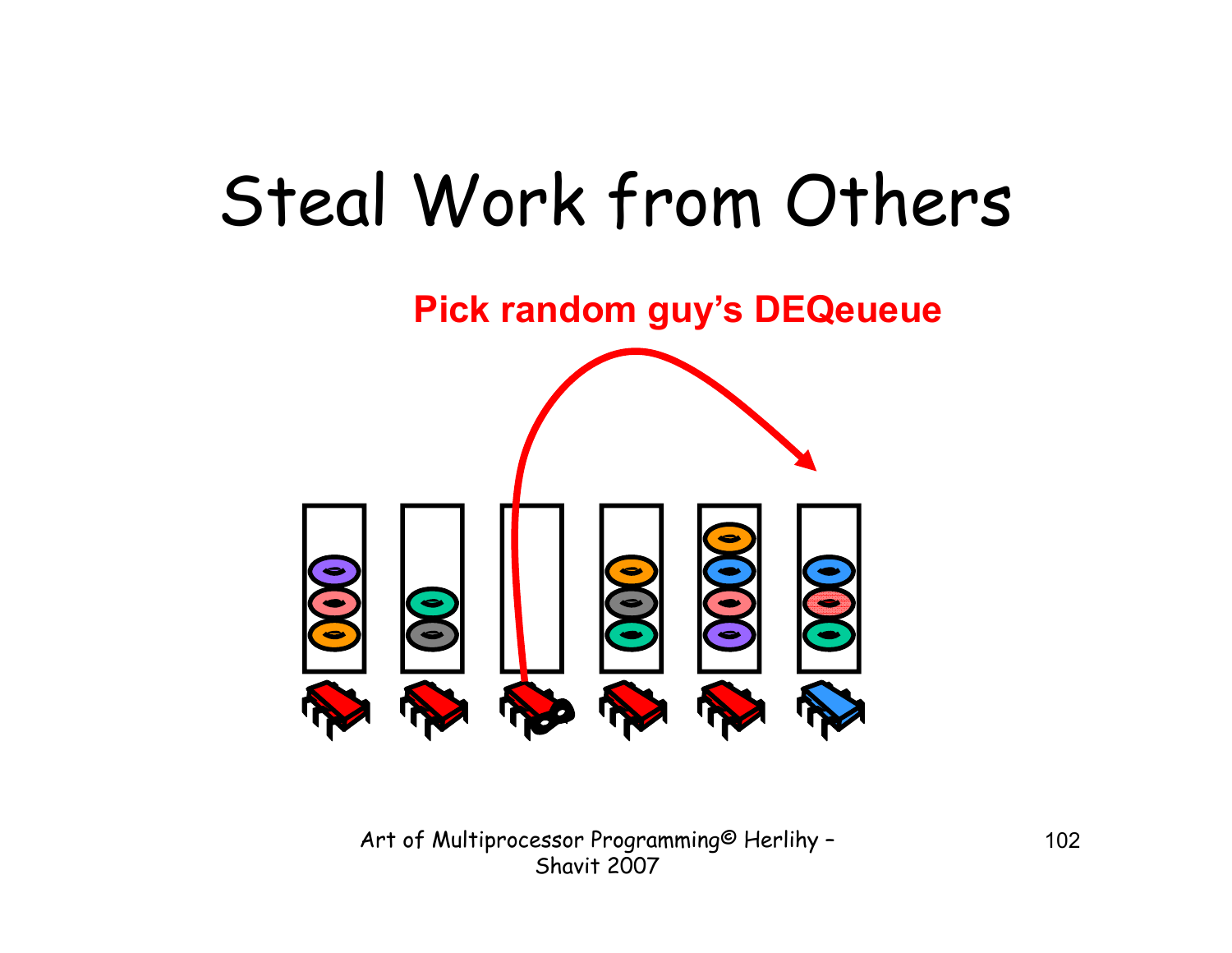# Steal Work from Others

**Pick random guy's DEQeueue**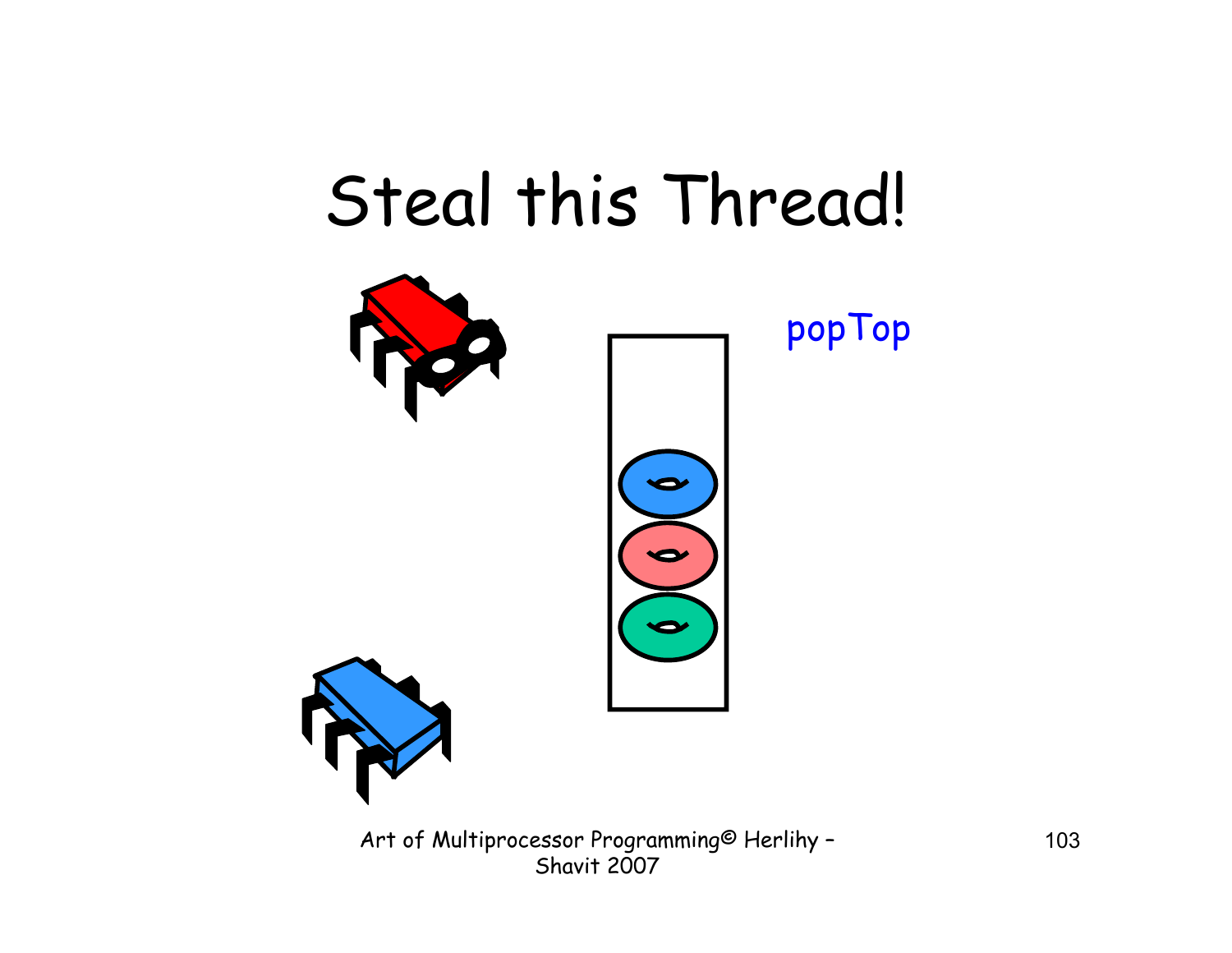# Steal this Thread!

popTop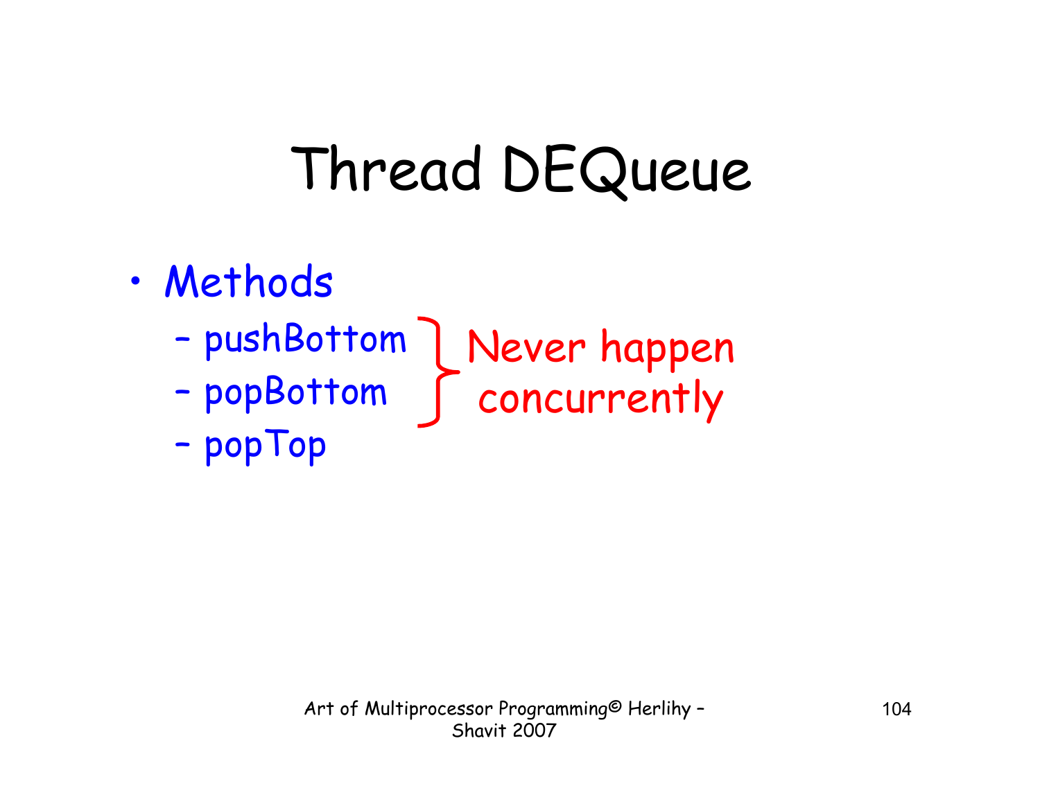# Thread DEQueue

- Methods
  - pushBottom
  - popBottom
  - popTop

Never happen concurrently (pushBottom, popBottom)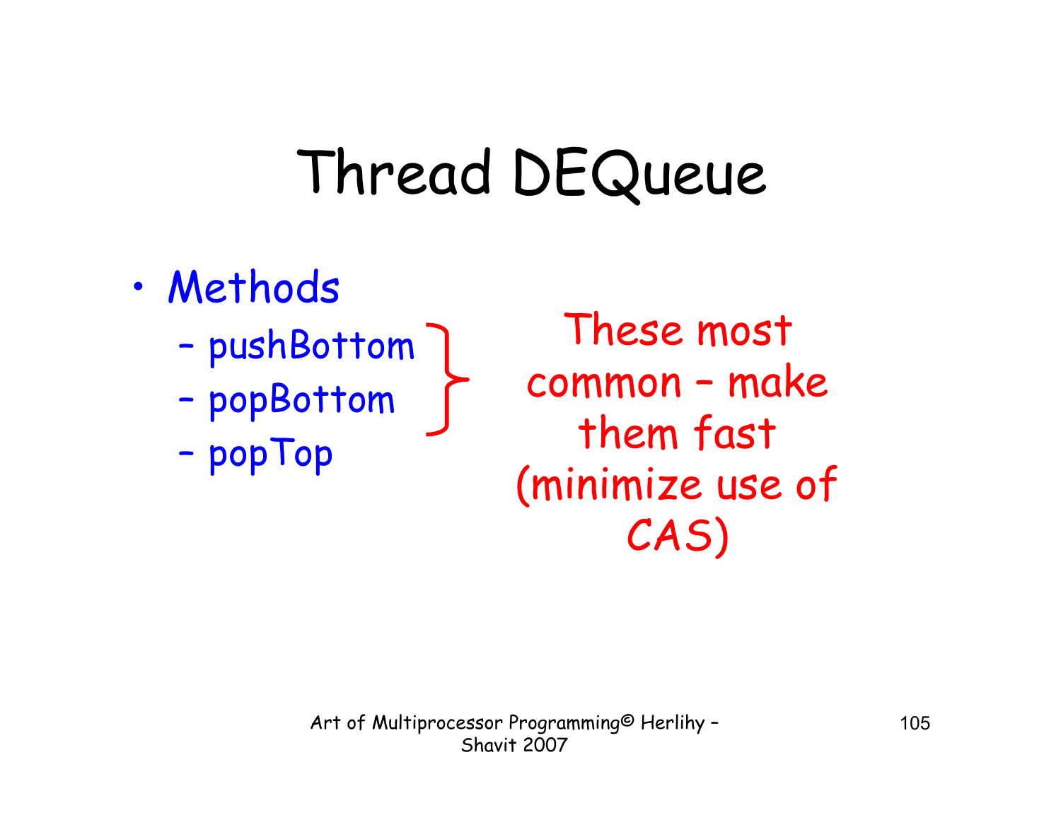# Thread DEQueue

- Methods
  - pushBottom
  - popBottom
  - popTop

These most common – make them fast (minimize use of CAS)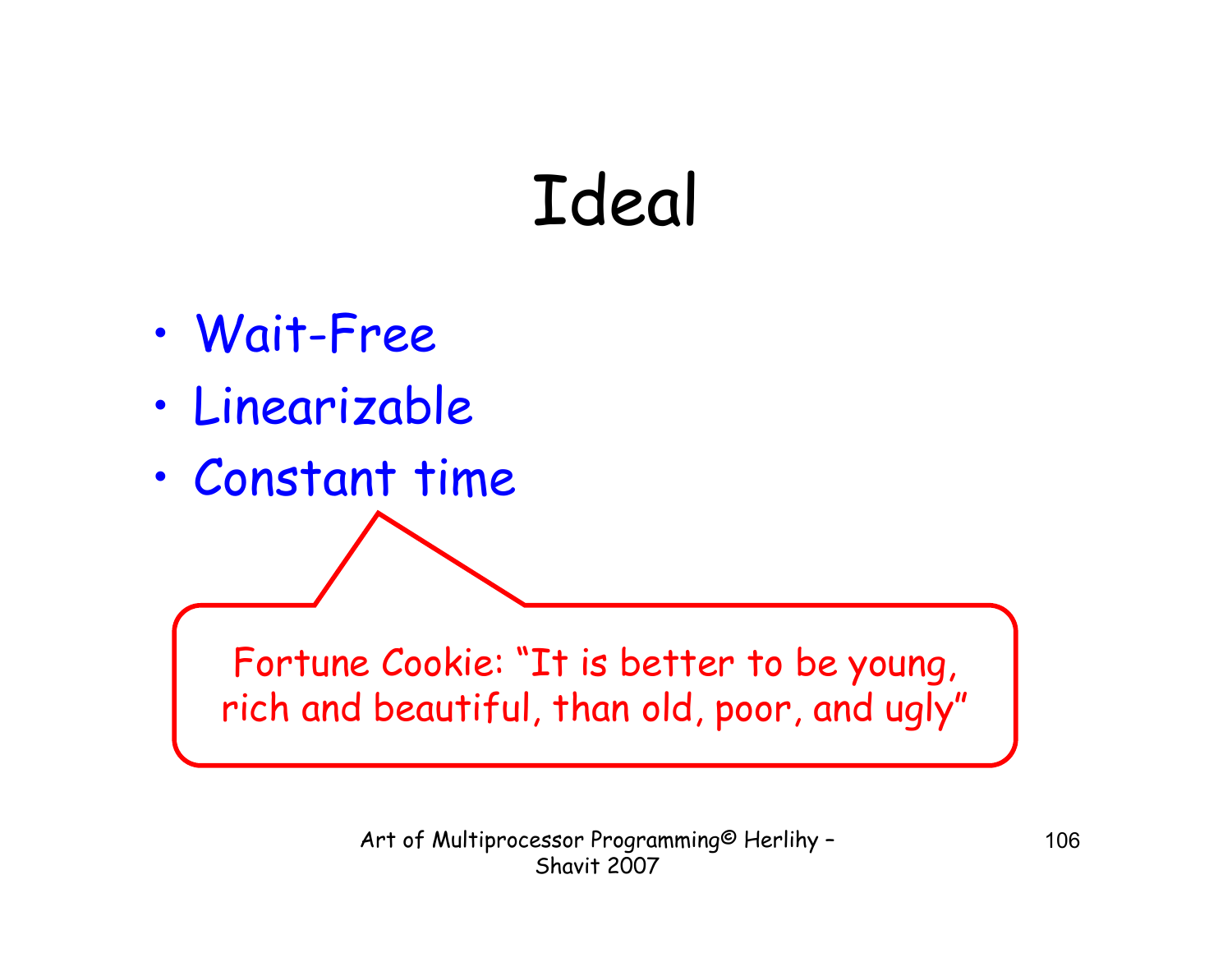# Ideal

- Wait-Free
- Linearizable
- Constant time

Fortune Cookie: “It is better to be young, rich and beautiful, than old, poor, and ugly”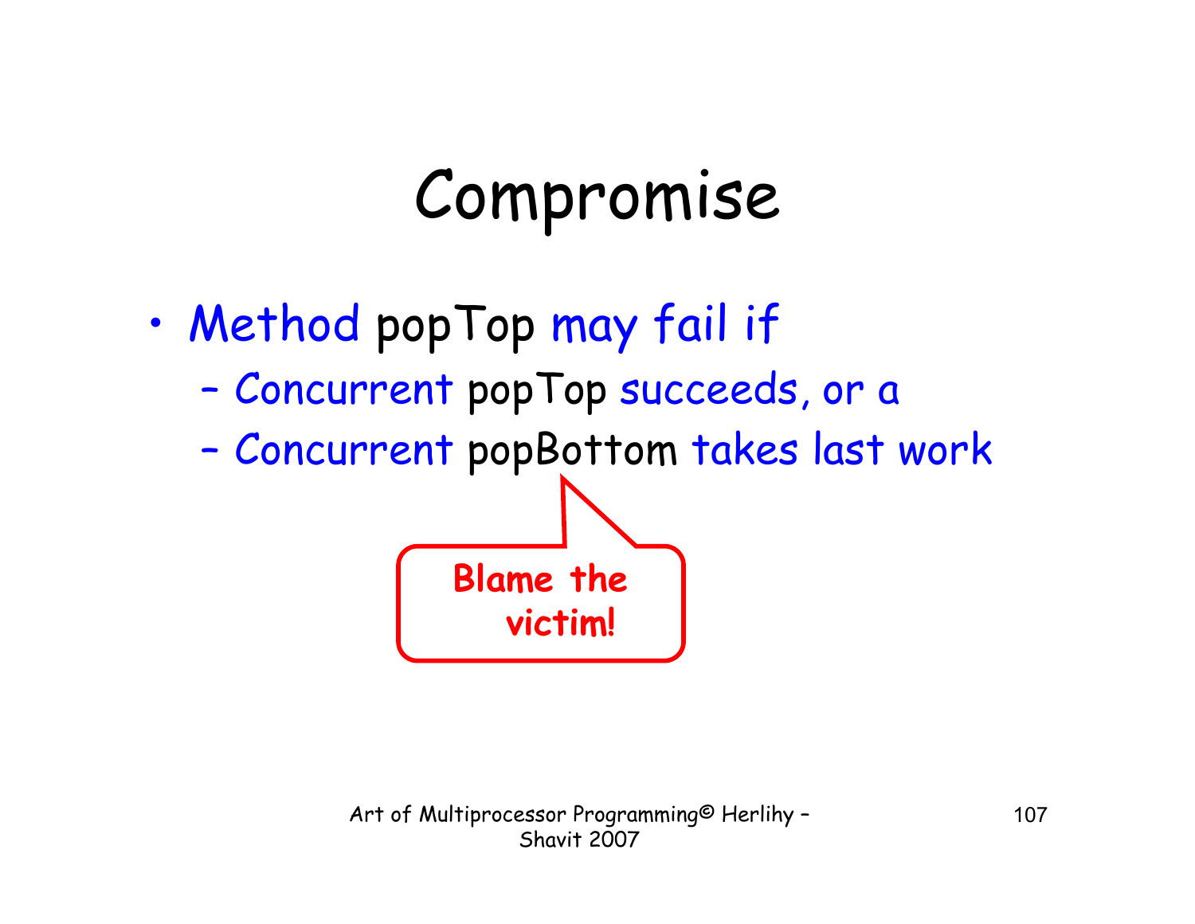# Compromise

- Method popTop may fail if
  - Concurrent popTop succeeds, or a
  - Concurrent popBottom takes last work

Blame the victim!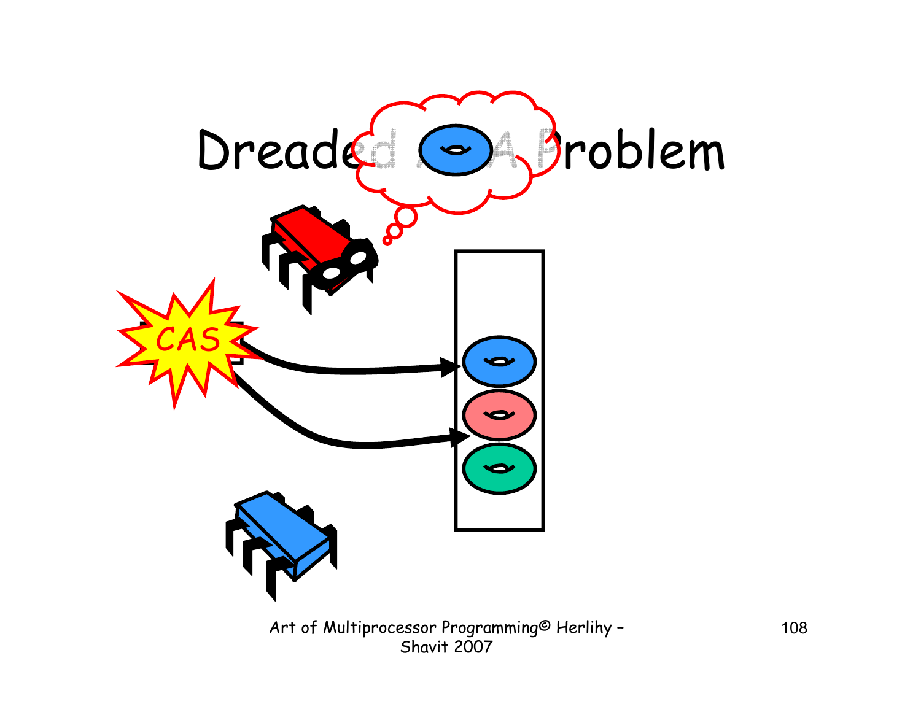# Dreaded ABA Problem

CAS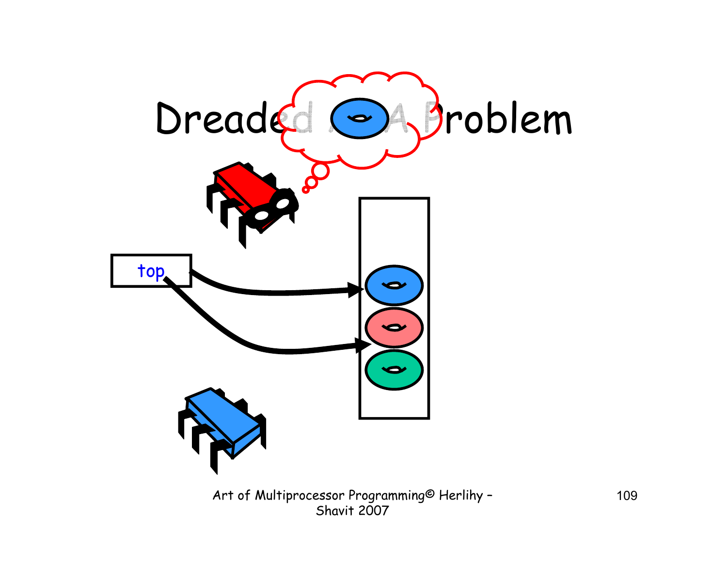# Dreaded ABA Problem

top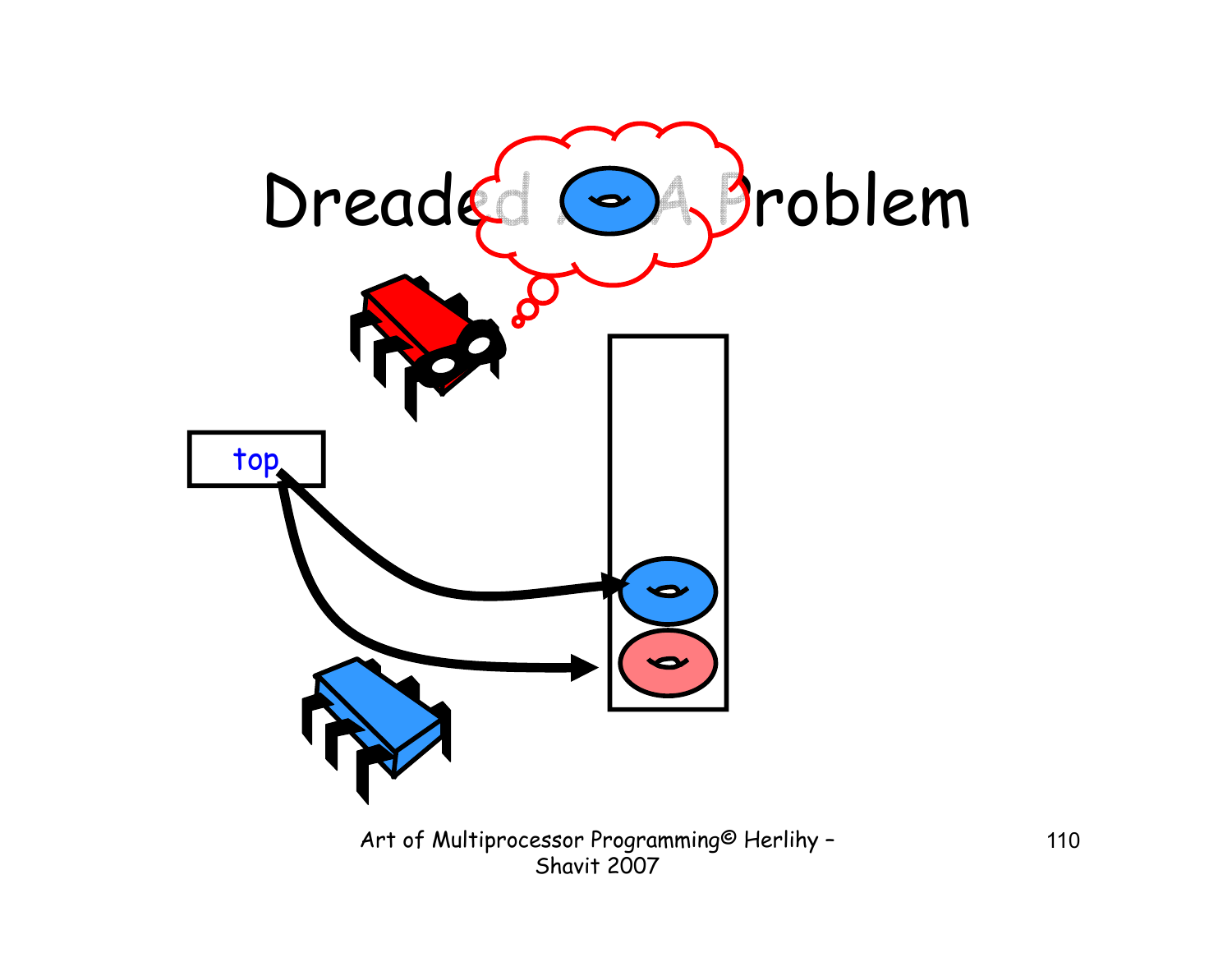# Dreaded ABA Problem

top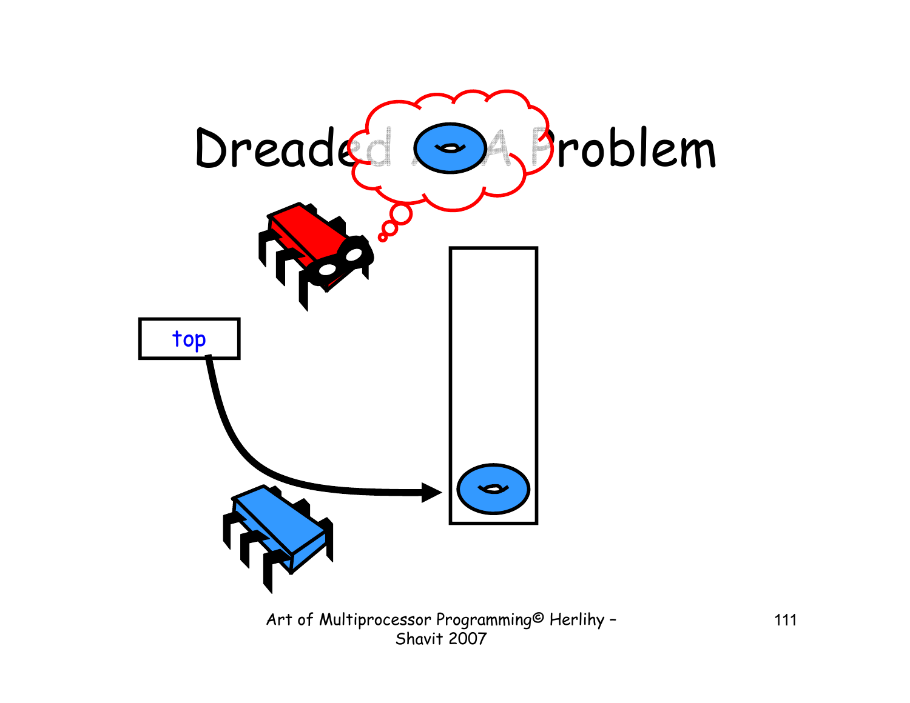# Dreaded ABA Problem

top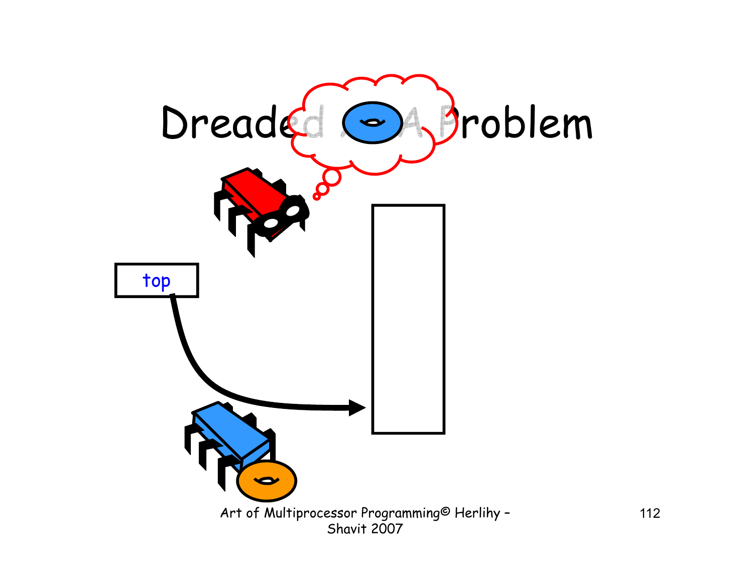# Dreaded ABA Problem

top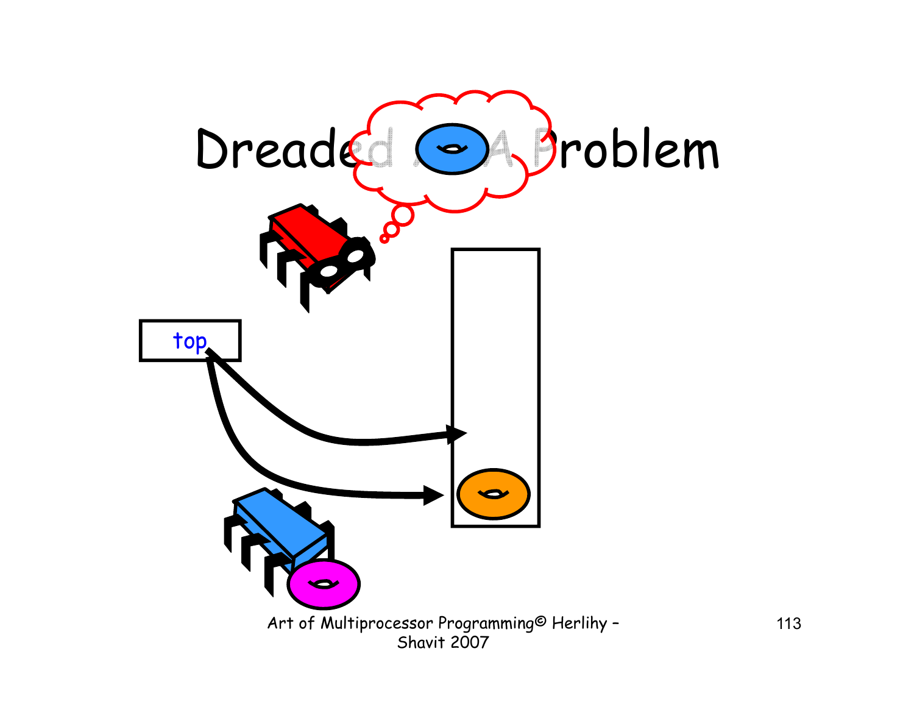# Dreaded ABA Problem

top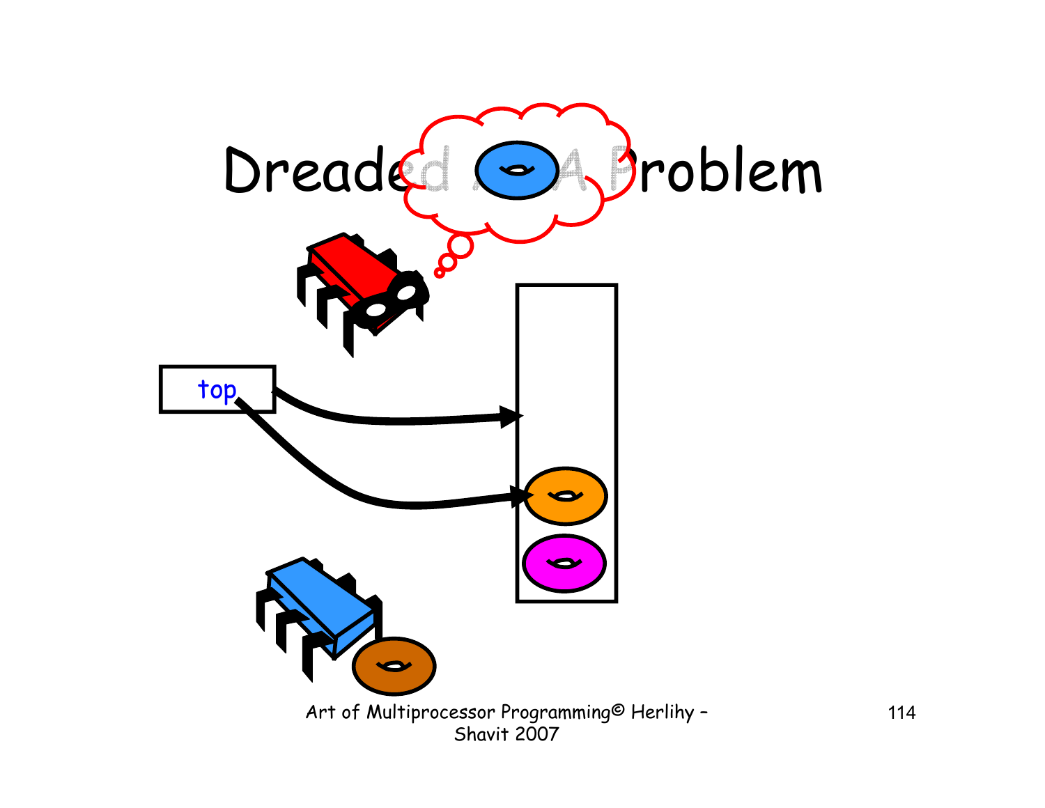# Dreaded ABA Problem

top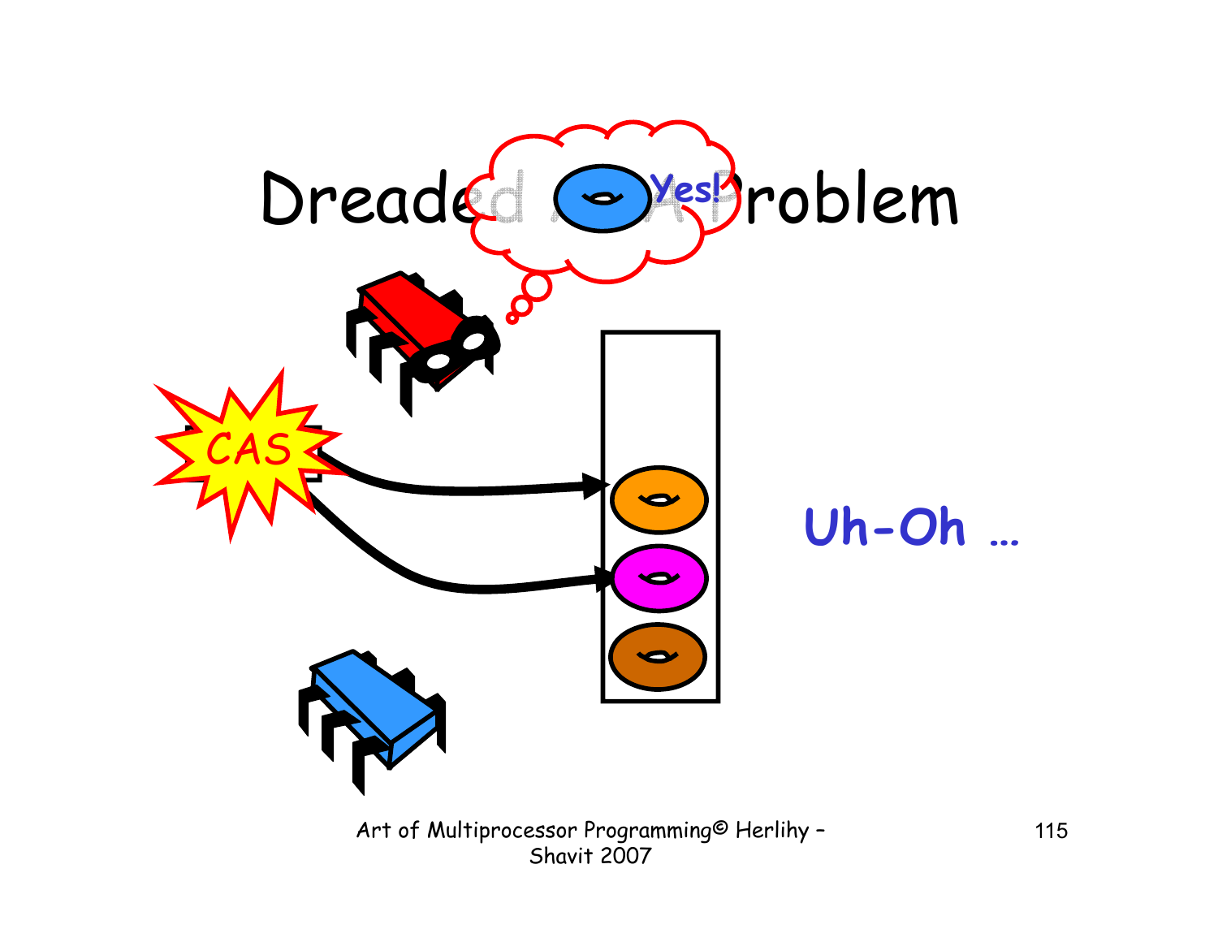# Dreaded ABA Problem

Yes!

CAS

Uh-Oh …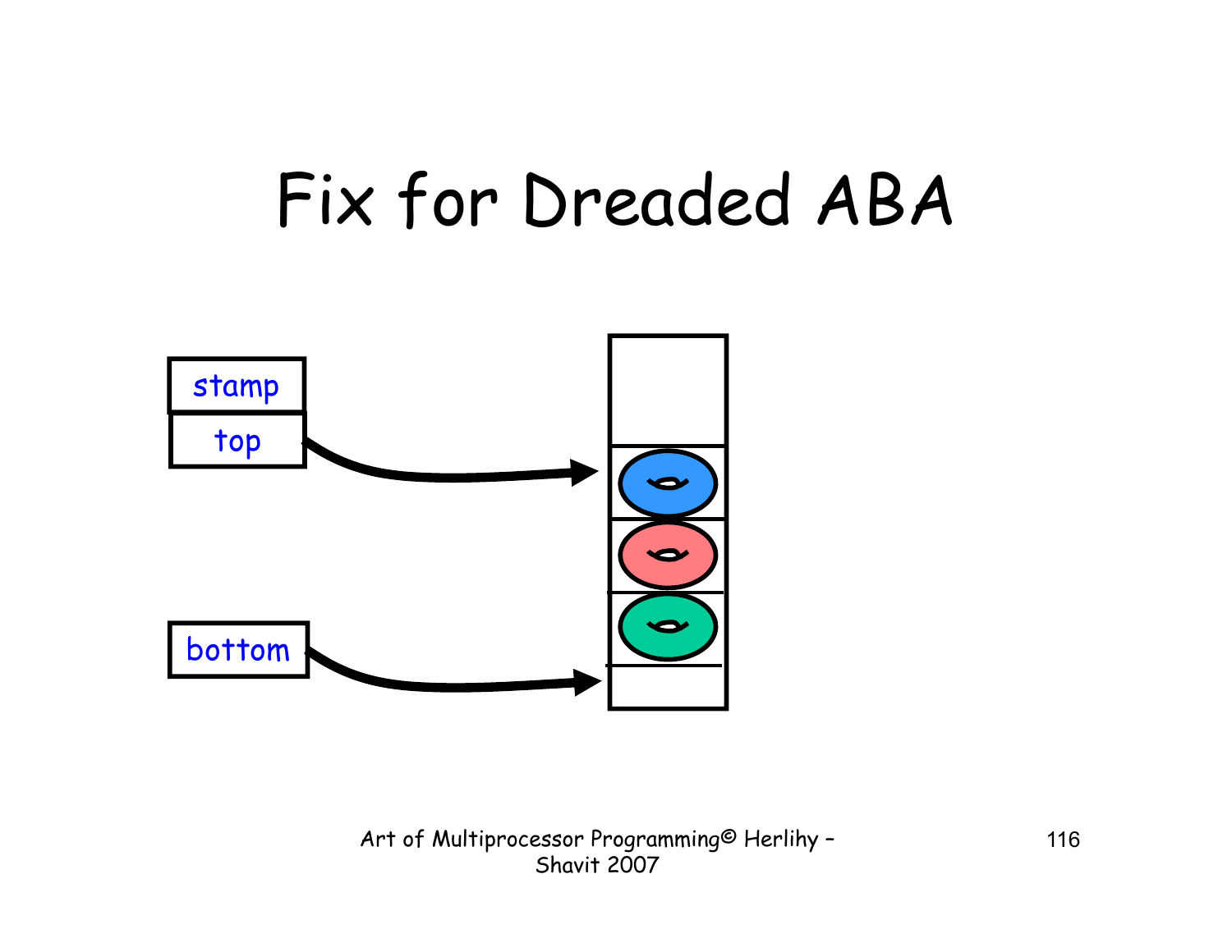# Fix for Dreaded ABA

stamp

top

bottom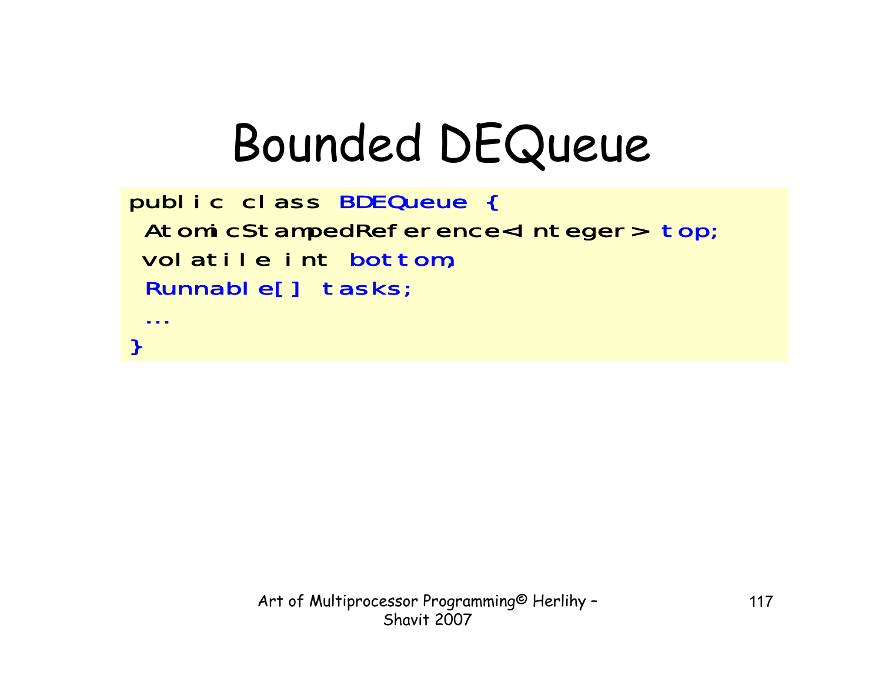# Bounded DEQueue

```
public class BDEQueue {
 AtomicStampedReference<Integer> top;
 volatile int bottom;
 Runnable[] tasks;
 ...
}
```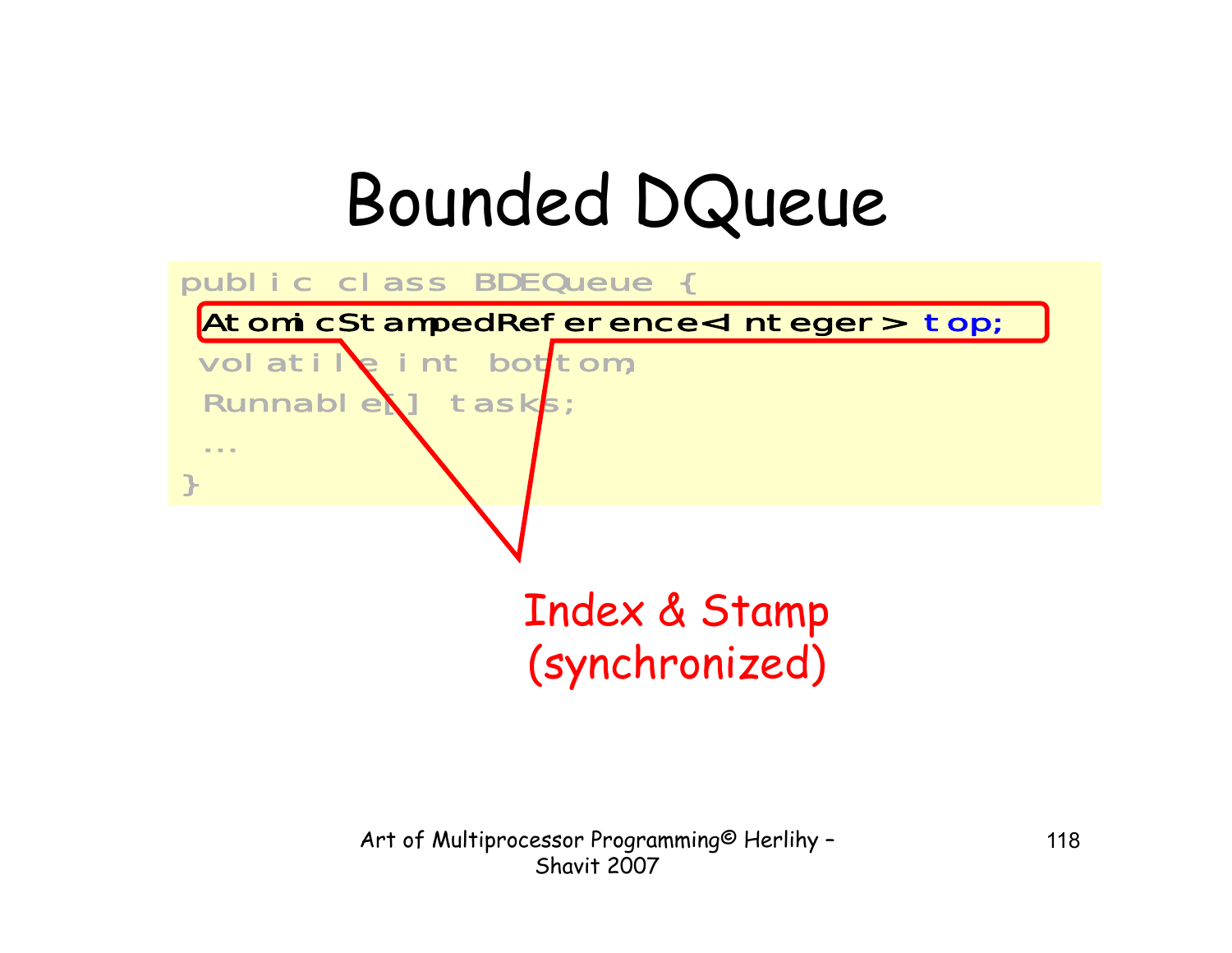# Bounded DQueue

```
public class BDEQueue {
  AtomicStampedReference<Integer> top;
  volatile int bottom;
  Runnable[] tasks;
  ...
}
```

Index & Stamp
(synchronized)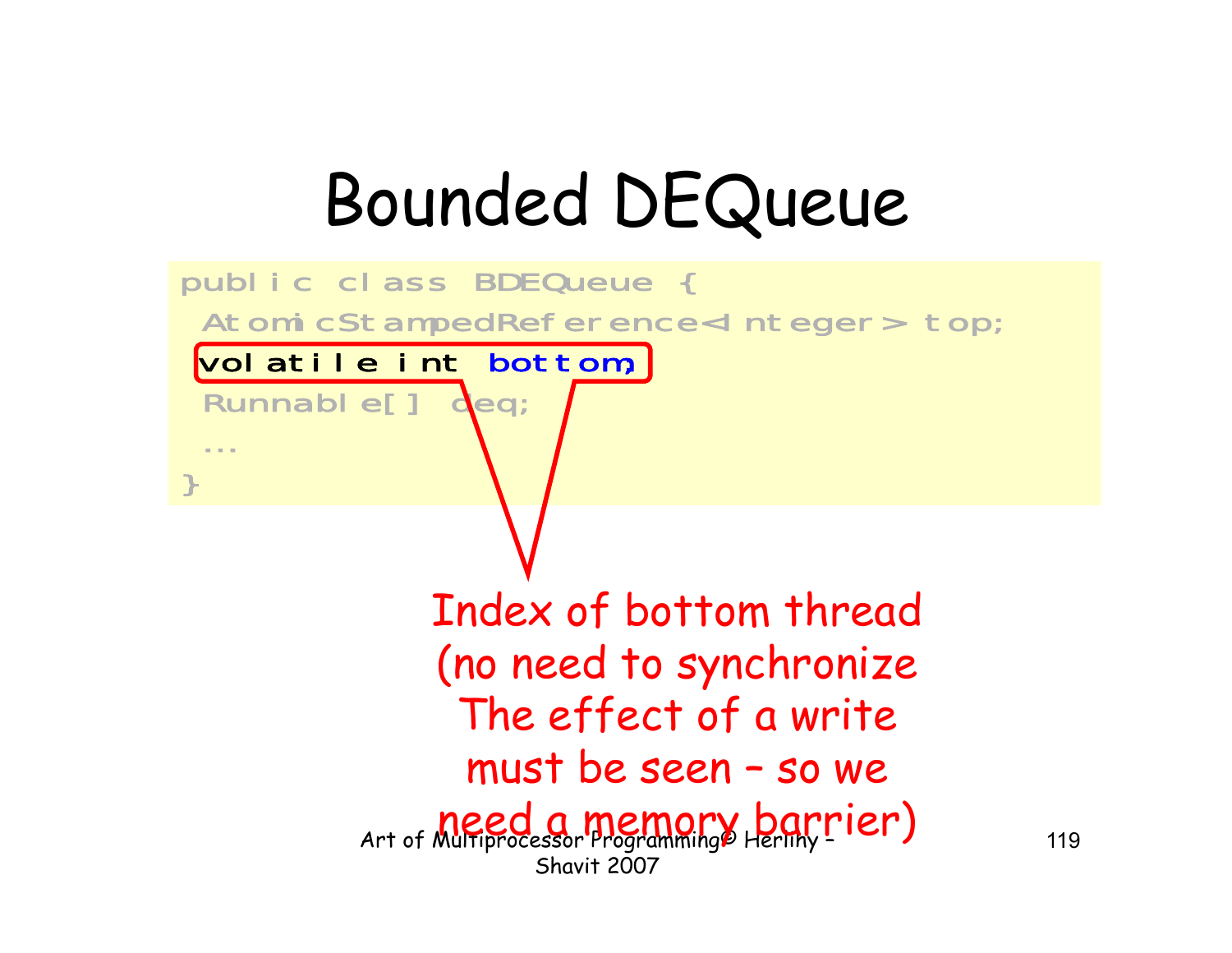# Bounded DEQueue

```
public class BDEQueue {
  AtomicStampedReference<Integer> top;
  volatile int bottom;
  Runnable[] deq;
  ...
}
```

Index of bottom thread (no need to synchronize The effect of a write must be seen – so we need a memory barrier)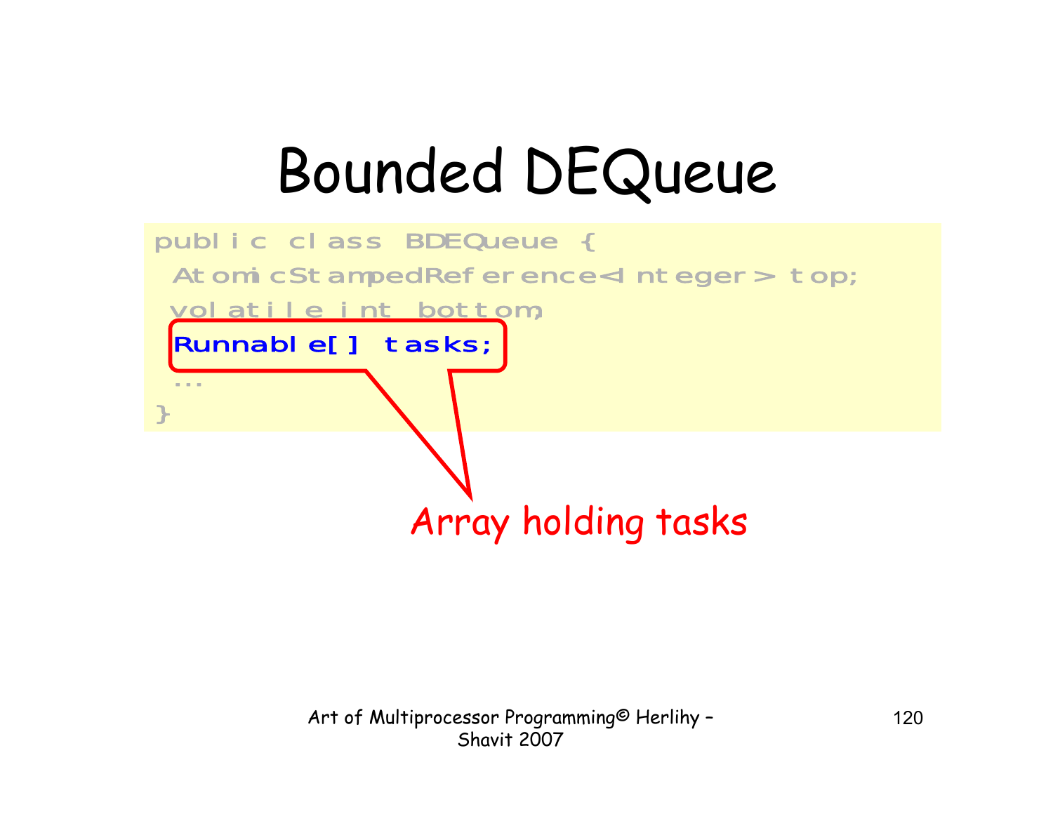# Bounded DEQueue

```
public class BDEQueue {
 AtomicStampedReference<Integer> top;
 volatile int bottom;
 Runnable[] tasks;
 …
}
```

Array holding tasks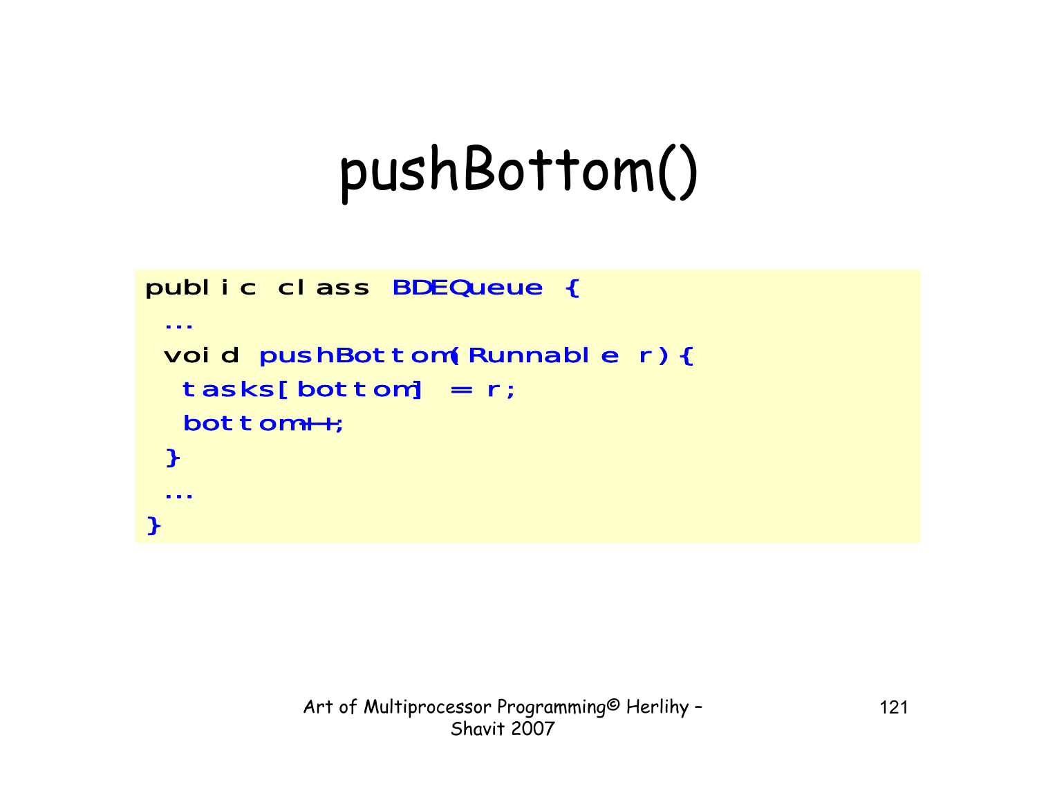# pushBottom()

```
public class BDEQueue {
 ...
 void pushBottom(Runnable r){
  tasks[bottom] = r;
  bottom++;
 }
 ...
}
```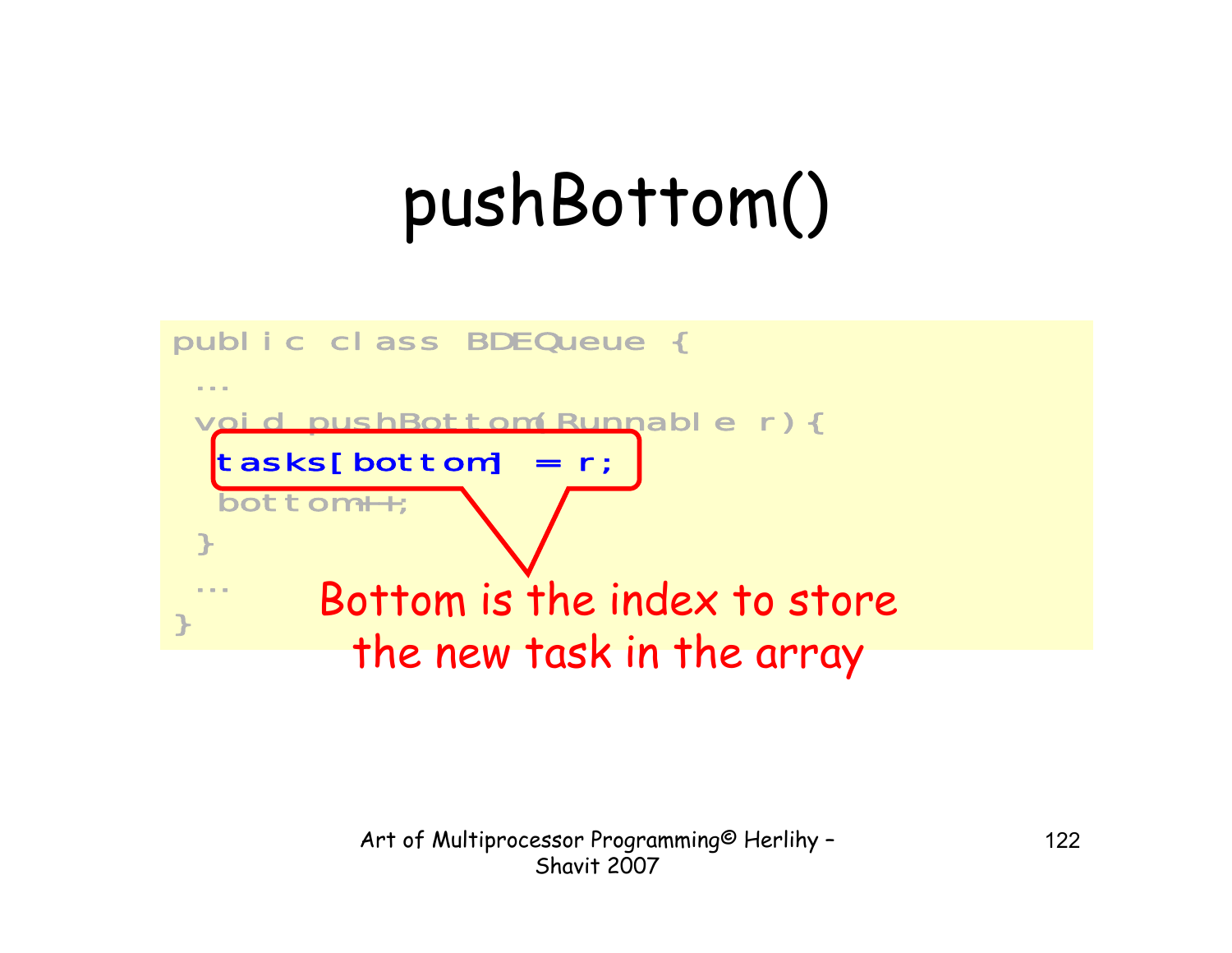# pushBottom()

```
public class BDEQueue {
 ...
 void pushBottom(Runnable r){
   tasks[bottom] = r;
   bottom++;
 }
 ...
}
```

Bottom is the index to store the new task in the array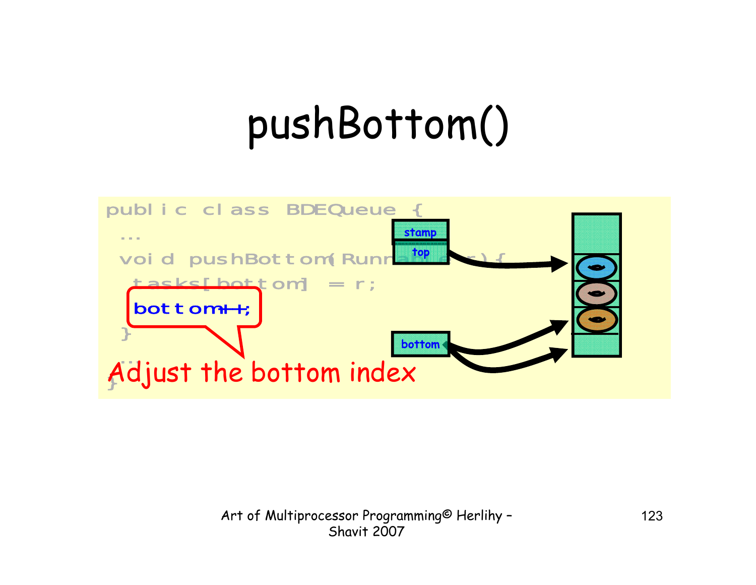# pushBottom()

```
public class BDEQueue {
 ...
 void pushBottom(Runnable r){
  tasks[bottom] = r;
  bottom++;
 }
 ...
}
```

Adjust the bottom index

stamp

top

bottom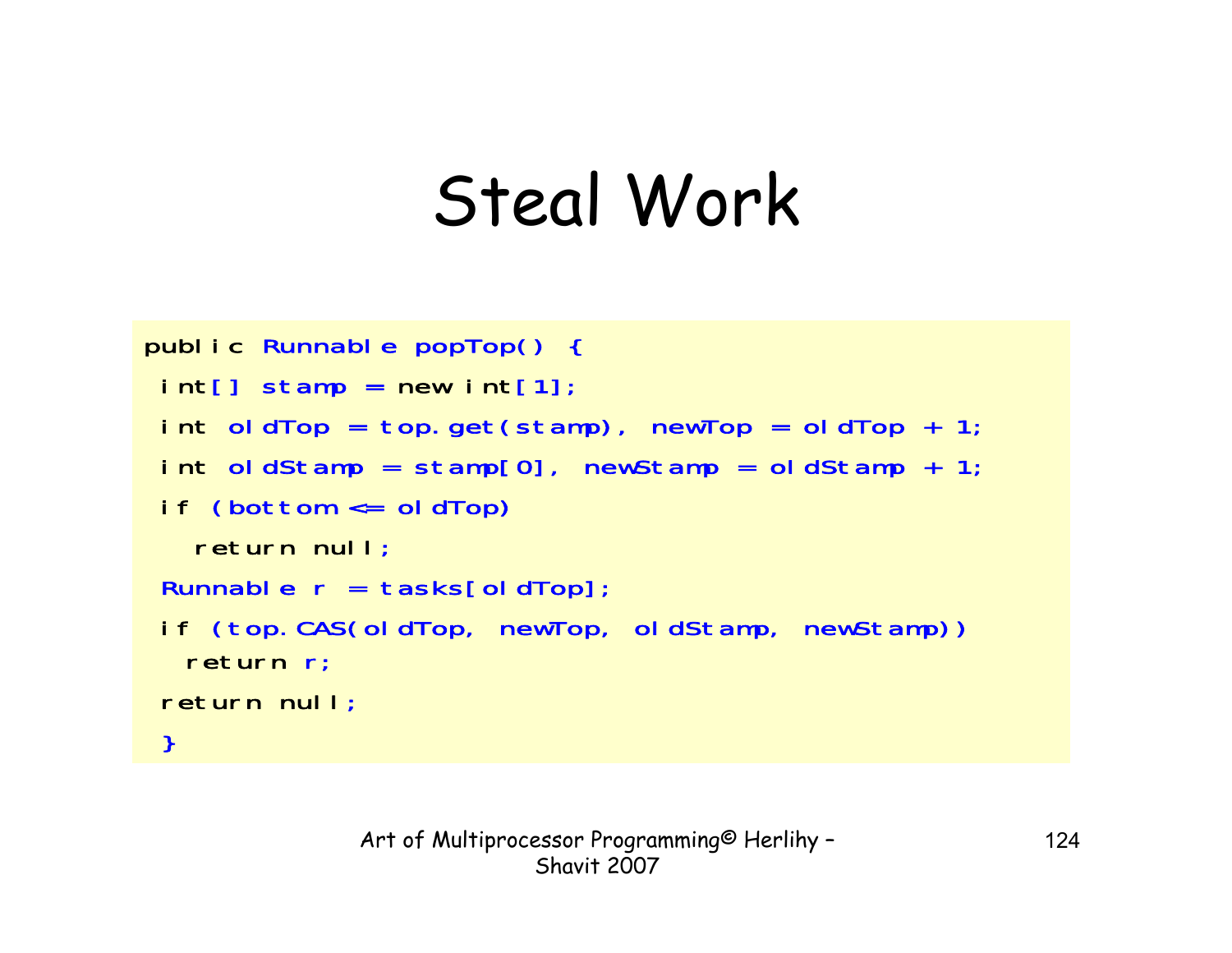# Steal Work

```
public Runnable popTop() {
 int[] stamp = new int[1];
 int oldTop = top.get(stamp), newTop = oldTop + 1;
 int oldStamp = stamp[0], newStamp = oldStamp + 1;
 if (bottom <= oldTop)
   return null;
 Runnable r = tasks[oldTop];
 if (top.CAS(oldTop, newTop, oldStamp, newStamp))
   return r;
 return null;
 }
```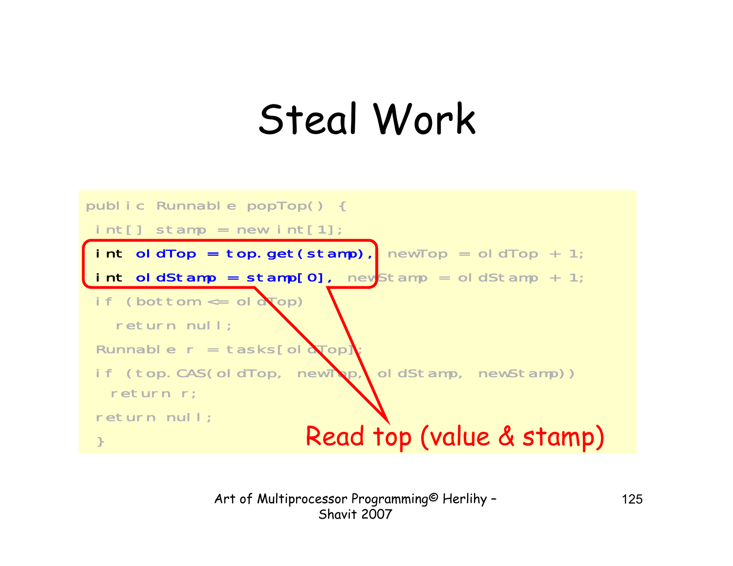# Steal Work

```
public Runnable popTop() {
 int[] stamp = new int[1];
 int oldTop = top.get(stamp), newTop = oldTop + 1;
 int oldStamp = stamp[0], newStamp = oldStamp + 1;
 if (bottom <= oldTop)
   return null;
 Runnable r = tasks[oldTop];
 if (top.CAS(oldTop, newTop, oldStamp, newStamp))
   return r;
 return null;
 }
```

Read top (value & stamp)

Art of Multiprocessor Programming© Herlihy – Shavit 2007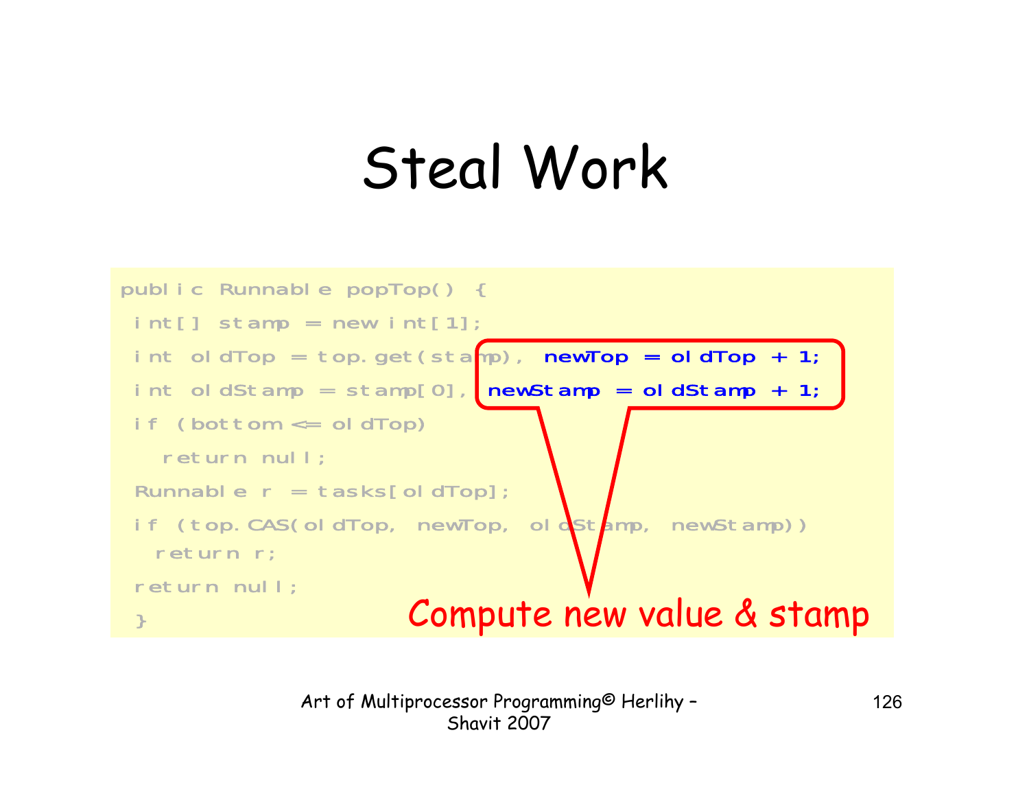# Steal Work

```
public Runnable popTop() {
 int[] stamp = new int[1];
 int oldTop = top.get(stamp), newTop = oldTop + 1;
 int oldStamp = stamp[0], newStamp = oldStamp + 1;
 if (bottom <= oldTop)
   return null;
 Runnable r = tasks[oldTop];
 if (top.CAS(oldTop, newTop, oldStamp, newStamp))
   return r;
 return null;
 }
```

Compute new value & stamp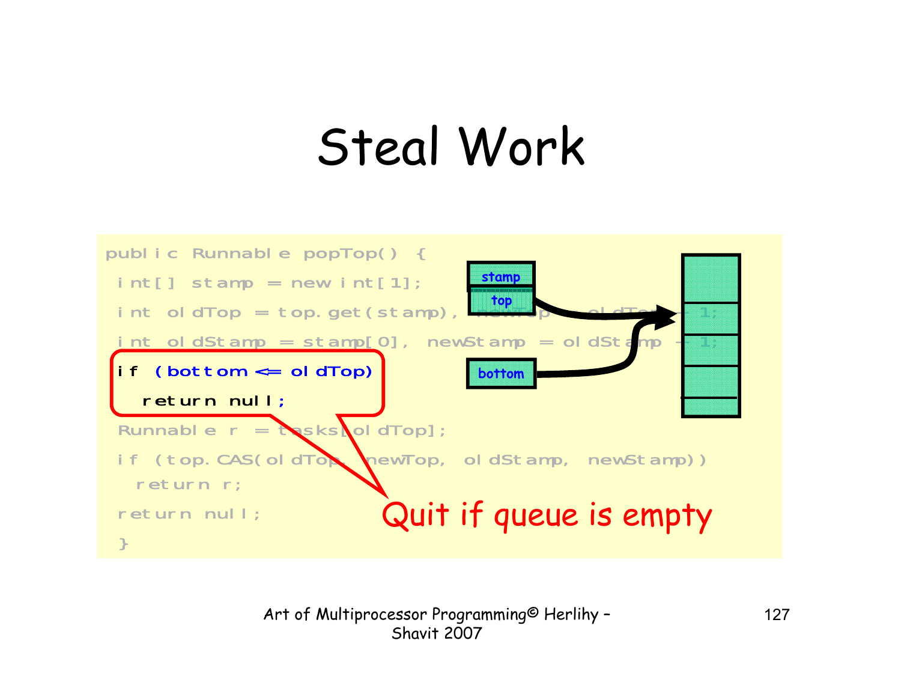# Steal Work

```
public Runnable popTop() {
 int[] stamp = new int[1];
 int oldTop = top.get(stamp), newTop = oldTop + 1;
 int oldStamp = stamp[0], newStamp = oldStamp + 1;
 if (bottom <= oldTop)
   return null;
 Runnable r = tasks[oldTop];
 if (top.CAS(oldTop, newTop, oldStamp, newStamp))
   return r;
 return null;
 }
```

stamp

top

bottom

Quit if queue is empty

Art of Multiprocessor Programming© Herlihy – Shavit 2007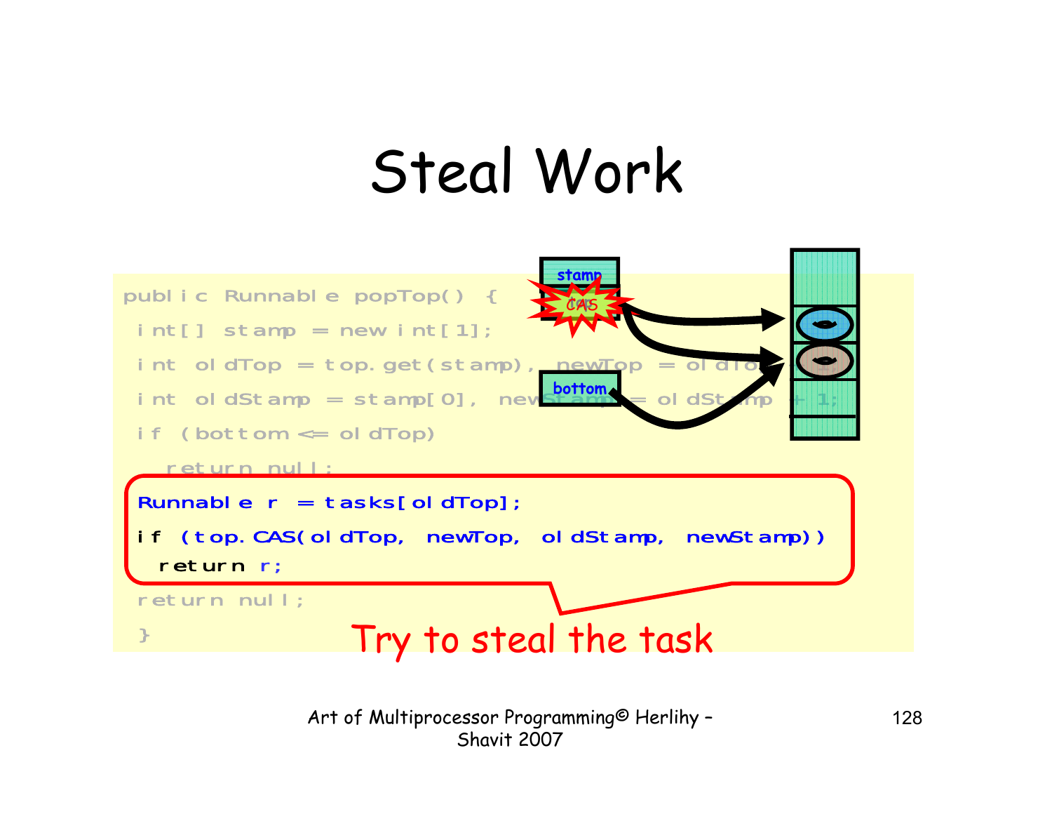# Steal Work

```
public Runnable popTop() {
 int[] stamp = new int[1];
 int oldTop = top.get(stamp), newTop = oldTop + 1;
 int oldStamp = stamp[0], newStamp = oldStamp + 1;
 if (bottom <= oldTop)
   return null;
 Runnable r = tasks[oldTop];
 if (top.CAS(oldTop, newTop, oldStamp, newStamp))
  return r;
 return null;
 }
```

Try to steal the task

stamp

CAS

bottom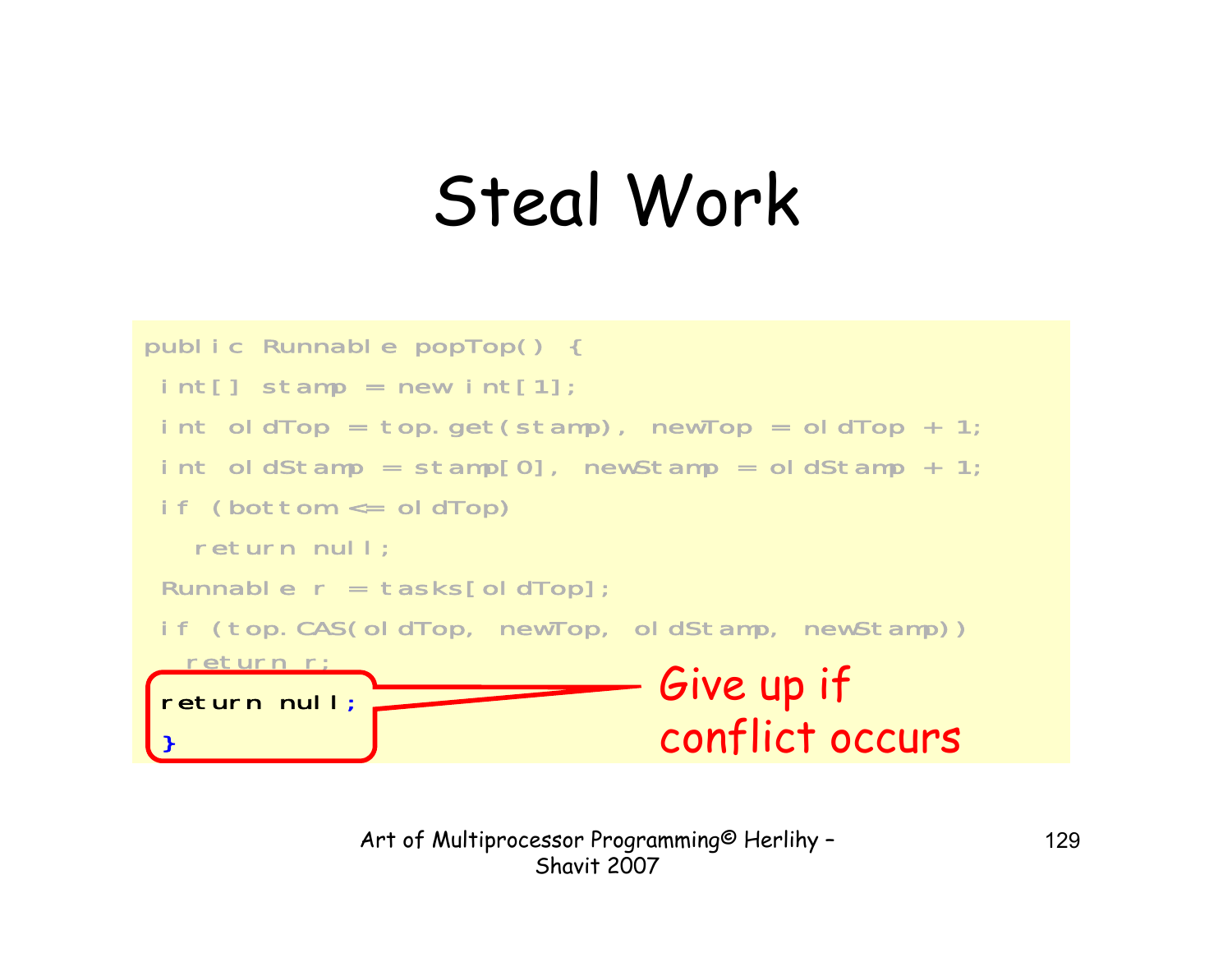# Steal Work

```
public Runnable popTop() {
 int[] stamp = new int[1];
 int oldTop = top.get(stamp), newTop = oldTop + 1;
 int oldStamp = stamp[0], newStamp = oldStamp + 1;
 if (bottom <= oldTop)
   return null;
 Runnable r = tasks[oldTop];
 if (top.CAS(oldTop, newTop, oldStamp, newStamp))
   return r;
 return null;
}
```

Give up if conflict occurs

Art of Multiprocessor Programming© Herlihy – Shavit 2007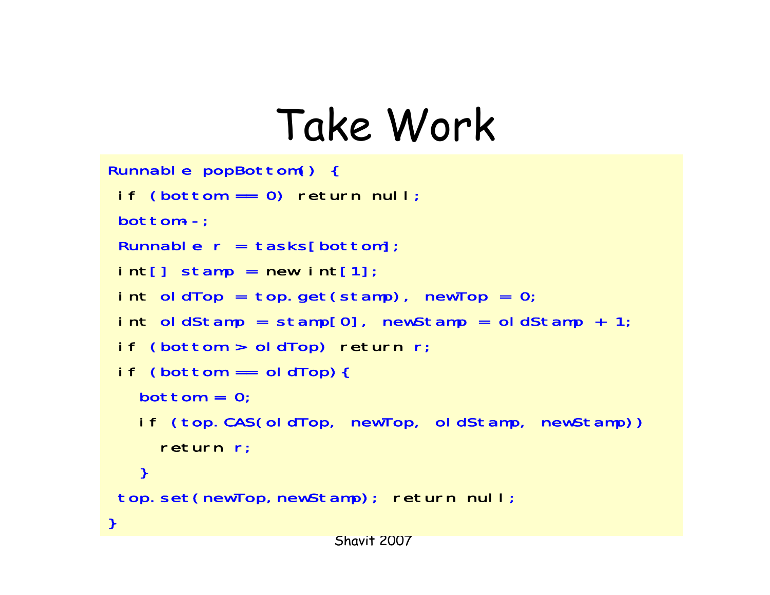# Take Work

```
Runnable popBottom() {
 if (bottom == 0) return null;
 bottom--;
 Runnable r = tasks[bottom];
 int[] stamp = new int[1];
 int oldTop = top.get(stamp), newTop = 0;
 int oldStamp = stamp[0], newStamp = oldStamp + 1;
 if (bottom > oldTop) return r;
 if (bottom == oldTop){
   bottom = 0;
   if (top.CAS(oldTop, newTop, oldStamp, newStamp))
     return r;
   }
 top.set(newTop,newStamp); return null;
}
```

Shavit 2007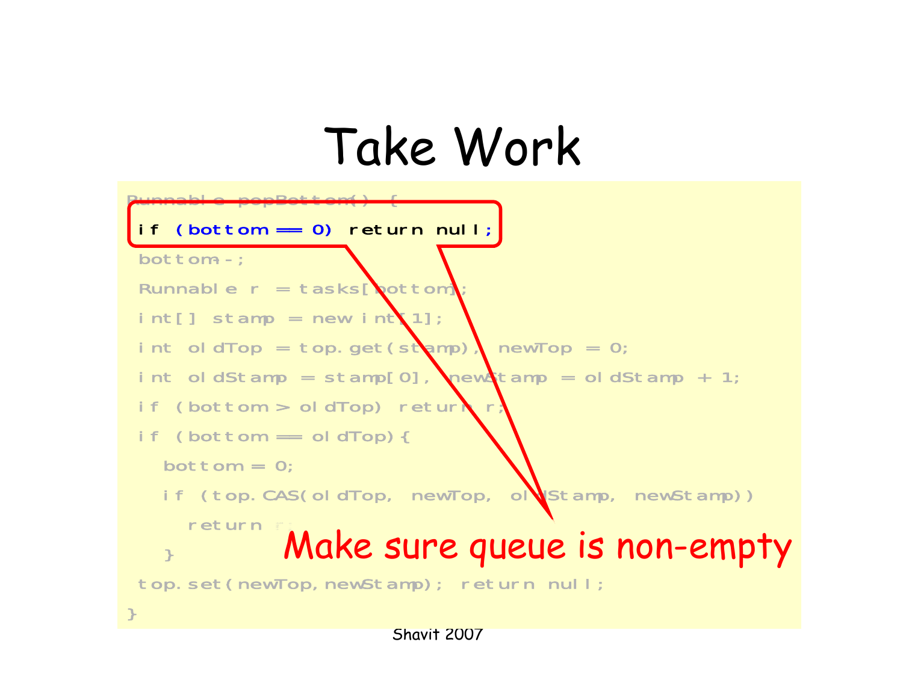# Take Work

```
Runnable popBottom() {
 if (bottom == 0) return null;
 bottom--;
 Runnable r = tasks[bottom];
 int[] stamp = new int[1];
 int oldTop = top.get(stamp), newTop = 0;
 int oldStamp = stamp[0], newStamp = oldStamp + 1;
 if (bottom > oldTop) return r;
 if (bottom == oldTop){
   bottom = 0;
   if (top.CAS(oldTop, newTop, oldStamp, newStamp))
     return r;
   }
 top.set(newTop,newStamp); return null;
}
```

Make sure queue is non-empty

Shavit 2007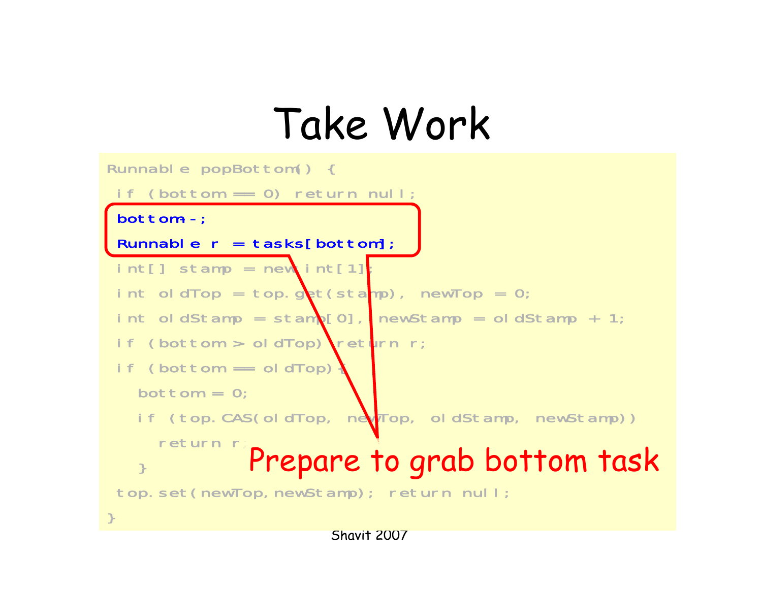# Take Work

```
Runnable popBottom() {
 if (bottom == 0) return null;
 bottom--;
 Runnable r = tasks[bottom];
 int[] stamp = new int[1];
 int oldTop = top.get(stamp), newTop = 0;
 int oldStamp = stamp[0], newStamp = oldStamp + 1;
 if (bottom > oldTop) return r;
 if (bottom == oldTop){
   bottom = 0;
   if (top.CAS(oldTop, newTop, oldStamp, newStamp))
     return r;
   }
 top.set(newTop,newStamp); return null;
}
```

Prepare to grab bottom task

Shavit 2007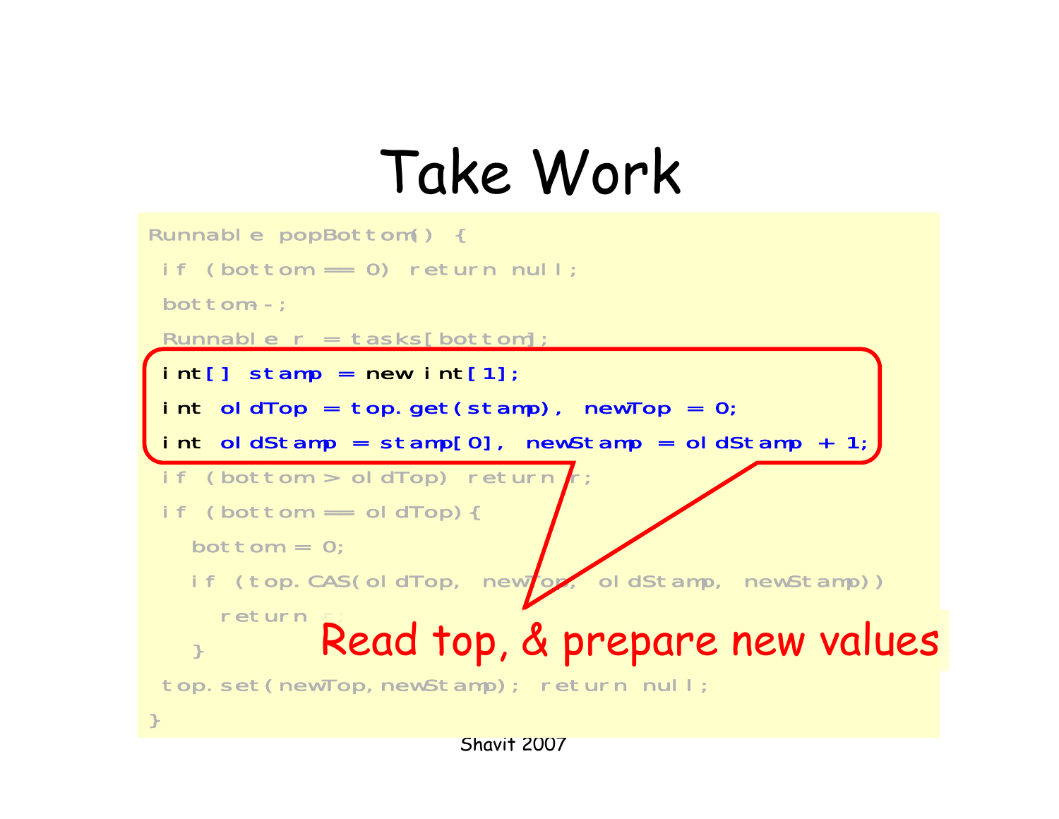# Take Work

```
Runnable popBottom() {
 if (bottom == 0) return null;
 bottom--;
 Runnable r = tasks[bottom];
 int[] stamp = new int[1];
 int oldTop = top.get(stamp), newTop = 0;
 int oldStamp = stamp[0], newStamp = oldStamp + 1;
 if (bottom > oldTop) return r;
 if (bottom == oldTop){
   bottom = 0;
   if (top.CAS(oldTop, newTop, oldStamp, newStamp))
     return r;
   }
 top.set(newTop,newStamp); return null;
}
```

Read top, & prepare new values

Shavit 2007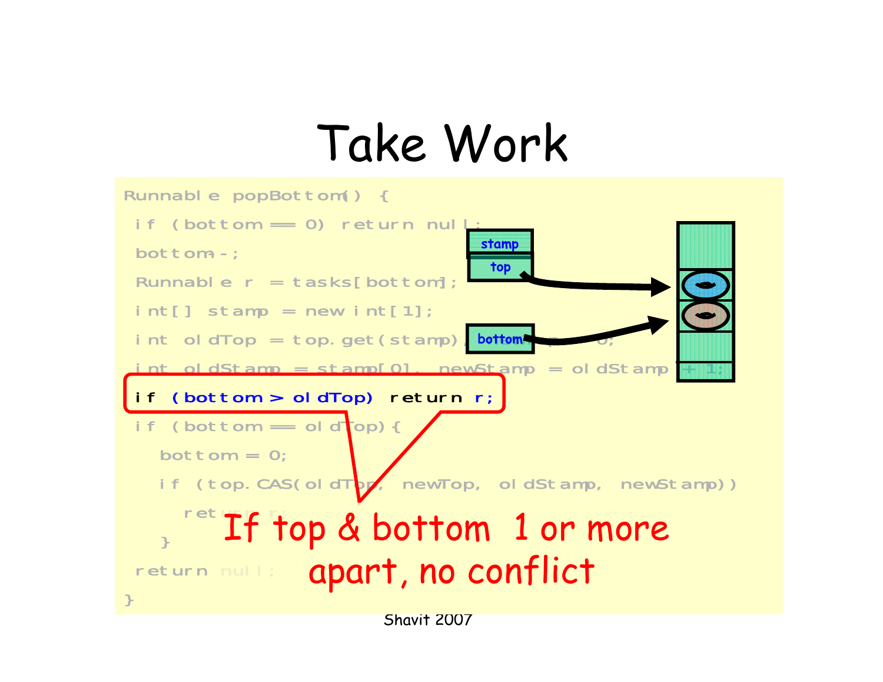# Take Work

```
Runnable popBottom() {
 if (bottom == 0) return null;
 bottom--;
 Runnable r = tasks[bottom];
 int[] stamp = new int[1];
 int oldTop = top.get(stamp), newTop = 0;
 int oldStamp = stamp[0], newStamp = oldStamp + 1;
 if (bottom > oldTop) return r;
 if (bottom == oldTop){
   bottom = 0;
   if (top.CAS(oldTop, newTop, oldStamp, newStamp))
     return r;
   }
 return null;
}
```

stamp

top

bottom

If top & bottom 1 or more apart, no conflict

Shavit 2007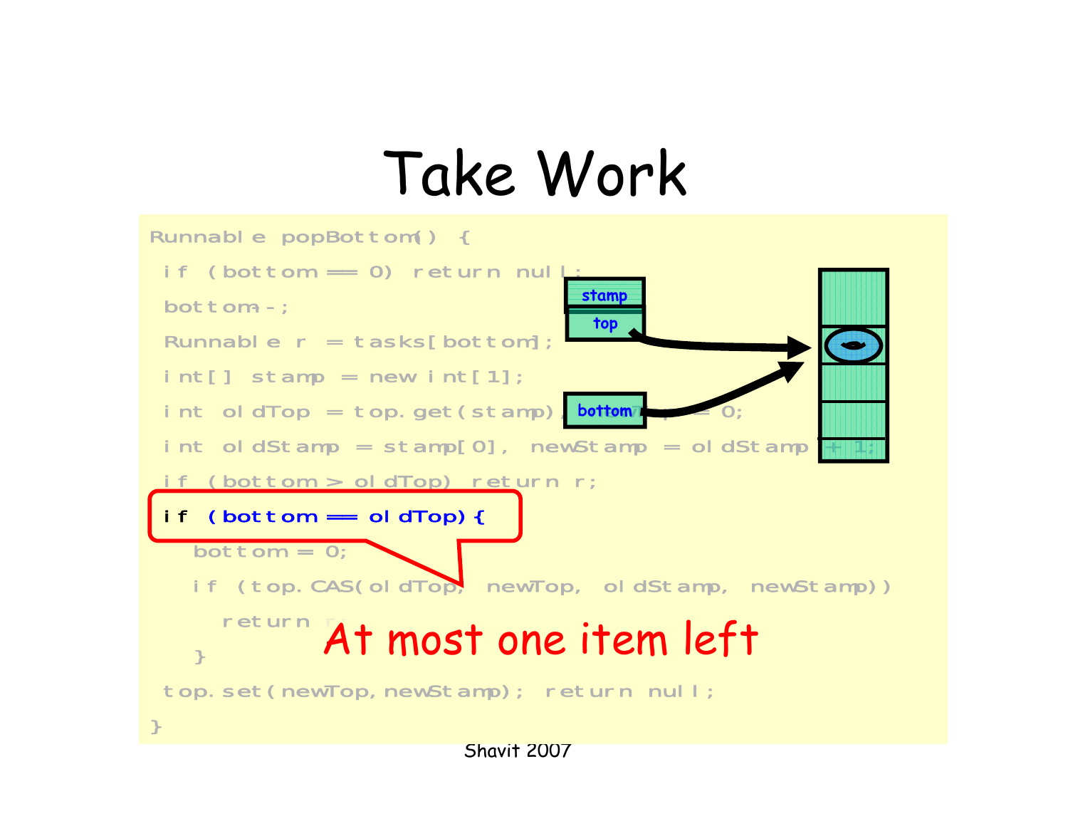# Take Work

```
Runnable popBottom() {
 if (bottom == 0) return null;
 bottom--;
 Runnable r = tasks[bottom];
 int[] stamp = new int[1];
 int oldTop = top.get(stamp), newTop = 0;
 int oldStamp = stamp[0], newStamp = oldStamp + 1;
 if (bottom > oldTop) return r;
 if (bottom == oldTop){
   bottom = 0;
   if (top.CAS(oldTop, newTop, oldStamp, newStamp))
     return r;
   }
 top.set(newTop,newStamp); return null;
}
```

At most one item left

stamp

top

bottom

Shavit 2007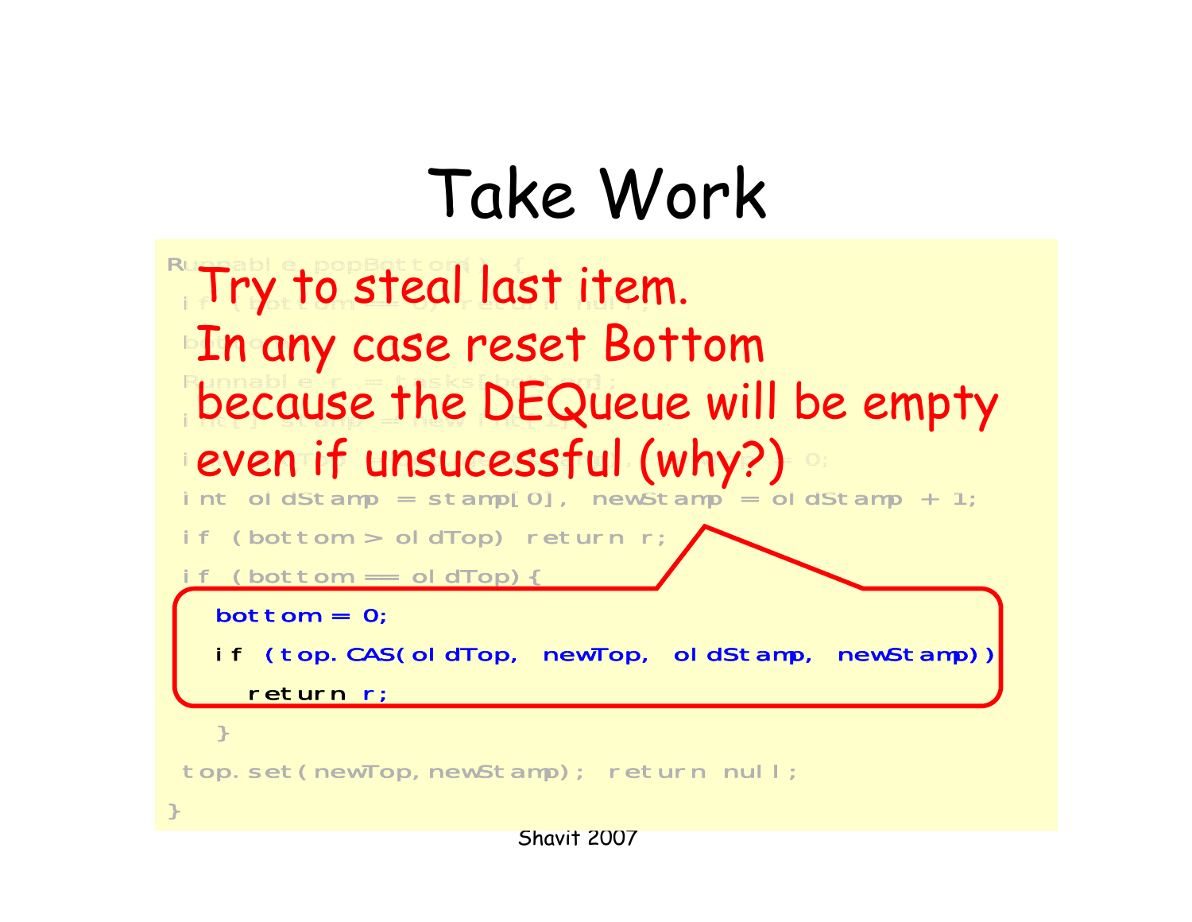# Take Work

Try to steal last item.
In any case reset Bottom
because the DEQueue will be empty
even if unsucessful (why?)

```
Runnable popBottom() {
  if (bottom == 0) return null;
  bottom--;
  Runnable r = tasks[bottom];
  int[] stamp = new int[1];
  int oldTop = top.get(stamp), newTop = 0;
  int oldStamp = stamp[0], newStamp = oldStamp + 1;
  if (bottom > oldTop) return r;
  if (bottom == oldTop){
    bottom = 0;
    if (top.CAS(oldTop, newTop, oldStamp, newStamp))
      return r;
    }
  top.set(newTop,newStamp); return null;
}
```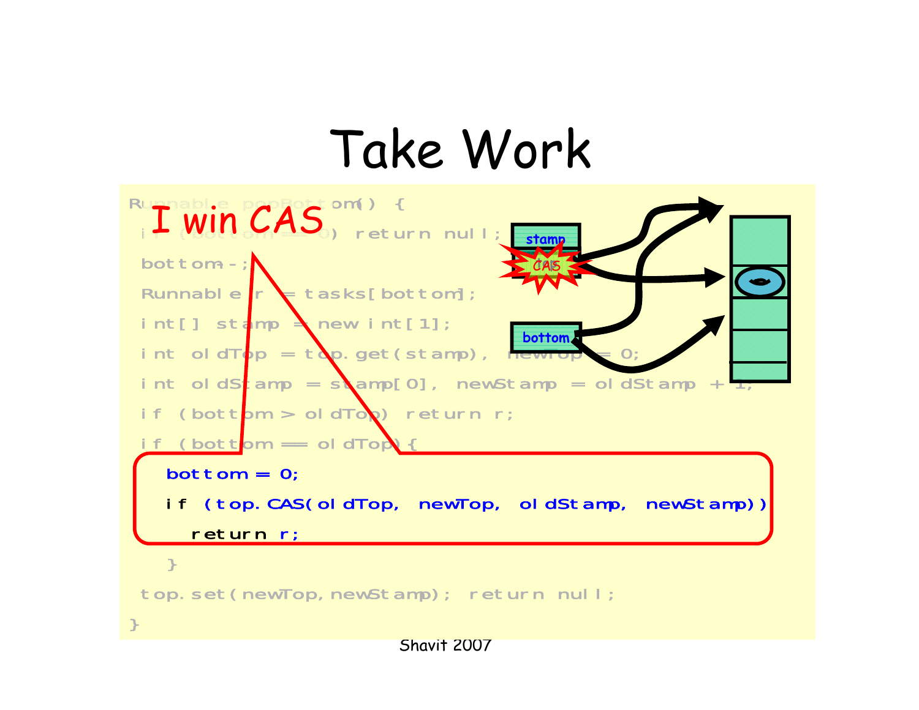# Take Work

```
Runnable popBottom() {
 if (bottom == 0) return null;
 bottom--;
 Runnable r = tasks[bottom];
 int[] stamp = new int[1];
 int oldTop = top.get(stamp), newTop = 0;
 int oldStamp = stamp[0], newStamp = oldStamp + 1;
 if (bottom > oldTop) return r;
 if (bottom == oldTop){
   bottom = 0;
   if (top.CAS(oldTop, newTop, oldStamp, newStamp))
     return r;
   }
 top.set(newTop,newStamp); return null;
}
```

I win CAS

stamp

CAS

bottom

Shavit 2007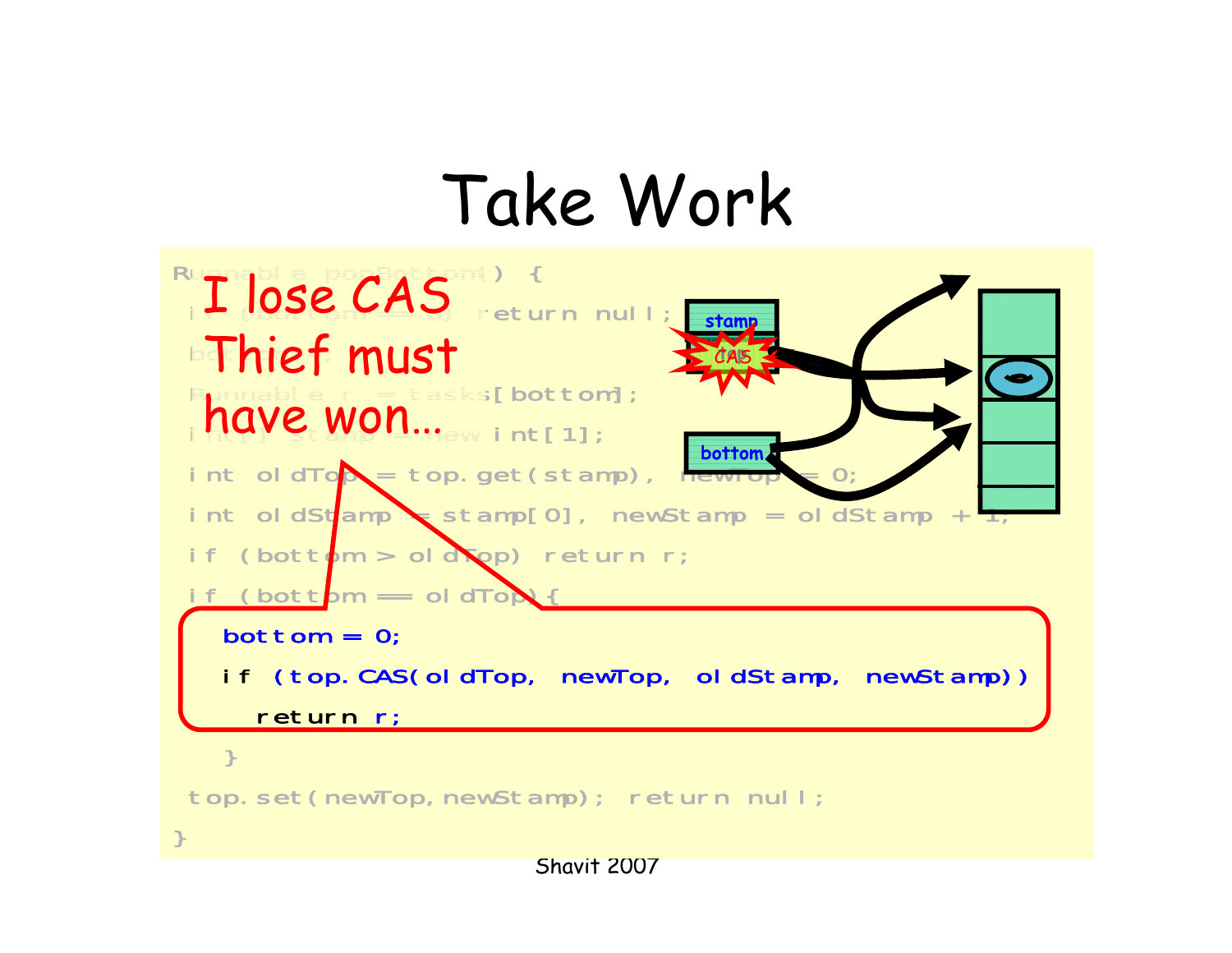# Take Work

```
Runnable popBottom() {
 if (bottom == 0) return null;
 bottom--;
 Runnable r = tasks[bottom];
 int[] stamp = new int[1];
 int oldTop = top.get(stamp), newTop = 0;
 int oldStamp = stamp[0], newStamp = oldStamp + 1;
 if (bottom > oldTop) return r;
 if (bottom == oldTop){
   bottom = 0;
   if (top.CAS(oldTop, newTop, oldStamp, newStamp))
     return r;
   }
 top.set(newTop,newStamp); return null;
}
```

I lose CAS
Thief must have won…

stamp

top

CAS

bottom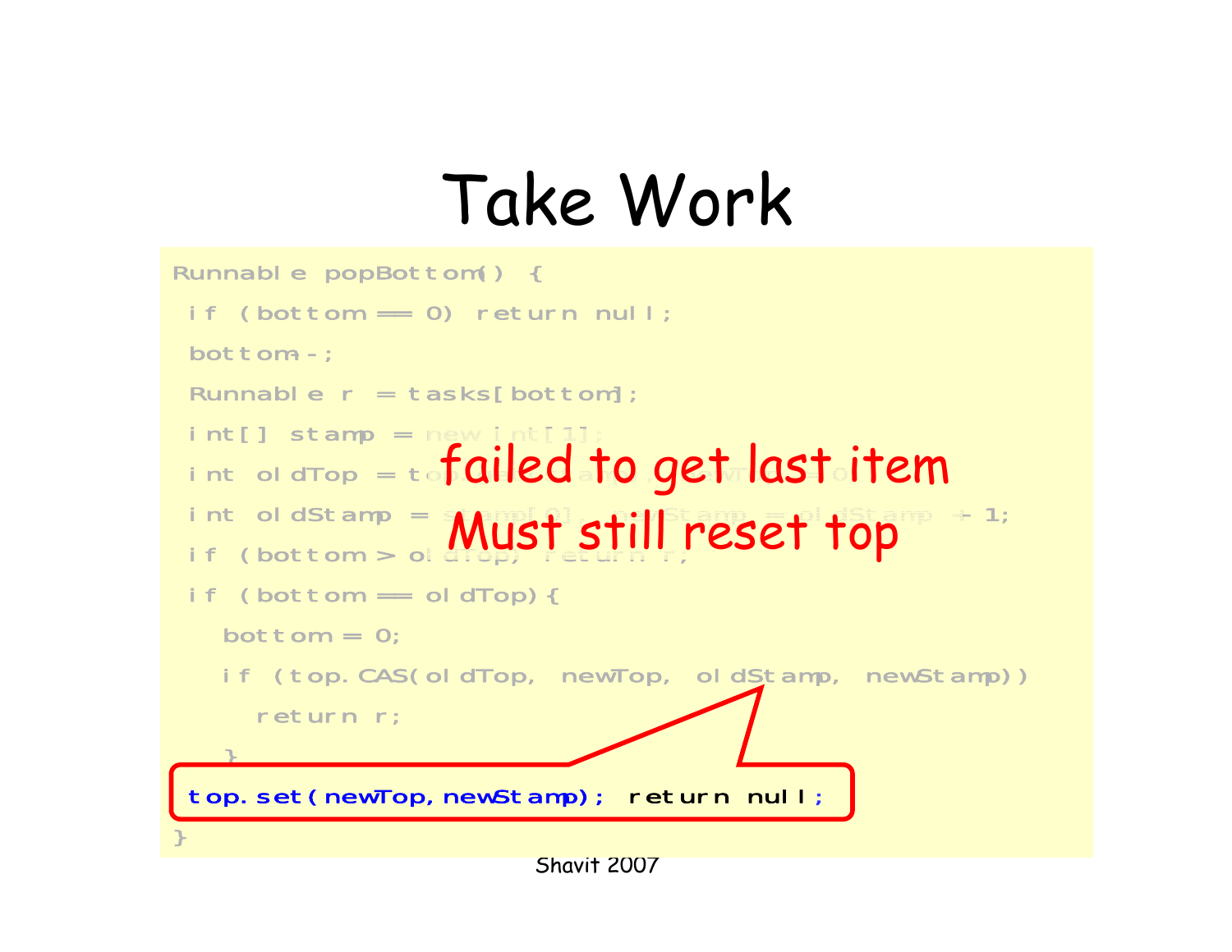# Take Work

```
Runnable popBottom() {
 if (bottom == 0) return null;
 bottom--;
 Runnable r = tasks[bottom];
 int[] stamp = new int[1];
 int oldTop = top.get(stamp), newTop = 0;
 int oldStamp = stamp[0], newStamp = oldStamp + 1;
 if (bottom > oldTop) return r;
 if (bottom == oldTop){
   bottom = 0;
   if (top.CAS(oldTop, newTop, oldStamp, newStamp))
     return r;
   }
 top.set(newTop,newStamp); return null;
}
```

failed to get last item
Must still reset top

Shavit 2007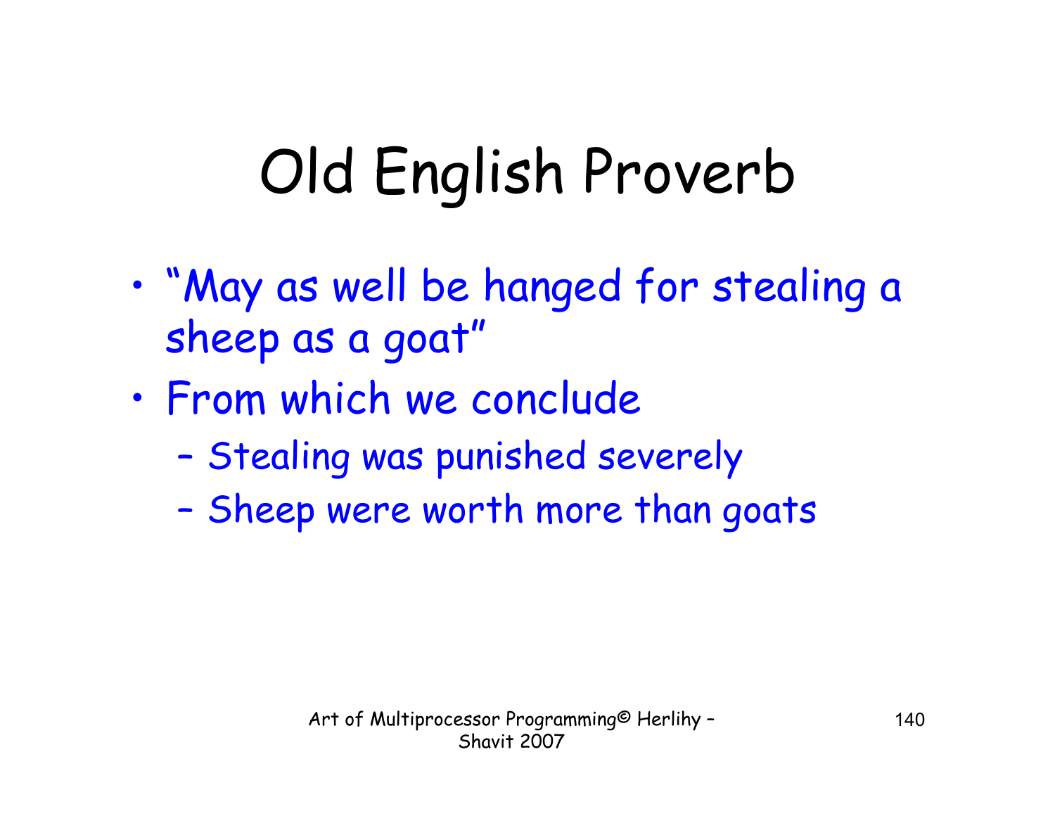# Old English Proverb

- "May as well be hanged for stealing a sheep as a goat"
- From which we conclude
  - Stealing was punished severely
  - Sheep were worth more than goats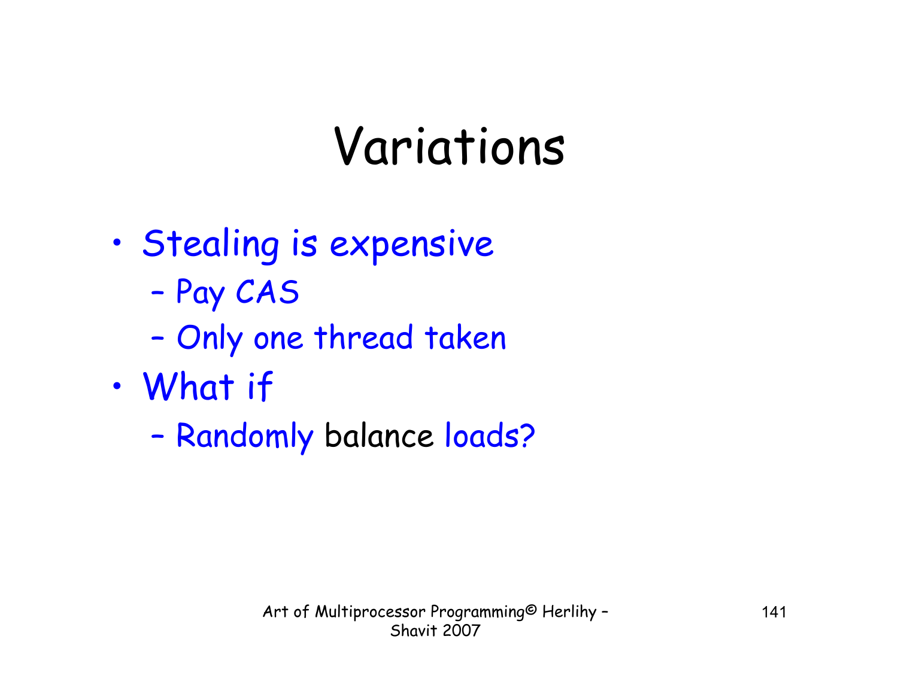# Variations

- Stealing is expensive
  - Pay CAS
  - Only one thread taken
- What if
  - Randomly balance loads?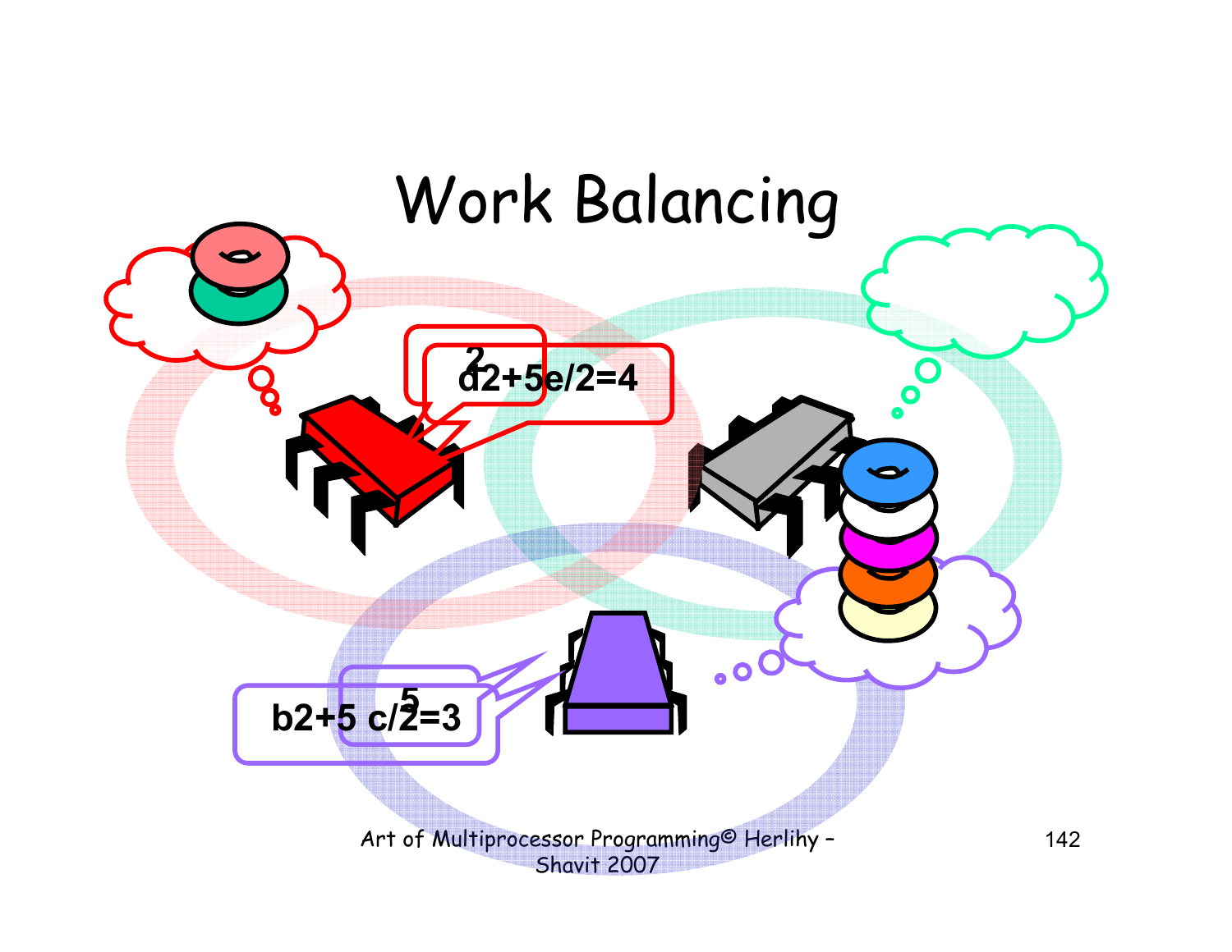# Work Balancing

2

d2+5e/2=4

5

b2+5 c/2=3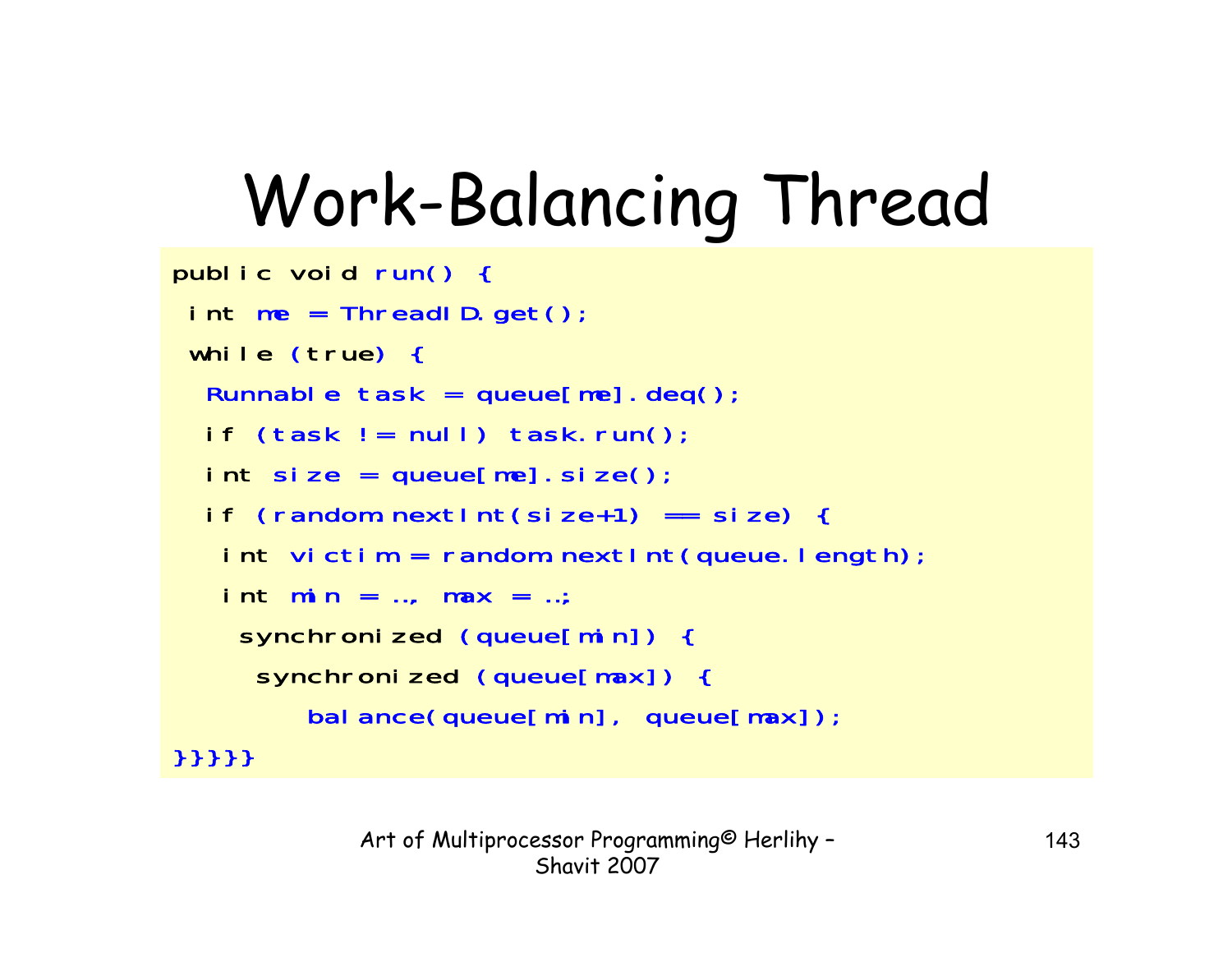# Work-Balancing Thread

```
public void run() {
 int me = ThreadID.get();
 while (true) {
  Runnable task = queue[me].deq();
  if (task != null) task.run();
  int size = queue[me].size();
  if (random.nextInt(size+1) == size) {
   int victim = random.nextInt(queue.length);
   int min = …, max = …;
    synchronized (queue[min]) {
     synchronized (queue[max]) {
        balance(queue[min], queue[max]);
}}}}}
```

Art of Multiprocessor Programming© Herlihy – Shavit 2007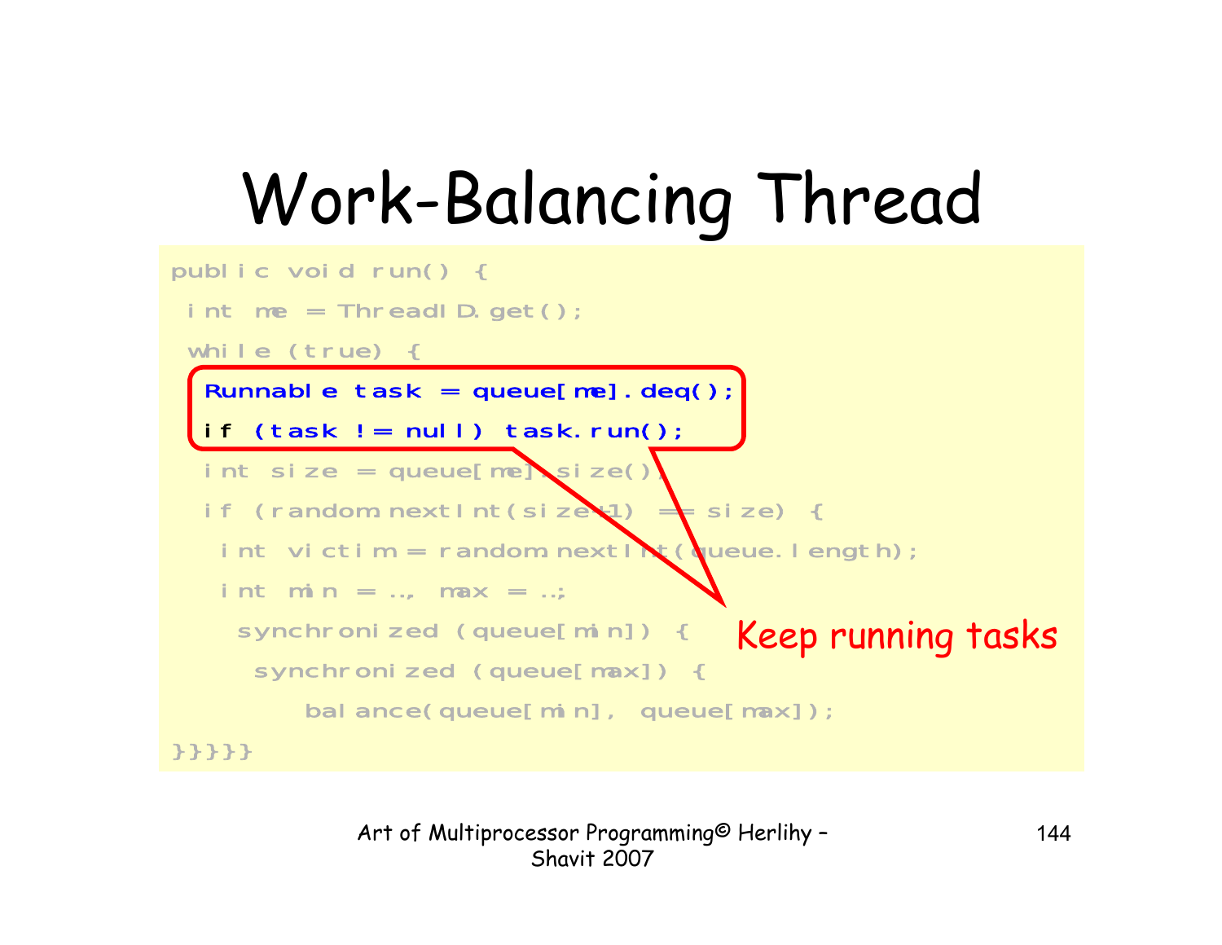# Work-Balancing Thread

```
public void run() {
 int me = ThreadID.get();
 while (true) {
  Runnable task = queue[me].deq();
  if (task != null) task.run();
  int size = queue[me].size();
  if (random.nextInt(size+1) == size) {
   int victim = random.nextInt(queue.length);
   int min = …, max = …;
    synchronized (queue[min]) {
     synchronized (queue[max]) {
        balance(queue[min], queue[max]);
}}}}}
```

Keep running tasks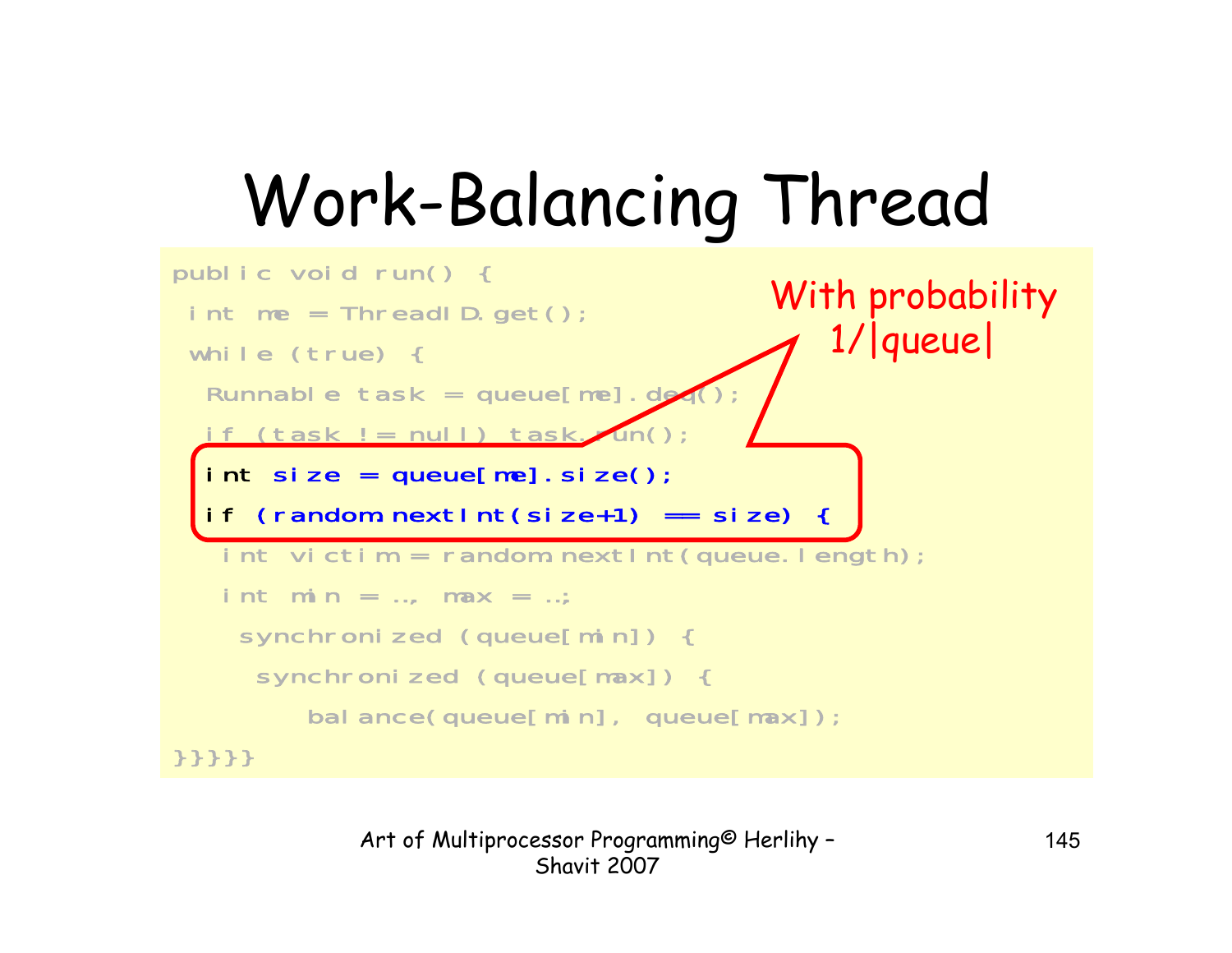# Work-Balancing Thread

```
public void run() {
 int me = ThreadID.get();
 while (true) {
  Runnable task = queue[me].deq();
  if (task != null) task.run();
  int size = queue[me].size();
  if (random.nextInt(size+1) == size) {
   int victim = random.nextInt(queue.length);
   int min = …, max = …;
    synchronized (queue[min]) {
     synchronized (queue[max]) {
        balance(queue[min], queue[max]);
}}}}}
```

With probability 1/|queue|

Art of Multiprocessor Programming© Herlihy – Shavit 2007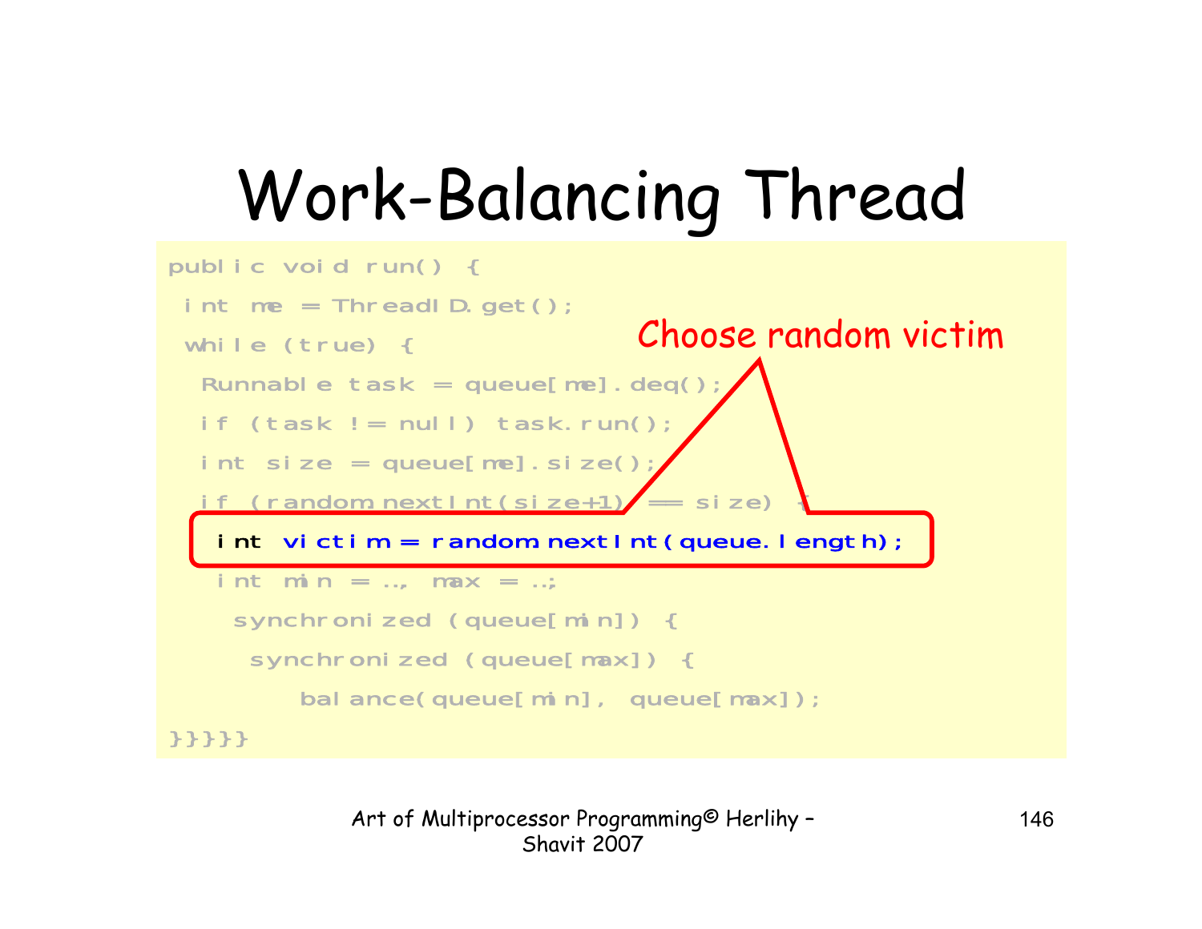# Work-Balancing Thread

```
public void run() {
 int me = ThreadID.get();
 while (true) {
  Runnable task = queue[me].deq();
  if (task != null) task.run();
  int size = queue[me].size();
  if (random.nextInt(size+1) == size) {
   int victim = random.nextInt(queue.length);
   int min = …, max = …;
    synchronized (queue[min]) {
     synchronized (queue[max]) {
        balance(queue[min], queue[max]);
}}}}}
```

Choose random victim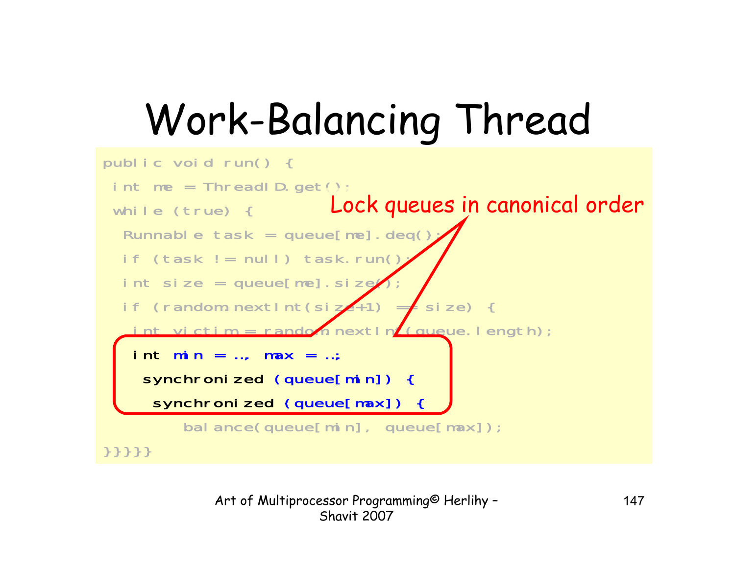# Work-Balancing Thread

```
public void run() {
 int me = ThreadID.get();
 while (true) {
  Runnable task = queue[me].deq();
  if (task != null) task.run();
  int size = queue[me].size();
  if (random.nextInt(size+1) == size) {
   int victim = random.nextInt(queue.length);
   int min = …, max = …;
    synchronized (queue[min]) {
     synchronized (queue[max]) {
       balance(queue[min], queue[max]);
}}}}}
```

Lock queues in canonical order

Art of Multiprocessor Programming© Herlihy – Shavit 2007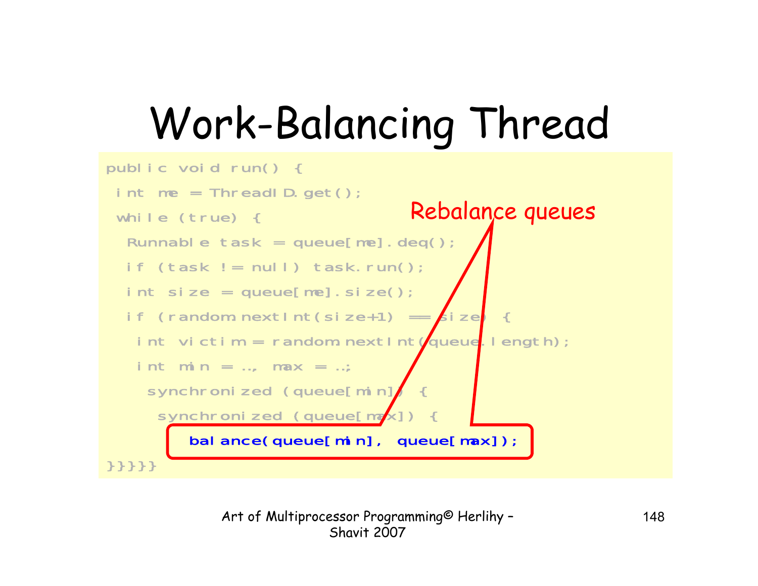# Work-Balancing Thread

```
public void run() {
 int me = ThreadID.get();
 while (true) {
  Runnable task = queue[me].deq();
  if (task != null) task.run();
  int size = queue[me].size();
  if (random.nextInt(size+1) == size) {
   int victim = random.nextInt(queue.length);
   int min = …, max = …;
    synchronized (queue[min]) {
     synchronized (queue[max]) {
      balance(queue[min], queue[max]);
}}}}}
```

Rebalance queues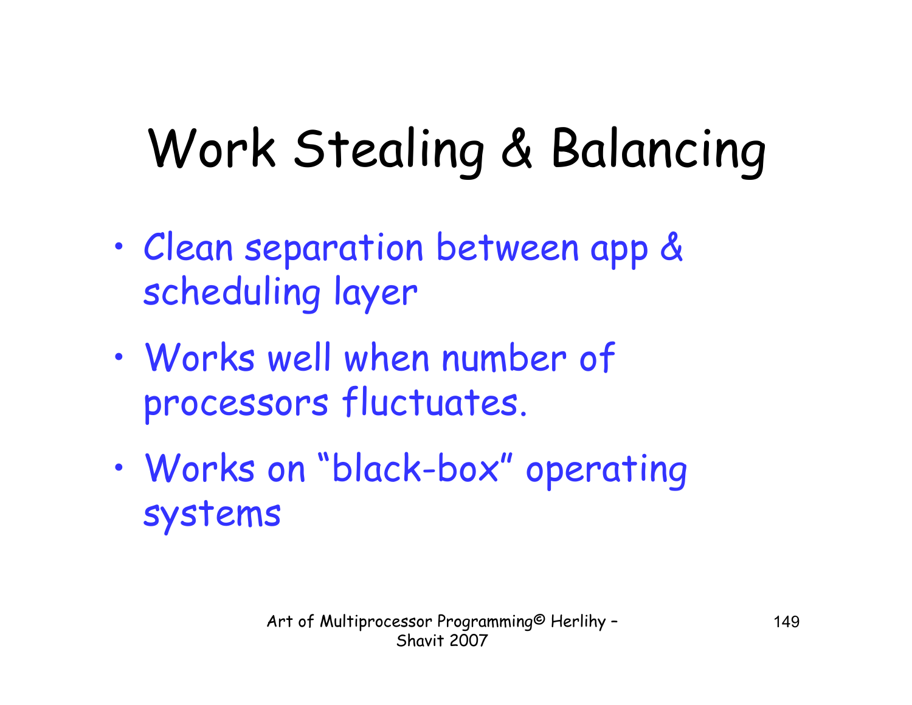# Work Stealing & Balancing

- Clean separation between app & scheduling layer
- Works well when number of processors fluctuates.
- Works on "black-box" operating systems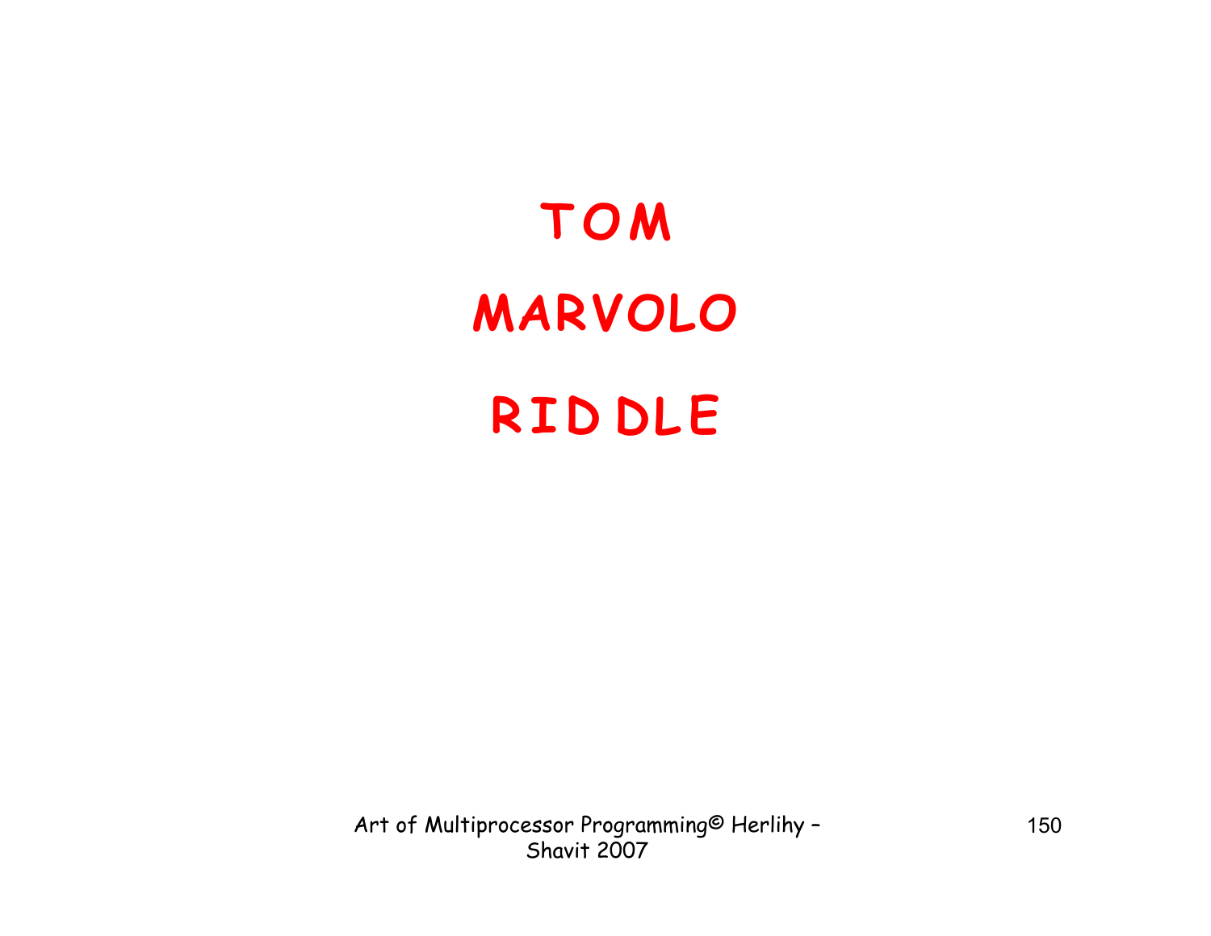**TOM**

**MARVOLO**

**RID DLE**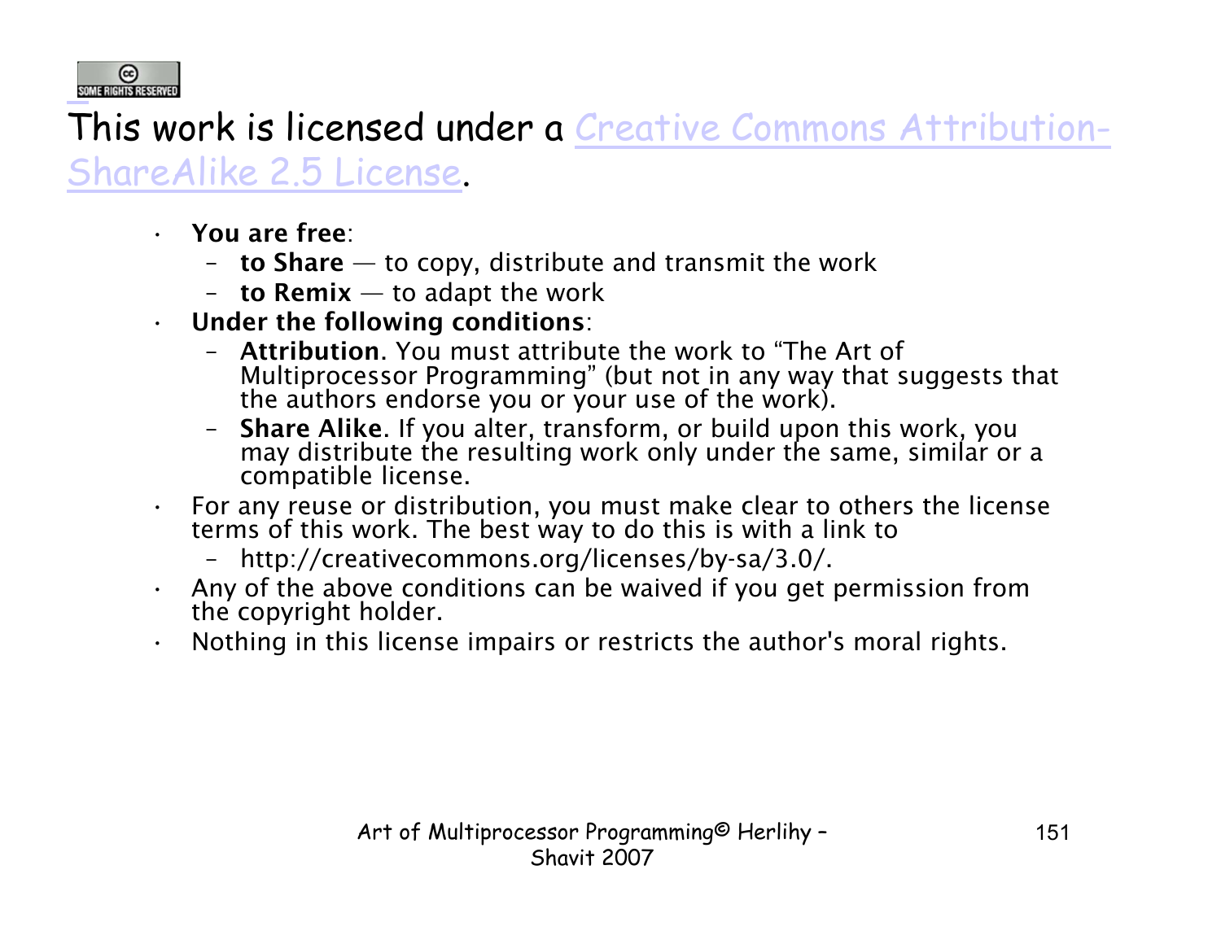This work is licensed under a [Creative Commons Attribution-ShareAlike 2.5 License](http://creativecommons.org/licenses/by-sa/2.5/).

- **You are free**:
  - **to Share** — to copy, distribute and transmit the work
  - **to Remix** — to adapt the work
- **Under the following conditions**:
  - **Attribution**. You must attribute the work to “The Art of Multiprocessor Programming” (but not in any way that suggests that the authors endorse you or your use of the work).
  - **Share Alike**. If you alter, transform, or build upon this work, you may distribute the resulting work only under the same, similar or a compatible license.
- For any reuse or distribution, you must make clear to others the license terms of this work. The best way to do this is with a link to
  - http://creativecommons.org/licenses/by-sa/3.0/.
- Any of the above conditions can be waived if you get permission from the copyright holder.
- Nothing in this license impairs or restricts the author's moral rights.